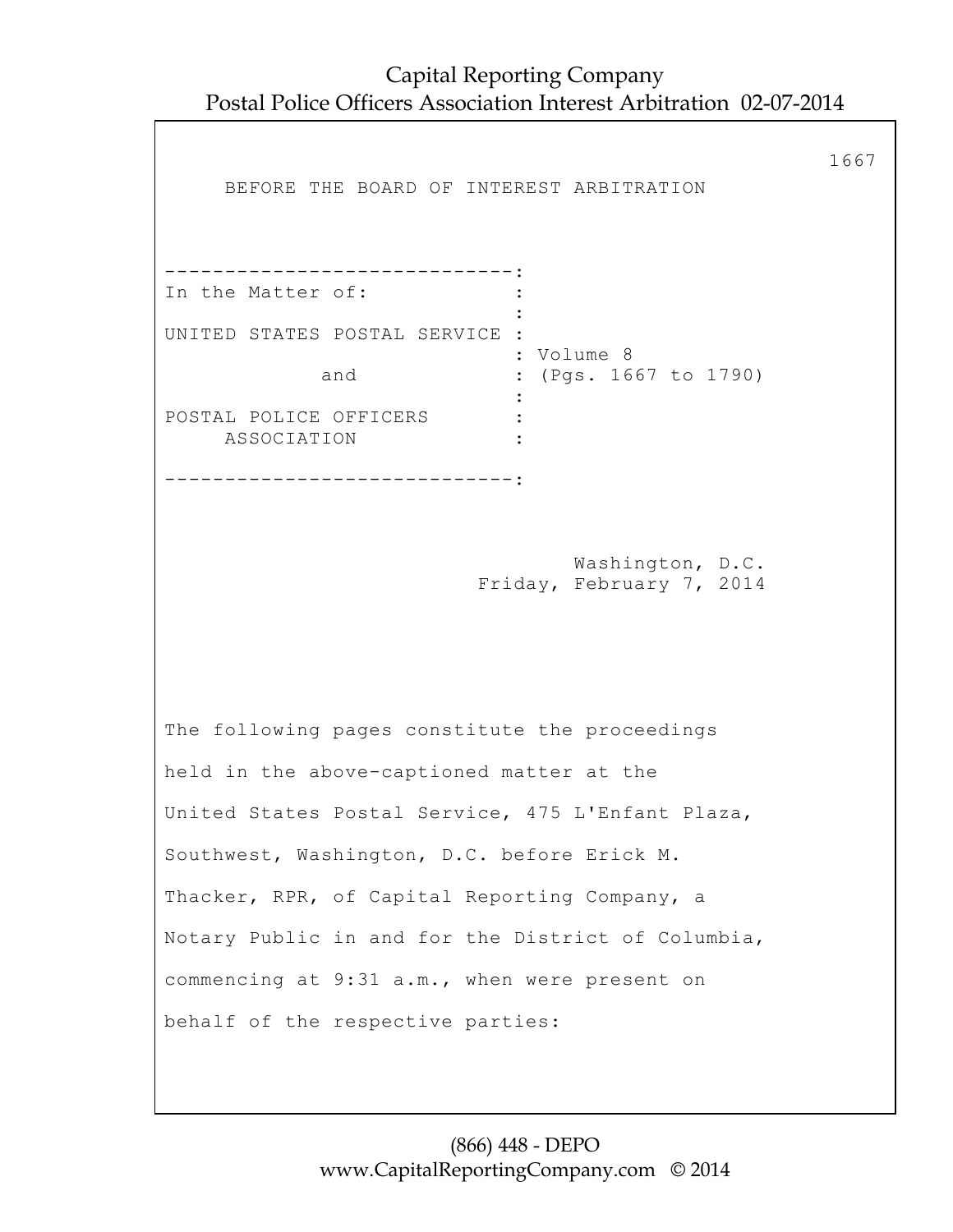BEFORE THE BOARD OF INTEREST ARBITRATION

```
-----------------------------:
In the Matter of:            :
                             :
UNITED STATES POSTAL SERVICE :
                             : Volume 8
            and              : (Pgs. 1667 to 1790)
                             :
POSTAL POLICE OFFICERS       :
     ASSOCIATION             :
-----------------------------:
```

Washington, D.C.
Friday, February 7, 2014

The following pages constitute the proceedings held in the above-captioned matter at the United States Postal Service, 475 L'Enfant Plaza, Southwest, Washington, D.C. before Erick M. Thacker, RPR, of Capital Reporting Company, a Notary Public in and for the District of Columbia, commencing at 9:31 a.m., when were present on behalf of the respective parties: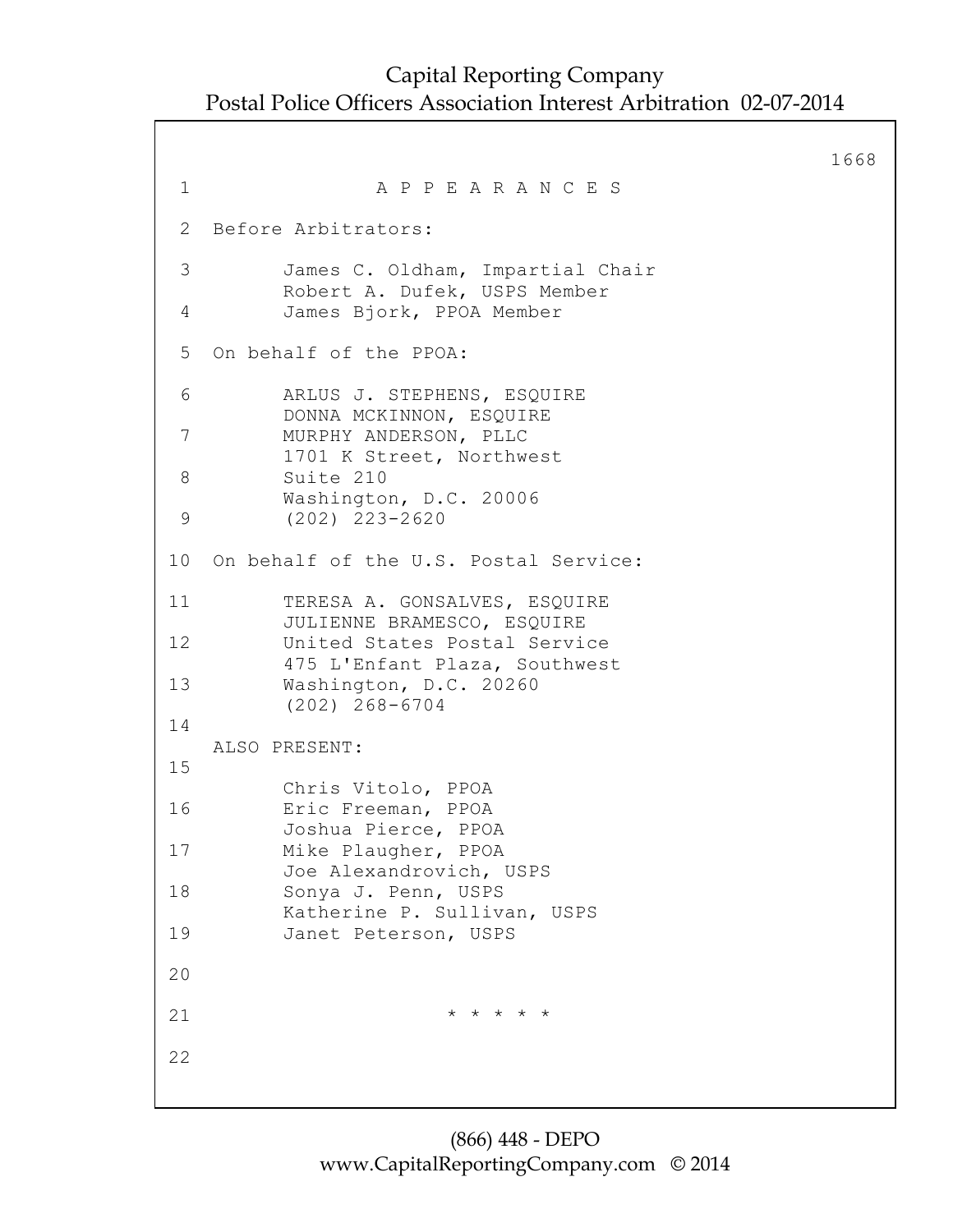# A P P E A R A N C E S

Before Arbitrators:

James C. Oldham, Impartial Chair
Robert A. Dufek, USPS Member
James Bjork, PPOA Member

On behalf of the PPOA:

ARLUS J. STEPHENS, ESQUIRE
DONNA MCKINNON, ESQUIRE
MURPHY ANDERSON, PLLC
1701 K Street, Northwest
Suite 210
Washington, D.C. 20006
(202) 223-2620

On behalf of the U.S. Postal Service:

TERESA A. GONSALVES, ESQUIRE
JULIENNE BRAMESCO, ESQUIRE
United States Postal Service
475 L'Enfant Plaza, Southwest
Washington, D.C. 20260
(202) 268-6704

ALSO PRESENT:

Chris Vitolo, PPOA
Eric Freeman, PPOA
Joshua Pierce, PPOA
Mike Plaugher, PPOA
Joe Alexandrovich, USPS
Sonya J. Penn, USPS
Katherine P. Sullivan, USPS
Janet Peterson, USPS

* * * * *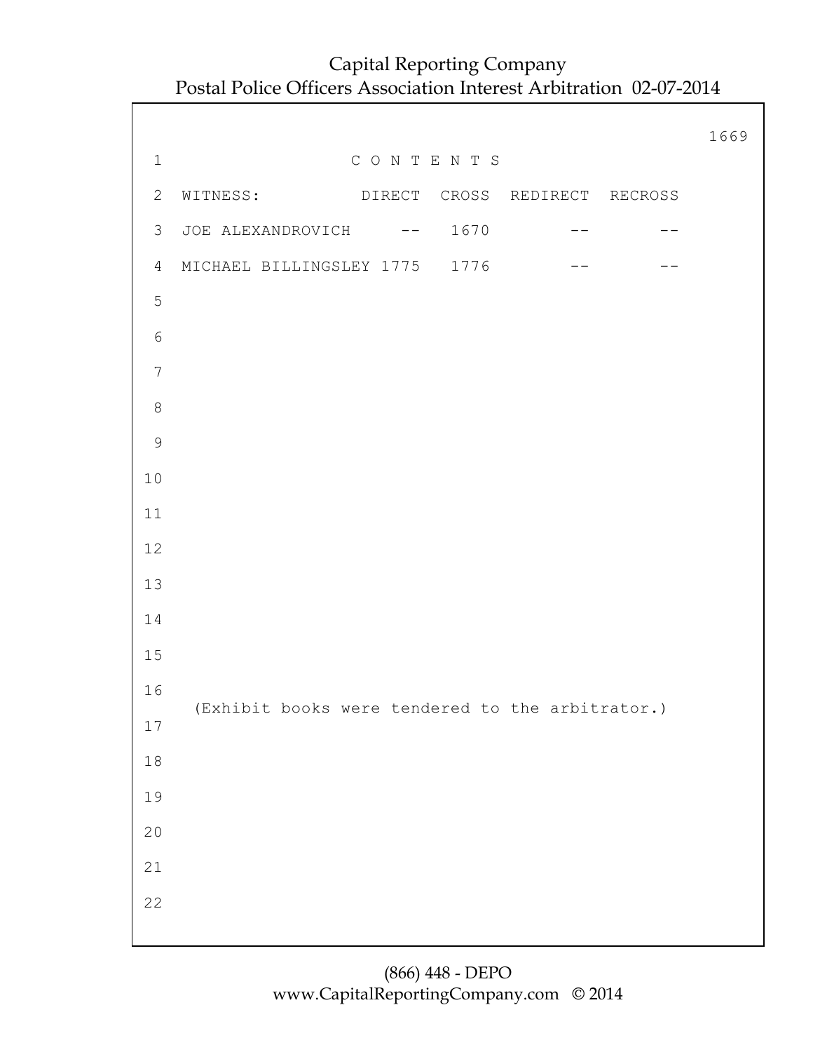# C O N T E N T S

| WITNESS: | DIRECT | CROSS | REDIRECT | RECROSS |
|---|---|---|---|---|
| JOE ALEXANDROVICH | -- | 1670 | -- | -- |
| MICHAEL BILLINGSLEY | 1775 | 1776 | -- | -- |

(Exhibit books were tendered to the arbitrator.)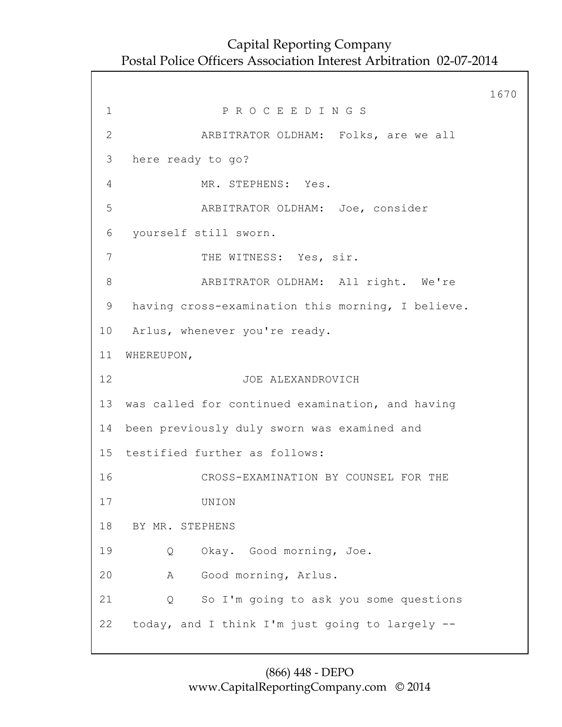P R O C E E D I N G S

ARBITRATOR OLDHAM: Folks, are we all here ready to go?

MR. STEPHENS: Yes.

ARBITRATOR OLDHAM: Joe, consider yourself still sworn.

THE WITNESS: Yes, sir.

ARBITRATOR OLDHAM: All right. We're having cross-examination this morning, I believe. Arlus, whenever you're ready.

WHEREUPON,

JOE ALEXANDROVICH

was called for continued examination, and having been previously duly sworn was examined and testified further as follows:

CROSS-EXAMINATION BY COUNSEL FOR THE UNION

BY MR. STEPHENS

Q Okay. Good morning, Joe.

A Good morning, Arlus.

Q So I'm going to ask you some questions today, and I think I'm just going to largely --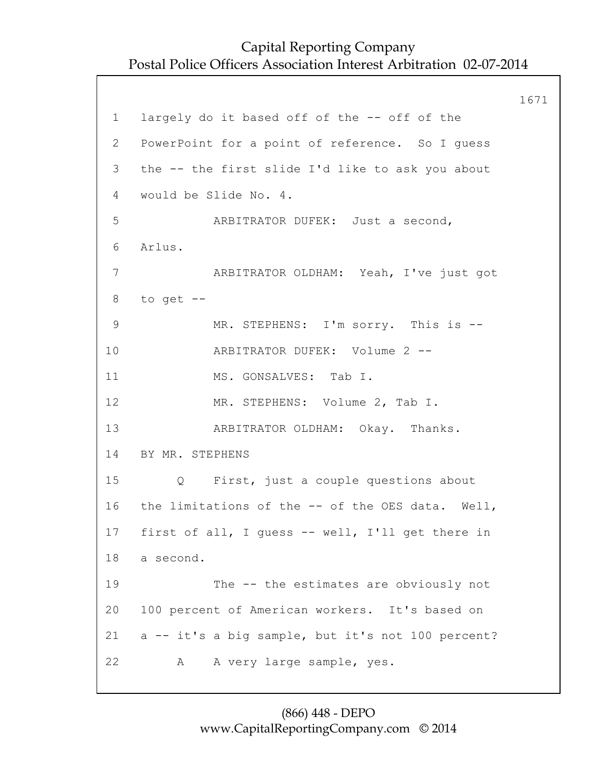1 largely do it based off of the -- off of the

2 PowerPoint for a point of reference. So I guess

3 the -- the first slide I'd like to ask you about

4 would be Slide No. 4.

5 ARBITRATOR DUFEK: Just a second,

6 Arlus.

7 ARBITRATOR OLDHAM: Yeah, I've just got

8 to get --

9 MR. STEPHENS: I'm sorry. This is --

10 ARBITRATOR DUFEK: Volume 2 --

11 MS. GONSALVES: Tab I.

12 MR. STEPHENS: Volume 2, Tab I.

13 ARBITRATOR OLDHAM: Okay. Thanks.

14 BY MR. STEPHENS

15 Q First, just a couple questions about

16 the limitations of the -- of the OES data. Well,

17 first of all, I guess -- well, I'll get there in

18 a second.

19 The -- the estimates are obviously not

20 100 percent of American workers. It's based on

21 a -- it's a big sample, but it's not 100 percent?

22 A A very large sample, yes.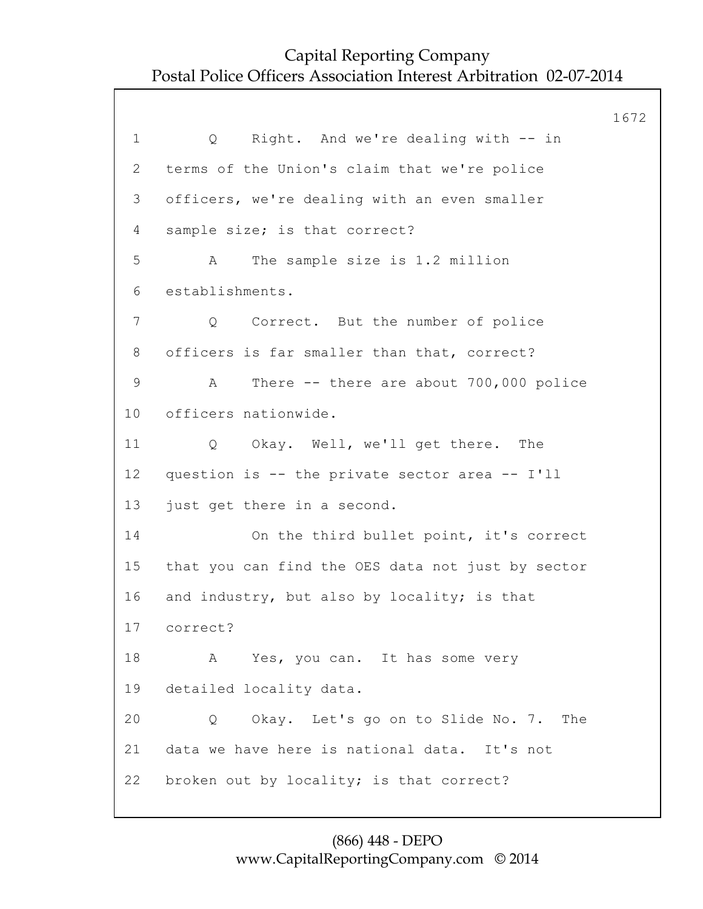1 Q Right. And we're dealing with -- in
2 terms of the Union's claim that we're police
3 officers, we're dealing with an even smaller
4 sample size; is that correct?
5 A The sample size is 1.2 million
6 establishments.
7 Q Correct. But the number of police
8 officers is far smaller than that, correct?
9 A There -- there are about 700,000 police
10 officers nationwide.
11 Q Okay. Well, we'll get there. The
12 question is -- the private sector area -- I'll
13 just get there in a second.
14 On the third bullet point, it's correct
15 that you can find the OES data not just by sector
16 and industry, but also by locality; is that
17 correct?
18 A Yes, you can. It has some very
19 detailed locality data.
20 Q Okay. Let's go on to Slide No. 7. The
21 data we have here is national data. It's not
22 broken out by locality; is that correct?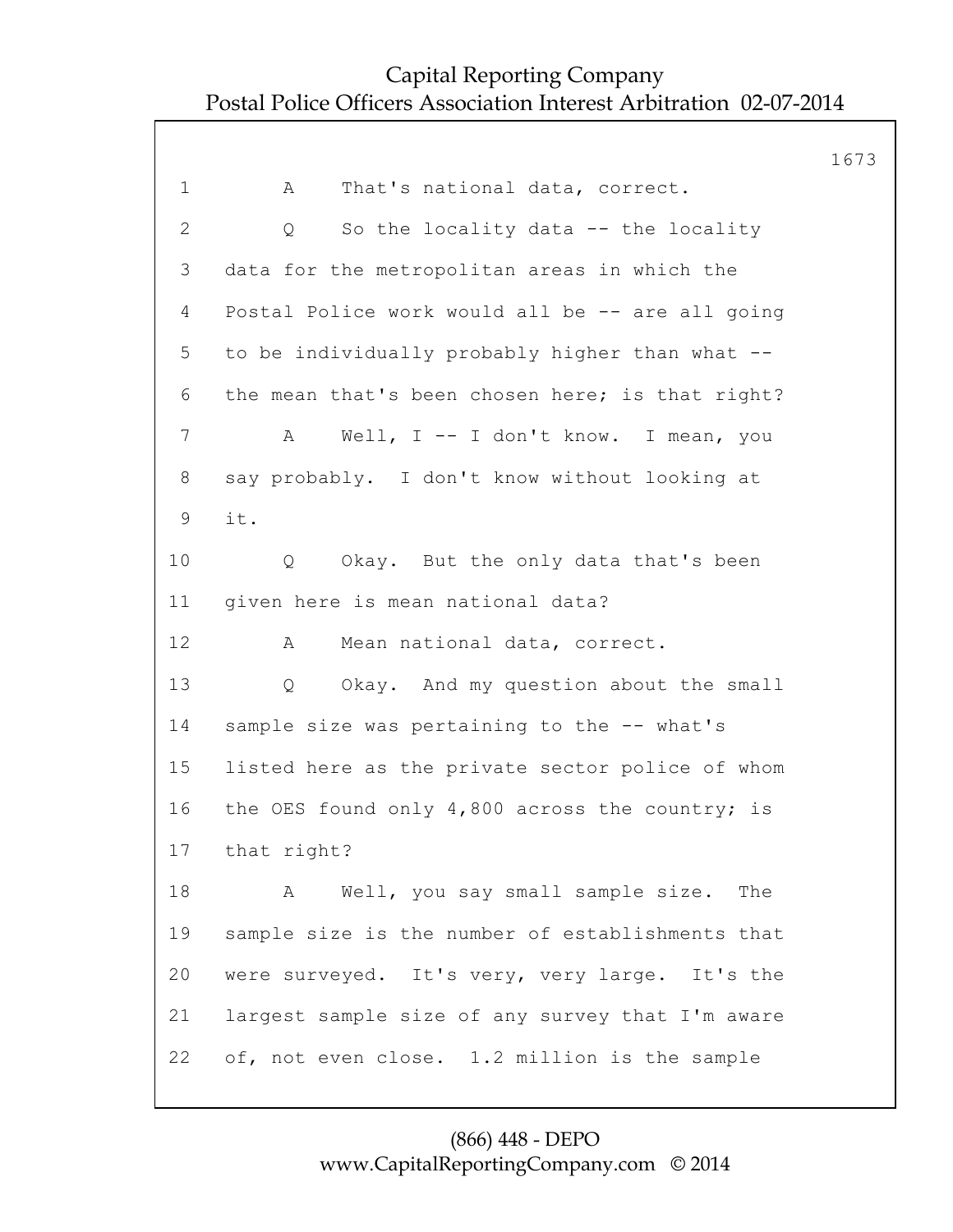1 A That's national data, correct.

2 Q So the locality data -- the locality

3 data for the metropolitan areas in which the

4 Postal Police work would all be -- are all going

5 to be individually probably higher than what --

6 the mean that's been chosen here; is that right?

7 A Well, I -- I don't know. I mean, you

8 say probably. I don't know without looking at

9 it.

10 Q Okay. But the only data that's been

11 given here is mean national data?

12 A Mean national data, correct.

13 Q Okay. And my question about the small

14 sample size was pertaining to the -- what's

15 listed here as the private sector police of whom

16 the OES found only 4,800 across the country; is

17 that right?

18 A Well, you say small sample size. The

19 sample size is the number of establishments that

20 were surveyed. It's very, very large. It's the

21 largest sample size of any survey that I'm aware

22 of, not even close. 1.2 million is the sample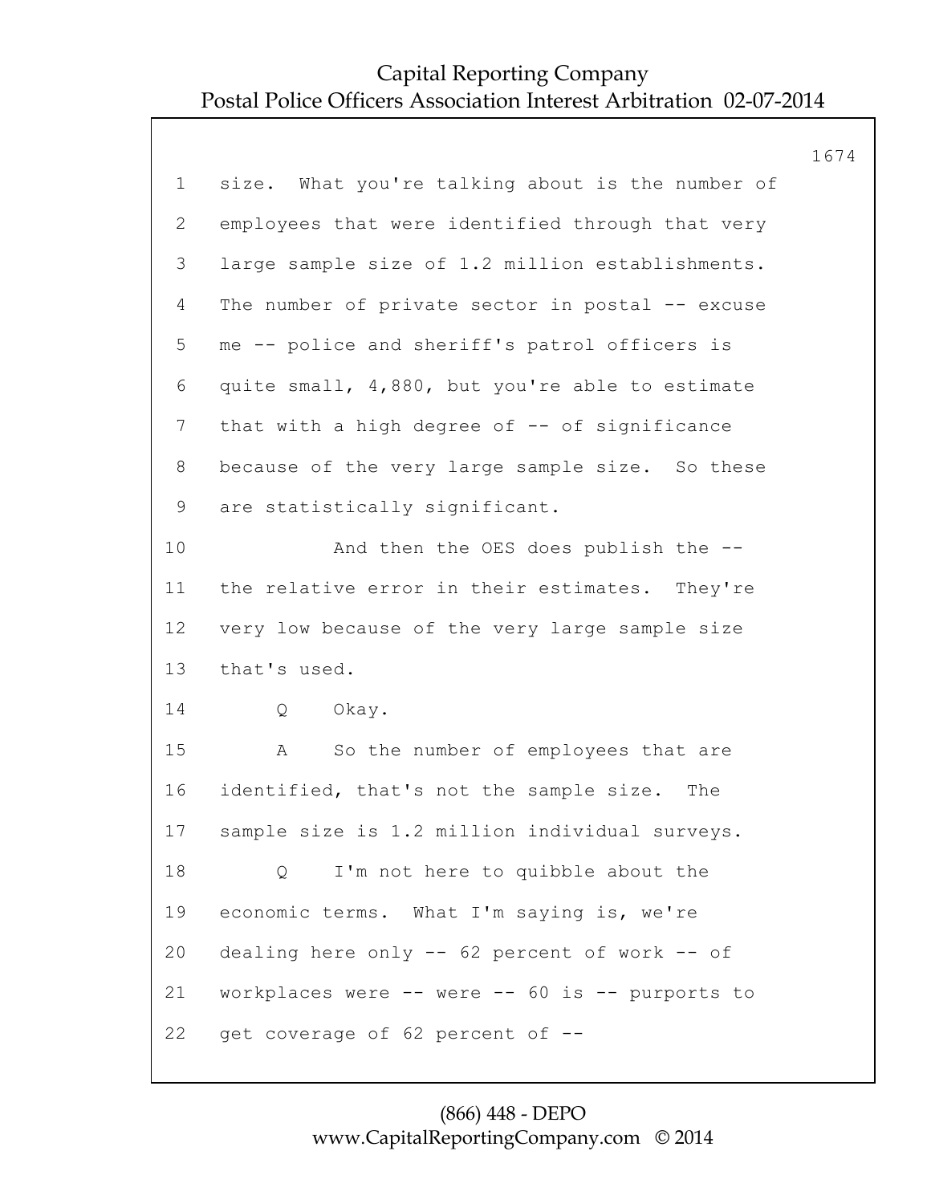size. What you're talking about is the number of employees that were identified through that very large sample size of 1.2 million establishments. The number of private sector in postal -- excuse me -- police and sheriff's patrol officers is quite small, 4,880, but you're able to estimate that with a high degree of -- of significance because of the very large sample size. So these are statistically significant.

And then the OES does publish the -- the relative error in their estimates. They're very low because of the very large sample size that's used.

Q Okay.

A So the number of employees that are identified, that's not the sample size. The sample size is 1.2 million individual surveys.

Q I'm not here to quibble about the economic terms. What I'm saying is, we're dealing here only -- 62 percent of work -- of workplaces were -- were -- 60 is -- purports to get coverage of 62 percent of --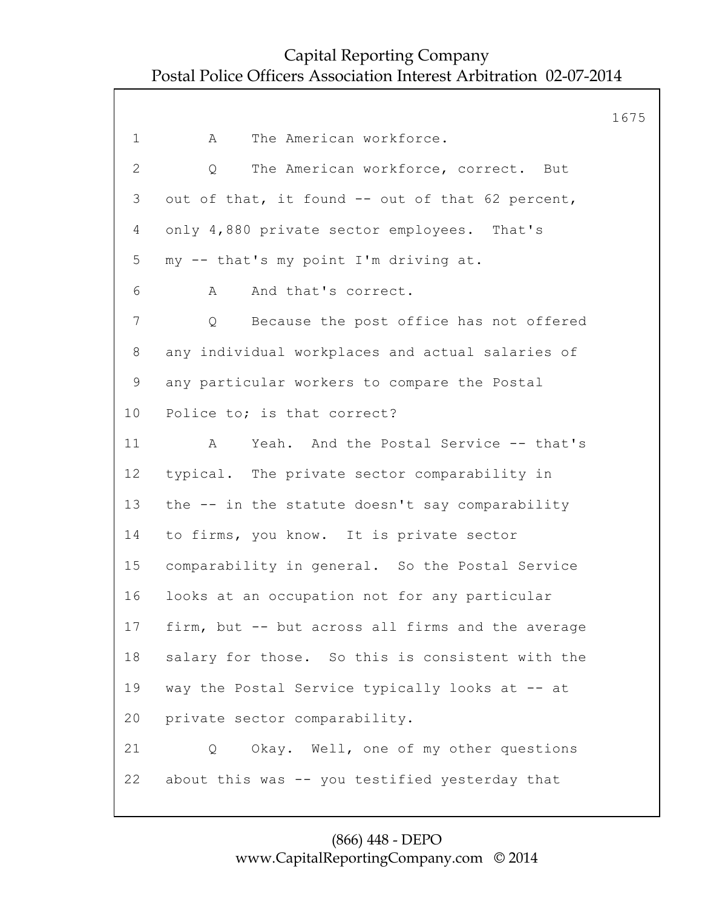1 A The American workforce.

2 Q The American workforce, correct. But

3 out of that, it found -- out of that 62 percent,

4 only 4,880 private sector employees. That's

5 my -- that's my point I'm driving at.

6 A And that's correct.

7 Q Because the post office has not offered

8 any individual workplaces and actual salaries of

9 any particular workers to compare the Postal

10 Police to; is that correct?

11 A Yeah. And the Postal Service -- that's

12 typical. The private sector comparability in

13 the -- in the statute doesn't say comparability

14 to firms, you know. It is private sector

15 comparability in general. So the Postal Service

16 looks at an occupation not for any particular

17 firm, but -- but across all firms and the average

18 salary for those. So this is consistent with the

19 way the Postal Service typically looks at -- at

20 private sector comparability.

21 Q Okay. Well, one of my other questions

22 about this was -- you testified yesterday that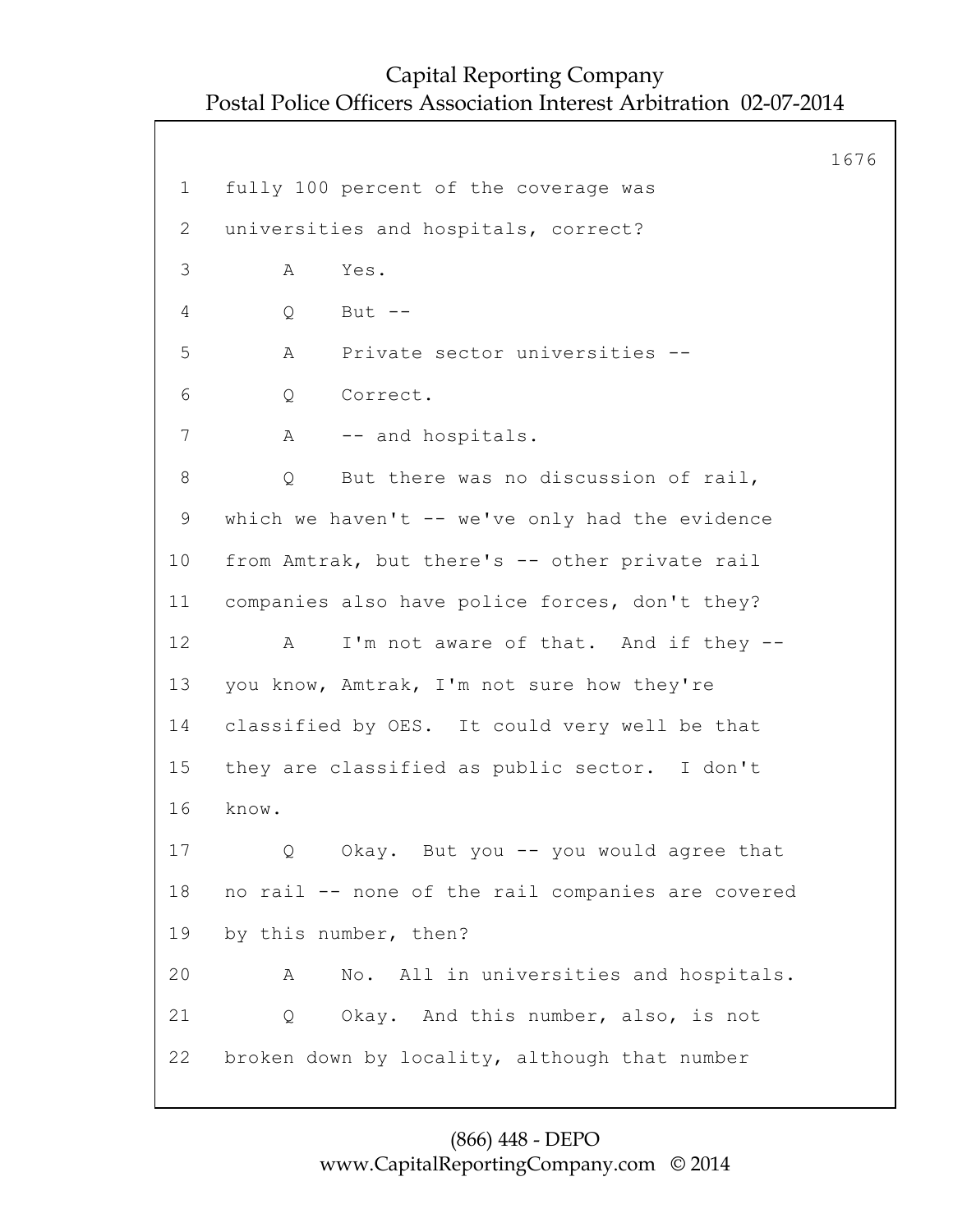1 fully 100 percent of the coverage was
2 universities and hospitals, correct?
3 A Yes.
4 Q But --
5 A Private sector universities --
6 Q Correct.
7 A -- and hospitals.
8 Q But there was no discussion of rail,
9 which we haven't -- we've only had the evidence
10 from Amtrak, but there's -- other private rail
11 companies also have police forces, don't they?
12 A I'm not aware of that. And if they --
13 you know, Amtrak, I'm not sure how they're
14 classified by OES. It could very well be that
15 they are classified as public sector. I don't
16 know.
17 Q Okay. But you -- you would agree that
18 no rail -- none of the rail companies are covered
19 by this number, then?
20 A No. All in universities and hospitals.
21 Q Okay. And this number, also, is not
22 broken down by locality, although that number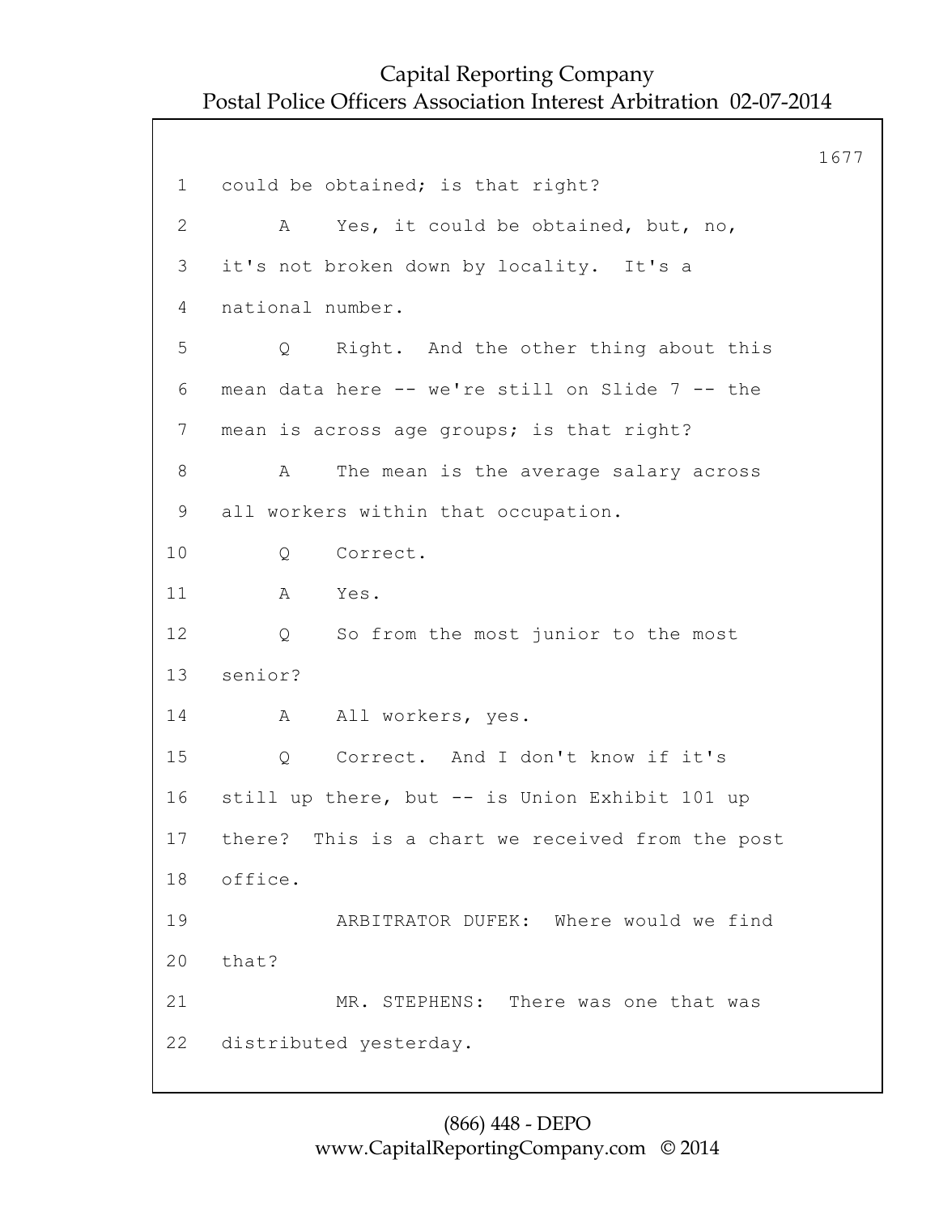1 could be obtained; is that right?

2 A Yes, it could be obtained, but, no,

3 it's not broken down by locality. It's a

4 national number.

5 Q Right. And the other thing about this

6 mean data here -- we're still on Slide 7 -- the

7 mean is across age groups; is that right?

8 A The mean is the average salary across

9 all workers within that occupation.

10 Q Correct.

11 A Yes.

12 Q So from the most junior to the most

13 senior?

14 A All workers, yes.

15 Q Correct. And I don't know if it's

16 still up there, but -- is Union Exhibit 101 up

17 there? This is a chart we received from the post

18 office.

19 ARBITRATOR DUFEK: Where would we find

20 that?

21 MR. STEPHENS: There was one that was

22 distributed yesterday.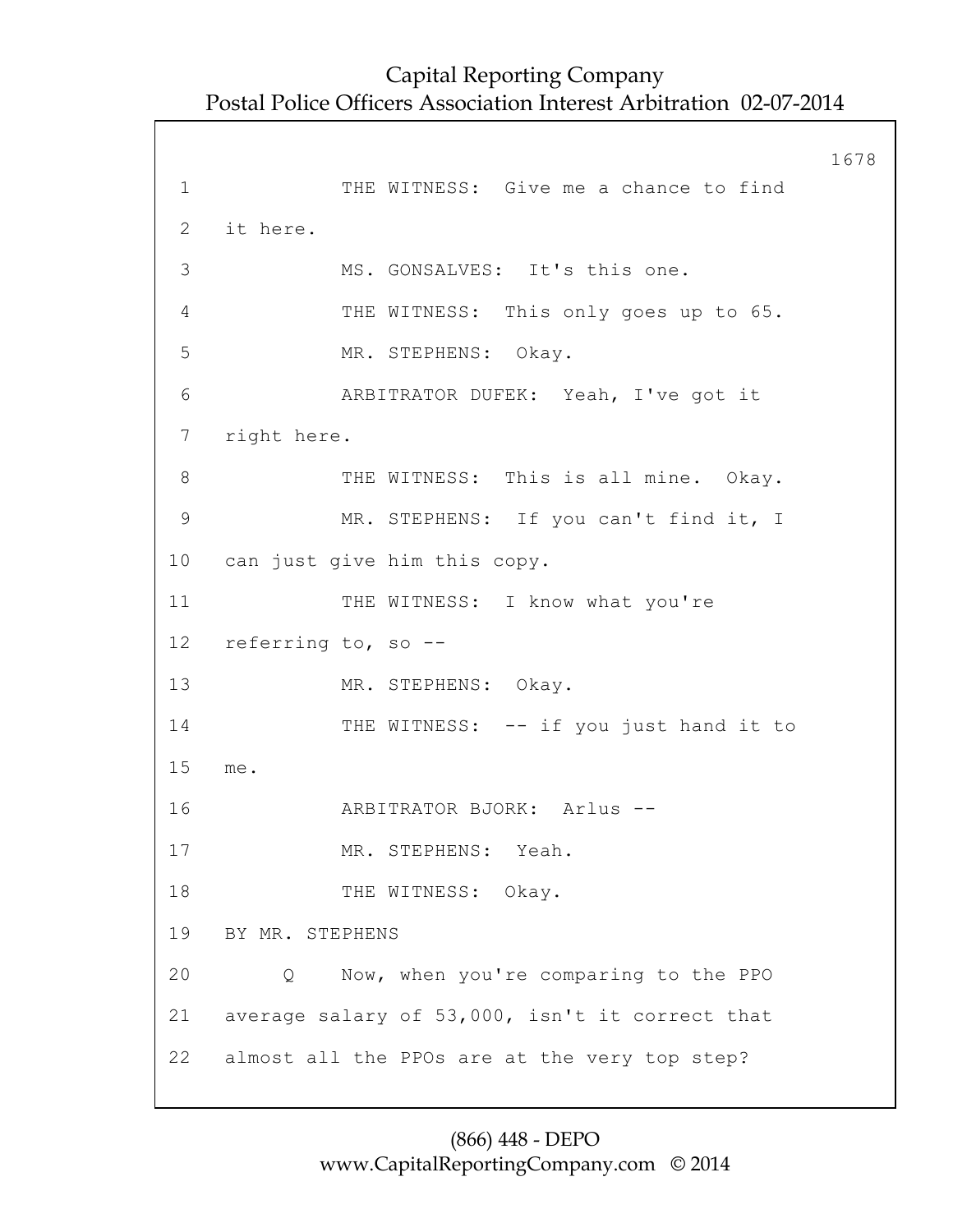THE WITNESS: Give me a chance to find it here.

MS. GONSALVES: It's this one.

THE WITNESS: This only goes up to 65.

MR. STEPHENS: Okay.

ARBITRATOR DUFEK: Yeah, I've got it right here.

THE WITNESS: This is all mine. Okay.

MR. STEPHENS: If you can't find it, I can just give him this copy.

THE WITNESS: I know what you're referring to, so --

MR. STEPHENS: Okay.

THE WITNESS: -- if you just hand it to me.

ARBITRATOR BJORK: Arlus --

MR. STEPHENS: Yeah.

THE WITNESS: Okay.

BY MR. STEPHENS

Q Now, when you're comparing to the PPO average salary of 53,000, isn't it correct that almost all the PPOs are at the very top step?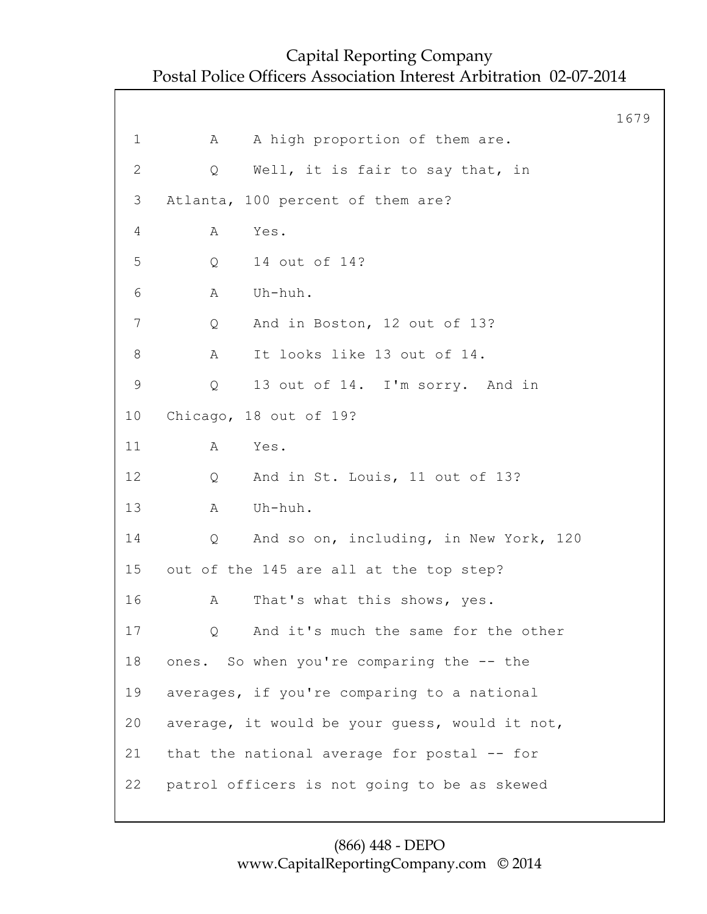1 A A high proportion of them are.

2 Q Well, it is fair to say that, in

3 Atlanta, 100 percent of them are?

4 A Yes.

5 Q 14 out of 14?

6 A Uh-huh.

7 Q And in Boston, 12 out of 13?

8 A It looks like 13 out of 14.

9 Q 13 out of 14. I'm sorry. And in

10 Chicago, 18 out of 19?

11 A Yes.

12 Q And in St. Louis, 11 out of 13?

13 A Uh-huh.

14 Q And so on, including, in New York, 120

15 out of the 145 are all at the top step?

16 A That's what this shows, yes.

17 Q And it's much the same for the other

18 ones. So when you're comparing the -- the

19 averages, if you're comparing to a national

20 average, it would be your guess, would it not,

21 that the national average for postal -- for

22 patrol officers is not going to be as skewed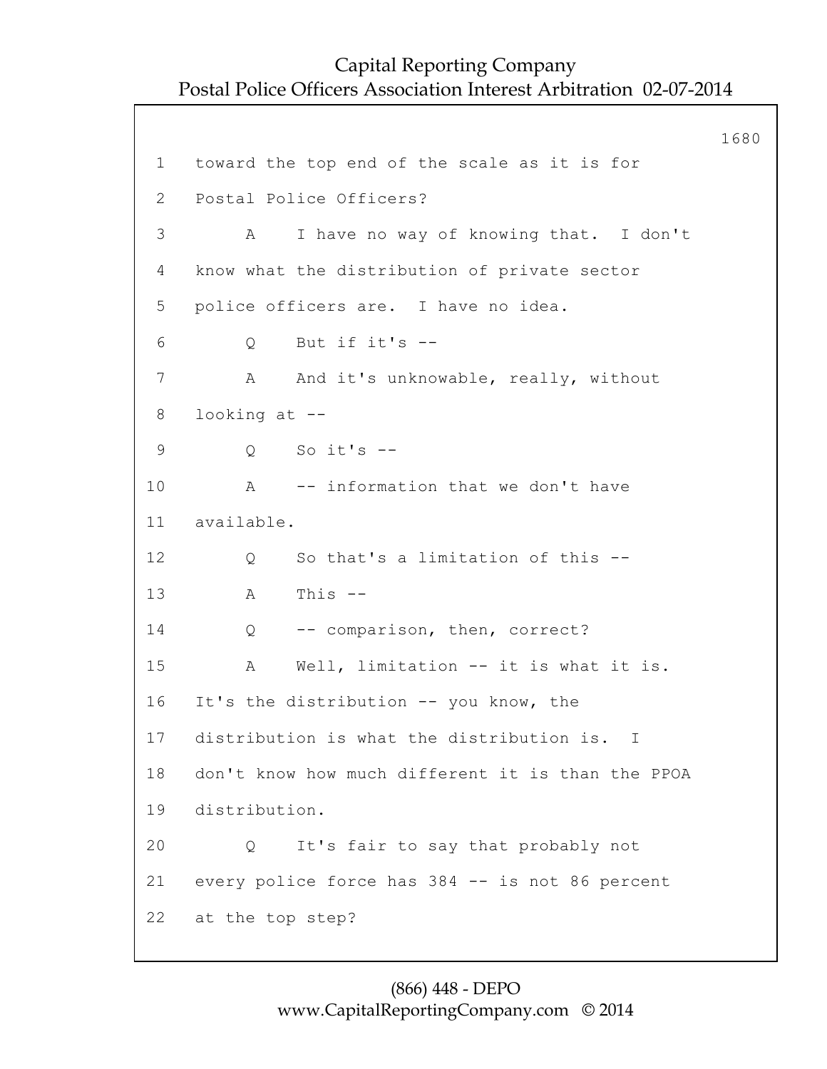1 toward the top end of the scale as it is for

2 Postal Police Officers?

3 A I have no way of knowing that. I don't

4 know what the distribution of private sector

5 police officers are. I have no idea.

6 Q But if it's --

7 A And it's unknowable, really, without

8 looking at --

9 Q So it's --

10 A -- information that we don't have

11 available.

12 Q So that's a limitation of this --

13 A This --

14 Q -- comparison, then, correct?

15 A Well, limitation -- it is what it is.

16 It's the distribution -- you know, the

17 distribution is what the distribution is. I

18 don't know how much different it is than the PPOA

19 distribution.

20 Q It's fair to say that probably not

21 every police force has 384 -- is not 86 percent

22 at the top step?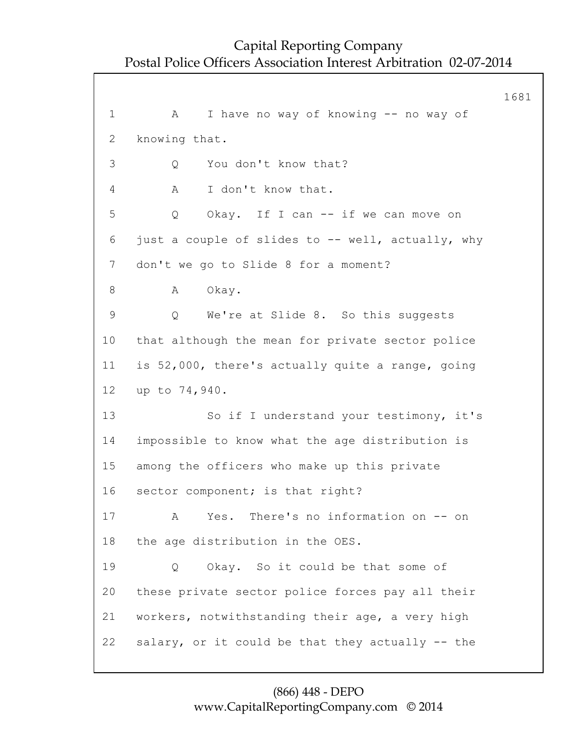1 A I have no way of knowing -- no way of
2 knowing that.
3 Q You don't know that?
4 A I don't know that.
5 Q Okay. If I can -- if we can move on
6 just a couple of slides to -- well, actually, why
7 don't we go to Slide 8 for a moment?
8 A Okay.
9 Q We're at Slide 8. So this suggests
10 that although the mean for private sector police
11 is 52,000, there's actually quite a range, going
12 up to 74,940.
13 So if I understand your testimony, it's
14 impossible to know what the age distribution is
15 among the officers who make up this private
16 sector component; is that right?
17 A Yes. There's no information on -- on
18 the age distribution in the OES.
19 Q Okay. So it could be that some of
20 these private sector police forces pay all their
21 workers, notwithstanding their age, a very high
22 salary, or it could be that they actually -- the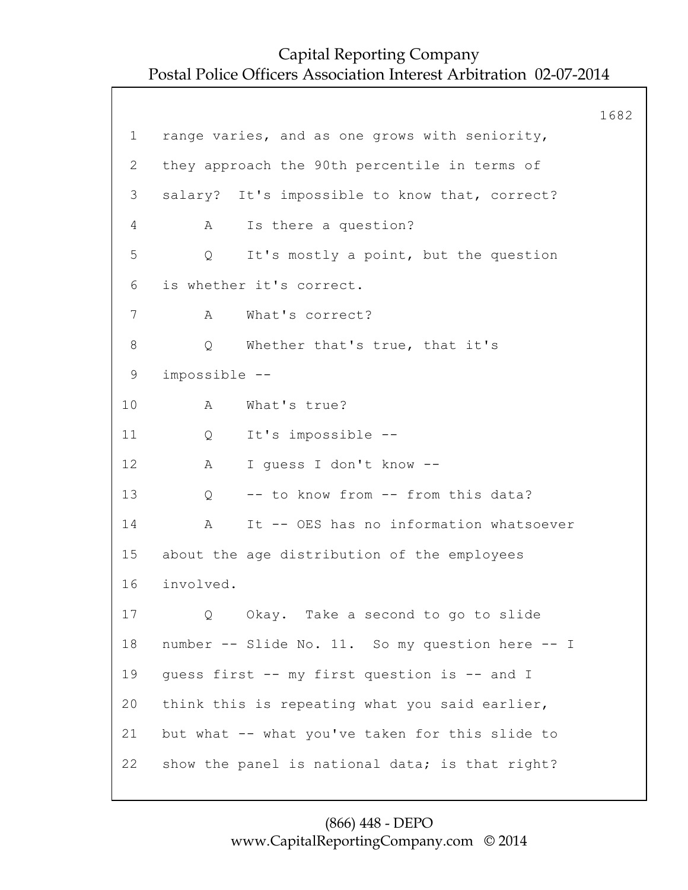1 range varies, and as one grows with seniority,

2 they approach the 90th percentile in terms of

3 salary? It's impossible to know that, correct?

4 A Is there a question?

5 Q It's mostly a point, but the question

6 is whether it's correct.

7 A What's correct?

8 Q Whether that's true, that it's

9 impossible --

10 A What's true?

11 Q It's impossible --

12 A I guess I don't know --

13 Q -- to know from -- from this data?

14 A It -- OES has no information whatsoever

15 about the age distribution of the employees

16 involved.

17 Q Okay. Take a second to go to slide

18 number -- Slide No. 11. So my question here -- I

19 guess first -- my first question is -- and I

20 think this is repeating what you said earlier,

21 but what -- what you've taken for this slide to

22 show the panel is national data; is that right?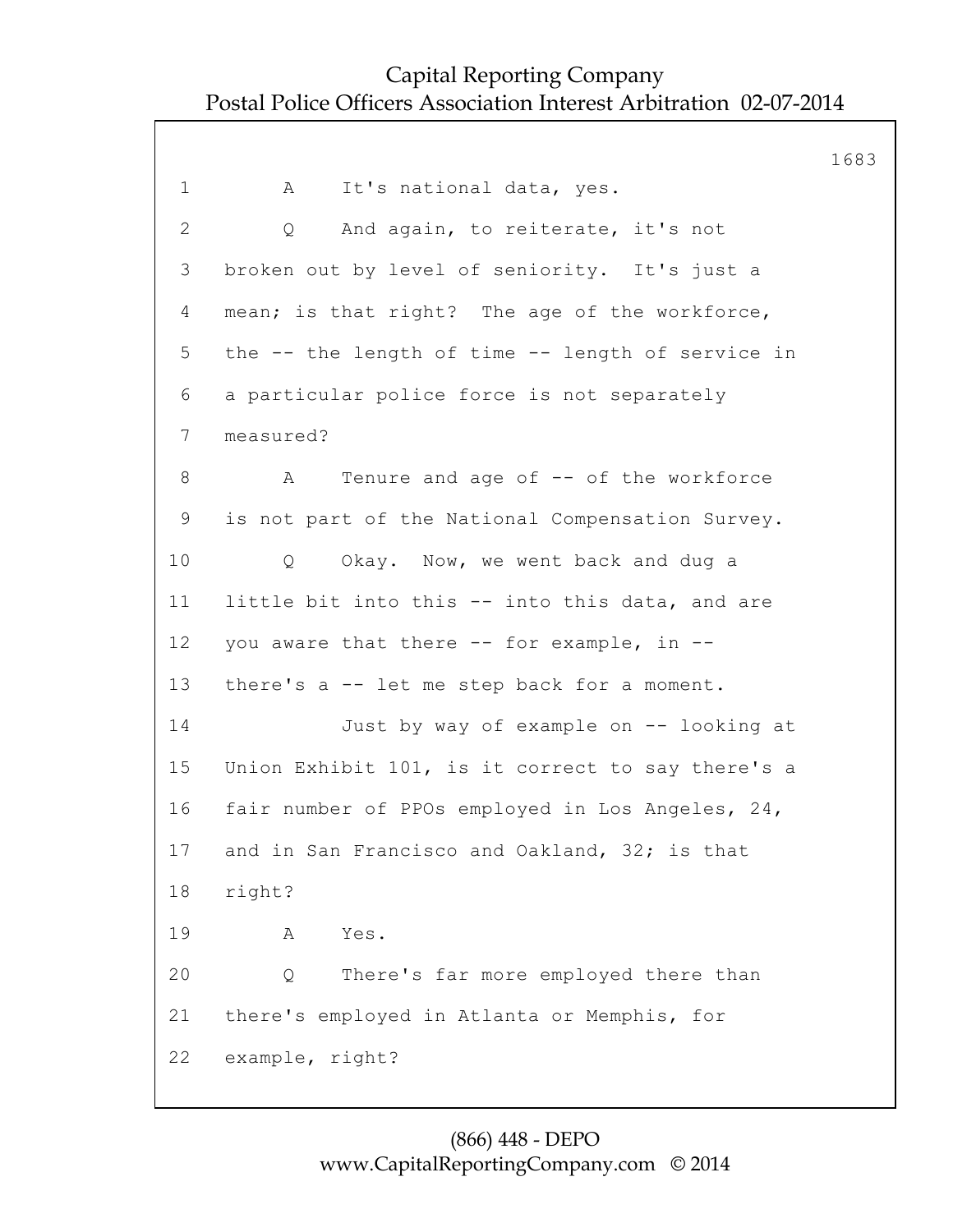1 A It's national data, yes.

2 Q And again, to reiterate, it's not

3 broken out by level of seniority. It's just a

4 mean; is that right? The age of the workforce,

5 the -- the length of time -- length of service in

6 a particular police force is not separately

7 measured?

8 A Tenure and age of -- of the workforce

9 is not part of the National Compensation Survey.

10 Q Okay. Now, we went back and dug a

11 little bit into this -- into this data, and are

12 you aware that there -- for example, in --

13 there's a -- let me step back for a moment.

14 Just by way of example on -- looking at

15 Union Exhibit 101, is it correct to say there's a

16 fair number of PPOs employed in Los Angeles, 24,

17 and in San Francisco and Oakland, 32; is that

18 right?

19 A Yes.

20 Q There's far more employed there than

21 there's employed in Atlanta or Memphis, for

22 example, right?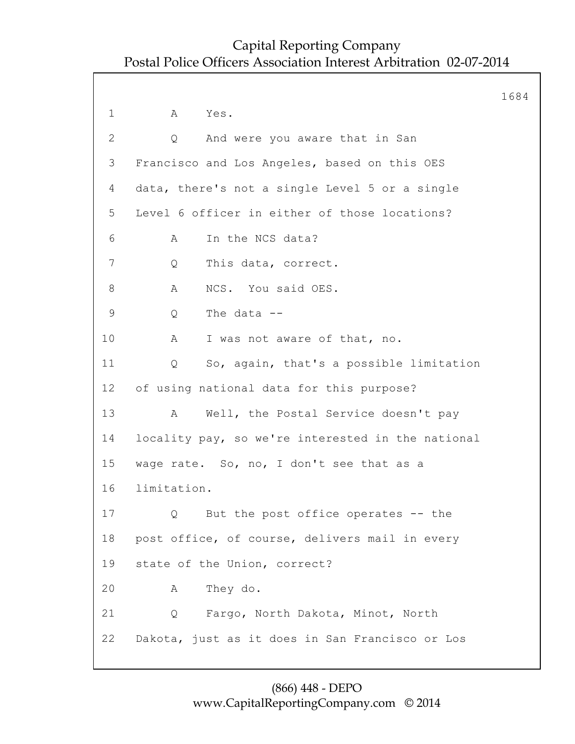1 A Yes.

2 Q And were you aware that in San

3 Francisco and Los Angeles, based on this OES

4 data, there's not a single Level 5 or a single

5 Level 6 officer in either of those locations?

6 A In the NCS data?

7 Q This data, correct.

8 A NCS. You said OES.

9 Q The data --

10 A I was not aware of that, no.

11 Q So, again, that's a possible limitation

12 of using national data for this purpose?

13 A Well, the Postal Service doesn't pay

14 locality pay, so we're interested in the national

15 wage rate. So, no, I don't see that as a

16 limitation.

17 Q But the post office operates -- the

18 post office, of course, delivers mail in every

19 state of the Union, correct?

20 A They do.

21 Q Fargo, North Dakota, Minot, North

22 Dakota, just as it does in San Francisco or Los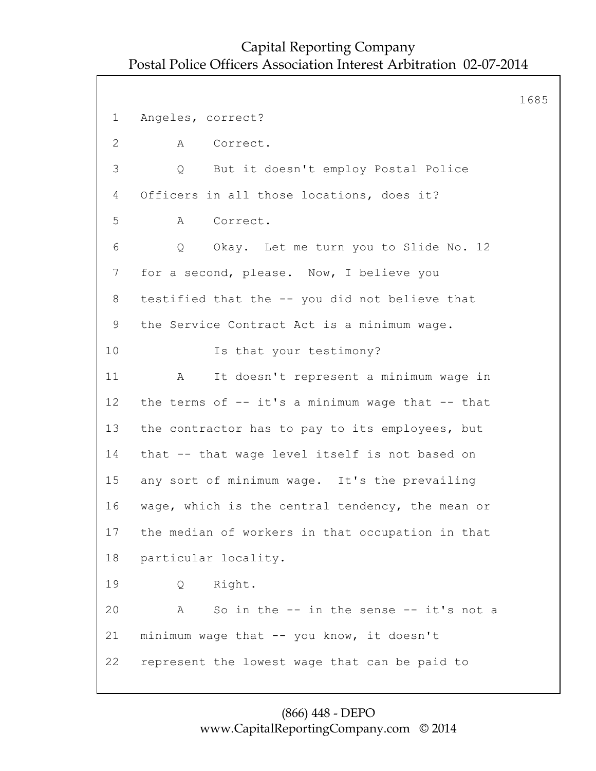Angeles, correct?

A Correct.

Q But it doesn't employ Postal Police Officers in all those locations, does it?

A Correct.

Q Okay. Let me turn you to Slide No. 12 for a second, please. Now, I believe you testified that the -- you did not believe that the Service Contract Act is a minimum wage.

Is that your testimony?

A It doesn't represent a minimum wage in the terms of -- it's a minimum wage that -- that the contractor has to pay to its employees, but that -- that wage level itself is not based on any sort of minimum wage. It's the prevailing wage, which is the central tendency, the mean or the median of workers in that occupation in that particular locality.

Q Right.

A So in the -- in the sense -- it's not a minimum wage that -- you know, it doesn't represent the lowest wage that can be paid to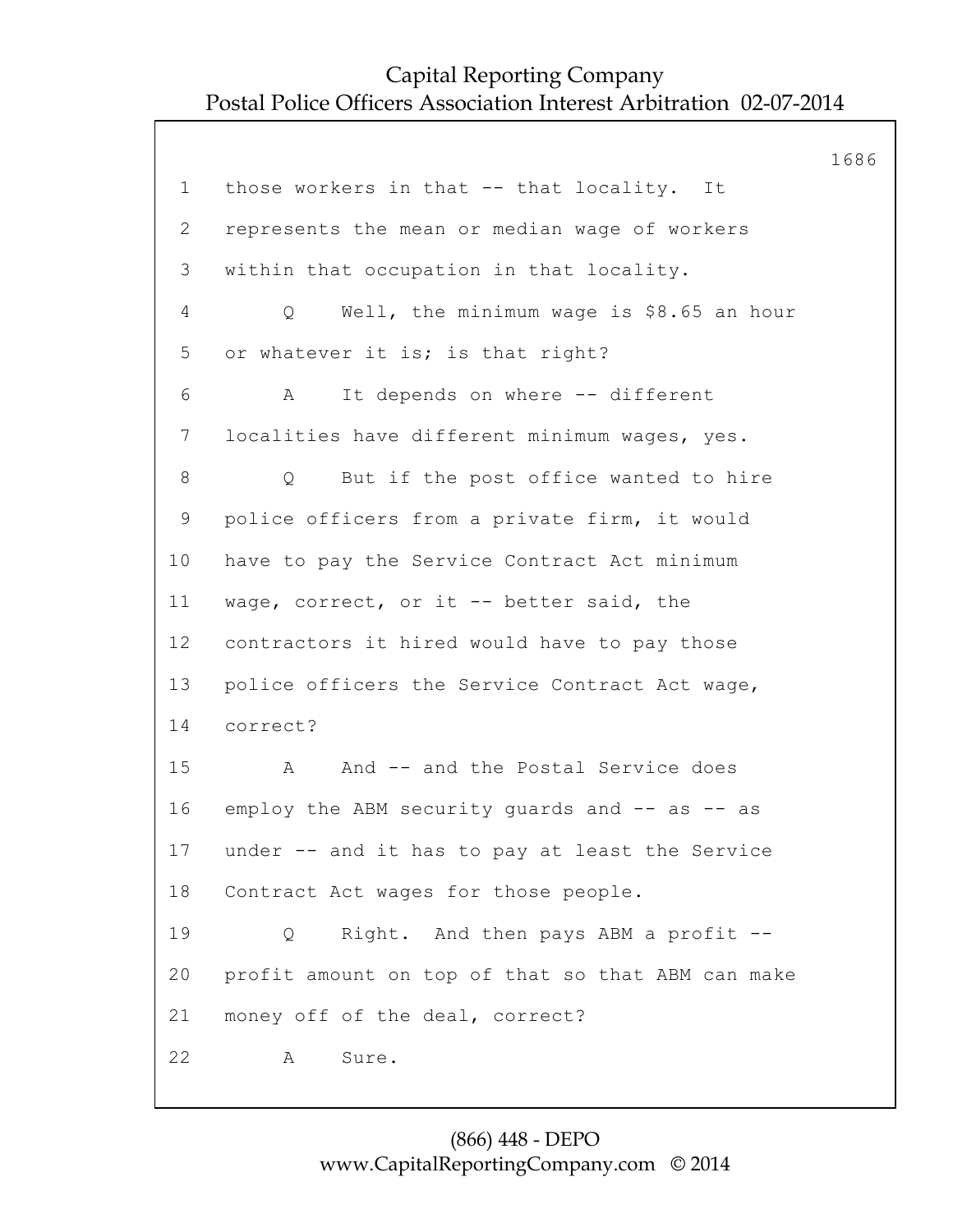those workers in that -- that locality. It represents the mean or median wage of workers within that occupation in that locality.

Q Well, the minimum wage is $8.65 an hour or whatever it is; is that right?

A It depends on where -- different localities have different minimum wages, yes.

Q But if the post office wanted to hire police officers from a private firm, it would have to pay the Service Contract Act minimum wage, correct, or it -- better said, the contractors it hired would have to pay those police officers the Service Contract Act wage, correct?

A And -- and the Postal Service does employ the ABM security guards and -- as -- as under -- and it has to pay at least the Service Contract Act wages for those people.

Q Right. And then pays ABM a profit -- profit amount on top of that so that ABM can make money off of the deal, correct?

A Sure.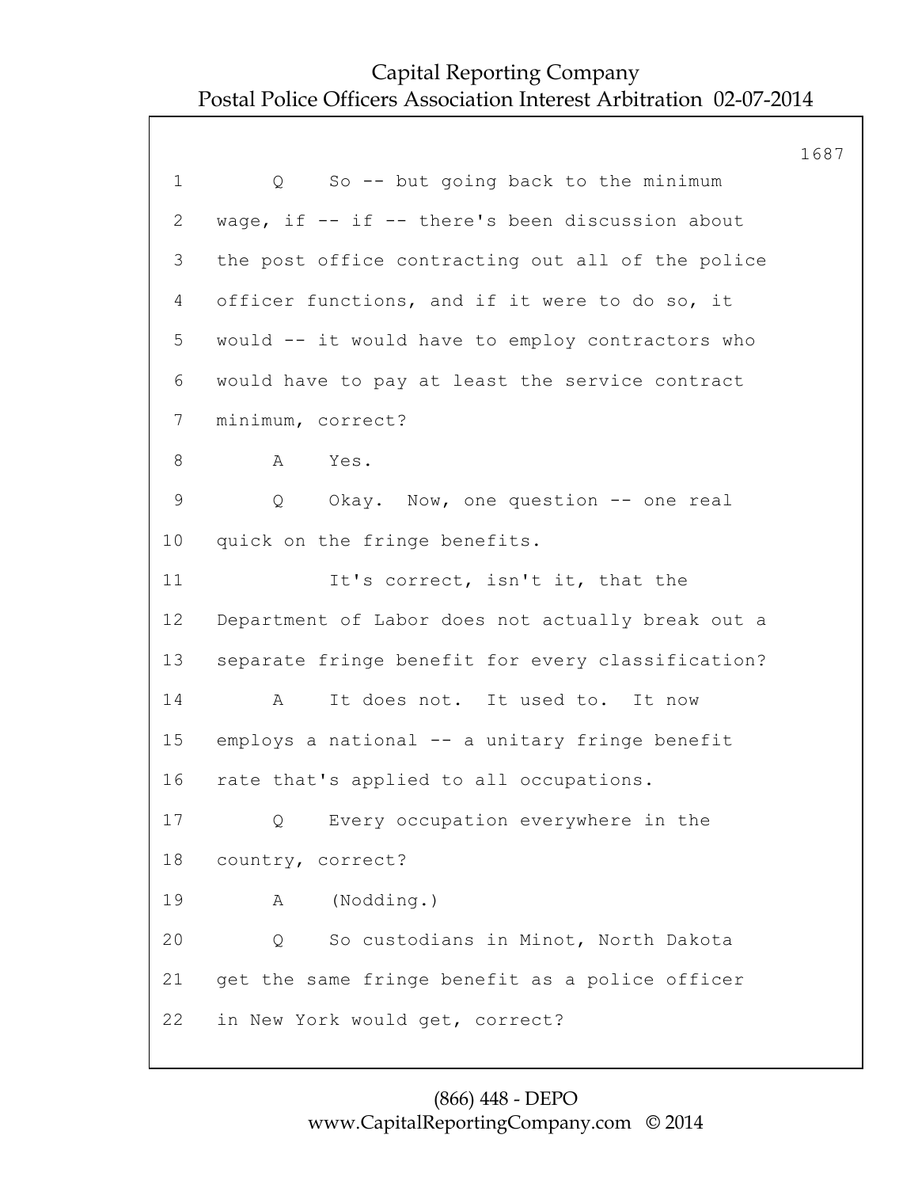1 Q So -- but going back to the minimum
2 wage, if -- if -- there's been discussion about
3 the post office contracting out all of the police
4 officer functions, and if it were to do so, it
5 would -- it would have to employ contractors who
6 would have to pay at least the service contract
7 minimum, correct?
8 A Yes.
9 Q Okay. Now, one question -- one real
10 quick on the fringe benefits.
11 It's correct, isn't it, that the
12 Department of Labor does not actually break out a
13 separate fringe benefit for every classification?
14 A It does not. It used to. It now
15 employs a national -- a unitary fringe benefit
16 rate that's applied to all occupations.
17 Q Every occupation everywhere in the
18 country, correct?
19 A (Nodding.)
20 Q So custodians in Minot, North Dakota
21 get the same fringe benefit as a police officer
22 in New York would get, correct?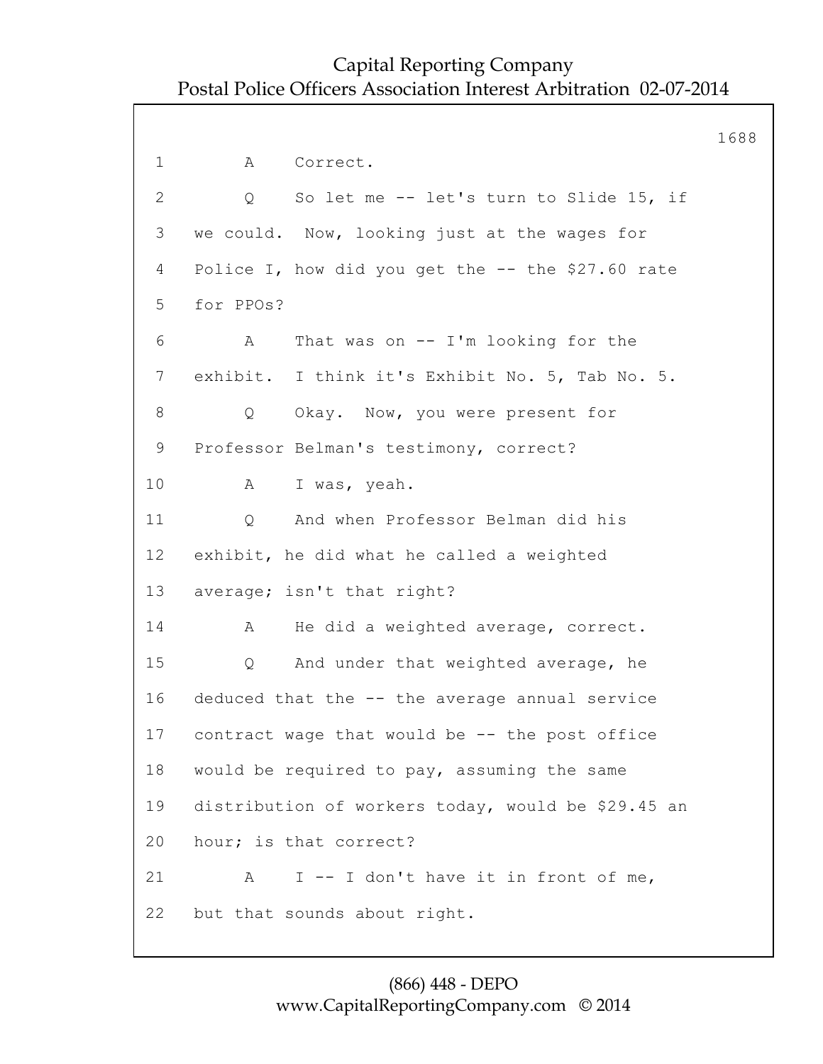1 A Correct.

2 Q So let me -- let's turn to Slide 15, if

3 we could. Now, looking just at the wages for

4 Police I, how did you get the -- the $27.60 rate

5 for PPOs?

6 A That was on -- I'm looking for the

7 exhibit. I think it's Exhibit No. 5, Tab No. 5.

8 Q Okay. Now, you were present for

9 Professor Belman's testimony, correct?

10 A I was, yeah.

11 Q And when Professor Belman did his

12 exhibit, he did what he called a weighted

13 average; isn't that right?

14 A He did a weighted average, correct.

15 Q And under that weighted average, he

16 deduced that the -- the average annual service

17 contract wage that would be -- the post office

18 would be required to pay, assuming the same

19 distribution of workers today, would be $29.45 an

20 hour; is that correct?

21 A I -- I don't have it in front of me,

22 but that sounds about right.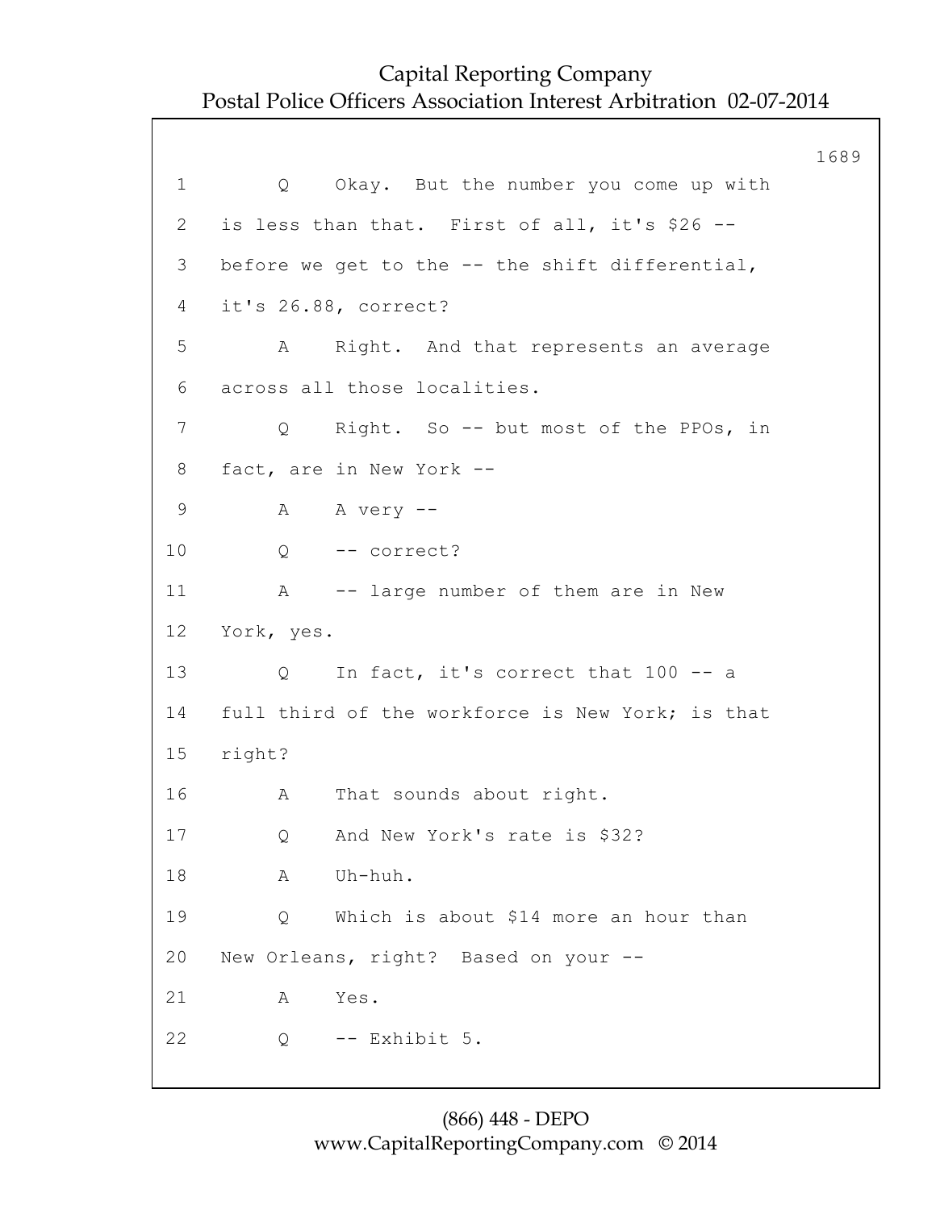1 Q Okay. But the number you come up with

2 is less than that. First of all, it's $26 --

3 before we get to the -- the shift differential,

4 it's 26.88, correct?

5 A Right. And that represents an average

6 across all those localities.

7 Q Right. So -- but most of the PPOs, in

8 fact, are in New York --

9 A A very --

10 Q -- correct?

11 A -- large number of them are in New

12 York, yes.

13 Q In fact, it's correct that 100 -- a

14 full third of the workforce is New York; is that

15 right?

16 A That sounds about right.

17 Q And New York's rate is $32?

18 A Uh-huh.

19 Q Which is about $14 more an hour than

20 New Orleans, right? Based on your --

21 A Yes.

22 Q -- Exhibit 5.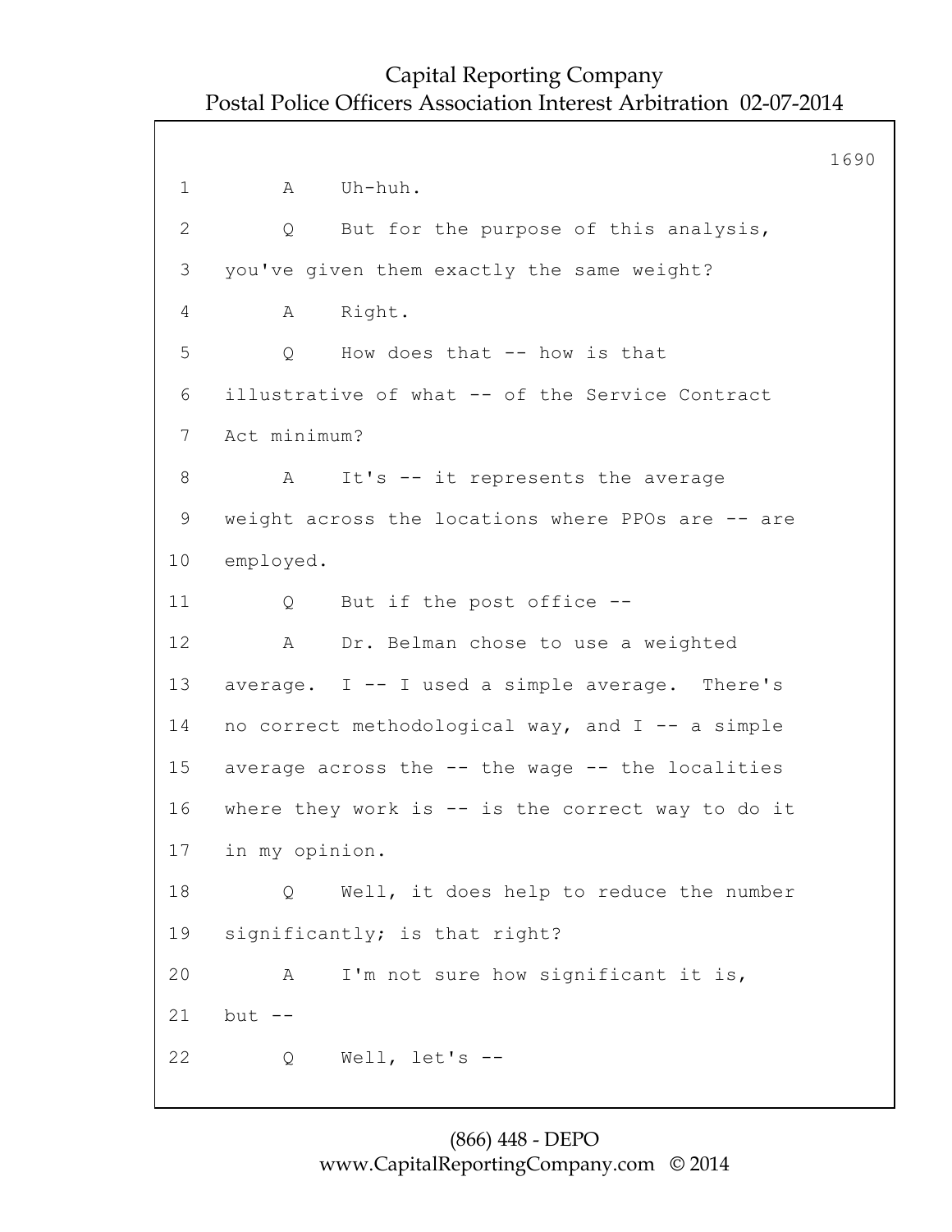1 A Uh-huh.

2 Q But for the purpose of this analysis,

3 you've given them exactly the same weight?

4 A Right.

5 Q How does that -- how is that

6 illustrative of what -- of the Service Contract

7 Act minimum?

8 A It's -- it represents the average

9 weight across the locations where PPOs are -- are

10 employed.

11 Q But if the post office --

12 A Dr. Belman chose to use a weighted

13 average. I -- I used a simple average. There's

14 no correct methodological way, and I -- a simple

15 average across the -- the wage -- the localities

16 where they work is -- is the correct way to do it

17 in my opinion.

18 Q Well, it does help to reduce the number

19 significantly; is that right?

20 A I'm not sure how significant it is,

21 but --

22 Q Well, let's --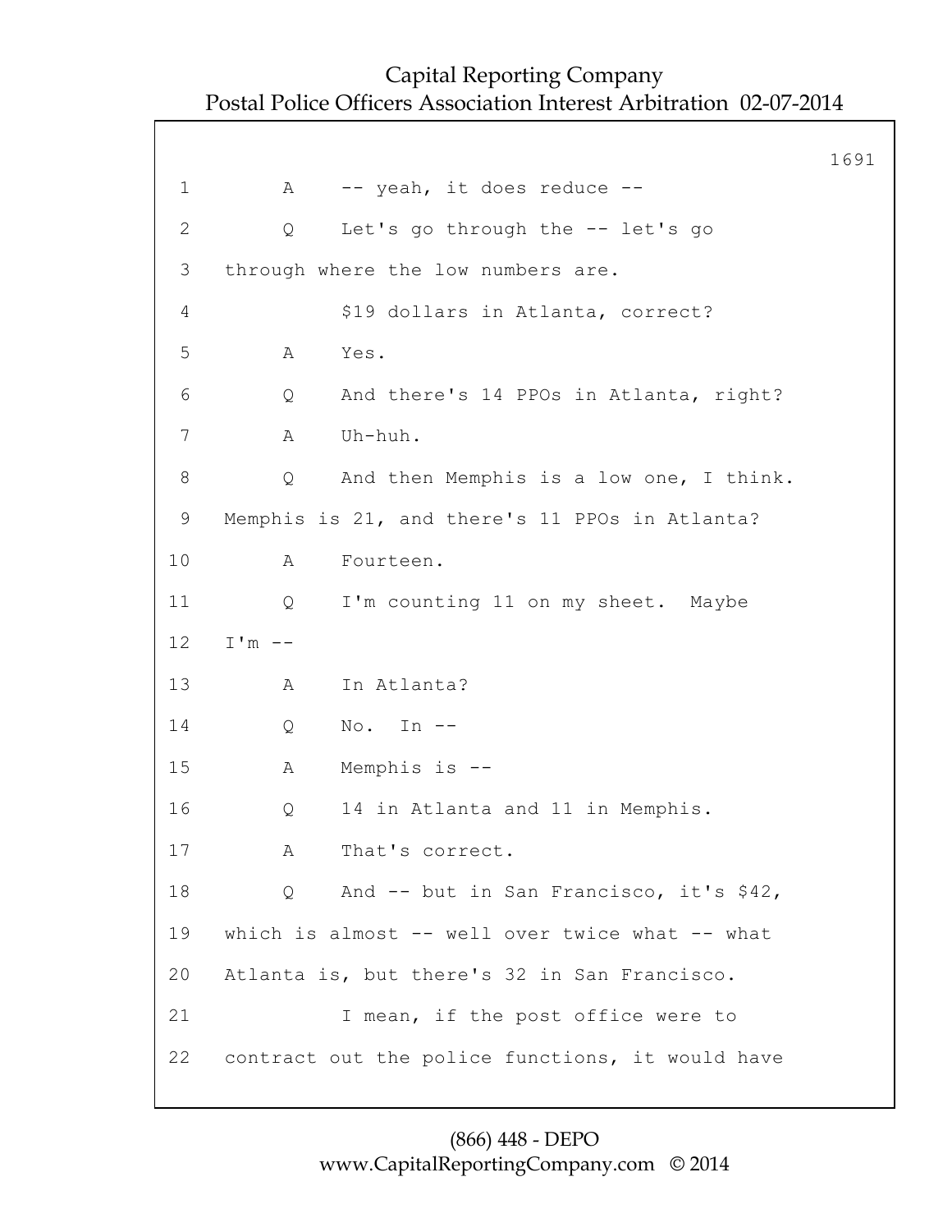1 A -- yeah, it does reduce --

2 Q Let's go through the -- let's go

3 through where the low numbers are.

4 $19 dollars in Atlanta, correct?

5 A Yes.

6 Q And there's 14 PPOs in Atlanta, right?

7 A Uh-huh.

8 Q And then Memphis is a low one, I think.

9 Memphis is 21, and there's 11 PPOs in Atlanta?

10 A Fourteen.

11 Q I'm counting 11 on my sheet. Maybe

12 I'm --

13 A In Atlanta?

14 Q No. In --

15 A Memphis is --

16 Q 14 in Atlanta and 11 in Memphis.

17 A That's correct.

18 Q And -- but in San Francisco, it's $42,

19 which is almost -- well over twice what -- what

20 Atlanta is, but there's 32 in San Francisco.

21 I mean, if the post office were to

22 contract out the police functions, it would have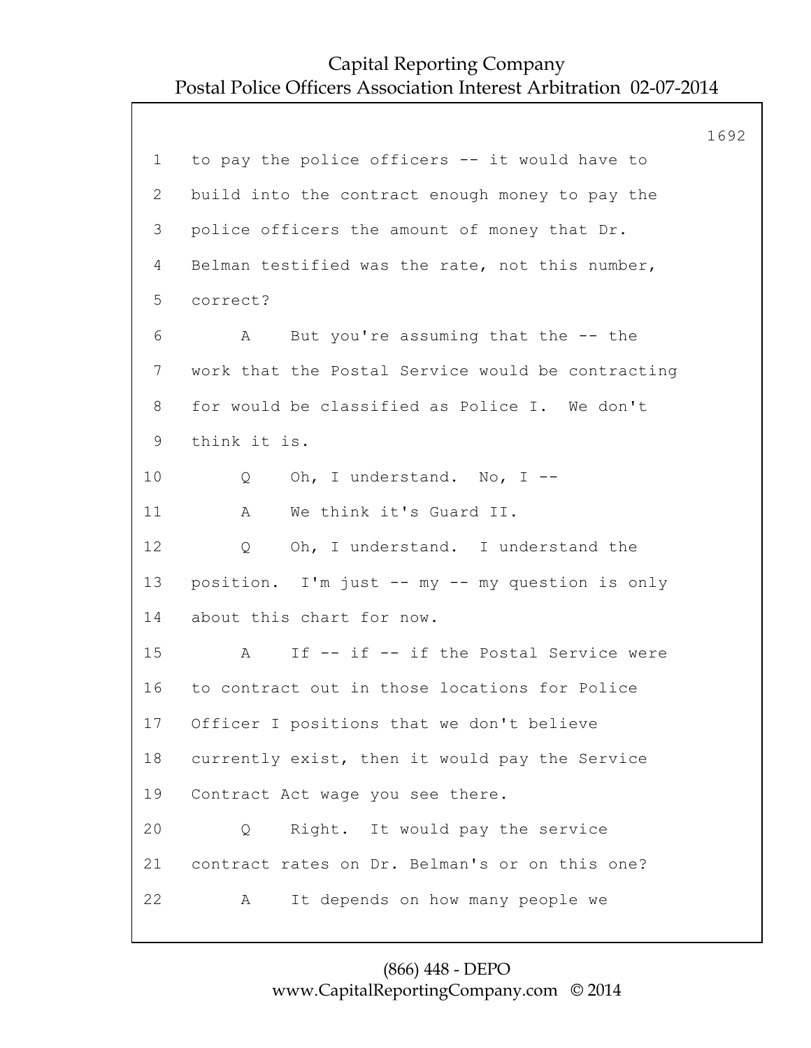1 to pay the police officers -- it would have to

2 build into the contract enough money to pay the

3 police officers the amount of money that Dr.

4 Belman testified was the rate, not this number,

5 correct?

6 A But you're assuming that the -- the

7 work that the Postal Service would be contracting

8 for would be classified as Police I. We don't

9 think it is.

10 Q Oh, I understand. No, I --

11 A We think it's Guard II.

12 Q Oh, I understand. I understand the

13 position. I'm just -- my -- my question is only

14 about this chart for now.

15 A If -- if -- if the Postal Service were

16 to contract out in those locations for Police

17 Officer I positions that we don't believe

18 currently exist, then it would pay the Service

19 Contract Act wage you see there.

20 Q Right. It would pay the service

21 contract rates on Dr. Belman's or on this one?

22 A It depends on how many people we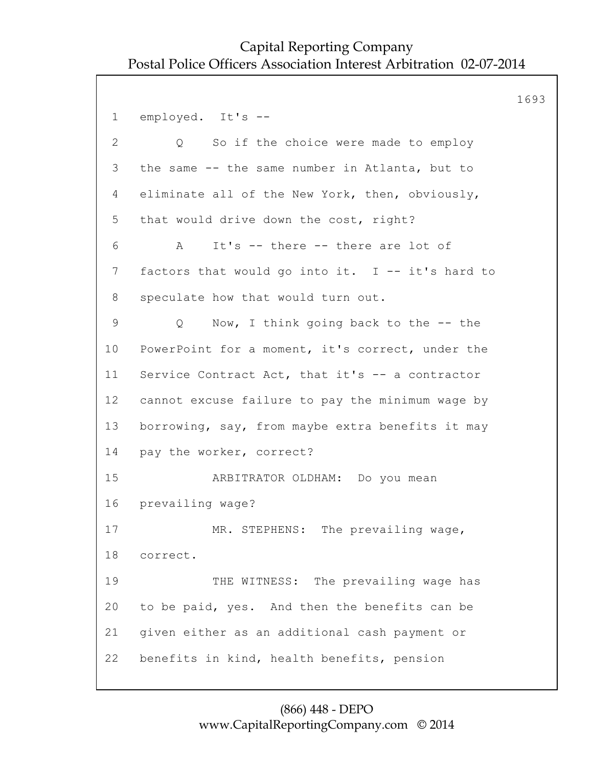1 employed. It's --

2 Q So if the choice were made to employ

3 the same -- the same number in Atlanta, but to

4 eliminate all of the New York, then, obviously,

5 that would drive down the cost, right?

6 A It's -- there -- there are lot of

7 factors that would go into it. I -- it's hard to

8 speculate how that would turn out.

9 Q Now, I think going back to the -- the

10 PowerPoint for a moment, it's correct, under the

11 Service Contract Act, that it's -- a contractor

12 cannot excuse failure to pay the minimum wage by

13 borrowing, say, from maybe extra benefits it may

14 pay the worker, correct?

15 ARBITRATOR OLDHAM: Do you mean

16 prevailing wage?

17 MR. STEPHENS: The prevailing wage,

18 correct.

19 THE WITNESS: The prevailing wage has

20 to be paid, yes. And then the benefits can be

21 given either as an additional cash payment or

22 benefits in kind, health benefits, pension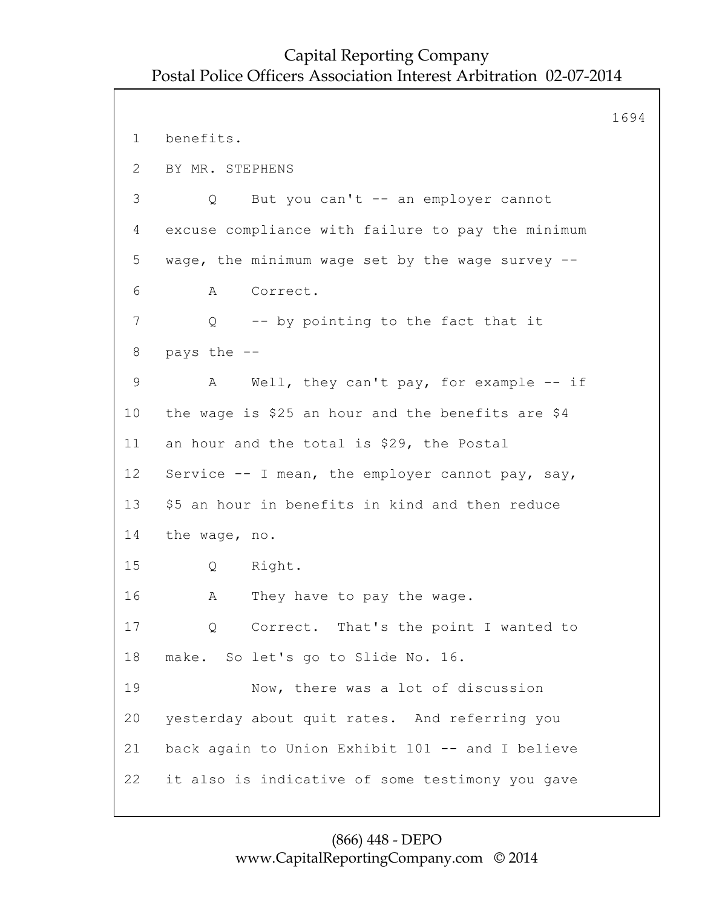1 benefits.

2 BY MR. STEPHENS

3 Q But you can't -- an employer cannot

4 excuse compliance with failure to pay the minimum

5 wage, the minimum wage set by the wage survey --

6 A Correct.

7 Q -- by pointing to the fact that it

8 pays the --

9 A Well, they can't pay, for example -- if

10 the wage is $25 an hour and the benefits are $4

11 an hour and the total is $29, the Postal

12 Service -- I mean, the employer cannot pay, say,

13 $5 an hour in benefits in kind and then reduce

14 the wage, no.

15 Q Right.

16 A They have to pay the wage.

17 Q Correct. That's the point I wanted to

18 make. So let's go to Slide No. 16.

19 Now, there was a lot of discussion

20 yesterday about quit rates. And referring you

21 back again to Union Exhibit 101 -- and I believe

22 it also is indicative of some testimony you gave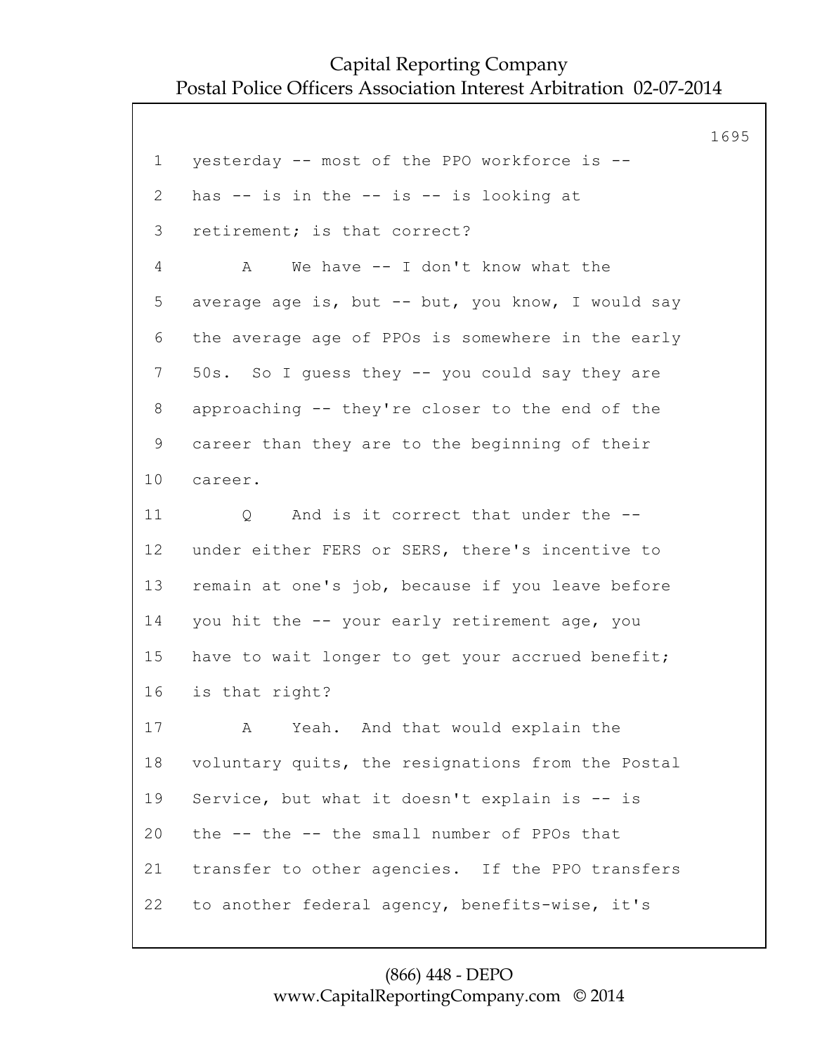1 yesterday -- most of the PPO workforce is --
2 has -- is in the -- is -- is looking at
3 retirement; is that correct?
4 A We have -- I don't know what the
5 average age is, but -- but, you know, I would say
6 the average age of PPOs is somewhere in the early
7 50s. So I guess they -- you could say they are
8 approaching -- they're closer to the end of the
9 career than they are to the beginning of their
10 career.
11 Q And is it correct that under the --
12 under either FERS or SERS, there's incentive to
13 remain at one's job, because if you leave before
14 you hit the -- your early retirement age, you
15 have to wait longer to get your accrued benefit;
16 is that right?
17 A Yeah. And that would explain the
18 voluntary quits, the resignations from the Postal
19 Service, but what it doesn't explain is -- is
20 the -- the -- the small number of PPOs that
21 transfer to other agencies. If the PPO transfers
22 to another federal agency, benefits-wise, it's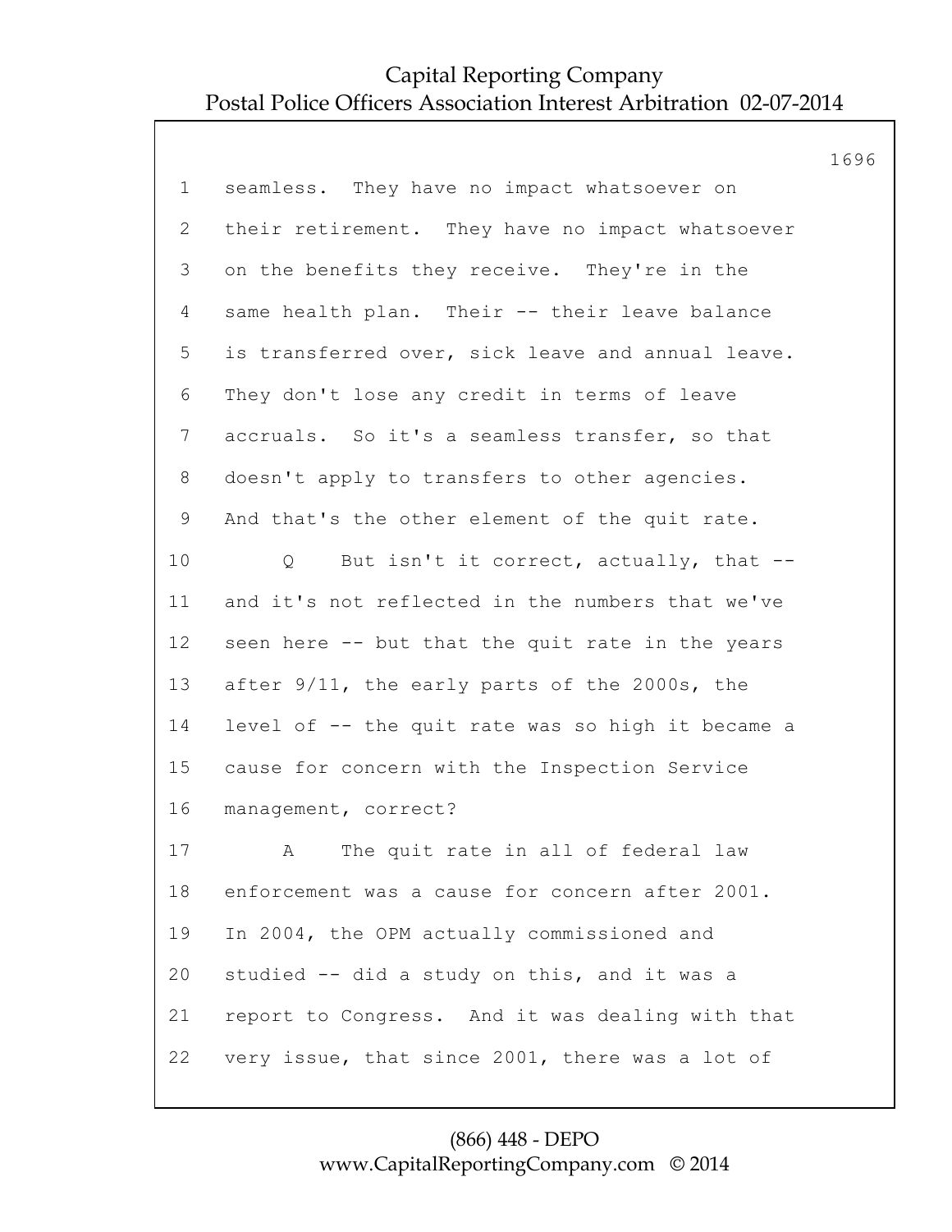seamless. They have no impact whatsoever on their retirement. They have no impact whatsoever on the benefits they receive. They're in the same health plan. Their -- their leave balance is transferred over, sick leave and annual leave. They don't lose any credit in terms of leave accruals. So it's a seamless transfer, so that doesn't apply to transfers to other agencies. And that's the other element of the quit rate.

Q But isn't it correct, actually, that -- and it's not reflected in the numbers that we've seen here -- but that the quit rate in the years after 9/11, the early parts of the 2000s, the level of -- the quit rate was so high it became a cause for concern with the Inspection Service management, correct?

A The quit rate in all of federal law enforcement was a cause for concern after 2001. In 2004, the OPM actually commissioned and studied -- did a study on this, and it was a report to Congress. And it was dealing with that very issue, that since 2001, there was a lot of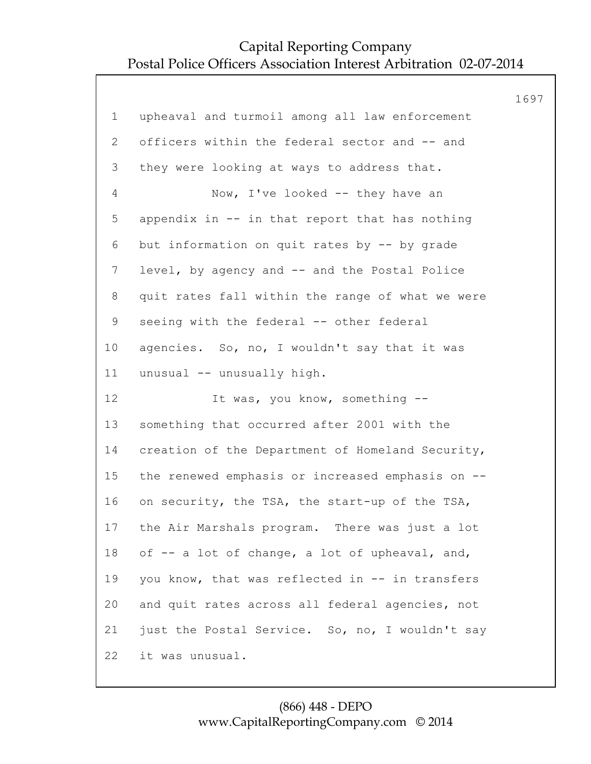1 upheaval and turmoil among all law enforcement
2 officers within the federal sector and -- and
3 they were looking at ways to address that.
4 Now, I've looked -- they have an
5 appendix in -- in that report that has nothing
6 but information on quit rates by -- by grade
7 level, by agency and -- and the Postal Police
8 quit rates fall within the range of what we were
9 seeing with the federal -- other federal
10 agencies. So, no, I wouldn't say that it was
11 unusual -- unusually high.
12 It was, you know, something --
13 something that occurred after 2001 with the
14 creation of the Department of Homeland Security,
15 the renewed emphasis or increased emphasis on --
16 on security, the TSA, the start-up of the TSA,
17 the Air Marshals program. There was just a lot
18 of -- a lot of change, a lot of upheaval, and,
19 you know, that was reflected in -- in transfers
20 and quit rates across all federal agencies, not
21 just the Postal Service. So, no, I wouldn't say
22 it was unusual.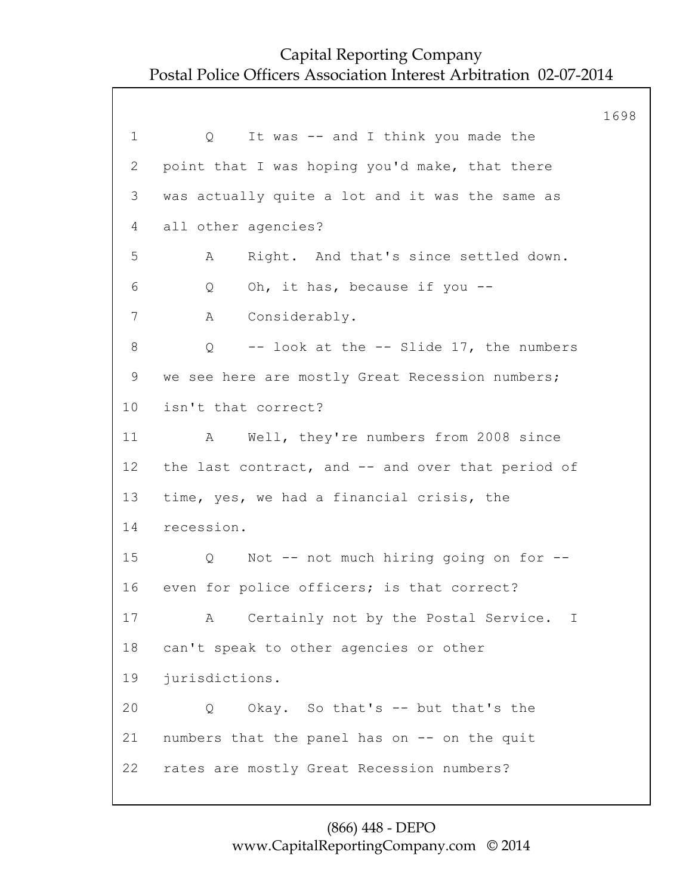1 Q It was -- and I think you made the
2 point that I was hoping you'd make, that there
3 was actually quite a lot and it was the same as
4 all other agencies?
5 A Right. And that's since settled down.
6 Q Oh, it has, because if you --
7 A Considerably.
8 Q -- look at the -- Slide 17, the numbers
9 we see here are mostly Great Recession numbers;
10 isn't that correct?
11 A Well, they're numbers from 2008 since
12 the last contract, and -- and over that period of
13 time, yes, we had a financial crisis, the
14 recession.
15 Q Not -- not much hiring going on for --
16 even for police officers; is that correct?
17 A Certainly not by the Postal Service. I
18 can't speak to other agencies or other
19 jurisdictions.
20 Q Okay. So that's -- but that's the
21 numbers that the panel has on -- on the quit
22 rates are mostly Great Recession numbers?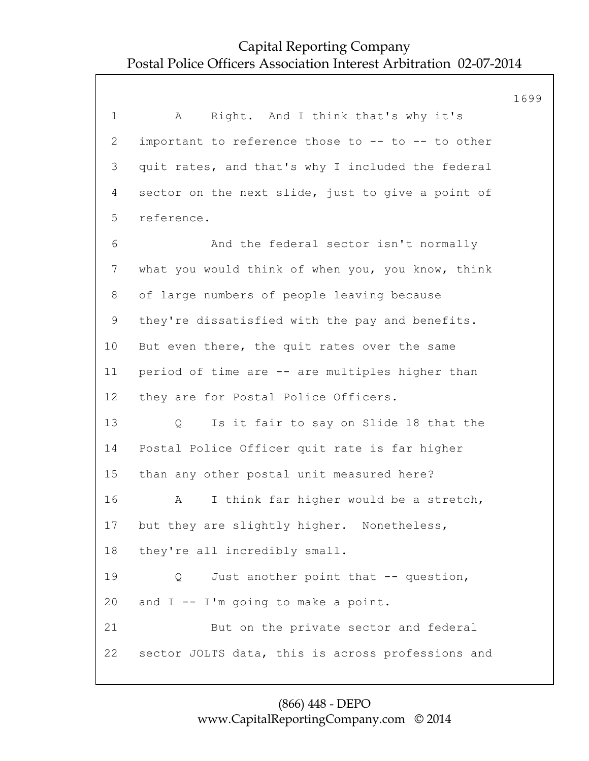1 A Right. And I think that's why it's
2 important to reference those to -- to -- to other
3 quit rates, and that's why I included the federal
4 sector on the next slide, just to give a point of
5 reference.
6 And the federal sector isn't normally
7 what you would think of when you, you know, think
8 of large numbers of people leaving because
9 they're dissatisfied with the pay and benefits.
10 But even there, the quit rates over the same
11 period of time are -- are multiples higher than
12 they are for Postal Police Officers.
13 Q Is it fair to say on Slide 18 that the
14 Postal Police Officer quit rate is far higher
15 than any other postal unit measured here?
16 A I think far higher would be a stretch,
17 but they are slightly higher. Nonetheless,
18 they're all incredibly small.
19 Q Just another point that -- question,
20 and I -- I'm going to make a point.
21 But on the private sector and federal
22 sector JOLTS data, this is across professions and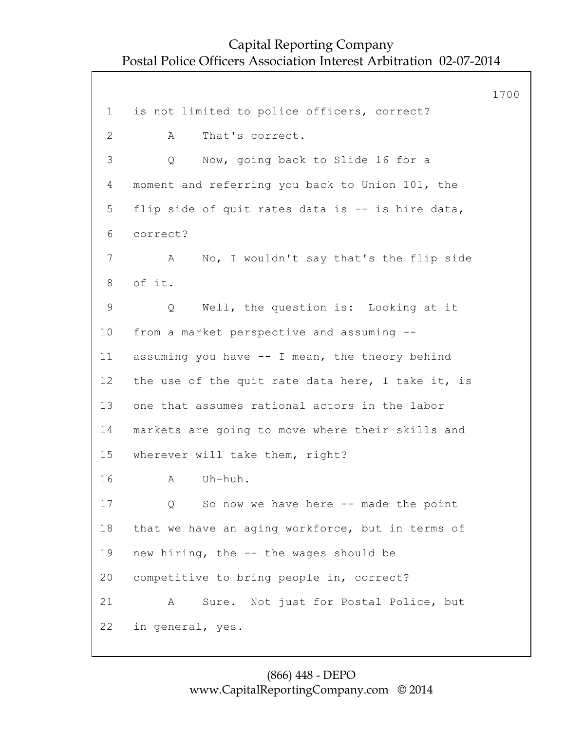1 is not limited to police officers, correct?

2 A That's correct.

3 Q Now, going back to Slide 16 for a

4 moment and referring you back to Union 101, the

5 flip side of quit rates data is -- is hire data,

6 correct?

7 A No, I wouldn't say that's the flip side

8 of it.

9 Q Well, the question is: Looking at it

10 from a market perspective and assuming --

11 assuming you have -- I mean, the theory behind

12 the use of the quit rate data here, I take it, is

13 one that assumes rational actors in the labor

14 markets are going to move where their skills and

15 wherever will take them, right?

16 A Uh-huh.

17 Q So now we have here -- made the point

18 that we have an aging workforce, but in terms of

19 new hiring, the -- the wages should be

20 competitive to bring people in, correct?

21 A Sure. Not just for Postal Police, but

22 in general, yes.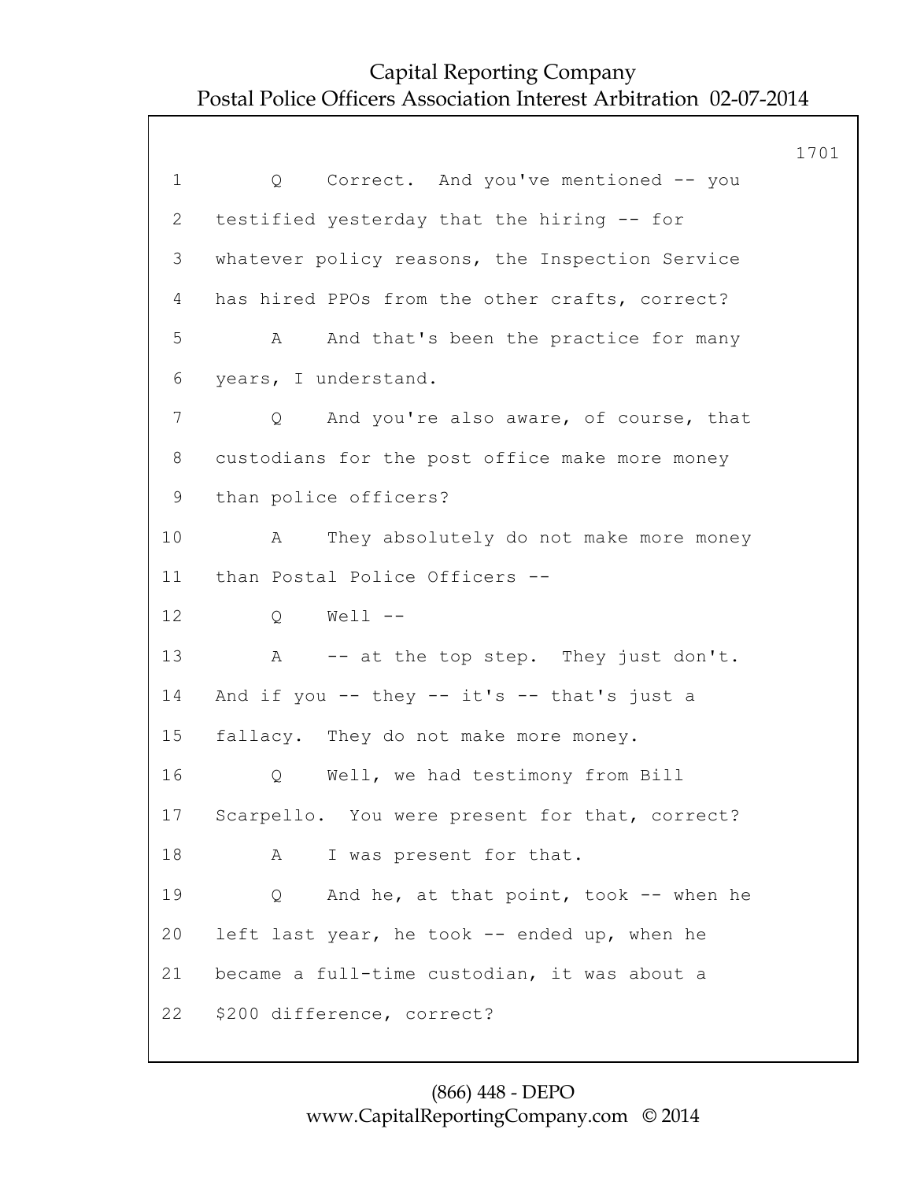1 Q Correct. And you've mentioned -- you
2 testified yesterday that the hiring -- for
3 whatever policy reasons, the Inspection Service
4 has hired PPOs from the other crafts, correct?
5 A And that's been the practice for many
6 years, I understand.
7 Q And you're also aware, of course, that
8 custodians for the post office make more money
9 than police officers?
10 A They absolutely do not make more money
11 than Postal Police Officers --
12 Q Well --
13 A -- at the top step. They just don't.
14 And if you -- they -- it's -- that's just a
15 fallacy. They do not make more money.
16 Q Well, we had testimony from Bill
17 Scarpello. You were present for that, correct?
18 A I was present for that.
19 Q And he, at that point, took -- when he
20 left last year, he took -- ended up, when he
21 became a full-time custodian, it was about a
22 $200 difference, correct?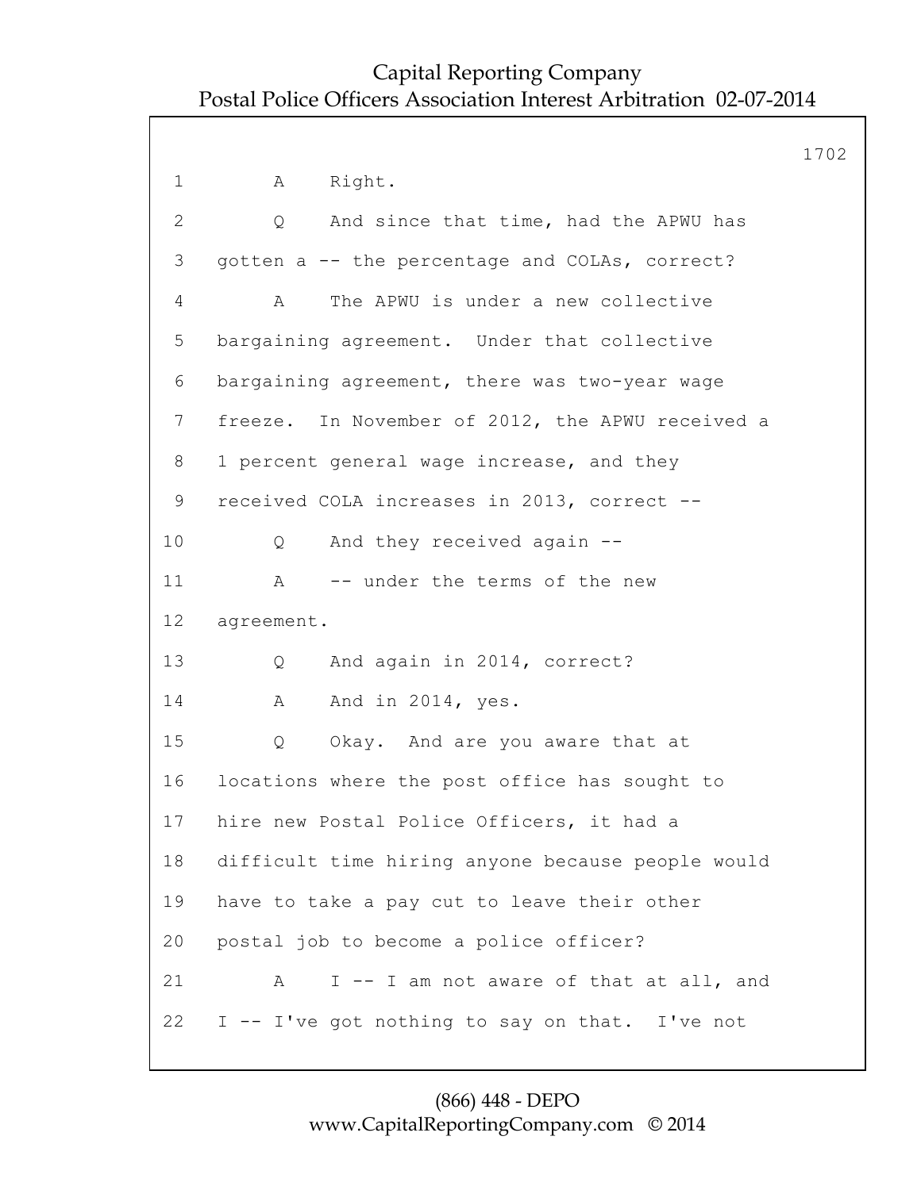1 A Right.

2 Q And since that time, had the APWU has

3 gotten a -- the percentage and COLAs, correct?

4 A The APWU is under a new collective

5 bargaining agreement. Under that collective

6 bargaining agreement, there was two-year wage

7 freeze. In November of 2012, the APWU received a

8 1 percent general wage increase, and they

9 received COLA increases in 2013, correct --

10 Q And they received again --

11 A -- under the terms of the new

12 agreement.

13 Q And again in 2014, correct?

14 A And in 2014, yes.

15 Q Okay. And are you aware that at

16 locations where the post office has sought to

17 hire new Postal Police Officers, it had a

18 difficult time hiring anyone because people would

19 have to take a pay cut to leave their other

20 postal job to become a police officer?

21 A I -- I am not aware of that at all, and

22 I -- I've got nothing to say on that. I've not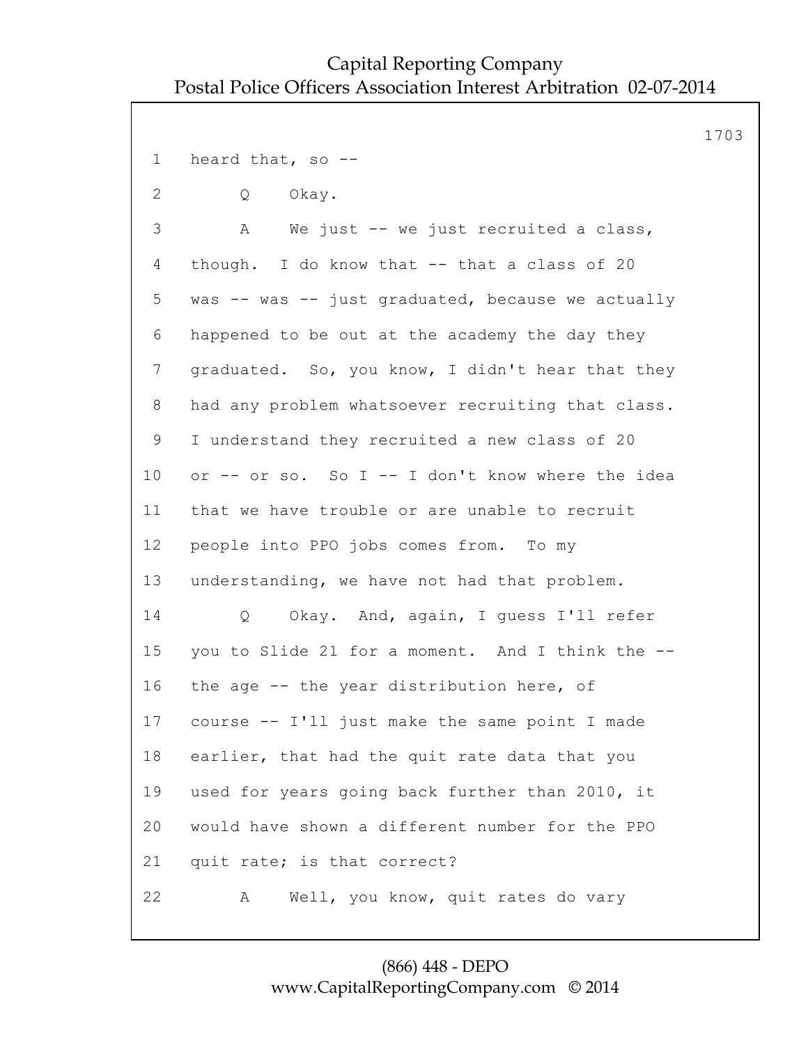heard that, so --

Q Okay.

A We just -- we just recruited a class, though. I do know that -- that a class of 20 was -- was -- just graduated, because we actually happened to be out at the academy the day they graduated. So, you know, I didn't hear that they had any problem whatsoever recruiting that class. I understand they recruited a new class of 20 or -- or so. So I -- I don't know where the idea that we have trouble or are unable to recruit people into PPO jobs comes from. To my understanding, we have not had that problem.

Q Okay. And, again, I guess I'll refer you to Slide 21 for a moment. And I think the -- the age -- the year distribution here, of course -- I'll just make the same point I made earlier, that had the quit rate data that you used for years going back further than 2010, it would have shown a different number for the PPO quit rate; is that correct?

A Well, you know, quit rates do vary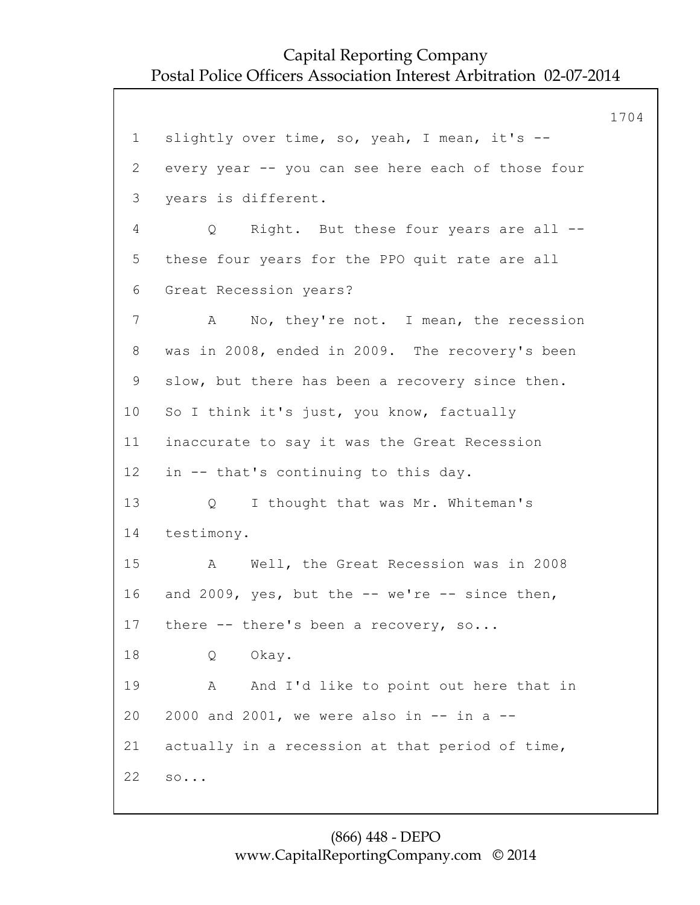1 slightly over time, so, yeah, I mean, it's --
2 every year -- you can see here each of those four
3 years is different.
4 Q Right. But these four years are all --
5 these four years for the PPO quit rate are all
6 Great Recession years?
7 A No, they're not. I mean, the recession
8 was in 2008, ended in 2009. The recovery's been
9 slow, but there has been a recovery since then.
10 So I think it's just, you know, factually
11 inaccurate to say it was the Great Recession
12 in -- that's continuing to this day.
13 Q I thought that was Mr. Whiteman's
14 testimony.
15 A Well, the Great Recession was in 2008
16 and 2009, yes, but the -- we're -- since then,
17 there -- there's been a recovery, so...
18 Q Okay.
19 A And I'd like to point out here that in
20 2000 and 2001, we were also in -- in a --
21 actually in a recession at that period of time,
22 so...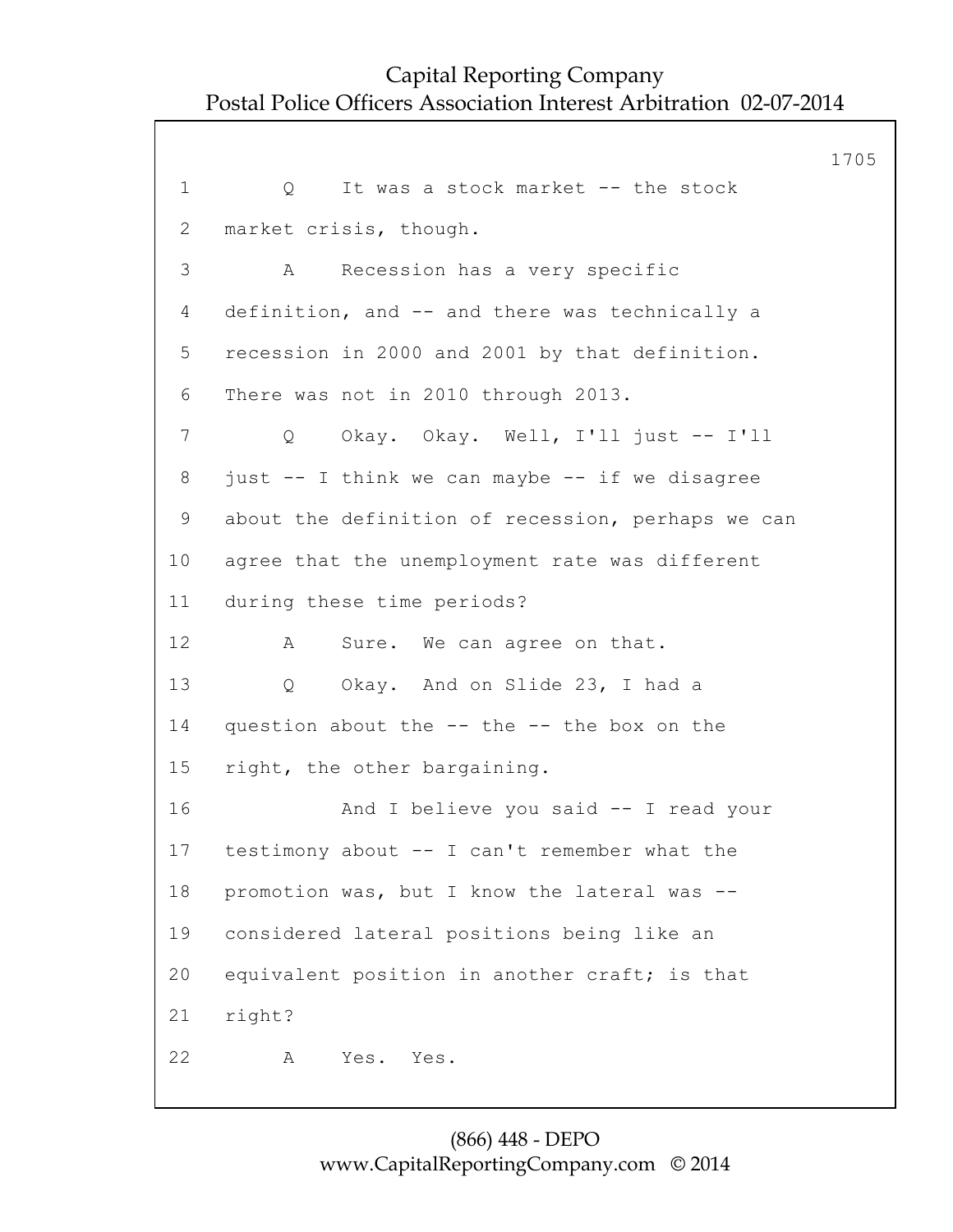1 Q It was a stock market -- the stock
2 market crisis, though.
3 A Recession has a very specific
4 definition, and -- and there was technically a
5 recession in 2000 and 2001 by that definition.
6 There was not in 2010 through 2013.
7 Q Okay. Okay. Well, I'll just -- I'll
8 just -- I think we can maybe -- if we disagree
9 about the definition of recession, perhaps we can
10 agree that the unemployment rate was different
11 during these time periods?
12 A Sure. We can agree on that.
13 Q Okay. And on Slide 23, I had a
14 question about the -- the -- the box on the
15 right, the other bargaining.
16 And I believe you said -- I read your
17 testimony about -- I can't remember what the
18 promotion was, but I know the lateral was --
19 considered lateral positions being like an
20 equivalent position in another craft; is that
21 right?
22 A Yes. Yes.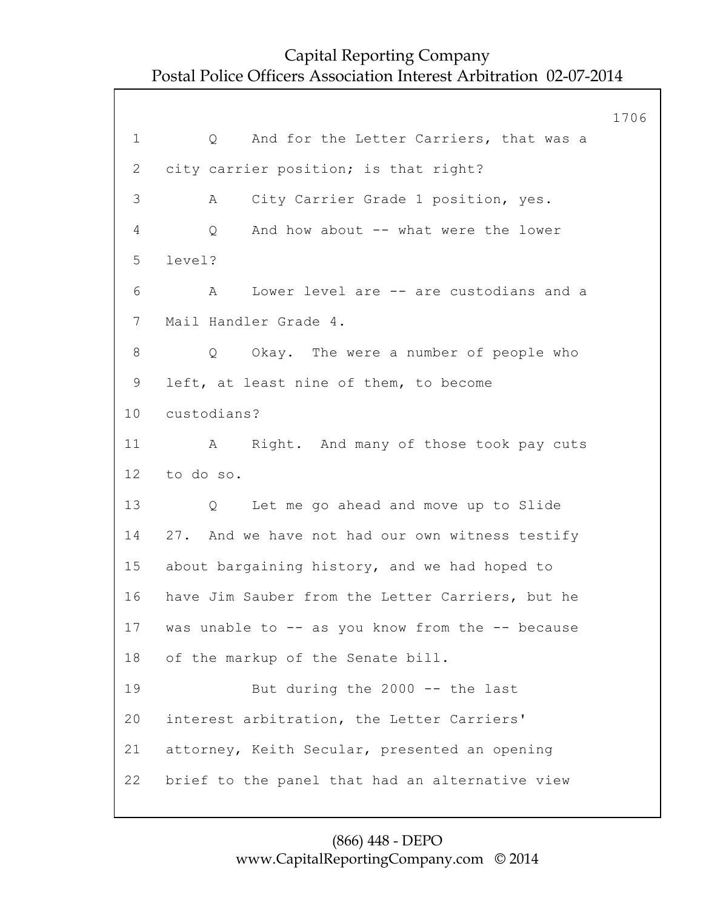1 Q And for the Letter Carriers, that was a
2 city carrier position; is that right?
3 A City Carrier Grade 1 position, yes.
4 Q And how about -- what were the lower
5 level?
6 A Lower level are -- are custodians and a
7 Mail Handler Grade 4.
8 Q Okay. The were a number of people who
9 left, at least nine of them, to become
10 custodians?
11 A Right. And many of those took pay cuts
12 to do so.
13 Q Let me go ahead and move up to Slide
14 27. And we have not had our own witness testify
15 about bargaining history, and we had hoped to
16 have Jim Sauber from the Letter Carriers, but he
17 was unable to -- as you know from the -- because
18 of the markup of the Senate bill.
19 But during the 2000 -- the last
20 interest arbitration, the Letter Carriers'
21 attorney, Keith Secular, presented an opening
22 brief to the panel that had an alternative view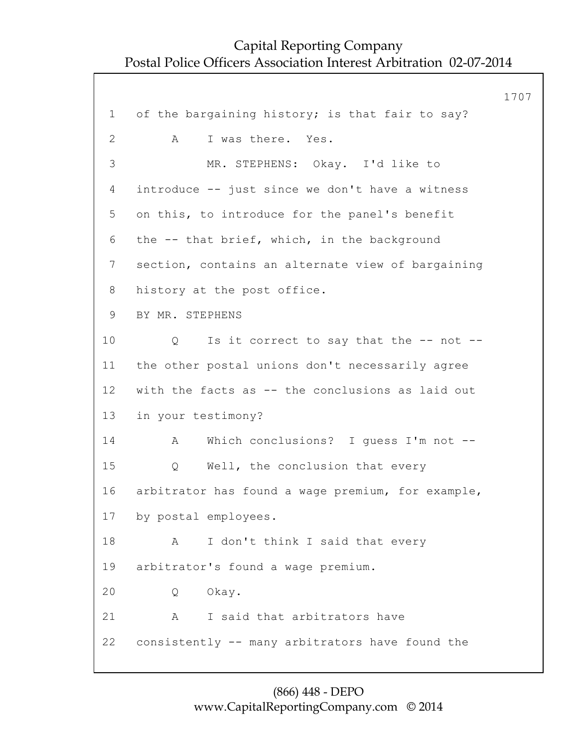1 of the bargaining history; is that fair to say?

2 A I was there. Yes.

3 MR. STEPHENS: Okay. I'd like to

4 introduce -- just since we don't have a witness

5 on this, to introduce for the panel's benefit

6 the -- that brief, which, in the background

7 section, contains an alternate view of bargaining

8 history at the post office.

9 BY MR. STEPHENS

10 Q Is it correct to say that the -- not --

11 the other postal unions don't necessarily agree

12 with the facts as -- the conclusions as laid out

13 in your testimony?

14 A Which conclusions? I guess I'm not --

15 Q Well, the conclusion that every

16 arbitrator has found a wage premium, for example,

17 by postal employees.

18 A I don't think I said that every

19 arbitrator's found a wage premium.

20 Q Okay.

21 A I said that arbitrators have

22 consistently -- many arbitrators have found the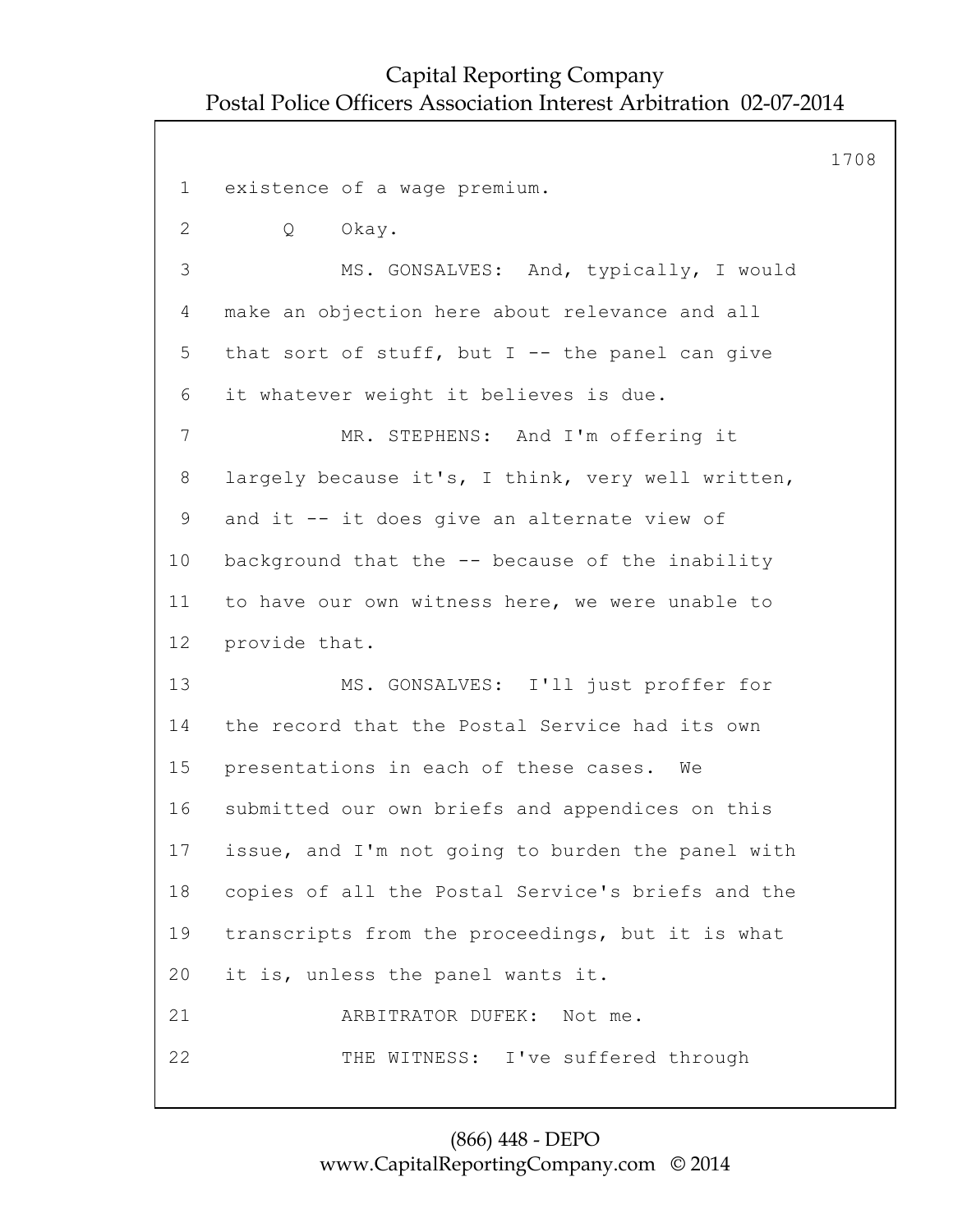1 existence of a wage premium.

2 Q Okay.

3 MS. GONSALVES: And, typically, I would

4 make an objection here about relevance and all

5 that sort of stuff, but I -- the panel can give

6 it whatever weight it believes is due.

7 MR. STEPHENS: And I'm offering it

8 largely because it's, I think, very well written,

9 and it -- it does give an alternate view of

10 background that the -- because of the inability

11 to have our own witness here, we were unable to

12 provide that.

13 MS. GONSALVES: I'll just proffer for

14 the record that the Postal Service had its own

15 presentations in each of these cases. We

16 submitted our own briefs and appendices on this

17 issue, and I'm not going to burden the panel with

18 copies of all the Postal Service's briefs and the

19 transcripts from the proceedings, but it is what

20 it is, unless the panel wants it.

21 ARBITRATOR DUFEK: Not me.

22 THE WITNESS: I've suffered through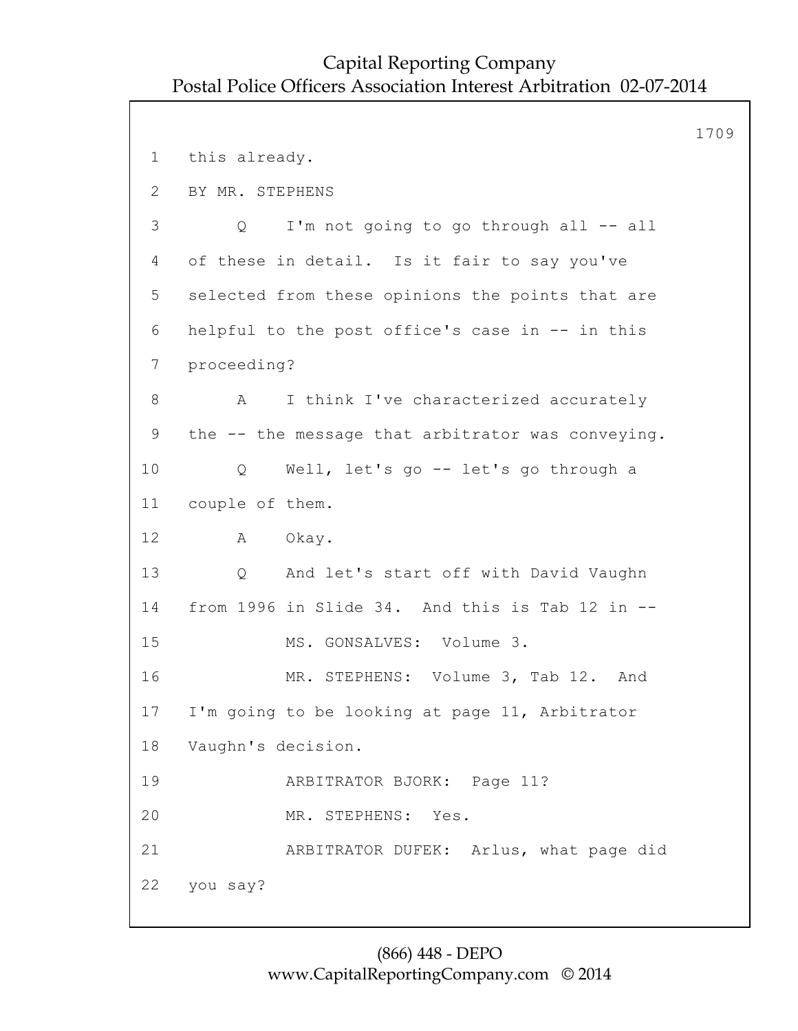1 this already.

2 BY MR. STEPHENS

3 Q I'm not going to go through all -- all

4 of these in detail. Is it fair to say you've

5 selected from these opinions the points that are

6 helpful to the post office's case in -- in this

7 proceeding?

8 A I think I've characterized accurately

9 the -- the message that arbitrator was conveying.

10 Q Well, let's go -- let's go through a

11 couple of them.

12 A Okay.

13 Q And let's start off with David Vaughn

14 from 1996 in Slide 34. And this is Tab 12 in --

15 MS. GONSALVES: Volume 3.

16 MR. STEPHENS: Volume 3, Tab 12. And

17 I'm going to be looking at page 11, Arbitrator

18 Vaughn's decision.

19 ARBITRATOR BJORK: Page 11?

20 MR. STEPHENS: Yes.

21 ARBITRATOR DUFEK: Arlus, what page did

22 you say?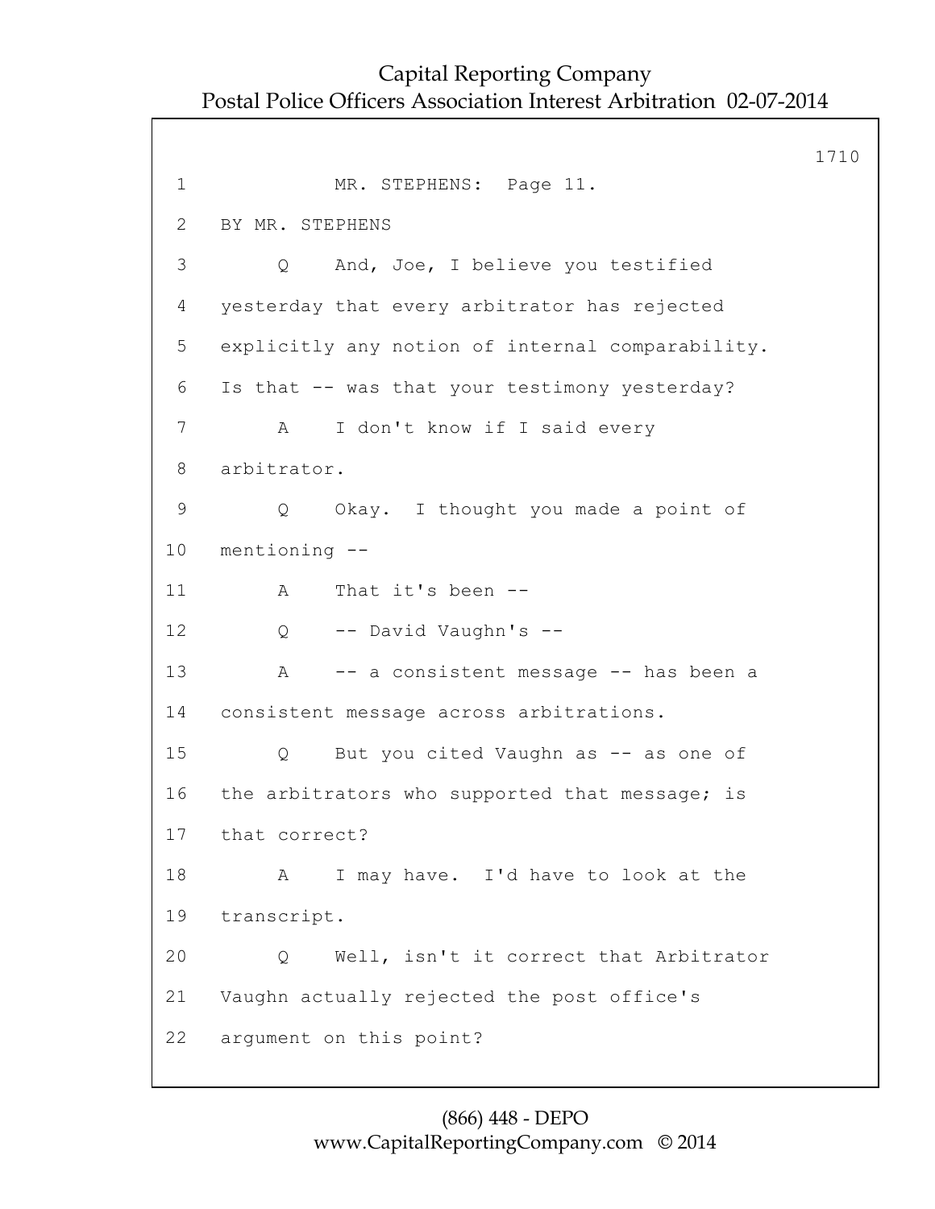MR. STEPHENS: Page 11.

BY MR. STEPHENS

Q And, Joe, I believe you testified yesterday that every arbitrator has rejected explicitly any notion of internal comparability. Is that -- was that your testimony yesterday?

A I don't know if I said every arbitrator.

Q Okay. I thought you made a point of mentioning --

A That it's been --

Q -- David Vaughn's --

A -- a consistent message -- has been a consistent message across arbitrations.

Q But you cited Vaughn as -- as one of the arbitrators who supported that message; is that correct?

A I may have. I'd have to look at the transcript.

Q Well, isn't it correct that Arbitrator Vaughn actually rejected the post office's argument on this point?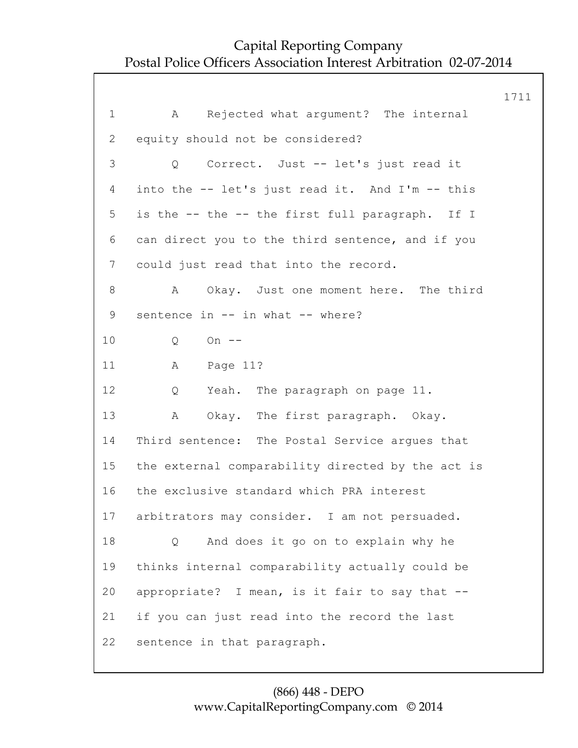1 A Rejected what argument? The internal

2 equity should not be considered?

3 Q Correct. Just -- let's just read it

4 into the -- let's just read it. And I'm -- this

5 is the -- the -- the first full paragraph. If I

6 can direct you to the third sentence, and if you

7 could just read that into the record.

8 A Okay. Just one moment here. The third

9 sentence in -- in what -- where?

10 Q On --

11 A Page 11?

12 Q Yeah. The paragraph on page 11.

13 A Okay. The first paragraph. Okay.

14 Third sentence: The Postal Service argues that

15 the external comparability directed by the act is

16 the exclusive standard which PRA interest

17 arbitrators may consider. I am not persuaded.

18 Q And does it go on to explain why he

19 thinks internal comparability actually could be

20 appropriate? I mean, is it fair to say that --

21 if you can just read into the record the last

22 sentence in that paragraph.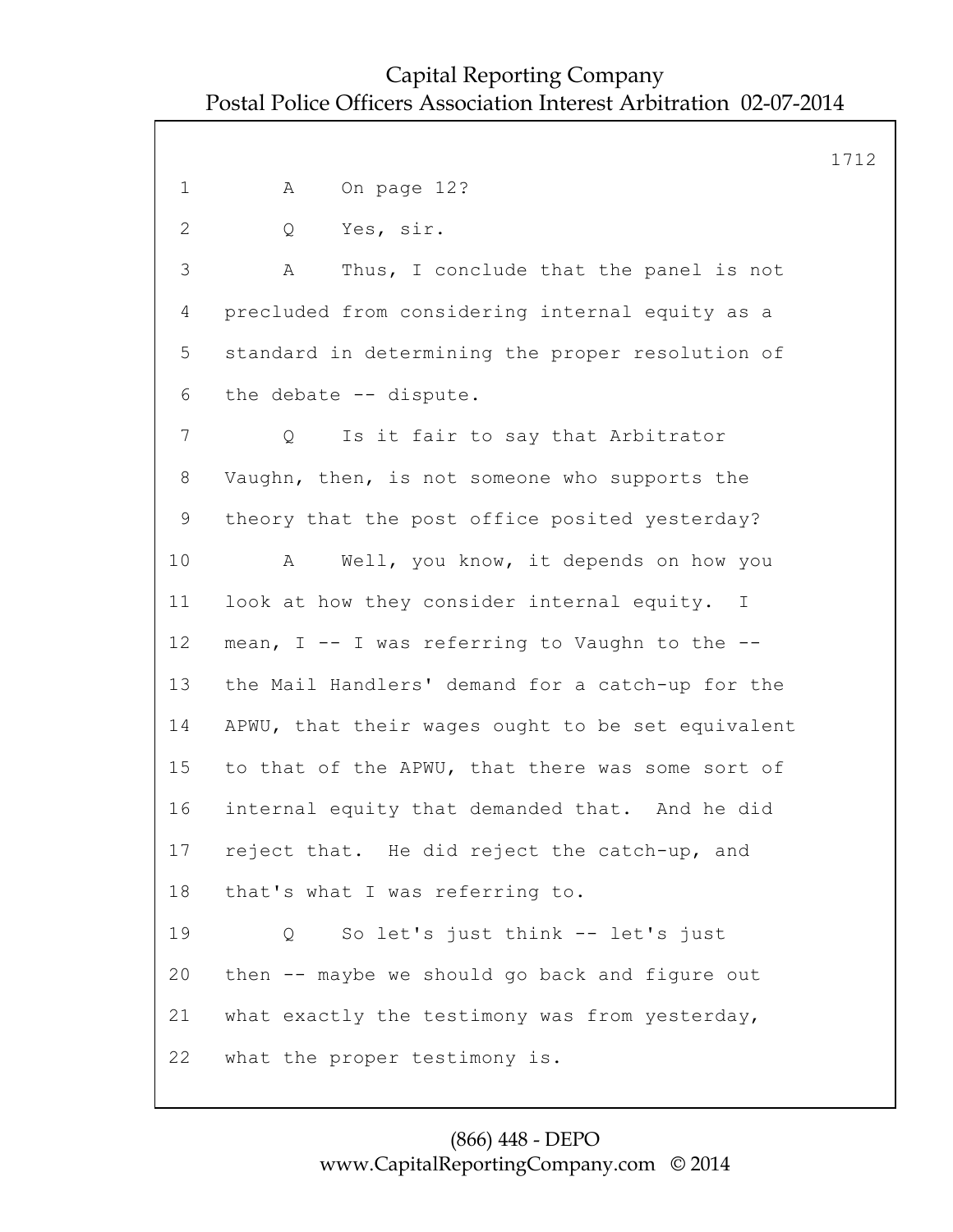1 A On page 12?

2 Q Yes, sir.

3 A Thus, I conclude that the panel is not

4 precluded from considering internal equity as a

5 standard in determining the proper resolution of

6 the debate -- dispute.

7 Q Is it fair to say that Arbitrator

8 Vaughn, then, is not someone who supports the

9 theory that the post office posited yesterday?

10 A Well, you know, it depends on how you

11 look at how they consider internal equity. I

12 mean, I -- I was referring to Vaughn to the --

13 the Mail Handlers' demand for a catch-up for the

14 APWU, that their wages ought to be set equivalent

15 to that of the APWU, that there was some sort of

16 internal equity that demanded that. And he did

17 reject that. He did reject the catch-up, and

18 that's what I was referring to.

19 Q So let's just think -- let's just

20 then -- maybe we should go back and figure out

21 what exactly the testimony was from yesterday,

22 what the proper testimony is.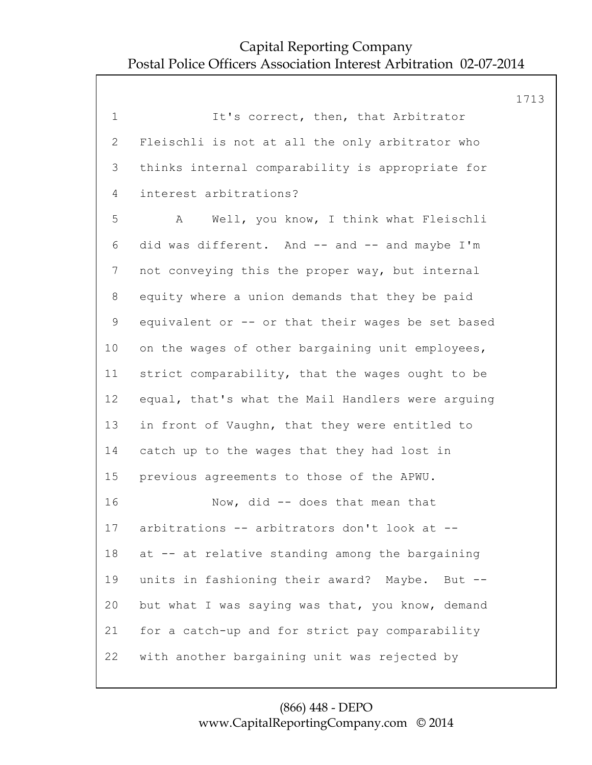1 It's correct, then, that Arbitrator
2 Fleischli is not at all the only arbitrator who
3 thinks internal comparability is appropriate for
4 interest arbitrations?
5 A Well, you know, I think what Fleischli
6 did was different. And -- and -- and maybe I'm
7 not conveying this the proper way, but internal
8 equity where a union demands that they be paid
9 equivalent or -- or that their wages be set based
10 on the wages of other bargaining unit employees,
11 strict comparability, that the wages ought to be
12 equal, that's what the Mail Handlers were arguing
13 in front of Vaughn, that they were entitled to
14 catch up to the wages that they had lost in
15 previous agreements to those of the APWU.
16 Now, did -- does that mean that
17 arbitrations -- arbitrators don't look at --
18 at -- at relative standing among the bargaining
19 units in fashioning their award? Maybe. But --
20 but what I was saying was that, you know, demand
21 for a catch-up and for strict pay comparability
22 with another bargaining unit was rejected by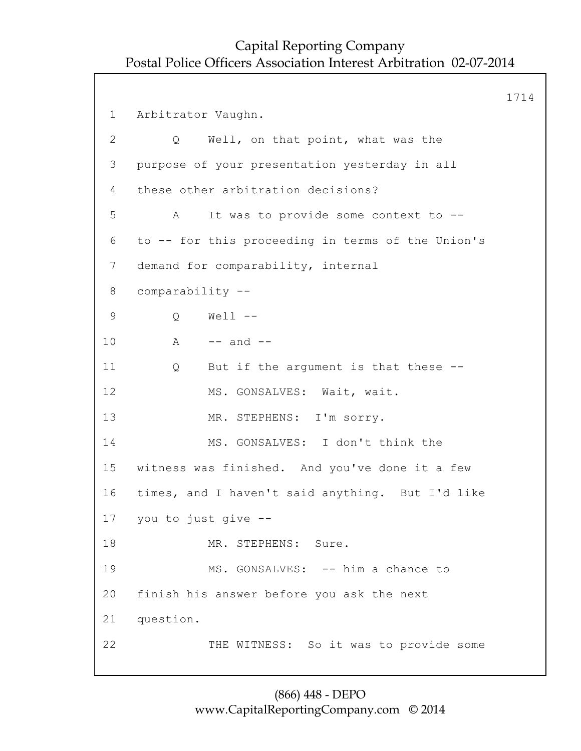1 Arbitrator Vaughn.

2 Q Well, on that point, what was the

3 purpose of your presentation yesterday in all

4 these other arbitration decisions?

5 A It was to provide some context to --

6 to -- for this proceeding in terms of the Union's

7 demand for comparability, internal

8 comparability --

9 Q Well --

10 A -- and --

11 Q But if the argument is that these --

12 MS. GONSALVES: Wait, wait.

13 MR. STEPHENS: I'm sorry.

14 MS. GONSALVES: I don't think the

15 witness was finished. And you've done it a few

16 times, and I haven't said anything. But I'd like

17 you to just give --

18 MR. STEPHENS: Sure.

19 MS. GONSALVES: -- him a chance to

20 finish his answer before you ask the next

21 question.

22 THE WITNESS: So it was to provide some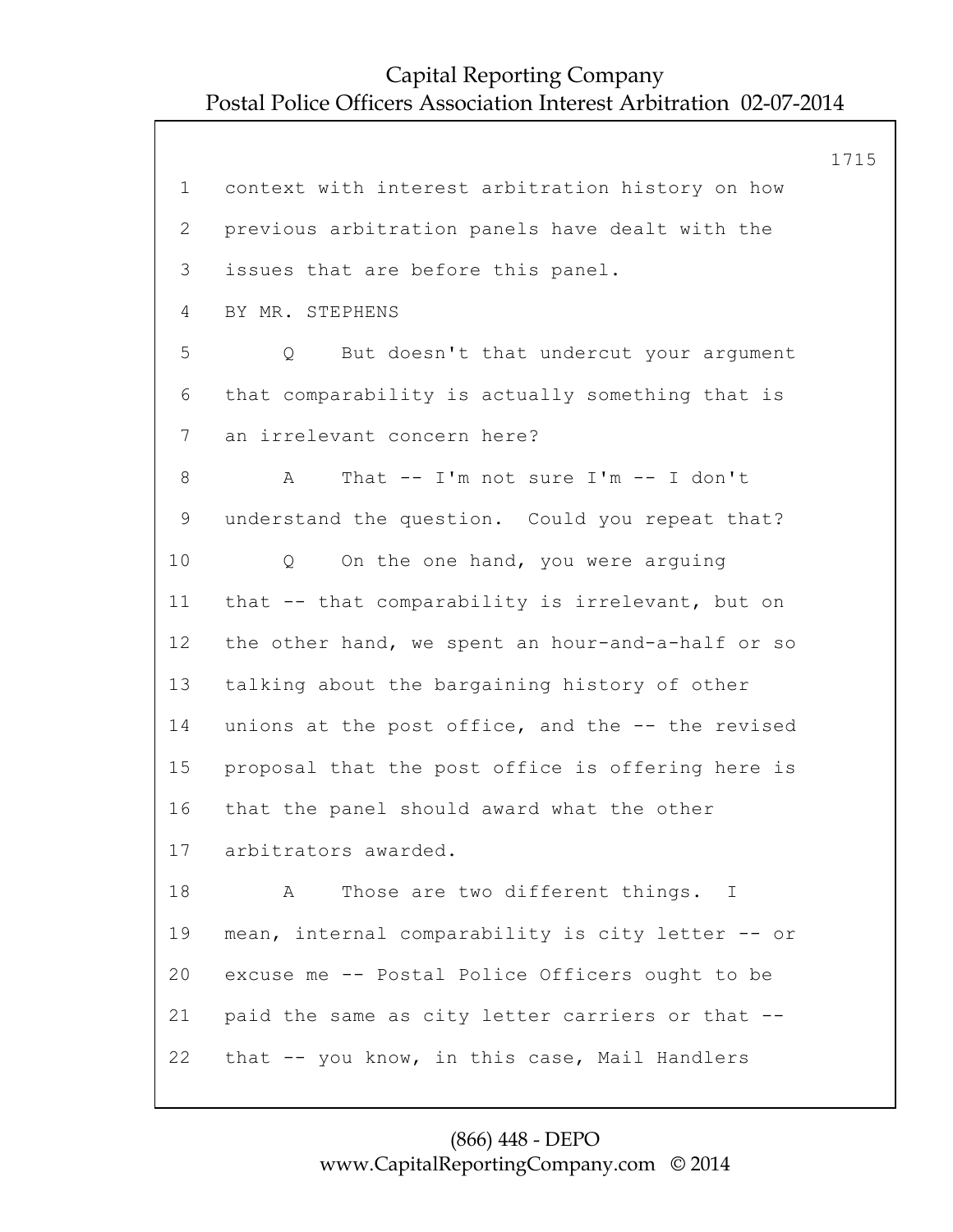context with interest arbitration history on how previous arbitration panels have dealt with the issues that are before this panel.

BY MR. STEPHENS

Q But doesn't that undercut your argument that comparability is actually something that is an irrelevant concern here?

A That -- I'm not sure I'm -- I don't understand the question. Could you repeat that?

Q On the one hand, you were arguing that -- that comparability is irrelevant, but on the other hand, we spent an hour-and-a-half or so talking about the bargaining history of other unions at the post office, and the -- the revised proposal that the post office is offering here is that the panel should award what the other arbitrators awarded.

A Those are two different things. I mean, internal comparability is city letter -- or excuse me -- Postal Police Officers ought to be paid the same as city letter carriers or that -- that -- you know, in this case, Mail Handlers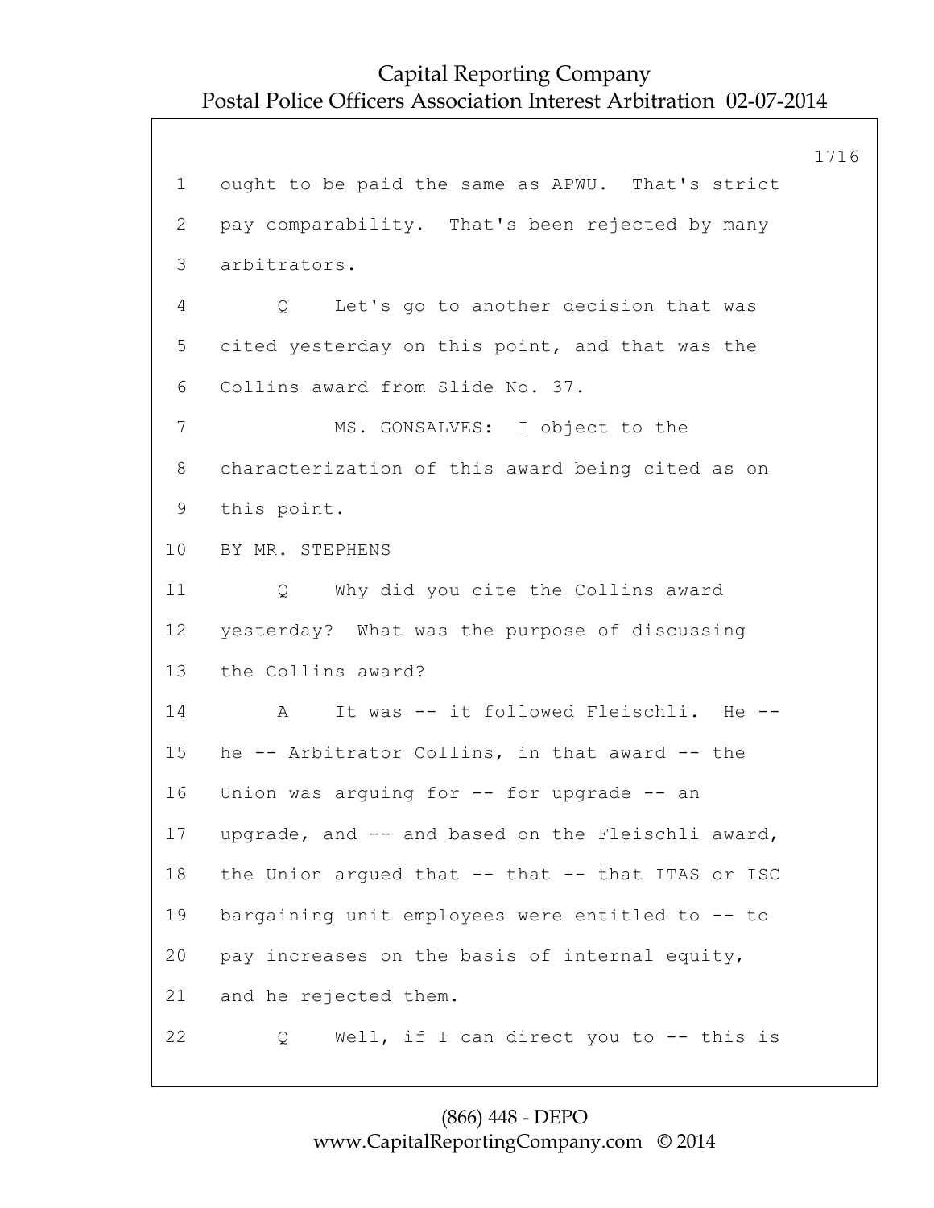1 ought to be paid the same as APWU. That's strict
2 pay comparability. That's been rejected by many
3 arbitrators.
4 Q Let's go to another decision that was
5 cited yesterday on this point, and that was the
6 Collins award from Slide No. 37.
7 MS. GONSALVES: I object to the
8 characterization of this award being cited as on
9 this point.
10 BY MR. STEPHENS
11 Q Why did you cite the Collins award
12 yesterday? What was the purpose of discussing
13 the Collins award?
14 A It was -- it followed Fleischli. He --
15 he -- Arbitrator Collins, in that award -- the
16 Union was arguing for -- for upgrade -- an
17 upgrade, and -- and based on the Fleischli award,
18 the Union argued that -- that -- that ITAS or ISC
19 bargaining unit employees were entitled to -- to
20 pay increases on the basis of internal equity,
21 and he rejected them.
22 Q Well, if I can direct you to -- this is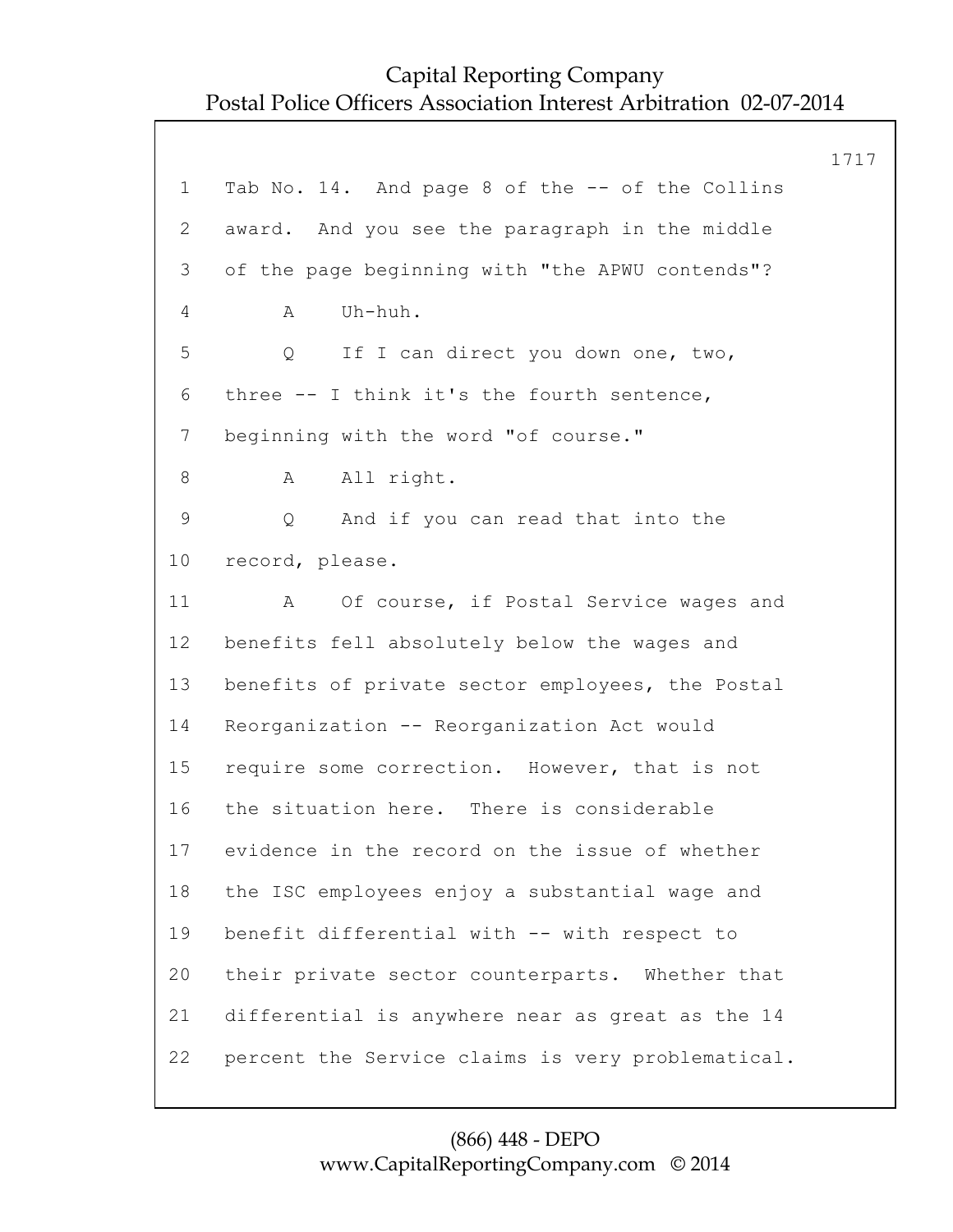1 Tab No. 14. And page 8 of the -- of the Collins
2 award. And you see the paragraph in the middle
3 of the page beginning with "the APWU contends"?
4 A Uh-huh.
5 Q If I can direct you down one, two,
6 three -- I think it's the fourth sentence,
7 beginning with the word "of course."
8 A All right.
9 Q And if you can read that into the
10 record, please.
11 A Of course, if Postal Service wages and
12 benefits fell absolutely below the wages and
13 benefits of private sector employees, the Postal
14 Reorganization -- Reorganization Act would
15 require some correction. However, that is not
16 the situation here. There is considerable
17 evidence in the record on the issue of whether
18 the ISC employees enjoy a substantial wage and
19 benefit differential with -- with respect to
20 their private sector counterparts. Whether that
21 differential is anywhere near as great as the 14
22 percent the Service claims is very problematical.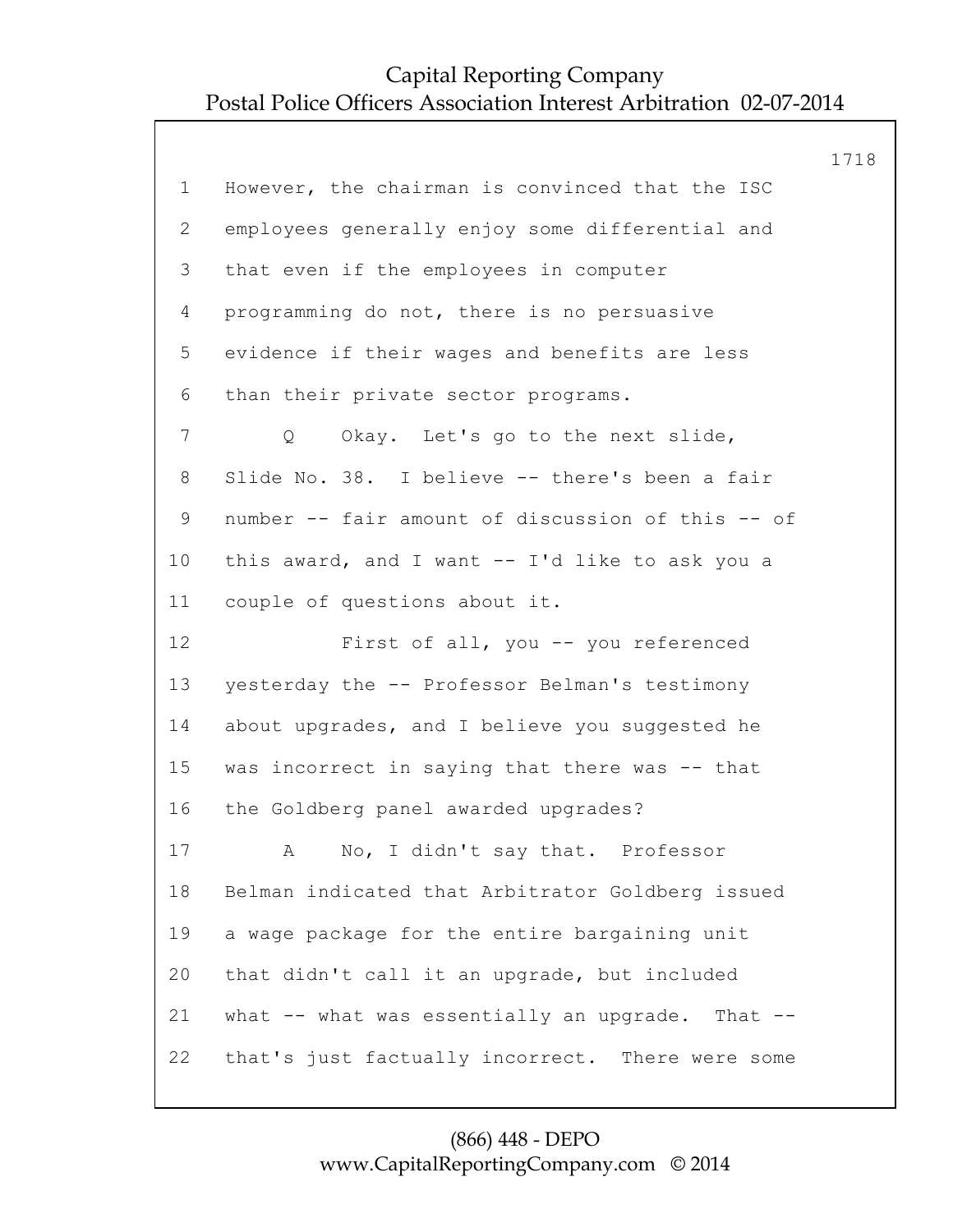1 However, the chairman is convinced that the ISC
2 employees generally enjoy some differential and
3 that even if the employees in computer
4 programming do not, there is no persuasive
5 evidence if their wages and benefits are less
6 than their private sector programs.
7 Q Okay. Let's go to the next slide,
8 Slide No. 38. I believe -- there's been a fair
9 number -- fair amount of discussion of this -- of
10 this award, and I want -- I'd like to ask you a
11 couple of questions about it.
12 First of all, you -- you referenced
13 yesterday the -- Professor Belman's testimony
14 about upgrades, and I believe you suggested he
15 was incorrect in saying that there was -- that
16 the Goldberg panel awarded upgrades?
17 A No, I didn't say that. Professor
18 Belman indicated that Arbitrator Goldberg issued
19 a wage package for the entire bargaining unit
20 that didn't call it an upgrade, but included
21 what -- what was essentially an upgrade. That --
22 that's just factually incorrect. There were some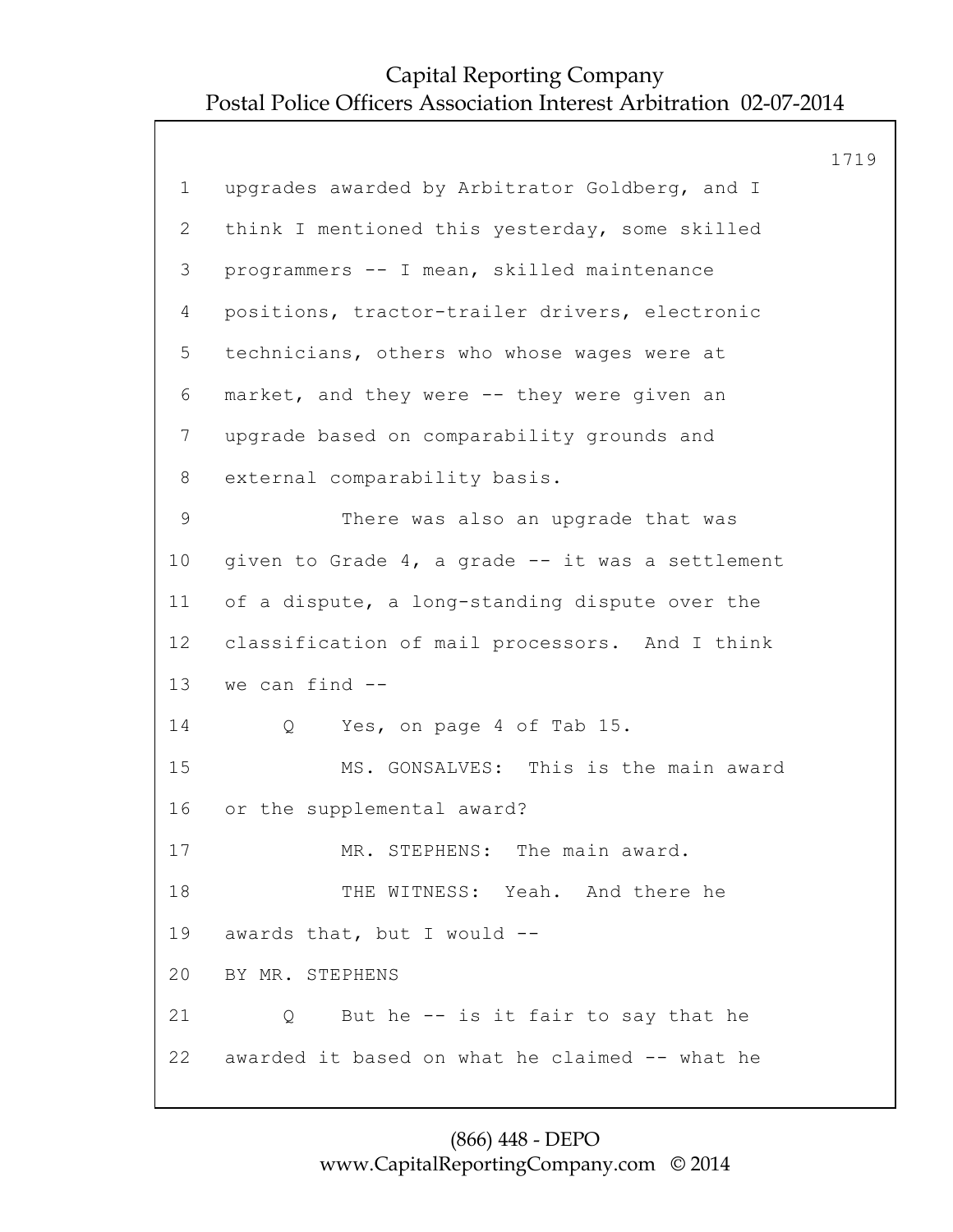1 upgrades awarded by Arbitrator Goldberg, and I
2 think I mentioned this yesterday, some skilled
3 programmers -- I mean, skilled maintenance
4 positions, tractor-trailer drivers, electronic
5 technicians, others who whose wages were at
6 market, and they were -- they were given an
7 upgrade based on comparability grounds and
8 external comparability basis.

9 There was also an upgrade that was
10 given to Grade 4, a grade -- it was a settlement
11 of a dispute, a long-standing dispute over the
12 classification of mail processors. And I think
13 we can find --

14 Q Yes, on page 4 of Tab 15.

15 MS. GONSALVES: This is the main award
16 or the supplemental award?

17 MR. STEPHENS: The main award.

18 THE WITNESS: Yeah. And there he
19 awards that, but I would --

20 BY MR. STEPHENS

21 Q But he -- is it fair to say that he
22 awarded it based on what he claimed -- what he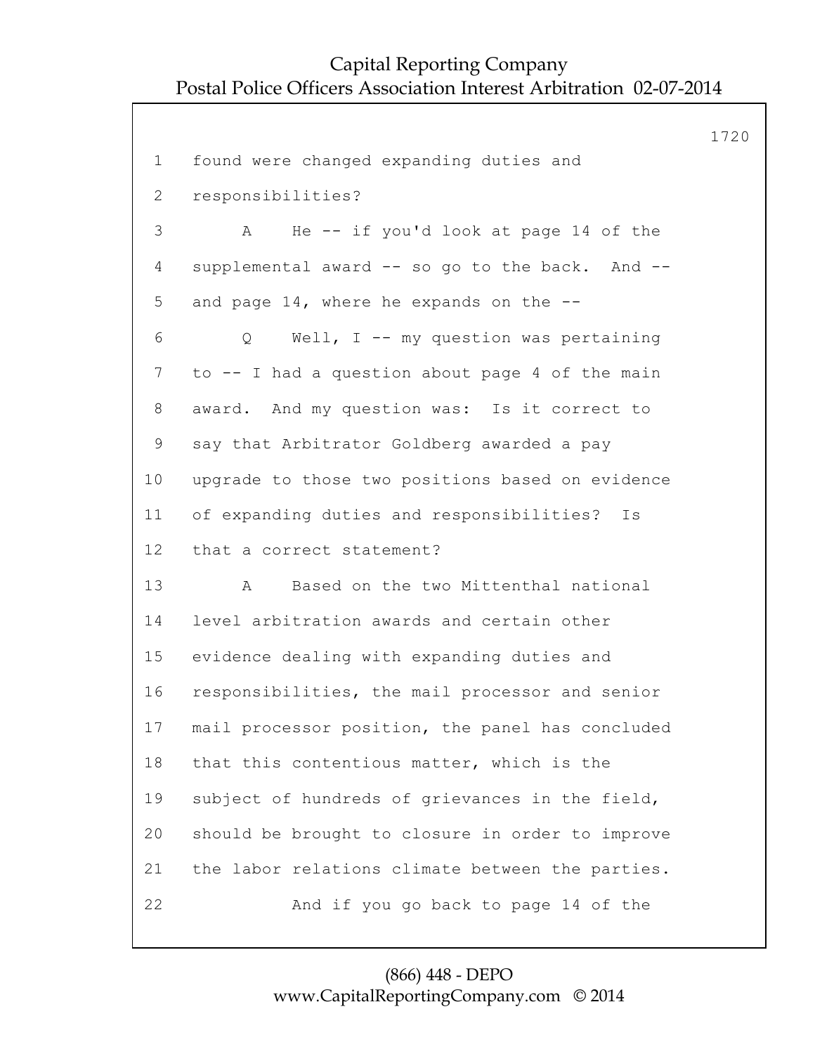1 found were changed expanding duties and

2 responsibilities?

3 A He -- if you'd look at page 14 of the

4 supplemental award -- so go to the back. And --

5 and page 14, where he expands on the --

6 Q Well, I -- my question was pertaining

7 to -- I had a question about page 4 of the main

8 award. And my question was: Is it correct to

9 say that Arbitrator Goldberg awarded a pay

10 upgrade to those two positions based on evidence

11 of expanding duties and responsibilities? Is

12 that a correct statement?

13 A Based on the two Mittenthal national

14 level arbitration awards and certain other

15 evidence dealing with expanding duties and

16 responsibilities, the mail processor and senior

17 mail processor position, the panel has concluded

18 that this contentious matter, which is the

19 subject of hundreds of grievances in the field,

20 should be brought to closure in order to improve

21 the labor relations climate between the parties.

22 And if you go back to page 14 of the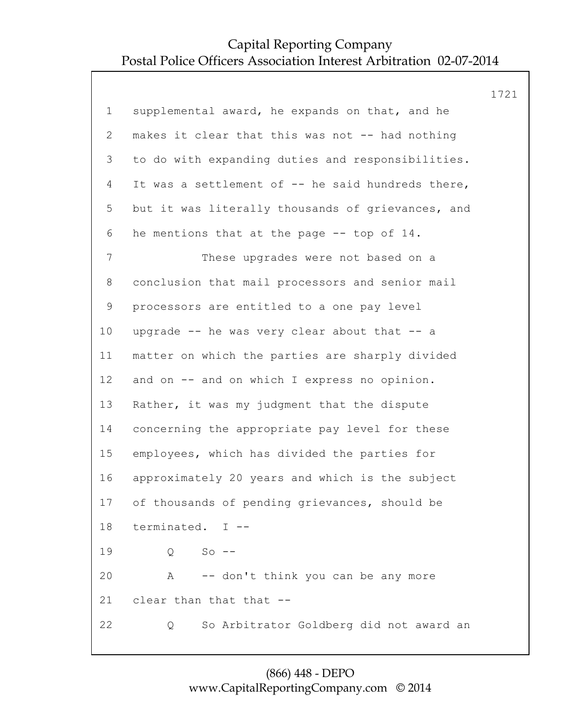1 supplemental award, he expands on that, and he
2 makes it clear that this was not -- had nothing
3 to do with expanding duties and responsibilities.
4 It was a settlement of -- he said hundreds there,
5 but it was literally thousands of grievances, and
6 he mentions that at the page -- top of 14.
7 These upgrades were not based on a
8 conclusion that mail processors and senior mail
9 processors are entitled to a one pay level
10 upgrade -- he was very clear about that -- a
11 matter on which the parties are sharply divided
12 and on -- and on which I express no opinion.
13 Rather, it was my judgment that the dispute
14 concerning the appropriate pay level for these
15 employees, which has divided the parties for
16 approximately 20 years and which is the subject
17 of thousands of pending grievances, should be
18 terminated. I --
19 Q So --
20 A -- don't think you can be any more
21 clear than that that --
22 Q So Arbitrator Goldberg did not award an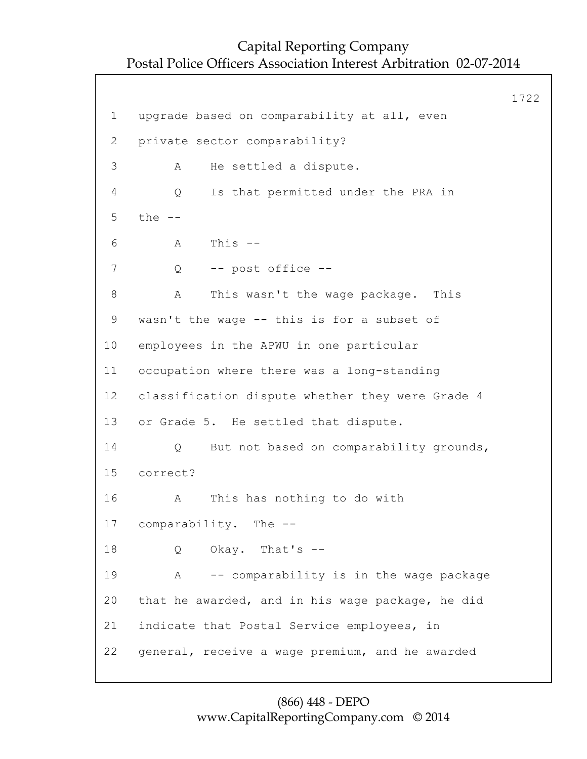1 upgrade based on comparability at all, even
2 private sector comparability?
3 A He settled a dispute.
4 Q Is that permitted under the PRA in
5 the --
6 A This --
7 Q -- post office --
8 A This wasn't the wage package. This
9 wasn't the wage -- this is for a subset of
10 employees in the APWU in one particular
11 occupation where there was a long-standing
12 classification dispute whether they were Grade 4
13 or Grade 5. He settled that dispute.
14 Q But not based on comparability grounds,
15 correct?
16 A This has nothing to do with
17 comparability. The --
18 Q Okay. That's --
19 A -- comparability is in the wage package
20 that he awarded, and in his wage package, he did
21 indicate that Postal Service employees, in
22 general, receive a wage premium, and he awarded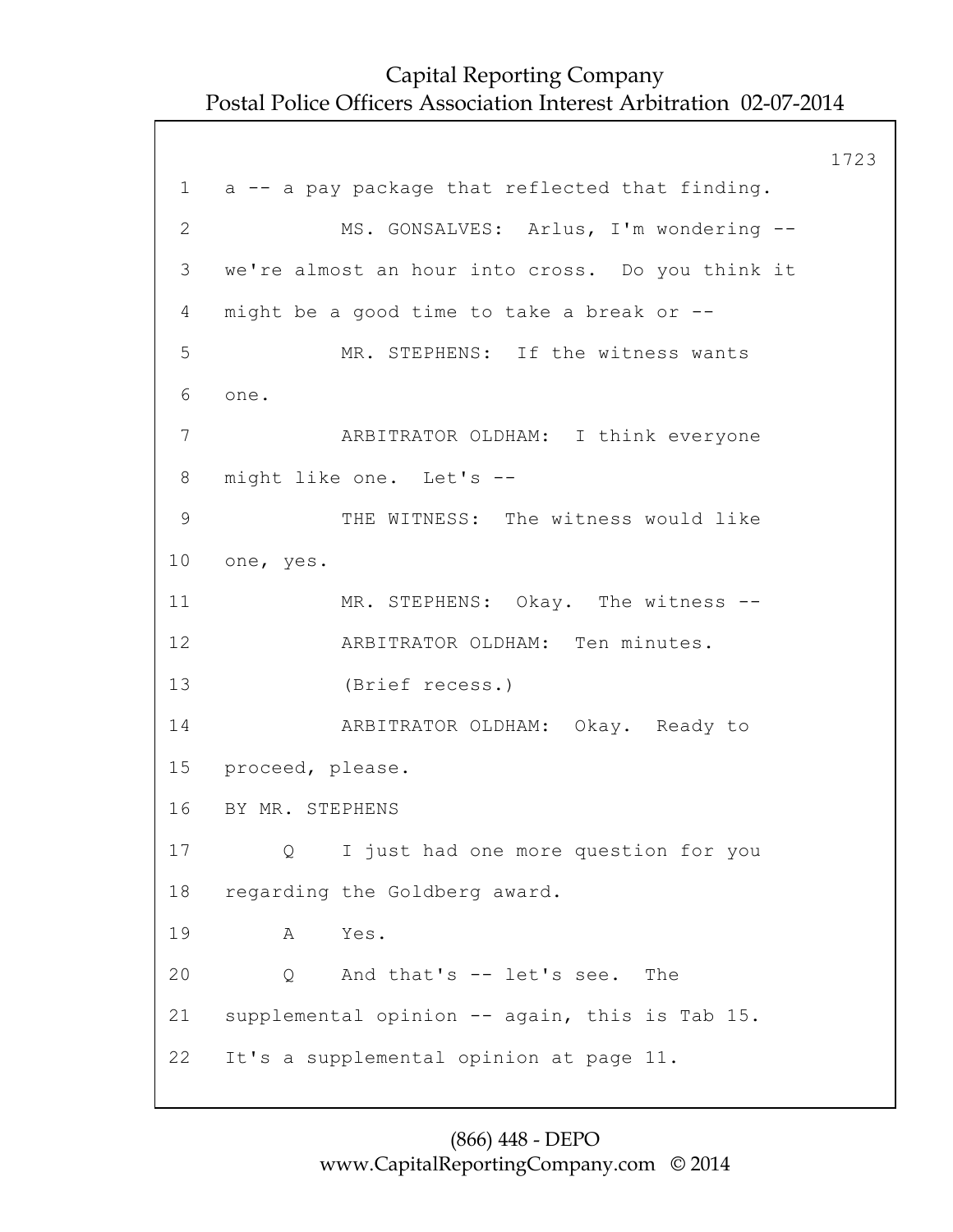1 a -- a pay package that reflected that finding.

2 MS. GONSALVES: Arlus, I'm wondering --

3 we're almost an hour into cross. Do you think it

4 might be a good time to take a break or --

5 MR. STEPHENS: If the witness wants

6 one.

7 ARBITRATOR OLDHAM: I think everyone

8 might like one. Let's --

9 THE WITNESS: The witness would like

10 one, yes.

11 MR. STEPHENS: Okay. The witness --

12 ARBITRATOR OLDHAM: Ten minutes.

13 (Brief recess.)

14 ARBITRATOR OLDHAM: Okay. Ready to

15 proceed, please.

16 BY MR. STEPHENS

17 Q I just had one more question for you

18 regarding the Goldberg award.

19 A Yes.

20 Q And that's -- let's see. The

21 supplemental opinion -- again, this is Tab 15.

22 It's a supplemental opinion at page 11.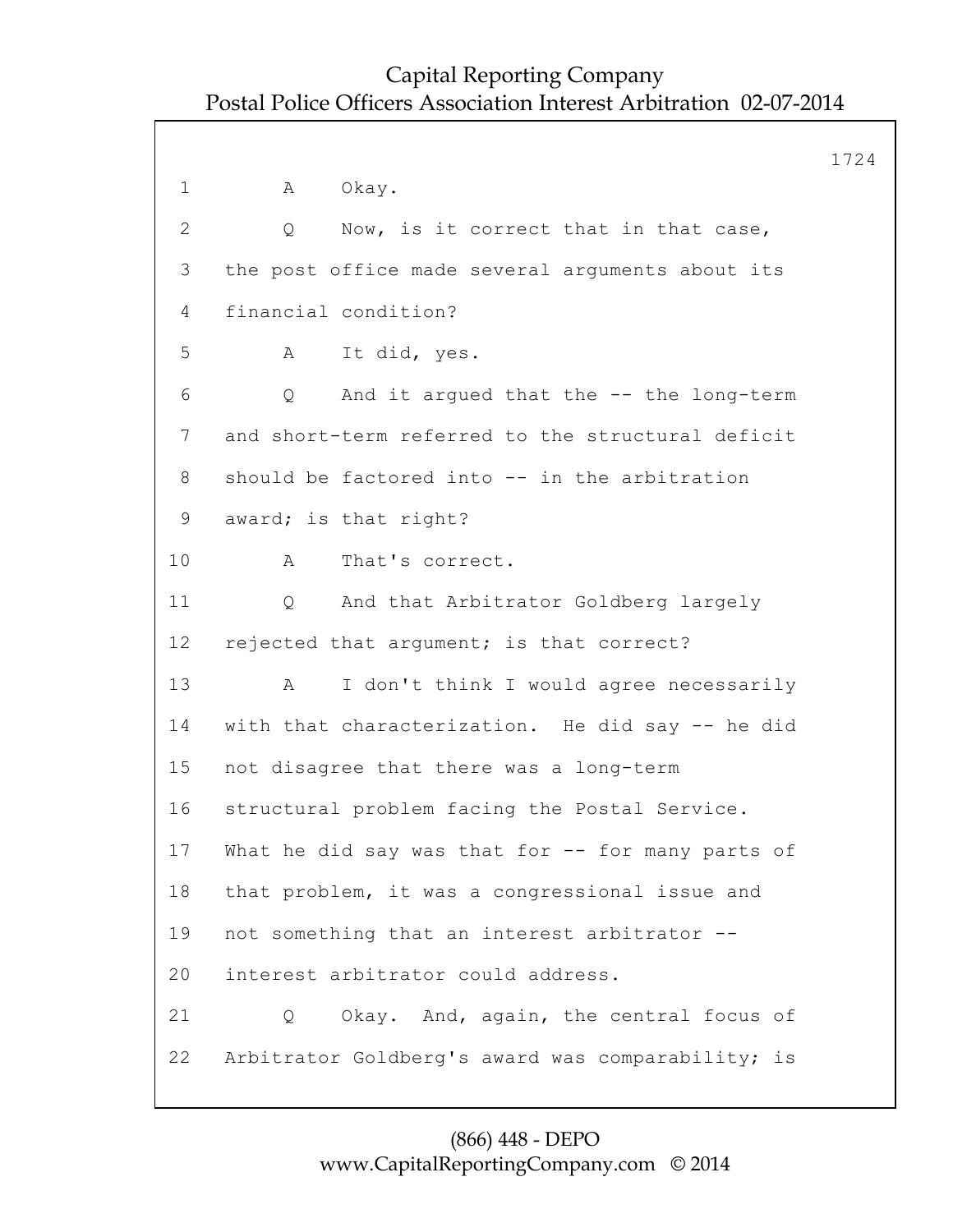1 A Okay.

2 Q Now, is it correct that in that case,

3 the post office made several arguments about its

4 financial condition?

5 A It did, yes.

6 Q And it argued that the -- the long-term

7 and short-term referred to the structural deficit

8 should be factored into -- in the arbitration

9 award; is that right?

10 A That's correct.

11 Q And that Arbitrator Goldberg largely

12 rejected that argument; is that correct?

13 A I don't think I would agree necessarily

14 with that characterization. He did say -- he did

15 not disagree that there was a long-term

16 structural problem facing the Postal Service.

17 What he did say was that for -- for many parts of

18 that problem, it was a congressional issue and

19 not something that an interest arbitrator --

20 interest arbitrator could address.

21 Q Okay. And, again, the central focus of

22 Arbitrator Goldberg's award was comparability; is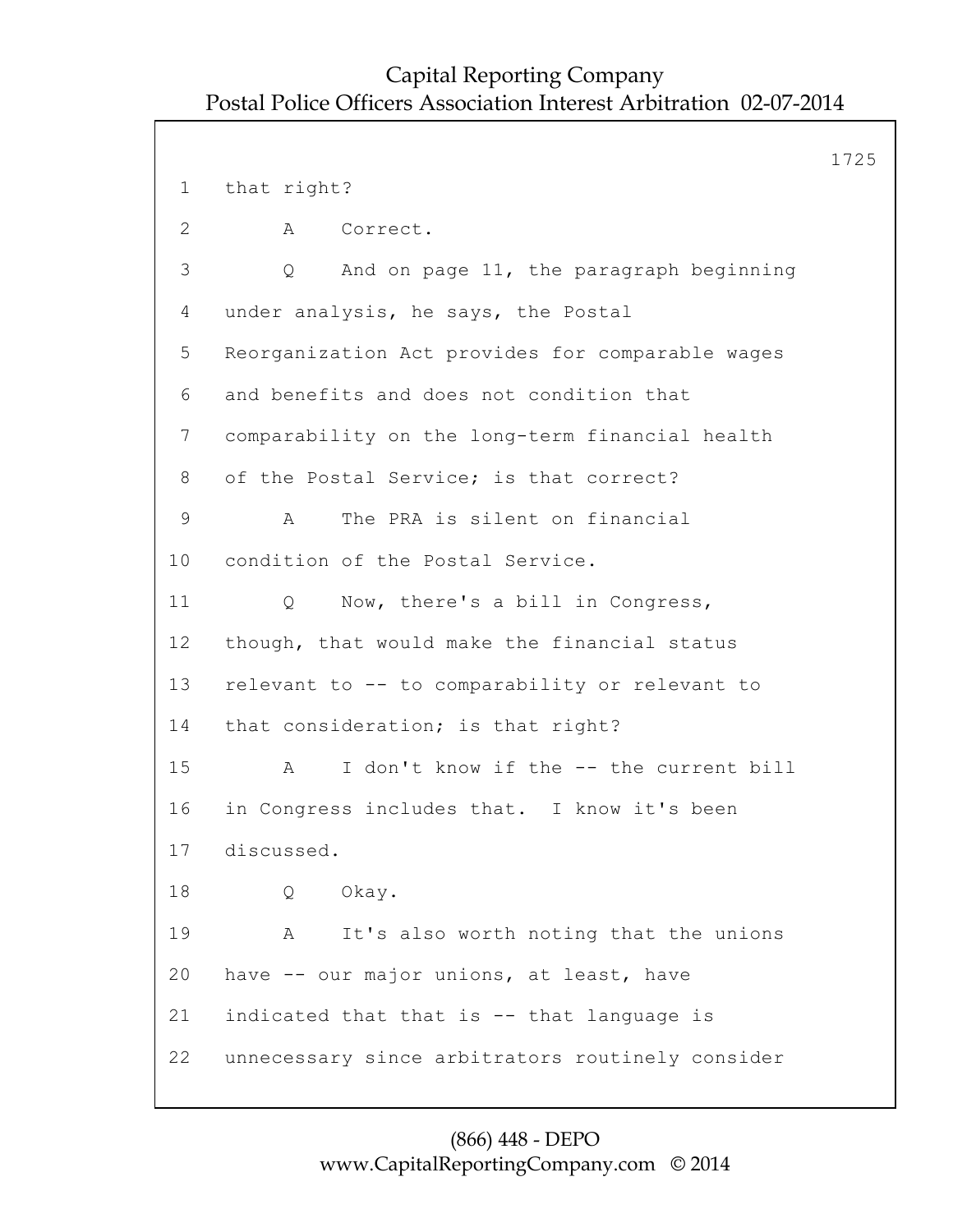1 that right?

2 A Correct.

3 Q And on page 11, the paragraph beginning

4 under analysis, he says, the Postal

5 Reorganization Act provides for comparable wages

6 and benefits and does not condition that

7 comparability on the long-term financial health

8 of the Postal Service; is that correct?

9 A The PRA is silent on financial

10 condition of the Postal Service.

11 Q Now, there's a bill in Congress,

12 though, that would make the financial status

13 relevant to -- to comparability or relevant to

14 that consideration; is that right?

15 A I don't know if the -- the current bill

16 in Congress includes that. I know it's been

17 discussed.

18 Q Okay.

19 A It's also worth noting that the unions

20 have -- our major unions, at least, have

21 indicated that that is -- that language is

22 unnecessary since arbitrators routinely consider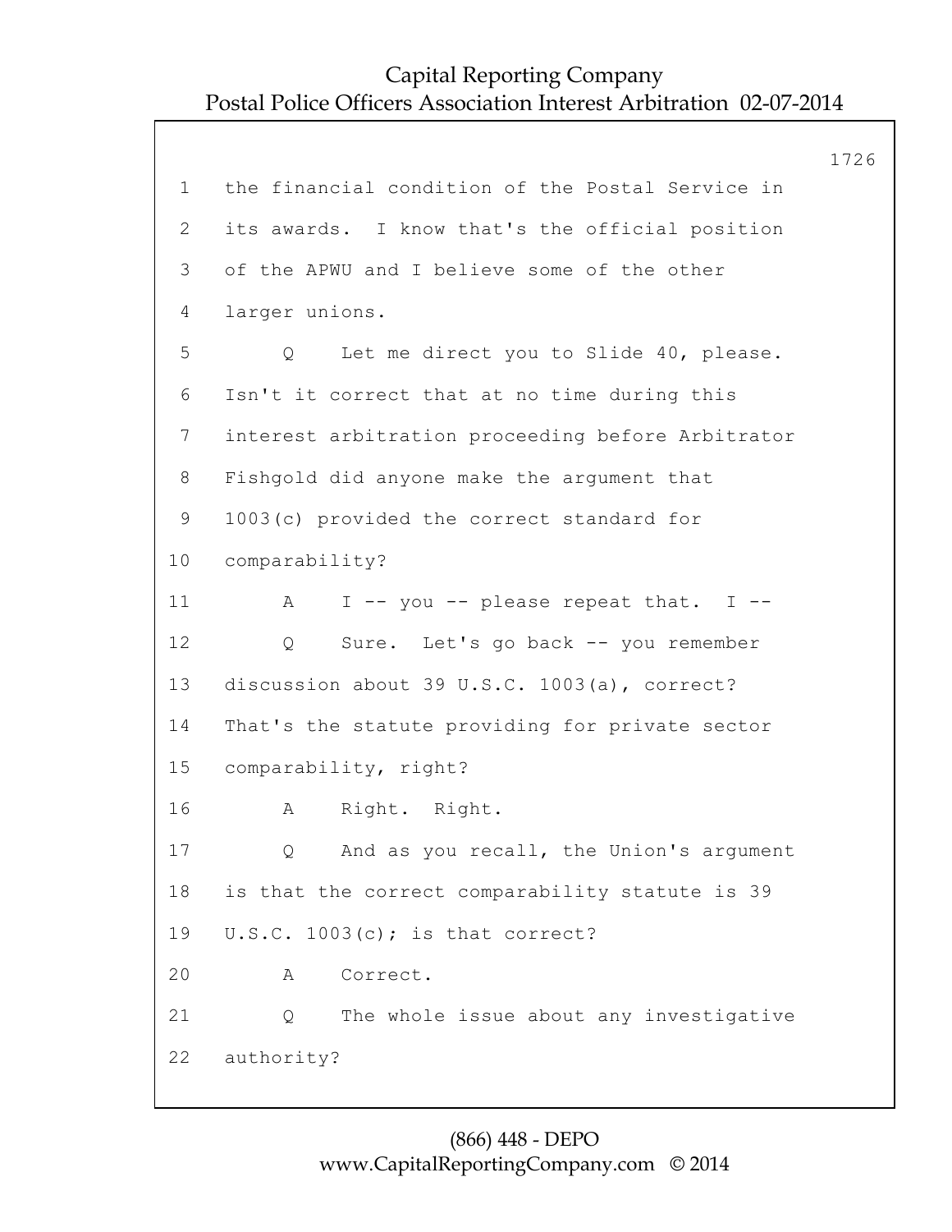1 the financial condition of the Postal Service in
2 its awards. I know that's the official position
3 of the APWU and I believe some of the other
4 larger unions.
5 Q Let me direct you to Slide 40, please.
6 Isn't it correct that at no time during this
7 interest arbitration proceeding before Arbitrator
8 Fishgold did anyone make the argument that
9 1003(c) provided the correct standard for
10 comparability?
11 A I -- you -- please repeat that. I --
12 Q Sure. Let's go back -- you remember
13 discussion about 39 U.S.C. 1003(a), correct?
14 That's the statute providing for private sector
15 comparability, right?
16 A Right. Right.
17 Q And as you recall, the Union's argument
18 is that the correct comparability statute is 39
19 U.S.C. 1003(c); is that correct?
20 A Correct.
21 Q The whole issue about any investigative
22 authority?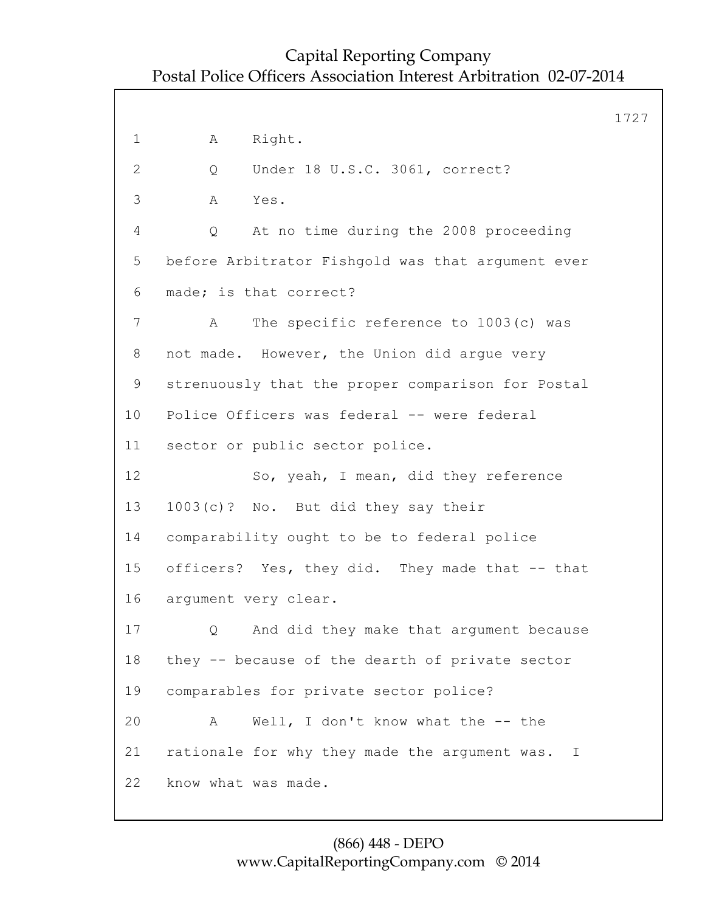1 A Right.

2 Q Under 18 U.S.C. 3061, correct?

3 A Yes.

4 Q At no time during the 2008 proceeding

5 before Arbitrator Fishgold was that argument ever

6 made; is that correct?

7 A The specific reference to 1003(c) was

8 not made. However, the Union did argue very

9 strenuously that the proper comparison for Postal

10 Police Officers was federal -- were federal

11 sector or public sector police.

12 So, yeah, I mean, did they reference

13 1003(c)? No. But did they say their

14 comparability ought to be to federal police

15 officers? Yes, they did. They made that -- that

16 argument very clear.

17 Q And did they make that argument because

18 they -- because of the dearth of private sector

19 comparables for private sector police?

20 A Well, I don't know what the -- the

21 rationale for why they made the argument was. I

22 know what was made.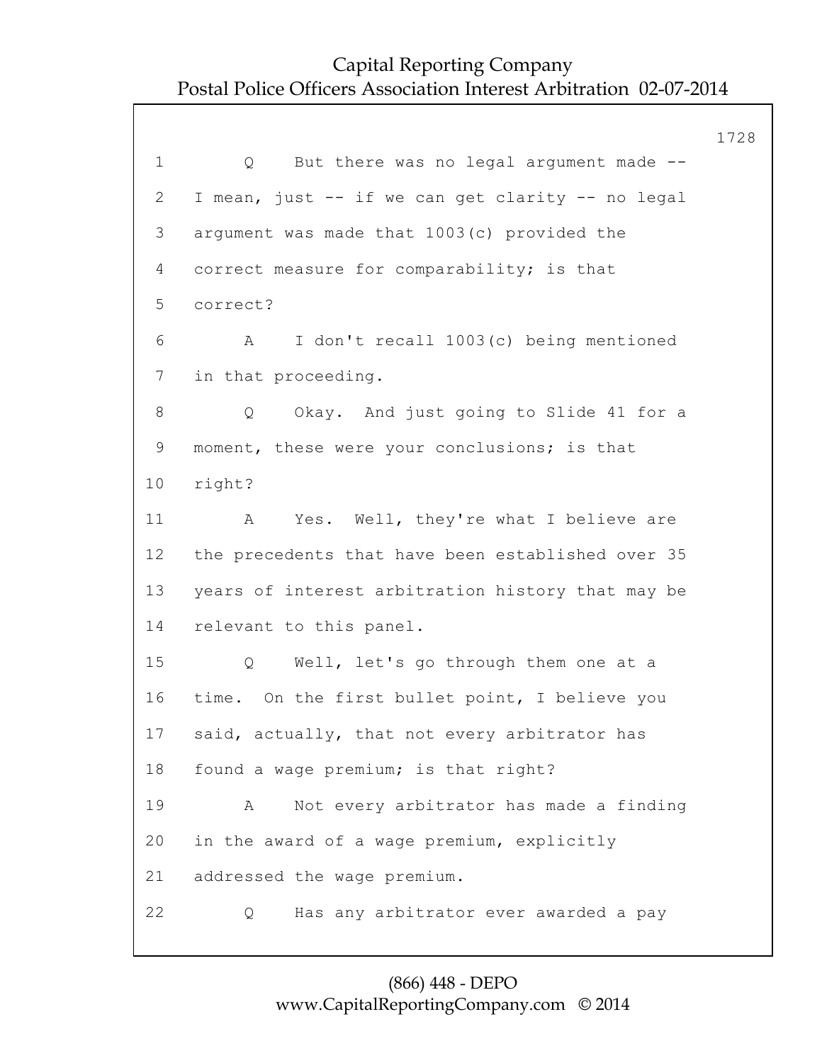1 Q But there was no legal argument made --

2 I mean, just -- if we can get clarity -- no legal

3 argument was made that 1003(c) provided the

4 correct measure for comparability; is that

5 correct?

6 A I don't recall 1003(c) being mentioned

7 in that proceeding.

8 Q Okay. And just going to Slide 41 for a

9 moment, these were your conclusions; is that

10 right?

11 A Yes. Well, they're what I believe are

12 the precedents that have been established over 35

13 years of interest arbitration history that may be

14 relevant to this panel.

15 Q Well, let's go through them one at a

16 time. On the first bullet point, I believe you

17 said, actually, that not every arbitrator has

18 found a wage premium; is that right?

19 A Not every arbitrator has made a finding

20 in the award of a wage premium, explicitly

21 addressed the wage premium.

22 Q Has any arbitrator ever awarded a pay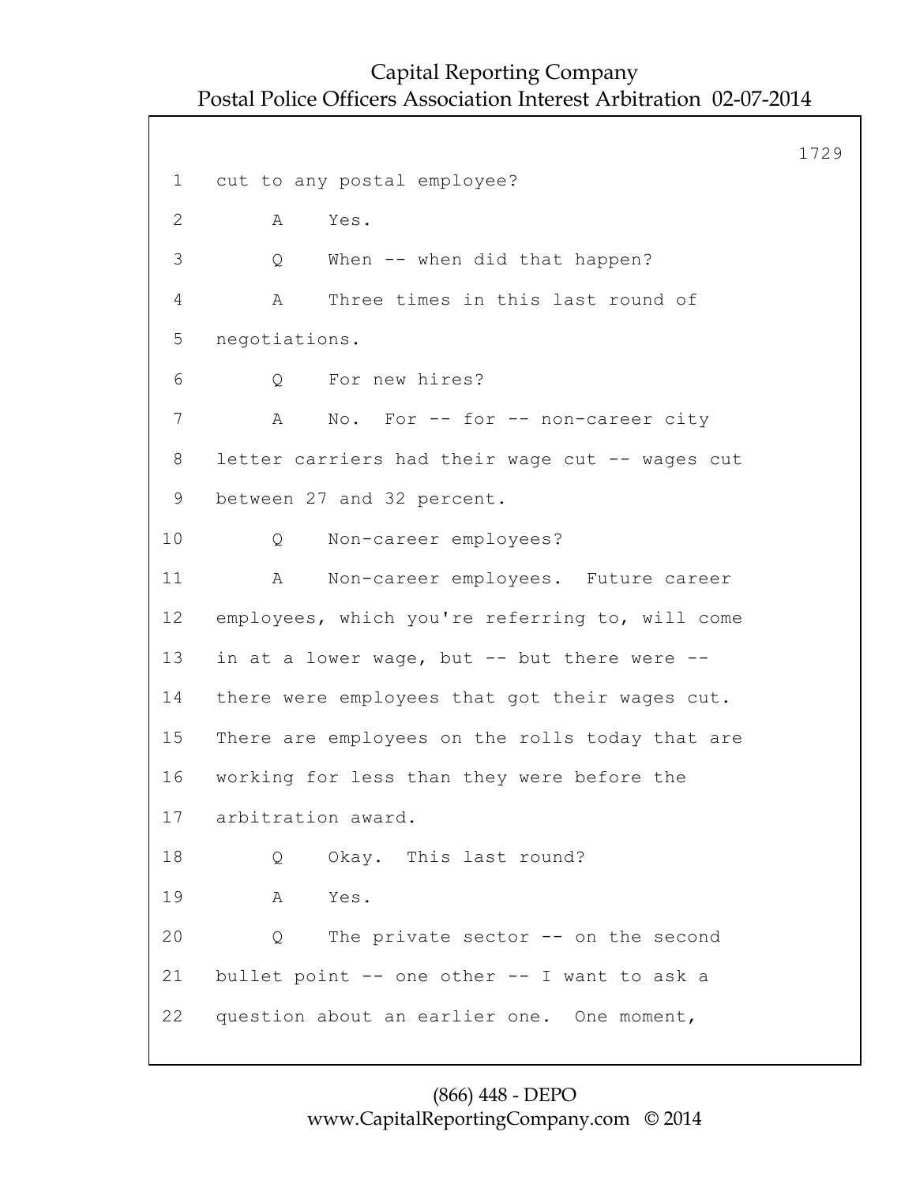1 cut to any postal employee?

2 A Yes.

3 Q When -- when did that happen?

4 A Three times in this last round of

5 negotiations.

6 Q For new hires?

7 A No. For -- for -- non-career city

8 letter carriers had their wage cut -- wages cut

9 between 27 and 32 percent.

10 Q Non-career employees?

11 A Non-career employees. Future career

12 employees, which you're referring to, will come

13 in at a lower wage, but -- but there were --

14 there were employees that got their wages cut.

15 There are employees on the rolls today that are

16 working for less than they were before the

17 arbitration award.

18 Q Okay. This last round?

19 A Yes.

20 Q The private sector -- on the second

21 bullet point -- one other -- I want to ask a

22 question about an earlier one. One moment,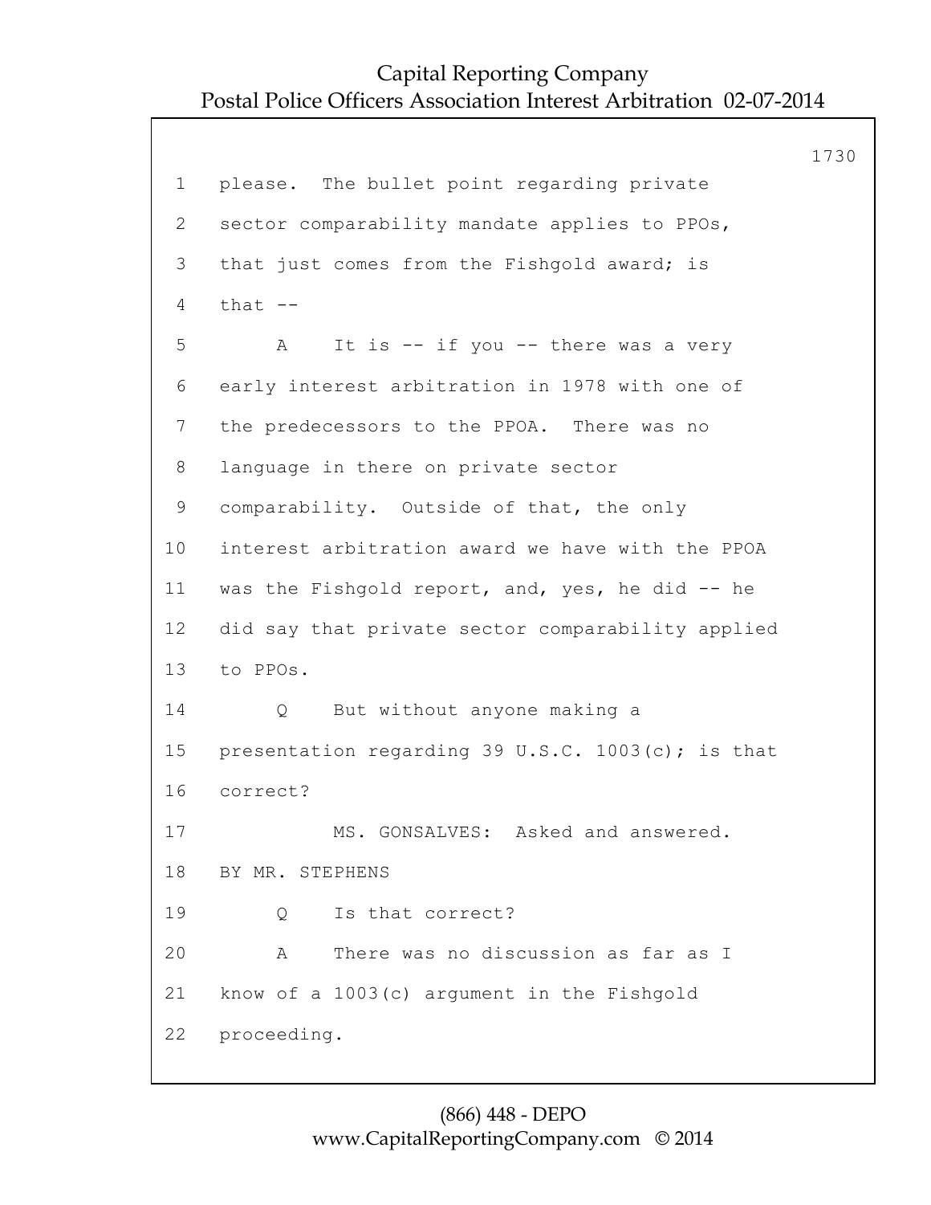1 please. The bullet point regarding private
2 sector comparability mandate applies to PPOs,
3 that just comes from the Fishgold award; is
4 that --
5 A It is -- if you -- there was a very
6 early interest arbitration in 1978 with one of
7 the predecessors to the PPOA. There was no
8 language in there on private sector
9 comparability. Outside of that, the only
10 interest arbitration award we have with the PPOA
11 was the Fishgold report, and, yes, he did -- he
12 did say that private sector comparability applied
13 to PPOs.
14 Q But without anyone making a
15 presentation regarding 39 U.S.C. 1003(c); is that
16 correct?
17 MS. GONSALVES: Asked and answered.
18 BY MR. STEPHENS
19 Q Is that correct?
20 A There was no discussion as far as I
21 know of a 1003(c) argument in the Fishgold
22 proceeding.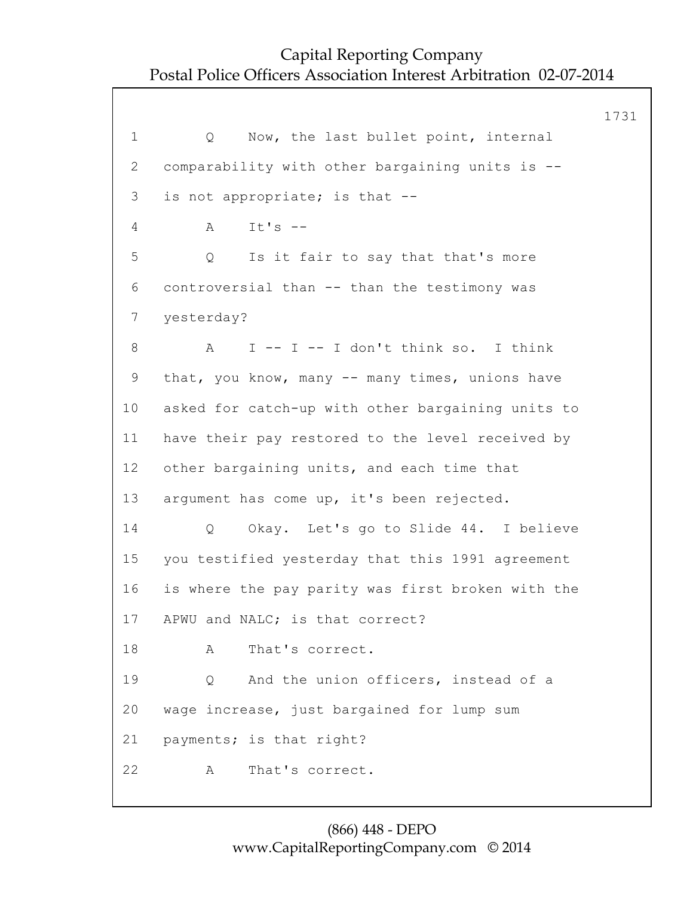1 Q Now, the last bullet point, internal
2 comparability with other bargaining units is --
3 is not appropriate; is that --
4 A It's --
5 Q Is it fair to say that that's more
6 controversial than -- than the testimony was
7 yesterday?
8 A I -- I -- I don't think so. I think
9 that, you know, many -- many times, unions have
10 asked for catch-up with other bargaining units to
11 have their pay restored to the level received by
12 other bargaining units, and each time that
13 argument has come up, it's been rejected.
14 Q Okay. Let's go to Slide 44. I believe
15 you testified yesterday that this 1991 agreement
16 is where the pay parity was first broken with the
17 APWU and NALC; is that correct?
18 A That's correct.
19 Q And the union officers, instead of a
20 wage increase, just bargained for lump sum
21 payments; is that right?
22 A That's correct.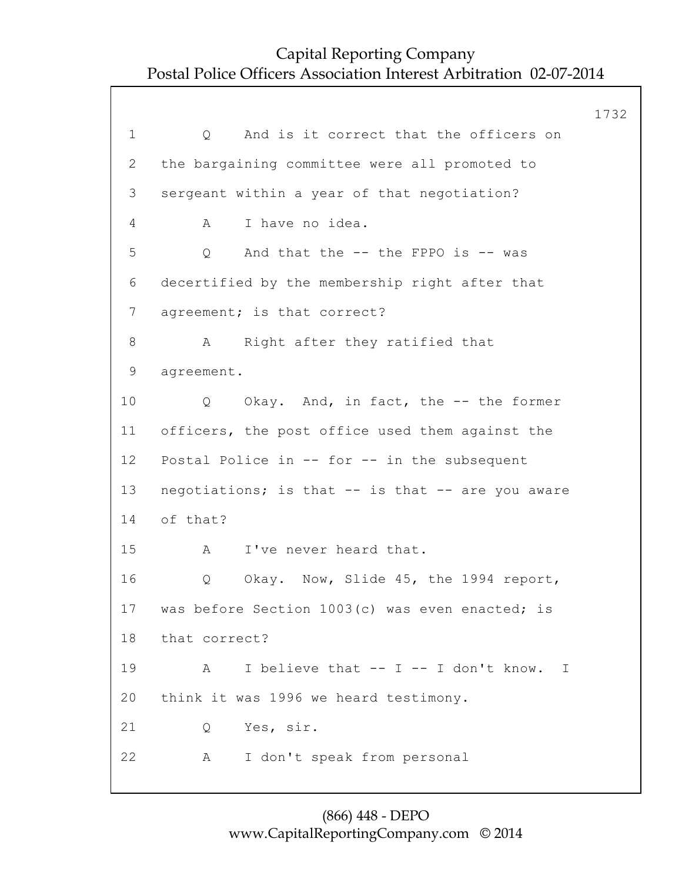1 Q And is it correct that the officers on
2 the bargaining committee were all promoted to
3 sergeant within a year of that negotiation?
4 A I have no idea.
5 Q And that the -- the FPPO is -- was
6 decertified by the membership right after that
7 agreement; is that correct?
8 A Right after they ratified that
9 agreement.
10 Q Okay. And, in fact, the -- the former
11 officers, the post office used them against the
12 Postal Police in -- for -- in the subsequent
13 negotiations; is that -- is that -- are you aware
14 of that?
15 A I've never heard that.
16 Q Okay. Now, Slide 45, the 1994 report,
17 was before Section 1003(c) was even enacted; is
18 that correct?
19 A I believe that -- I -- I don't know. I
20 think it was 1996 we heard testimony.
21 Q Yes, sir.
22 A I don't speak from personal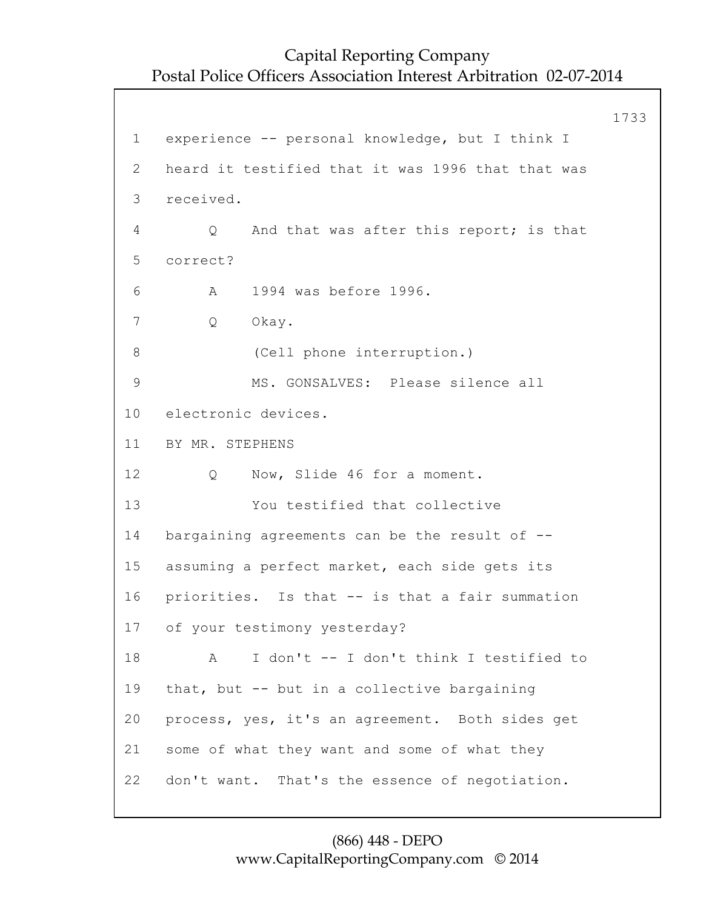1 experience -- personal knowledge, but I think I
2 heard it testified that it was 1996 that that was
3 received.
4 Q And that was after this report; is that
5 correct?
6 A 1994 was before 1996.
7 Q Okay.
8 (Cell phone interruption.)
9 MS. GONSALVES: Please silence all
10 electronic devices.
11 BY MR. STEPHENS
12 Q Now, Slide 46 for a moment.
13 You testified that collective
14 bargaining agreements can be the result of --
15 assuming a perfect market, each side gets its
16 priorities. Is that -- is that a fair summation
17 of your testimony yesterday?
18 A I don't -- I don't think I testified to
19 that, but -- but in a collective bargaining
20 process, yes, it's an agreement. Both sides get
21 some of what they want and some of what they
22 don't want. That's the essence of negotiation.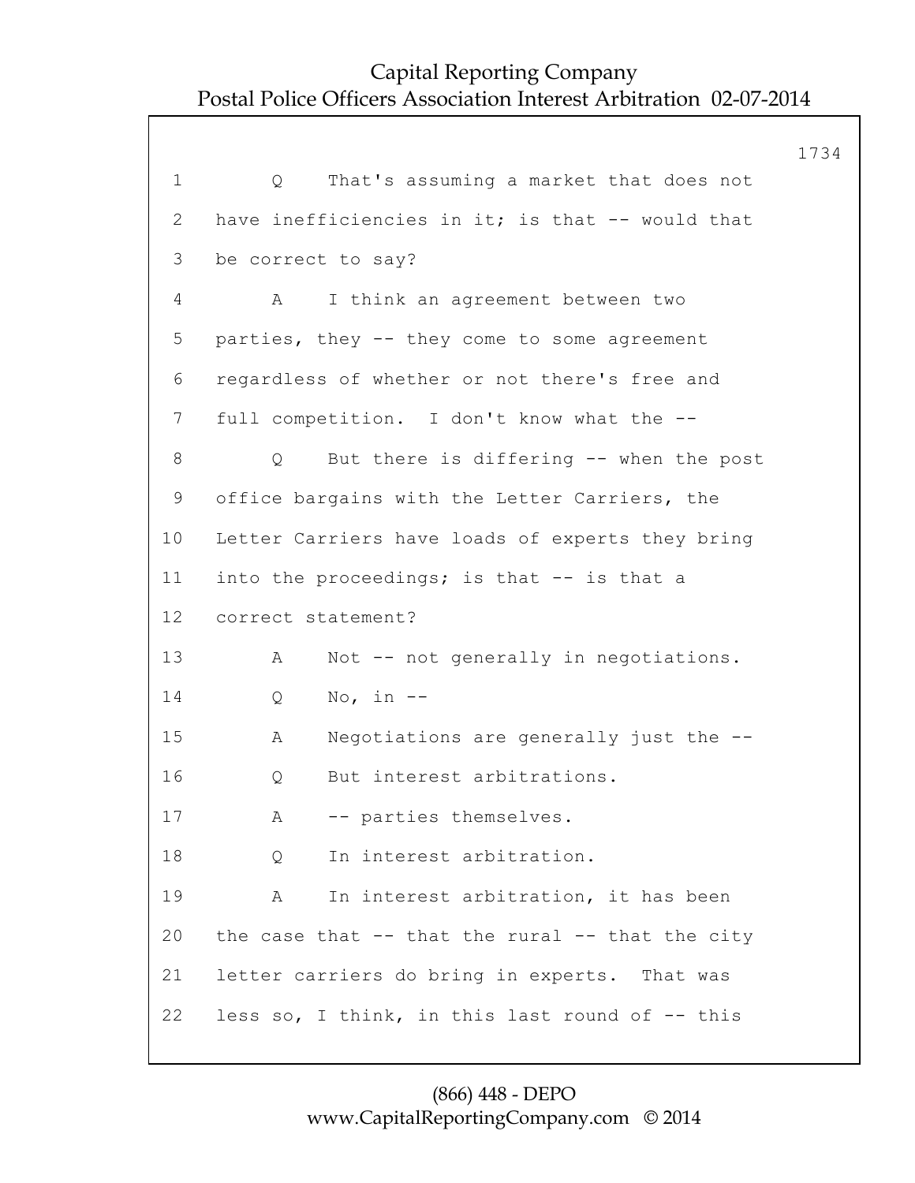1 Q That's assuming a market that does not
2 have inefficiencies in it; is that -- would that
3 be correct to say?
4 A I think an agreement between two
5 parties, they -- they come to some agreement
6 regardless of whether or not there's free and
7 full competition. I don't know what the --
8 Q But there is differing -- when the post
9 office bargains with the Letter Carriers, the
10 Letter Carriers have loads of experts they bring
11 into the proceedings; is that -- is that a
12 correct statement?
13 A Not -- not generally in negotiations.
14 Q No, in --
15 A Negotiations are generally just the --
16 Q But interest arbitrations.
17 A -- parties themselves.
18 Q In interest arbitration.
19 A In interest arbitration, it has been
20 the case that -- that the rural -- that the city
21 letter carriers do bring in experts. That was
22 less so, I think, in this last round of -- this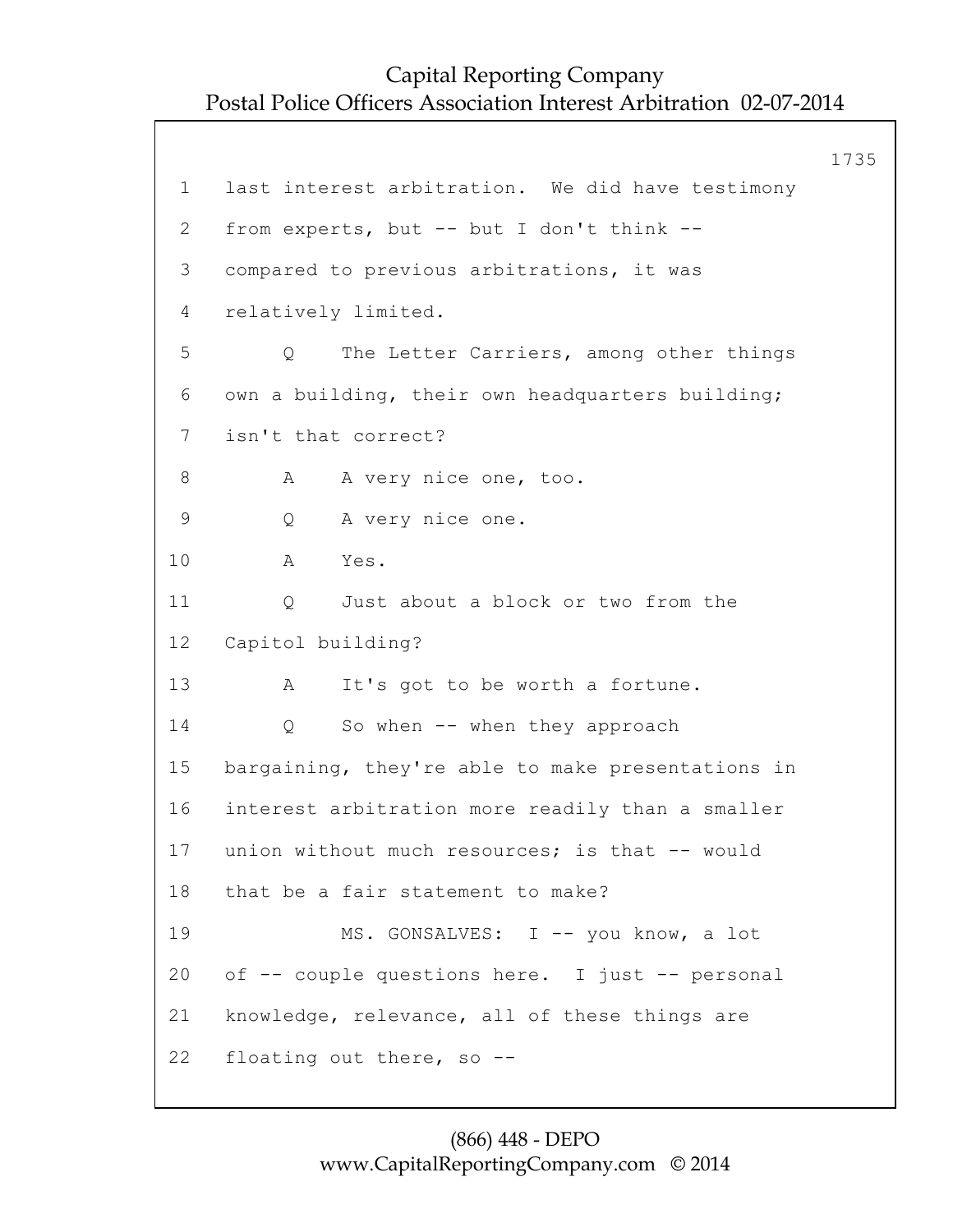1 last interest arbitration. We did have testimony

2 from experts, but -- but I don't think --

3 compared to previous arbitrations, it was

4 relatively limited.

5 Q The Letter Carriers, among other things

6 own a building, their own headquarters building;

7 isn't that correct?

8 A A very nice one, too.

9 Q A very nice one.

10 A Yes.

11 Q Just about a block or two from the

12 Capitol building?

13 A It's got to be worth a fortune.

14 Q So when -- when they approach

15 bargaining, they're able to make presentations in

16 interest arbitration more readily than a smaller

17 union without much resources; is that -- would

18 that be a fair statement to make?

19 MS. GONSALVES: I -- you know, a lot

20 of -- couple questions here. I just -- personal

21 knowledge, relevance, all of these things are

22 floating out there, so --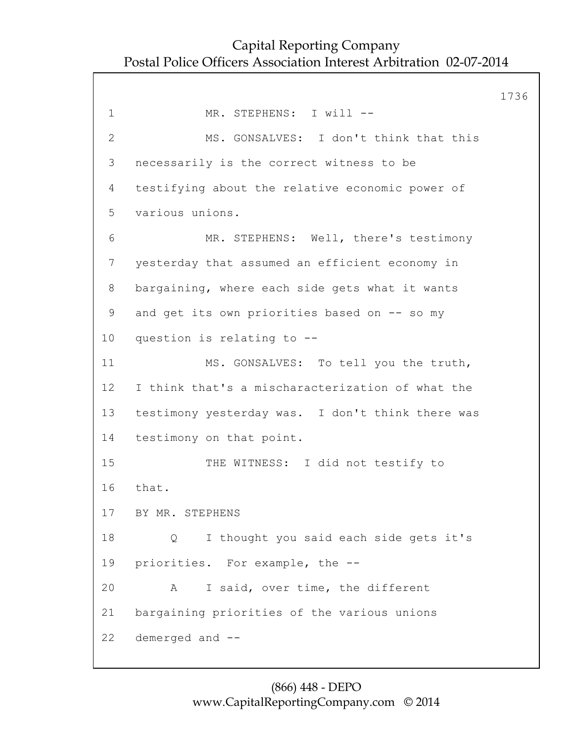MR. STEPHENS: I will --

MS. GONSALVES: I don't think that this necessarily is the correct witness to be testifying about the relative economic power of various unions.

MR. STEPHENS: Well, there's testimony yesterday that assumed an efficient economy in bargaining, where each side gets what it wants and get its own priorities based on -- so my question is relating to --

MS. GONSALVES: To tell you the truth, I think that's a mischaracterization of what the testimony yesterday was. I don't think there was testimony on that point.

THE WITNESS: I did not testify to that.

BY MR. STEPHENS

Q I thought you said each side gets it's priorities. For example, the --

A I said, over time, the different bargaining priorities of the various unions demerged and --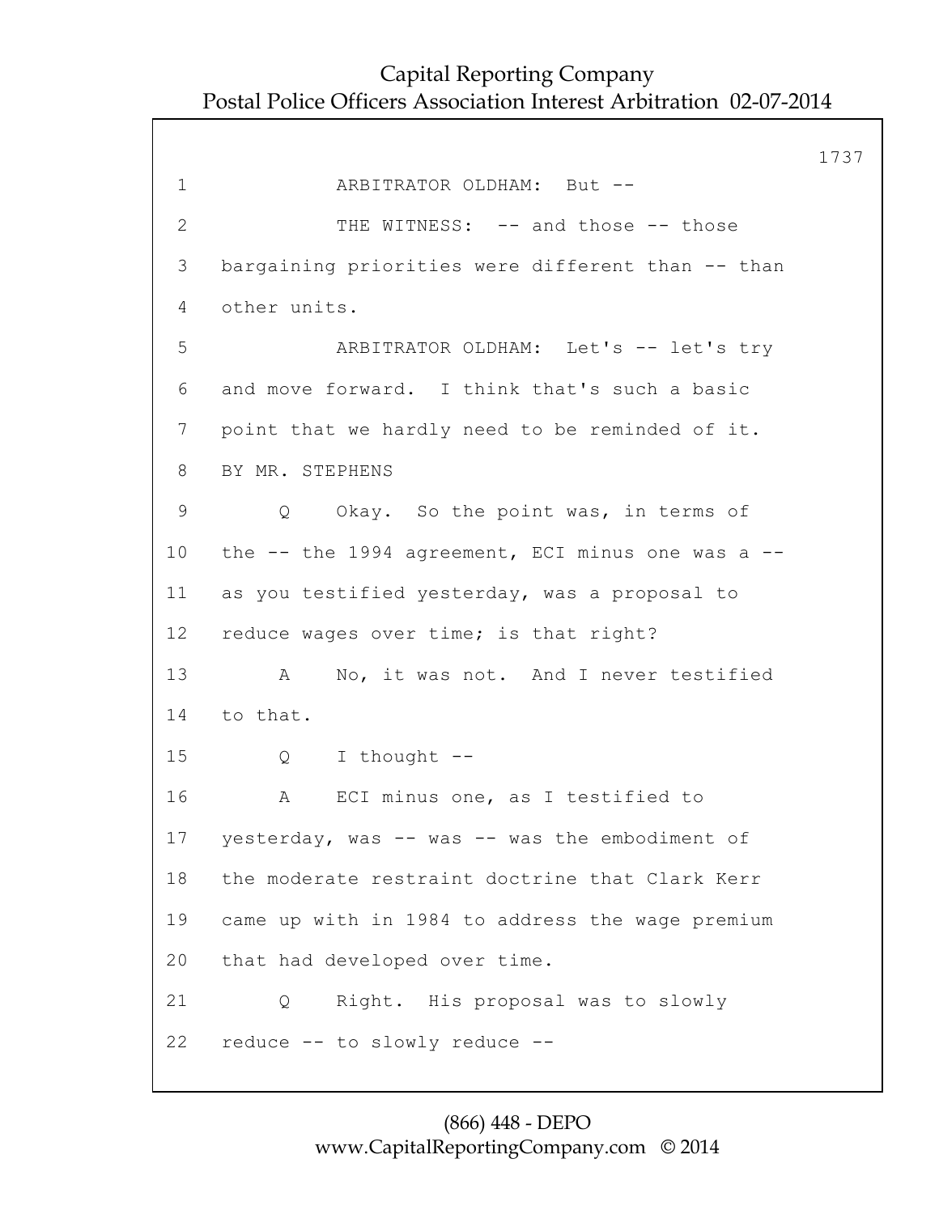ARBITRATOR OLDHAM: But --

THE WITNESS: -- and those -- those bargaining priorities were different than -- than other units.

ARBITRATOR OLDHAM: Let's -- let's try and move forward. I think that's such a basic point that we hardly need to be reminded of it.

BY MR. STEPHENS

Q Okay. So the point was, in terms of the -- the 1994 agreement, ECI minus one was a -- as you testified yesterday, was a proposal to reduce wages over time; is that right?

A No, it was not. And I never testified to that.

Q I thought --

A ECI minus one, as I testified to yesterday, was -- was -- was the embodiment of the moderate restraint doctrine that Clark Kerr came up with in 1984 to address the wage premium that had developed over time.

Q Right. His proposal was to slowly reduce -- to slowly reduce --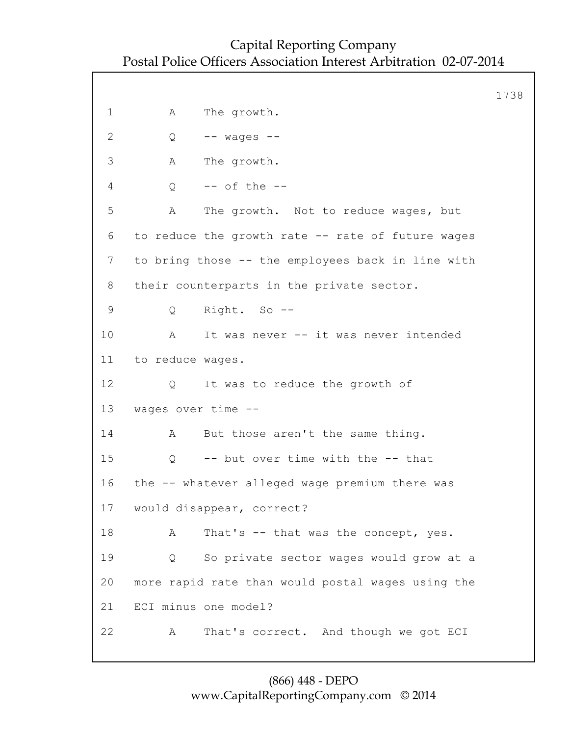1 A The growth.

2 Q -- wages --

3 A The growth.

4 Q -- of the --

5 A The growth. Not to reduce wages, but

6 to reduce the growth rate -- rate of future wages

7 to bring those -- the employees back in line with

8 their counterparts in the private sector.

9 Q Right. So --

10 A It was never -- it was never intended

11 to reduce wages.

12 Q It was to reduce the growth of

13 wages over time --

14 A But those aren't the same thing.

15 Q -- but over time with the -- that

16 the -- whatever alleged wage premium there was

17 would disappear, correct?

18 A That's -- that was the concept, yes.

19 Q So private sector wages would grow at a

20 more rapid rate than would postal wages using the

21 ECI minus one model?

22 A That's correct. And though we got ECI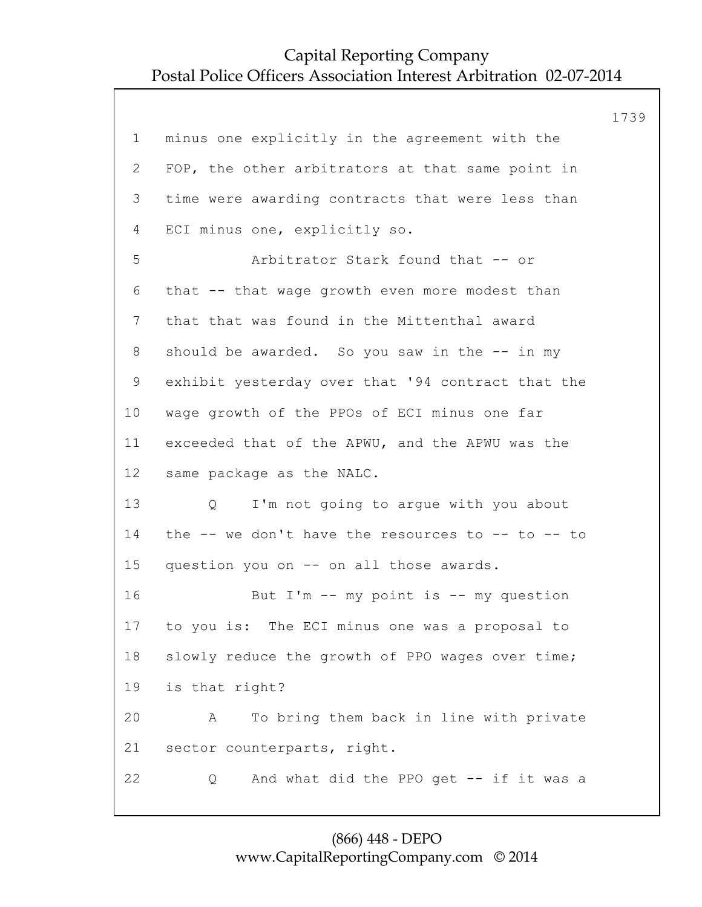minus one explicitly in the agreement with the FOP, the other arbitrators at that same point in time were awarding contracts that were less than ECI minus one, explicitly so.

Arbitrator Stark found that -- or that -- that wage growth even more modest than that that was found in the Mittenthal award should be awarded. So you saw in the -- in my exhibit yesterday over that '94 contract that the wage growth of the PPOs of ECI minus one far exceeded that of the APWU, and the APWU was the same package as the NALC.

Q I'm not going to argue with you about the -- we don't have the resources to -- to -- to question you on -- on all those awards.

But I'm -- my point is -- my question to you is: The ECI minus one was a proposal to slowly reduce the growth of PPO wages over time; is that right?

A To bring them back in line with private sector counterparts, right.

Q And what did the PPO get -- if it was a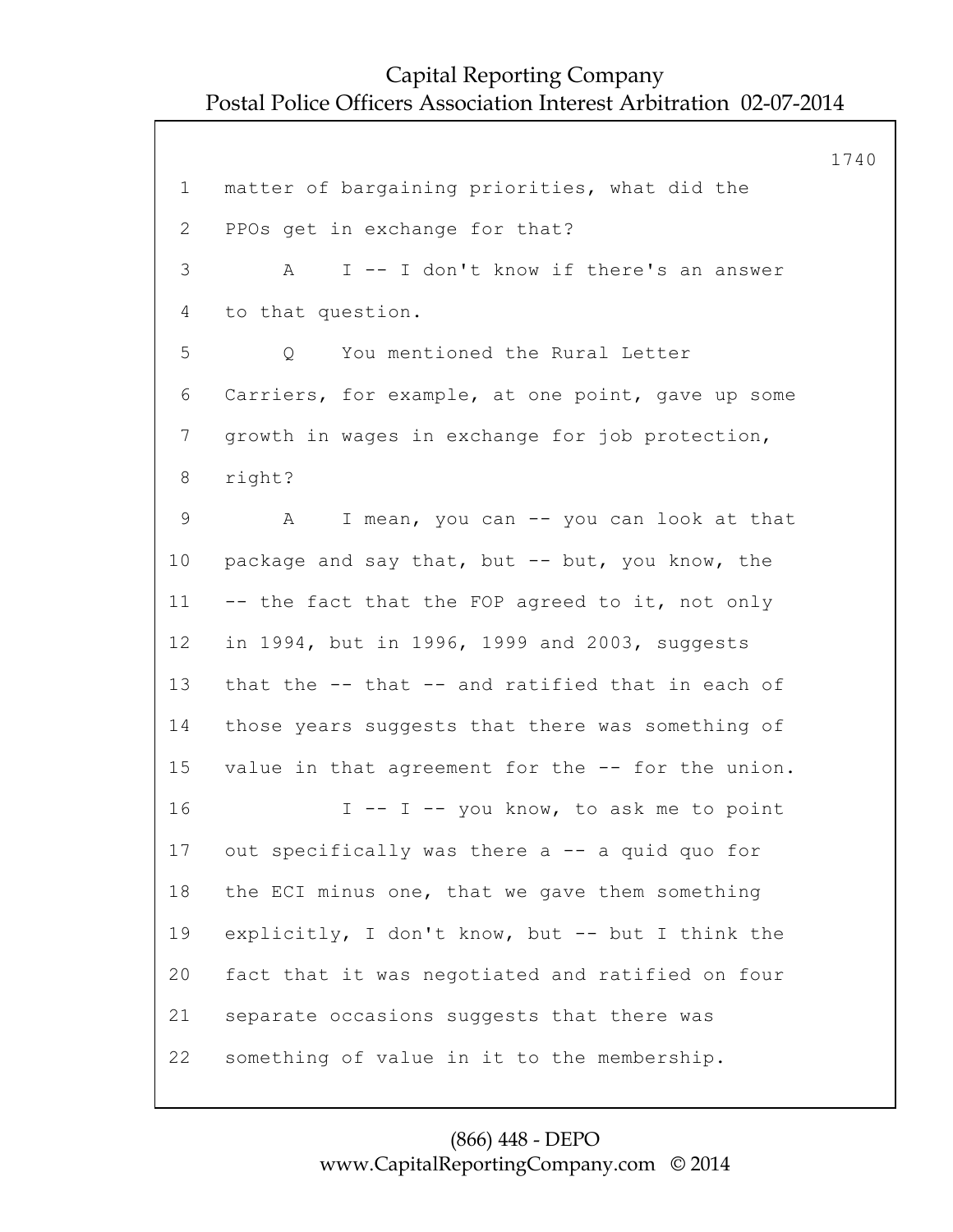1 matter of bargaining priorities, what did the
2 PPOs get in exchange for that?
3 A I -- I don't know if there's an answer
4 to that question.
5 Q You mentioned the Rural Letter
6 Carriers, for example, at one point, gave up some
7 growth in wages in exchange for job protection,
8 right?
9 A I mean, you can -- you can look at that
10 package and say that, but -- but, you know, the
11 -- the fact that the FOP agreed to it, not only
12 in 1994, but in 1996, 1999 and 2003, suggests
13 that the -- that -- and ratified that in each of
14 those years suggests that there was something of
15 value in that agreement for the -- for the union.
16 I -- I -- you know, to ask me to point
17 out specifically was there a -- a quid quo for
18 the ECI minus one, that we gave them something
19 explicitly, I don't know, but -- but I think the
20 fact that it was negotiated and ratified on four
21 separate occasions suggests that there was
22 something of value in it to the membership.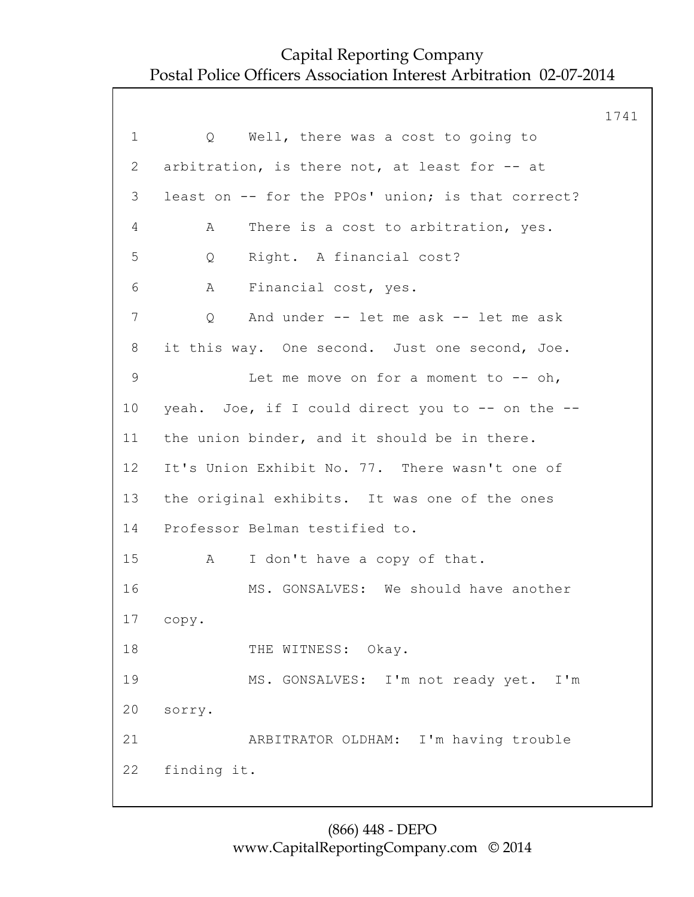1 Q Well, there was a cost to going to

2 arbitration, is there not, at least for -- at

3 least on -- for the PPOs' union; is that correct?

4 A There is a cost to arbitration, yes.

5 Q Right. A financial cost?

6 A Financial cost, yes.

7 Q And under -- let me ask -- let me ask

8 it this way. One second. Just one second, Joe.

9 Let me move on for a moment to -- oh,

10 yeah. Joe, if I could direct you to -- on the --

11 the union binder, and it should be in there.

12 It's Union Exhibit No. 77. There wasn't one of

13 the original exhibits. It was one of the ones

14 Professor Belman testified to.

15 A I don't have a copy of that.

16 MS. GONSALVES: We should have another

17 copy.

18 THE WITNESS: Okay.

19 MS. GONSALVES: I'm not ready yet. I'm

20 sorry.

21 ARBITRATOR OLDHAM: I'm having trouble

22 finding it.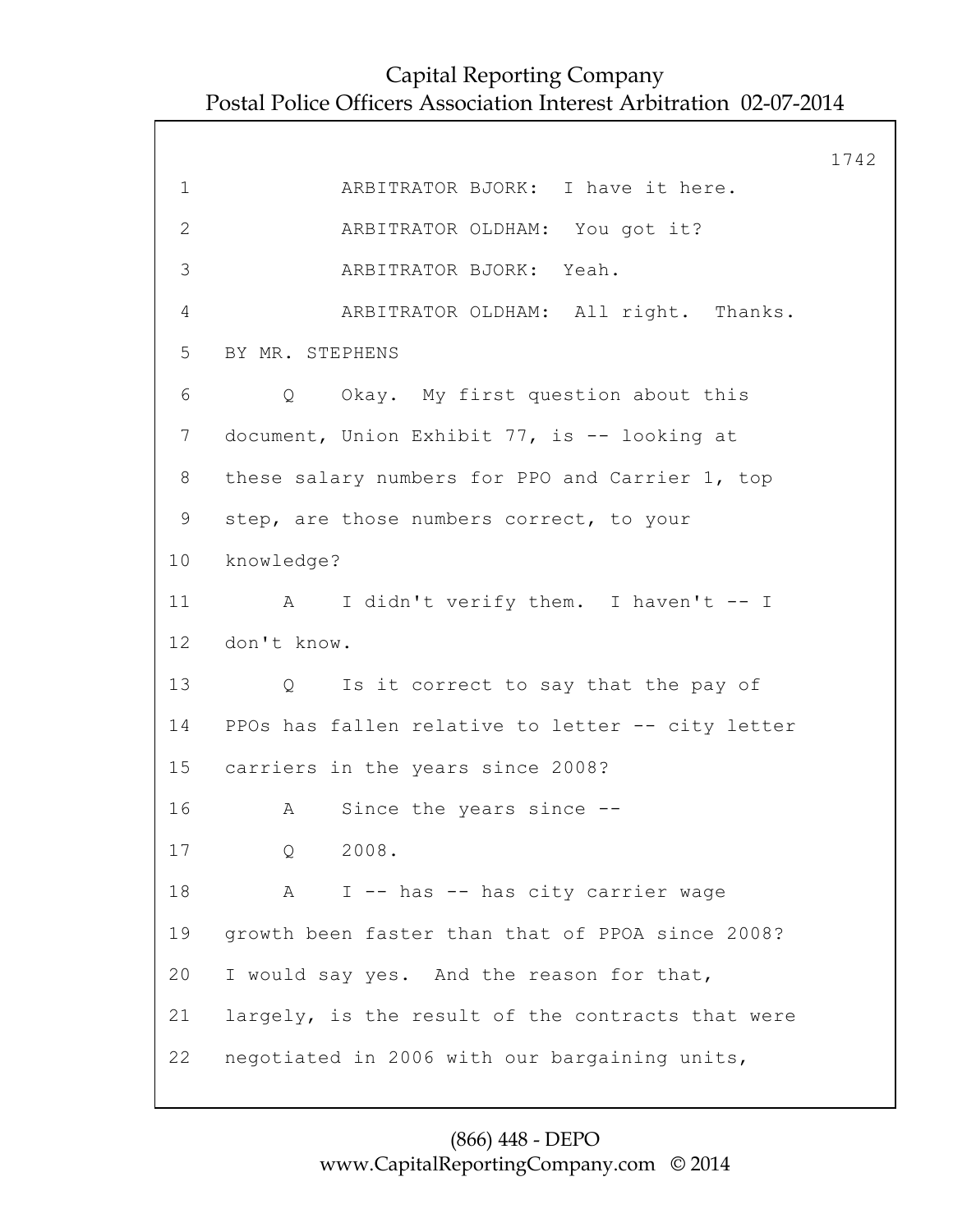ARBITRATOR BJORK: I have it here.

ARBITRATOR OLDHAM: You got it?

ARBITRATOR BJORK: Yeah.

ARBITRATOR OLDHAM: All right. Thanks.

BY MR. STEPHENS

Q Okay. My first question about this document, Union Exhibit 77, is -- looking at these salary numbers for PPO and Carrier 1, top step, are those numbers correct, to your knowledge?

A I didn't verify them. I haven't -- I don't know.

Q Is it correct to say that the pay of PPOs has fallen relative to letter -- city letter carriers in the years since 2008?

A Since the years since --

Q 2008.

A I -- has -- has city carrier wage growth been faster than that of PPOA since 2008? I would say yes. And the reason for that, largely, is the result of the contracts that were negotiated in 2006 with our bargaining units,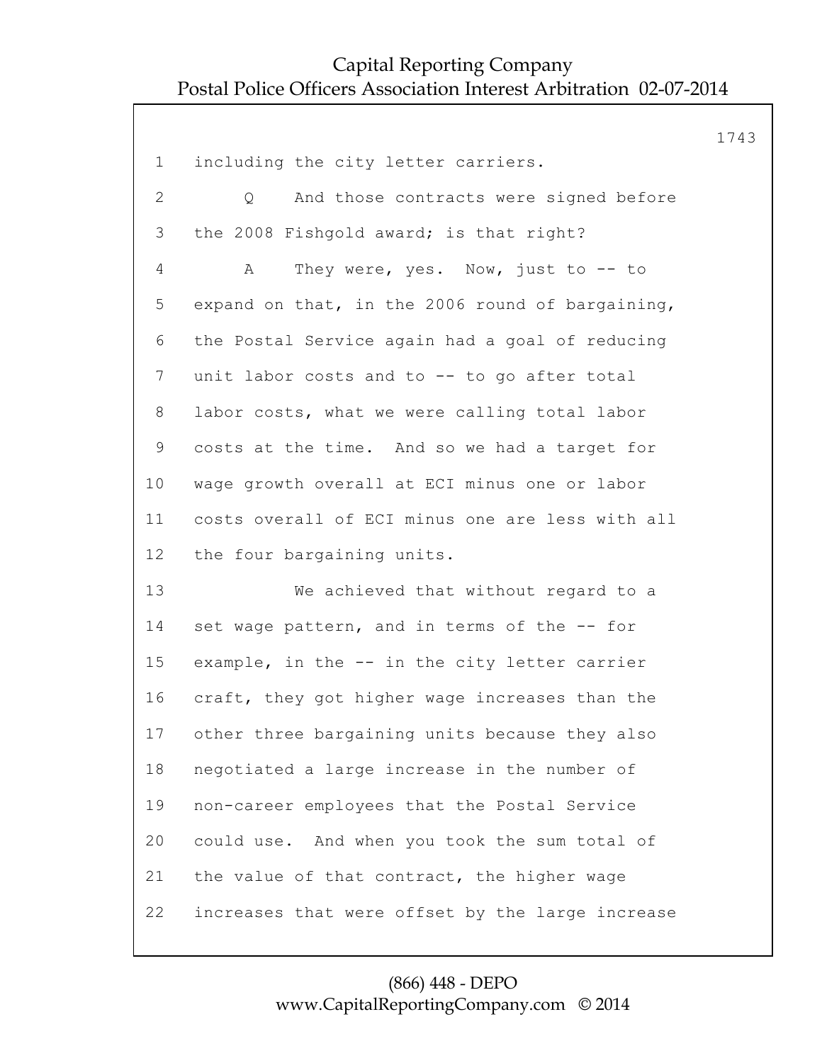including the city letter carriers.

Q And those contracts were signed before the 2008 Fishgold award; is that right?

A They were, yes. Now, just to -- to expand on that, in the 2006 round of bargaining, the Postal Service again had a goal of reducing unit labor costs and to -- to go after total labor costs, what we were calling total labor costs at the time. And so we had a target for wage growth overall at ECI minus one or labor costs overall of ECI minus one are less with all the four bargaining units.

We achieved that without regard to a set wage pattern, and in terms of the -- for example, in the -- in the city letter carrier craft, they got higher wage increases than the other three bargaining units because they also negotiated a large increase in the number of non-career employees that the Postal Service could use. And when you took the sum total of the value of that contract, the higher wage increases that were offset by the large increase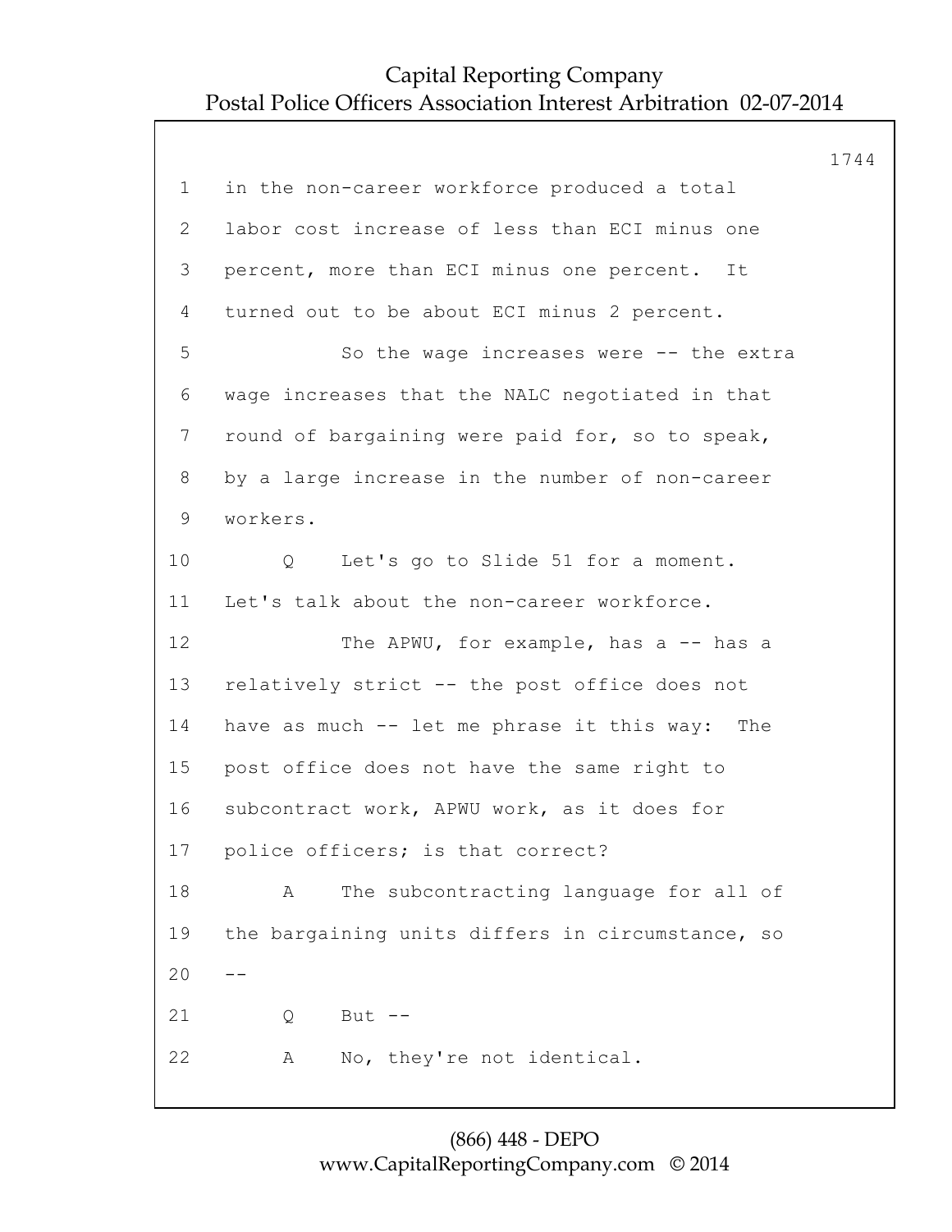in the non-career workforce produced a total labor cost increase of less than ECI minus one percent, more than ECI minus one percent. It turned out to be about ECI minus 2 percent.

So the wage increases were -- the extra wage increases that the NALC negotiated in that round of bargaining were paid for, so to speak, by a large increase in the number of non-career workers.

Q Let's go to Slide 51 for a moment. Let's talk about the non-career workforce.

The APWU, for example, has a -- has a relatively strict -- the post office does not have as much -- let me phrase it this way: The post office does not have the same right to subcontract work, APWU work, as it does for police officers; is that correct?

A The subcontracting language for all of the bargaining units differs in circumstance, so --

Q But --

A No, they're not identical.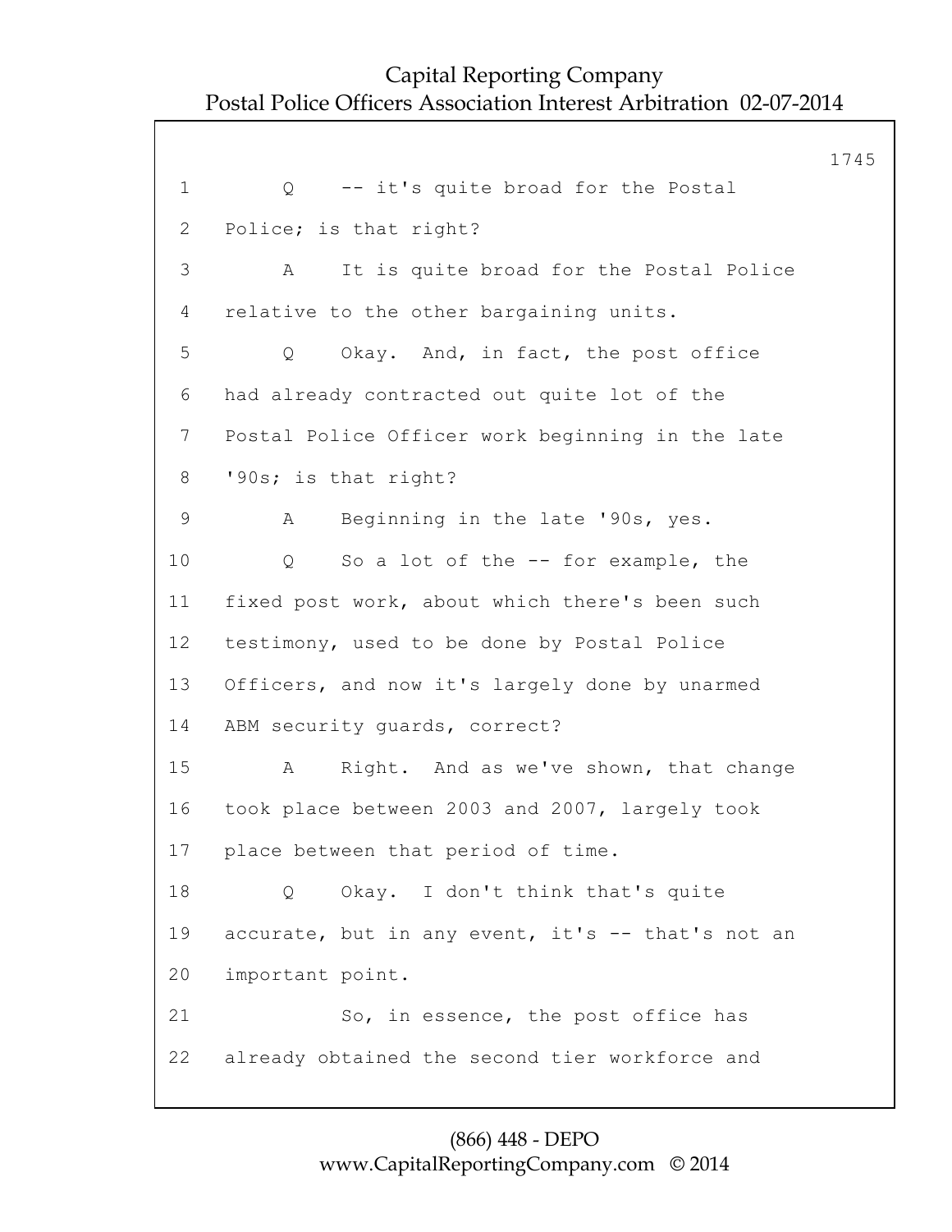1 Q -- it's quite broad for the Postal
2 Police; is that right?
3 A It is quite broad for the Postal Police
4 relative to the other bargaining units.
5 Q Okay. And, in fact, the post office
6 had already contracted out quite lot of the
7 Postal Police Officer work beginning in the late
8 '90s; is that right?
9 A Beginning in the late '90s, yes.
10 Q So a lot of the -- for example, the
11 fixed post work, about which there's been such
12 testimony, used to be done by Postal Police
13 Officers, and now it's largely done by unarmed
14 ABM security guards, correct?
15 A Right. And as we've shown, that change
16 took place between 2003 and 2007, largely took
17 place between that period of time.
18 Q Okay. I don't think that's quite
19 accurate, but in any event, it's -- that's not an
20 important point.
21 So, in essence, the post office has
22 already obtained the second tier workforce and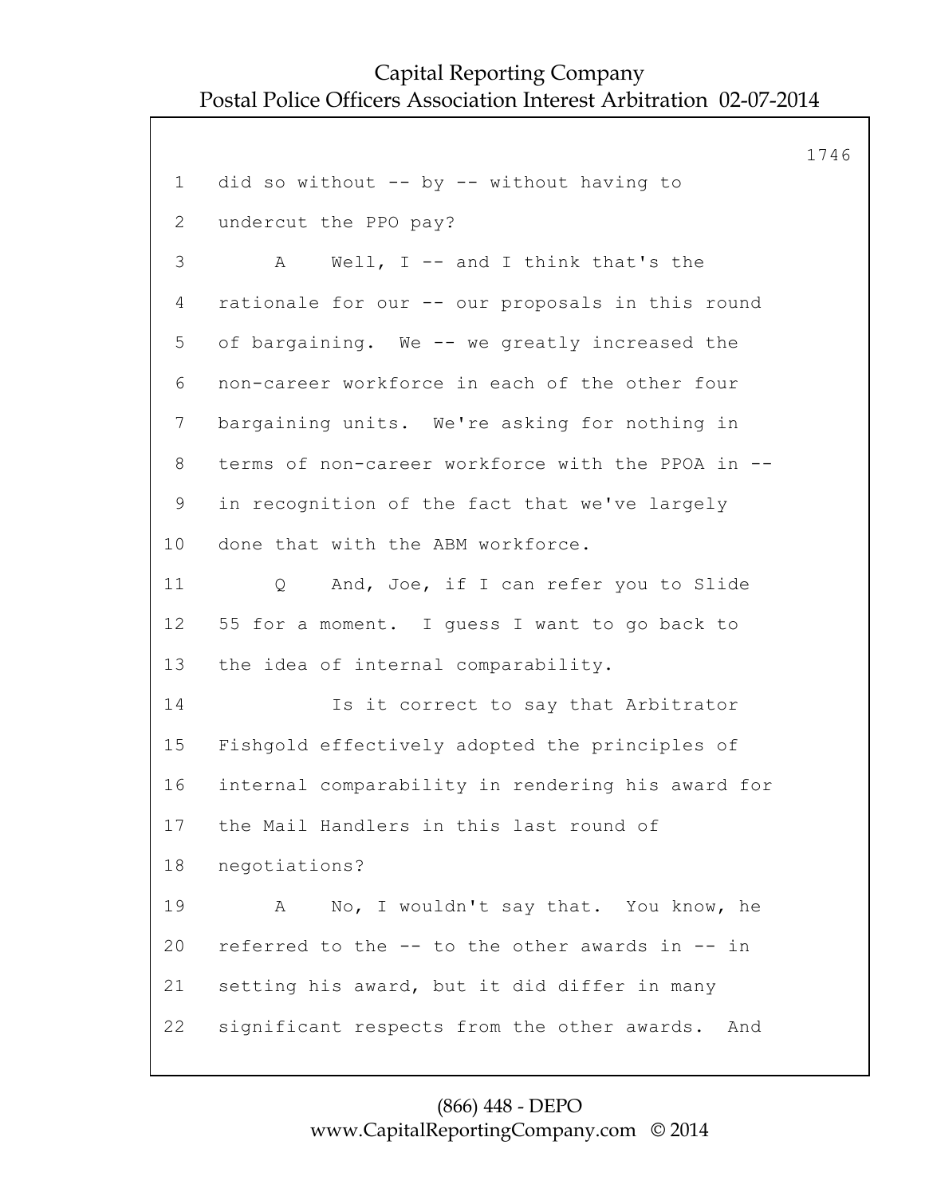1 did so without -- by -- without having to

2 undercut the PPO pay?

3 A Well, I -- and I think that's the

4 rationale for our -- our proposals in this round

5 of bargaining. We -- we greatly increased the

6 non-career workforce in each of the other four

7 bargaining units. We're asking for nothing in

8 terms of non-career workforce with the PPOA in --

9 in recognition of the fact that we've largely

10 done that with the ABM workforce.

11 Q And, Joe, if I can refer you to Slide

12 55 for a moment. I guess I want to go back to

13 the idea of internal comparability.

14 Is it correct to say that Arbitrator

15 Fishgold effectively adopted the principles of

16 internal comparability in rendering his award for

17 the Mail Handlers in this last round of

18 negotiations?

19 A No, I wouldn't say that. You know, he

20 referred to the -- to the other awards in -- in

21 setting his award, but it did differ in many

22 significant respects from the other awards. And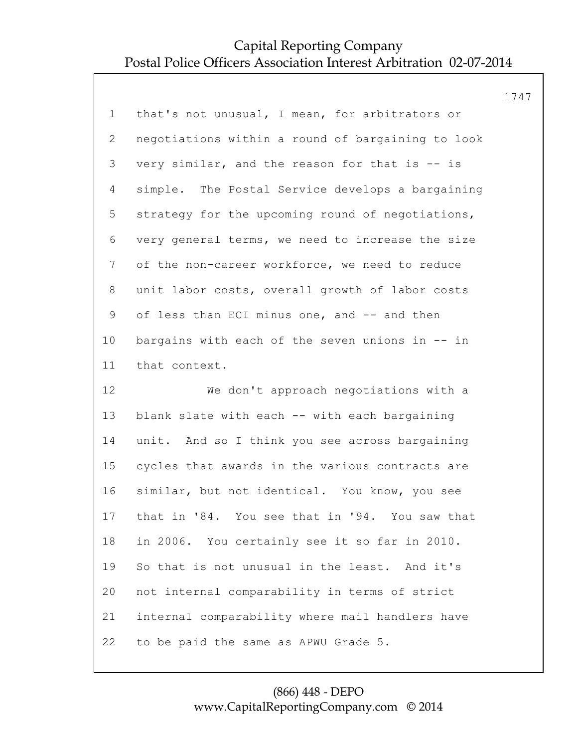that's not unusual, I mean, for arbitrators or negotiations within a round of bargaining to look very similar, and the reason for that is -- is simple. The Postal Service develops a bargaining strategy for the upcoming round of negotiations, very general terms, we need to increase the size of the non-career workforce, we need to reduce unit labor costs, overall growth of labor costs of less than ECI minus one, and -- and then bargains with each of the seven unions in -- in that context.

We don't approach negotiations with a blank slate with each -- with each bargaining unit. And so I think you see across bargaining cycles that awards in the various contracts are similar, but not identical. You know, you see that in '84. You see that in '94. You saw that in 2006. You certainly see it so far in 2010. So that is not unusual in the least. And it's not internal comparability in terms of strict internal comparability where mail handlers have to be paid the same as APWU Grade 5.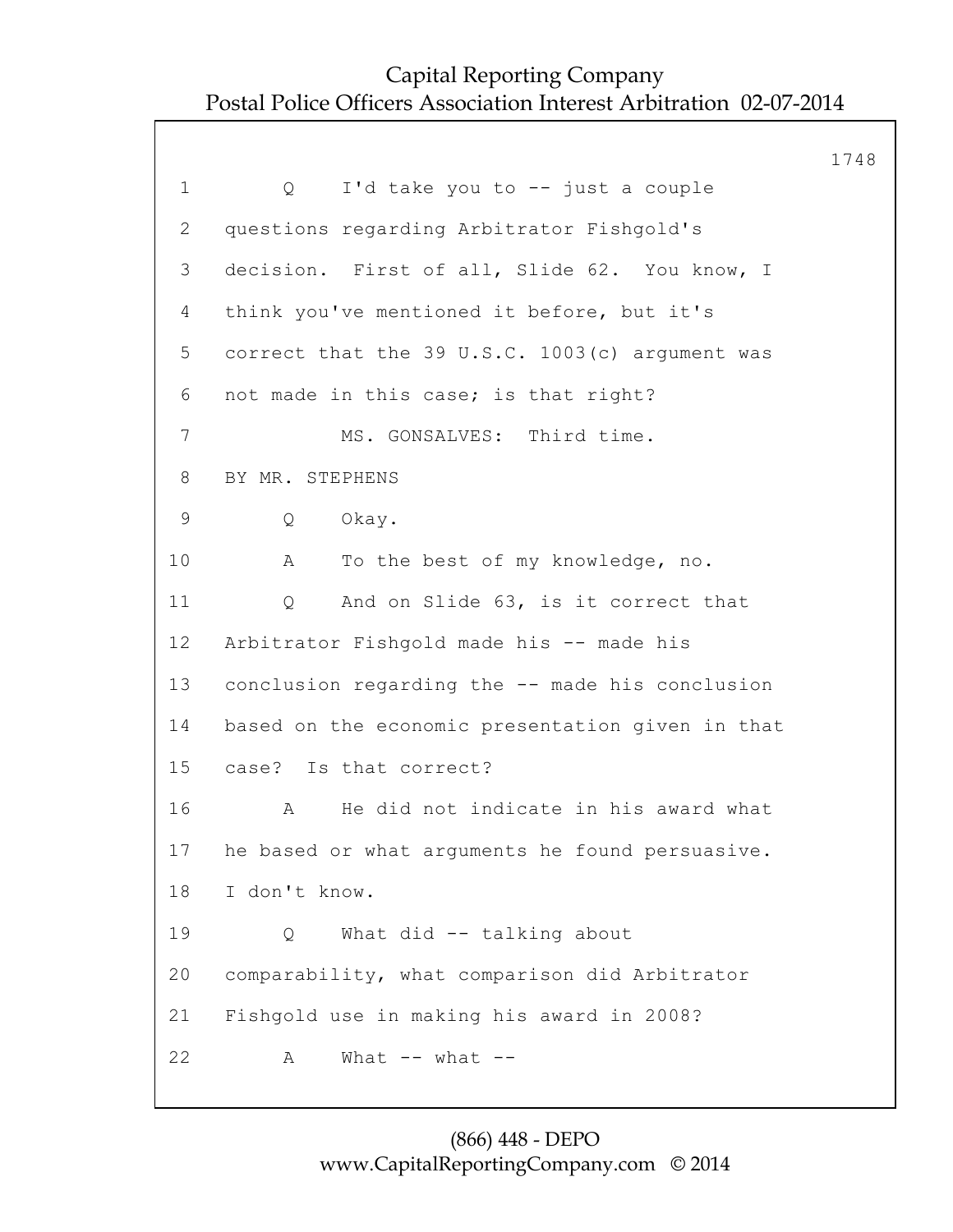Q I'd take you to -- just a couple questions regarding Arbitrator Fishgold's decision. First of all, Slide 62. You know, I think you've mentioned it before, but it's correct that the 39 U.S.C. 1003(c) argument was not made in this case; is that right?

MS. GONSALVES: Third time.

BY MR. STEPHENS

Q Okay.

A To the best of my knowledge, no.

Q And on Slide 63, is it correct that Arbitrator Fishgold made his -- made his conclusion regarding the -- made his conclusion based on the economic presentation given in that case? Is that correct?

A He did not indicate in his award what he based or what arguments he found persuasive. I don't know.

Q What did -- talking about comparability, what comparison did Arbitrator Fishgold use in making his award in 2008?

A What -- what --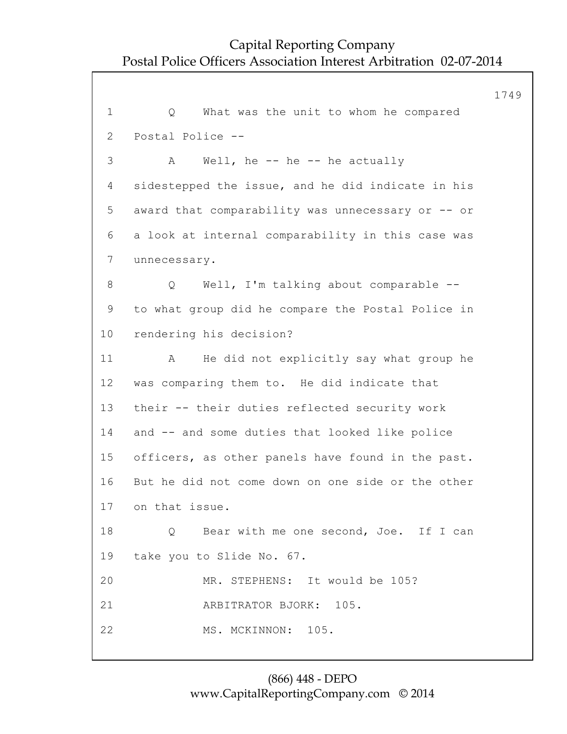Q What was the unit to whom he compared Postal Police --

A Well, he -- he -- he actually sidestepped the issue, and he did indicate in his award that comparability was unnecessary or -- or a look at internal comparability in this case was unnecessary.

Q Well, I'm talking about comparable -- to what group did he compare the Postal Police in rendering his decision?

A He did not explicitly say what group he was comparing them to. He did indicate that their -- their duties reflected security work and -- and some duties that looked like police officers, as other panels have found in the past. But he did not come down on one side or the other on that issue.

Q Bear with me one second, Joe. If I can take you to Slide No. 67.

MR. STEPHENS: It would be 105?

ARBITRATOR BJORK: 105.

MS. MCKINNON: 105.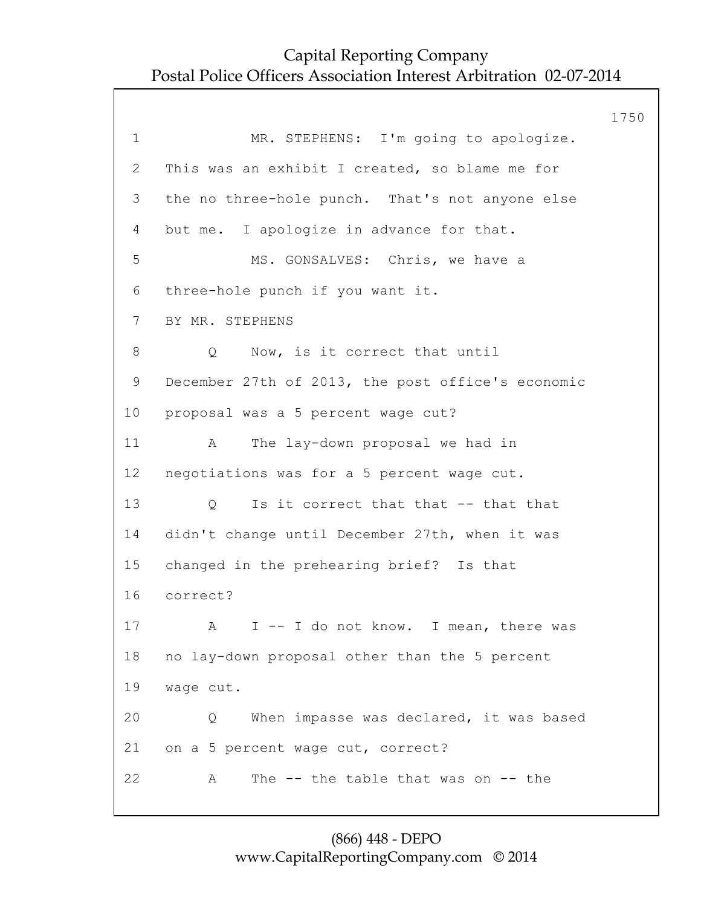MR. STEPHENS: I'm going to apologize. This was an exhibit I created, so blame me for the no three-hole punch. That's not anyone else but me. I apologize in advance for that.

MS. GONSALVES: Chris, we have a three-hole punch if you want it.

BY MR. STEPHENS

Q Now, is it correct that until December 27th of 2013, the post office's economic proposal was a 5 percent wage cut?

A The lay-down proposal we had in negotiations was for a 5 percent wage cut.

Q Is it correct that that -- that that didn't change until December 27th, when it was changed in the prehearing brief? Is that correct?

A I -- I do not know. I mean, there was no lay-down proposal other than the 5 percent wage cut.

Q When impasse was declared, it was based on a 5 percent wage cut, correct?

A The -- the table that was on -- the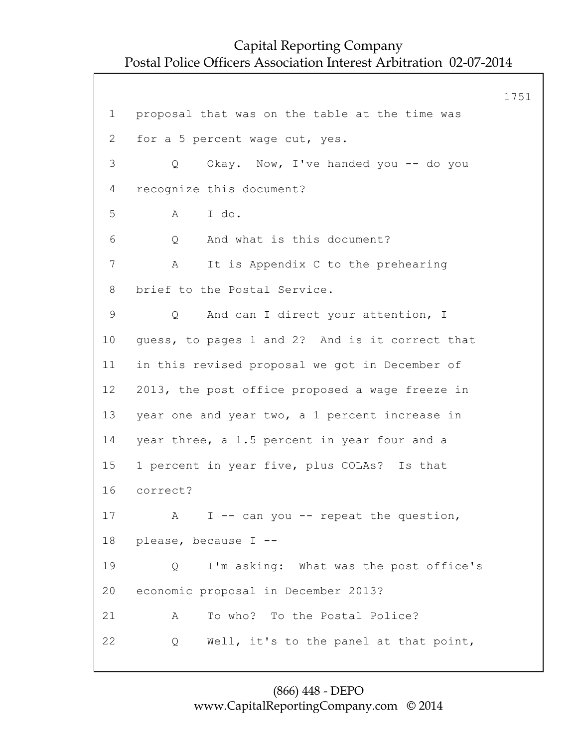proposal that was on the table at the time was for a 5 percent wage cut, yes.

Q Okay. Now, I've handed you -- do you recognize this document?

A I do.

Q And what is this document?

A It is Appendix C to the prehearing brief to the Postal Service.

Q And can I direct your attention, I guess, to pages 1 and 2? And is it correct that in this revised proposal we got in December of 2013, the post office proposed a wage freeze in year one and year two, a 1 percent increase in year three, a 1.5 percent in year four and a 1 percent in year five, plus COLAs? Is that correct?

A I -- can you -- repeat the question, please, because I --

Q I'm asking: What was the post office's economic proposal in December 2013?

A To who? To the Postal Police?

Q Well, it's to the panel at that point,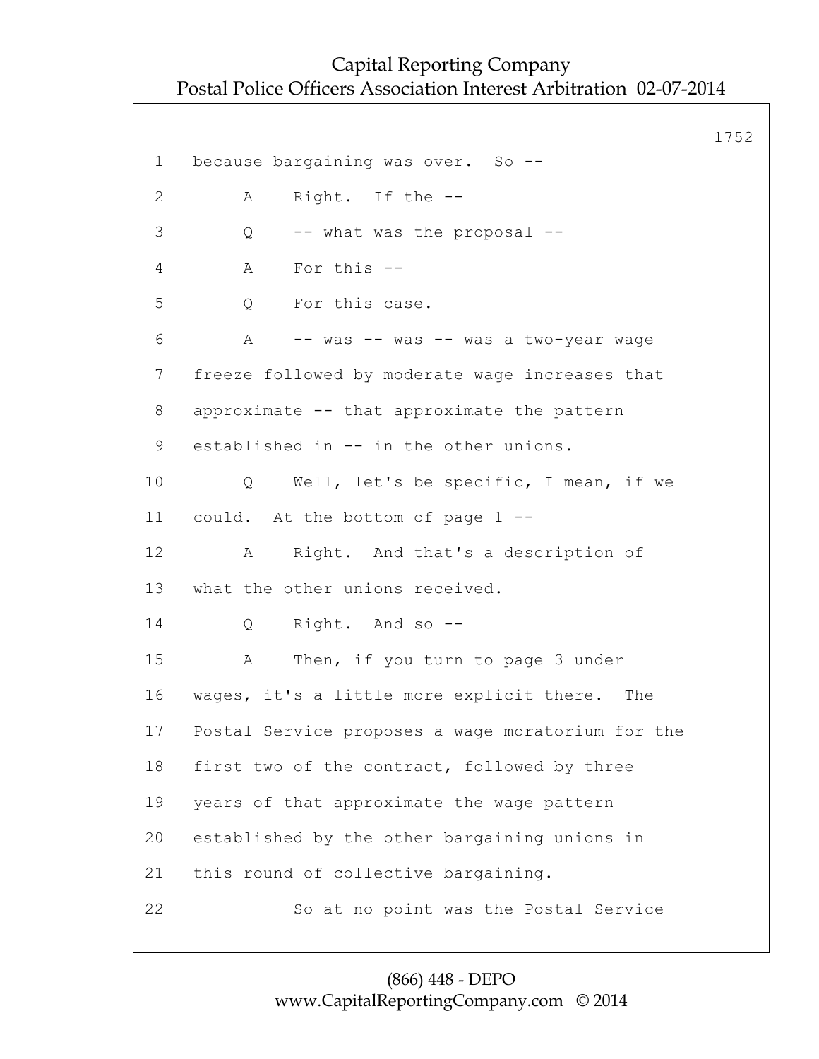1 because bargaining was over. So --

2 A Right. If the --

3 Q -- what was the proposal --

4 A For this --

5 Q For this case.

6 A -- was -- was -- was a two-year wage

7 freeze followed by moderate wage increases that

8 approximate -- that approximate the pattern

9 established in -- in the other unions.

10 Q Well, let's be specific, I mean, if we

11 could. At the bottom of page 1 --

12 A Right. And that's a description of

13 what the other unions received.

14 Q Right. And so --

15 A Then, if you turn to page 3 under

16 wages, it's a little more explicit there. The

17 Postal Service proposes a wage moratorium for the

18 first two of the contract, followed by three

19 years of that approximate the wage pattern

20 established by the other bargaining unions in

21 this round of collective bargaining.

22 So at no point was the Postal Service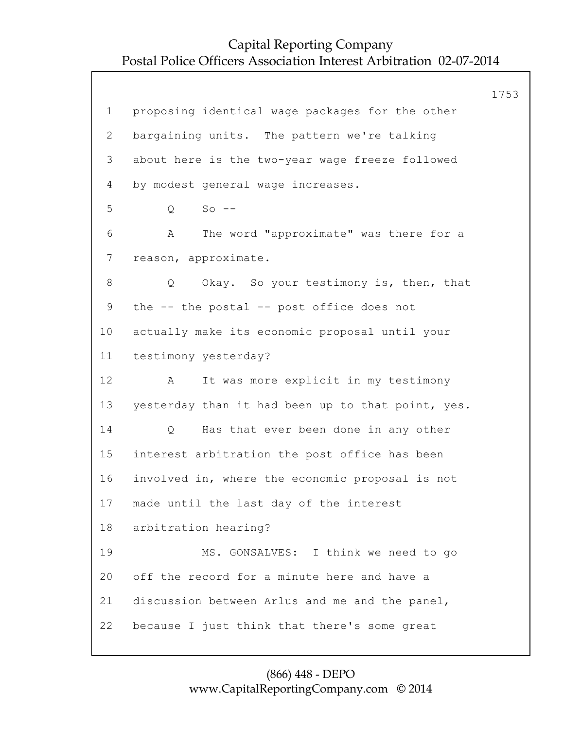1 proposing identical wage packages for the other
2 bargaining units. The pattern we're talking
3 about here is the two-year wage freeze followed
4 by modest general wage increases.
5 Q So --
6 A The word "approximate" was there for a
7 reason, approximate.
8 Q Okay. So your testimony is, then, that
9 the -- the postal -- post office does not
10 actually make its economic proposal until your
11 testimony yesterday?
12 A It was more explicit in my testimony
13 yesterday than it had been up to that point, yes.
14 Q Has that ever been done in any other
15 interest arbitration the post office has been
16 involved in, where the economic proposal is not
17 made until the last day of the interest
18 arbitration hearing?
19 MS. GONSALVES: I think we need to go
20 off the record for a minute here and have a
21 discussion between Arlus and me and the panel,
22 because I just think that there's some great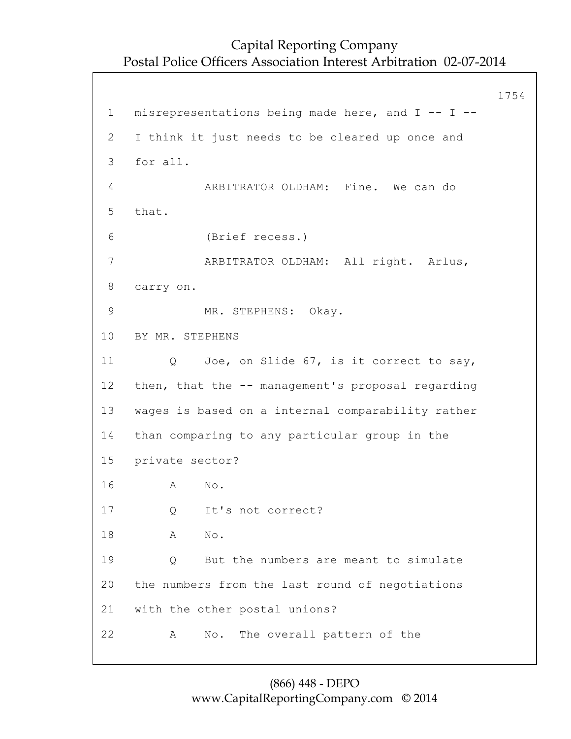1 misrepresentations being made here, and I -- I --

2 I think it just needs to be cleared up once and

3 for all.

4 ARBITRATOR OLDHAM: Fine. We can do

5 that.

6 (Brief recess.)

7 ARBITRATOR OLDHAM: All right. Arlus,

8 carry on.

9 MR. STEPHENS: Okay.

10 BY MR. STEPHENS

11 Q Joe, on Slide 67, is it correct to say,

12 then, that the -- management's proposal regarding

13 wages is based on a internal comparability rather

14 than comparing to any particular group in the

15 private sector?

16 A No.

17 Q It's not correct?

18 A No.

19 Q But the numbers are meant to simulate

20 the numbers from the last round of negotiations

21 with the other postal unions?

22 A No. The overall pattern of the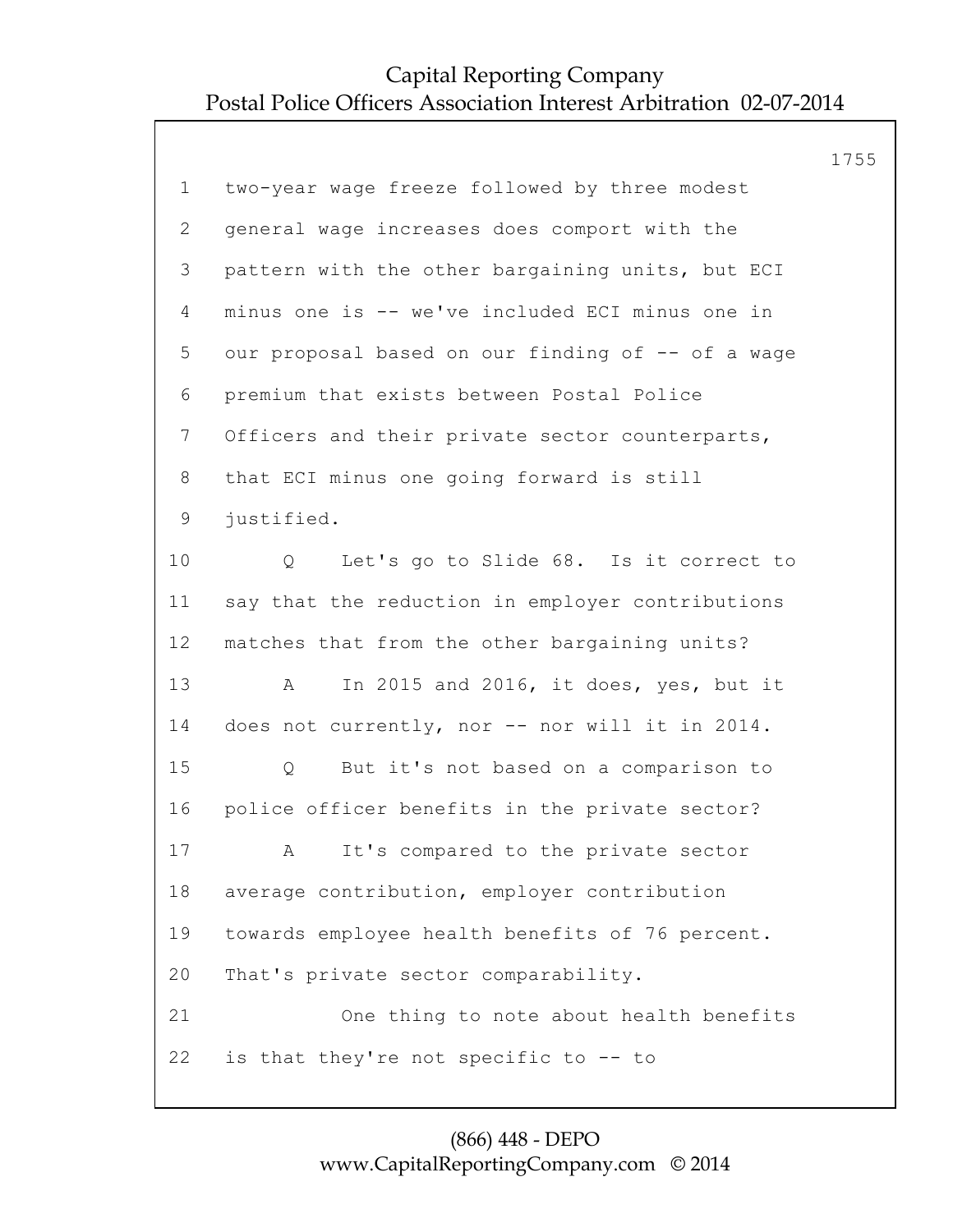1 two-year wage freeze followed by three modest

2 general wage increases does comport with the

3 pattern with the other bargaining units, but ECI

4 minus one is -- we've included ECI minus one in

5 our proposal based on our finding of -- of a wage

6 premium that exists between Postal Police

7 Officers and their private sector counterparts,

8 that ECI minus one going forward is still

9 justified.

10 Q Let's go to Slide 68. Is it correct to

11 say that the reduction in employer contributions

12 matches that from the other bargaining units?

13 A In 2015 and 2016, it does, yes, but it

14 does not currently, nor -- nor will it in 2014.

15 Q But it's not based on a comparison to

16 police officer benefits in the private sector?

17 A It's compared to the private sector

18 average contribution, employer contribution

19 towards employee health benefits of 76 percent.

20 That's private sector comparability.

21 One thing to note about health benefits

22 is that they're not specific to -- to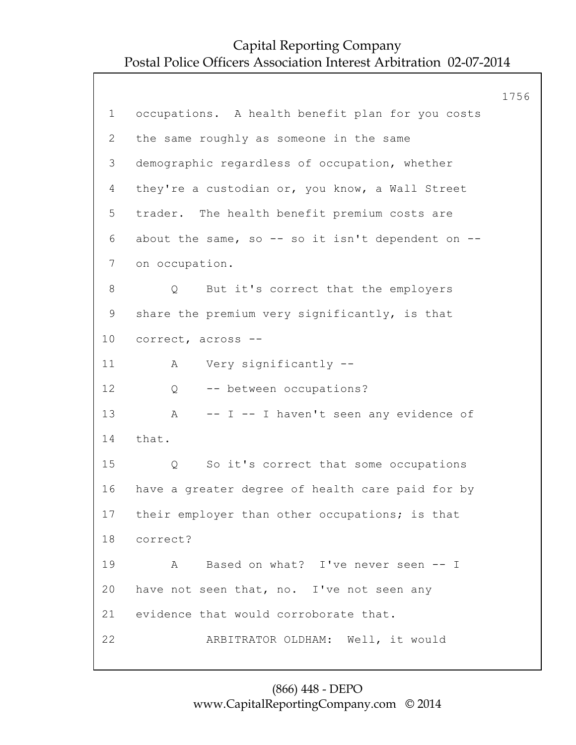1 occupations. A health benefit plan for you costs
2 the same roughly as someone in the same
3 demographic regardless of occupation, whether
4 they're a custodian or, you know, a Wall Street
5 trader. The health benefit premium costs are
6 about the same, so -- so it isn't dependent on --
7 on occupation.
8 Q But it's correct that the employers
9 share the premium very significantly, is that
10 correct, across --
11 A Very significantly --
12 Q -- between occupations?
13 A -- I -- I haven't seen any evidence of
14 that.
15 Q So it's correct that some occupations
16 have a greater degree of health care paid for by
17 their employer than other occupations; is that
18 correct?
19 A Based on what? I've never seen -- I
20 have not seen that, no. I've not seen any
21 evidence that would corroborate that.
22 ARBITRATOR OLDHAM: Well, it would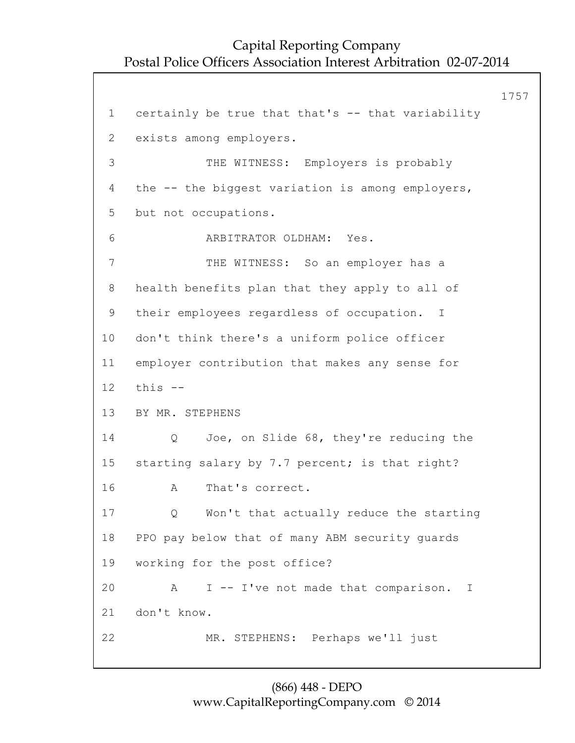1 certainly be true that that's -- that variability

2 exists among employers.

3 THE WITNESS: Employers is probably

4 the -- the biggest variation is among employers,

5 but not occupations.

6 ARBITRATOR OLDHAM: Yes.

7 THE WITNESS: So an employer has a

8 health benefits plan that they apply to all of

9 their employees regardless of occupation. I

10 don't think there's a uniform police officer

11 employer contribution that makes any sense for

12 this --

13 BY MR. STEPHENS

14 Q Joe, on Slide 68, they're reducing the

15 starting salary by 7.7 percent; is that right?

16 A That's correct.

17 Q Won't that actually reduce the starting

18 PPO pay below that of many ABM security guards

19 working for the post office?

20 A I -- I've not made that comparison. I

21 don't know.

22 MR. STEPHENS: Perhaps we'll just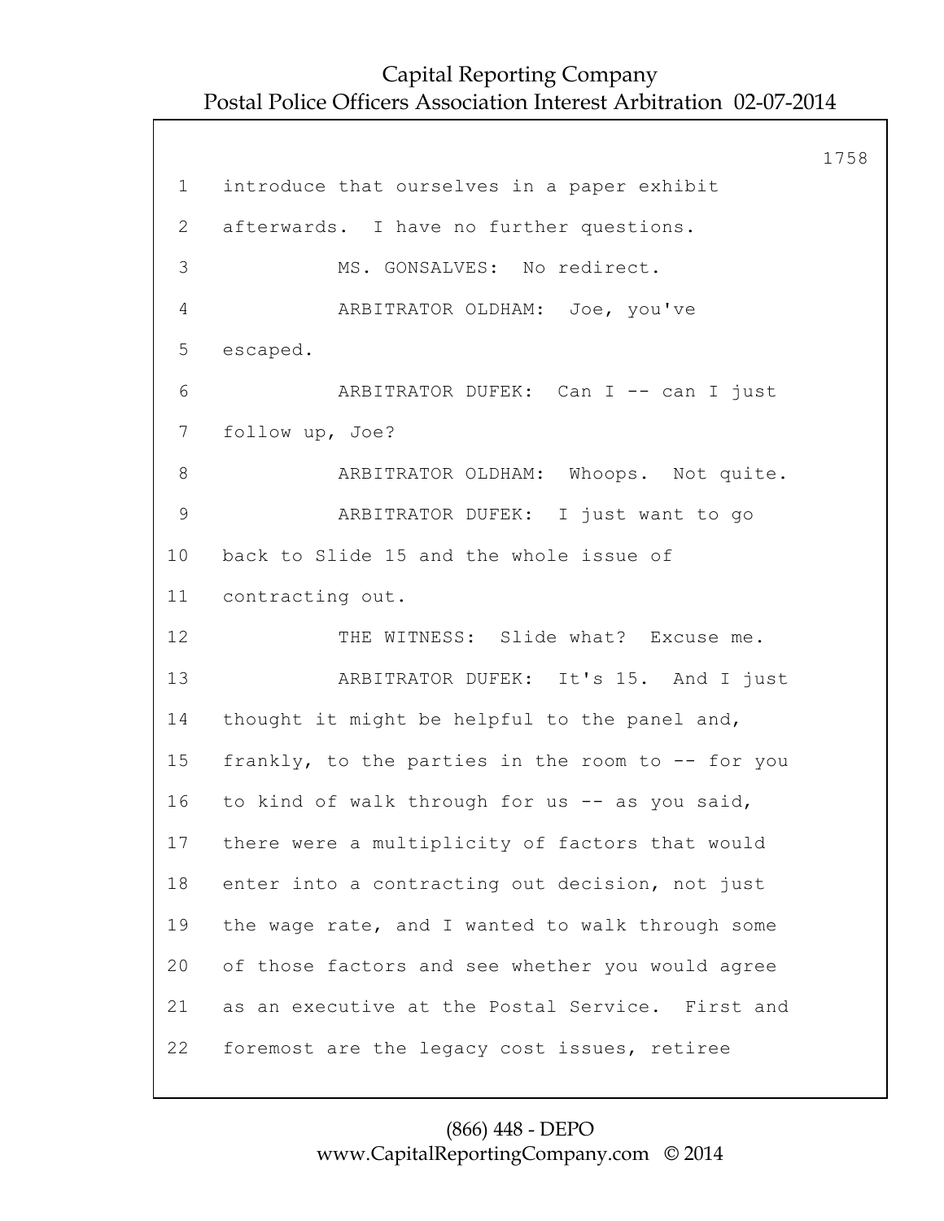1 introduce that ourselves in a paper exhibit

2 afterwards. I have no further questions.

3 MS. GONSALVES: No redirect.

4 ARBITRATOR OLDHAM: Joe, you've

5 escaped.

6 ARBITRATOR DUFEK: Can I -- can I just

7 follow up, Joe?

8 ARBITRATOR OLDHAM: Whoops. Not quite.

9 ARBITRATOR DUFEK: I just want to go

10 back to Slide 15 and the whole issue of

11 contracting out.

12 THE WITNESS: Slide what? Excuse me.

13 ARBITRATOR DUFEK: It's 15. And I just

14 thought it might be helpful to the panel and,

15 frankly, to the parties in the room to -- for you

16 to kind of walk through for us -- as you said,

17 there were a multiplicity of factors that would

18 enter into a contracting out decision, not just

19 the wage rate, and I wanted to walk through some

20 of those factors and see whether you would agree

21 as an executive at the Postal Service. First and

22 foremost are the legacy cost issues, retiree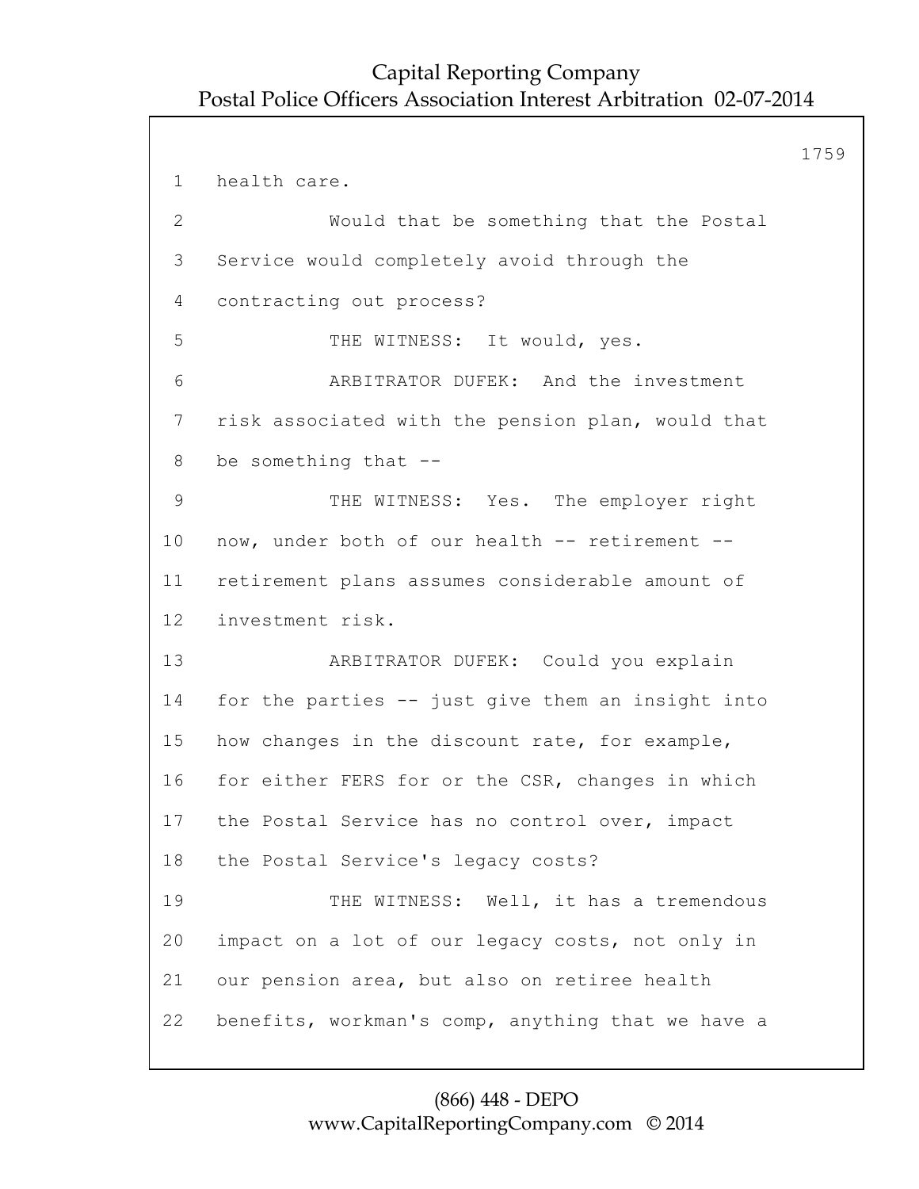health care.

Would that be something that the Postal Service would completely avoid through the contracting out process?

THE WITNESS: It would, yes.

ARBITRATOR DUFEK: And the investment risk associated with the pension plan, would that be something that --

THE WITNESS: Yes. The employer right now, under both of our health -- retirement -- retirement plans assumes considerable amount of investment risk.

ARBITRATOR DUFEK: Could you explain for the parties -- just give them an insight into how changes in the discount rate, for example, for either FERS for or the CSR, changes in which the Postal Service has no control over, impact the Postal Service's legacy costs?

THE WITNESS: Well, it has a tremendous impact on a lot of our legacy costs, not only in our pension area, but also on retiree health benefits, workman's comp, anything that we have a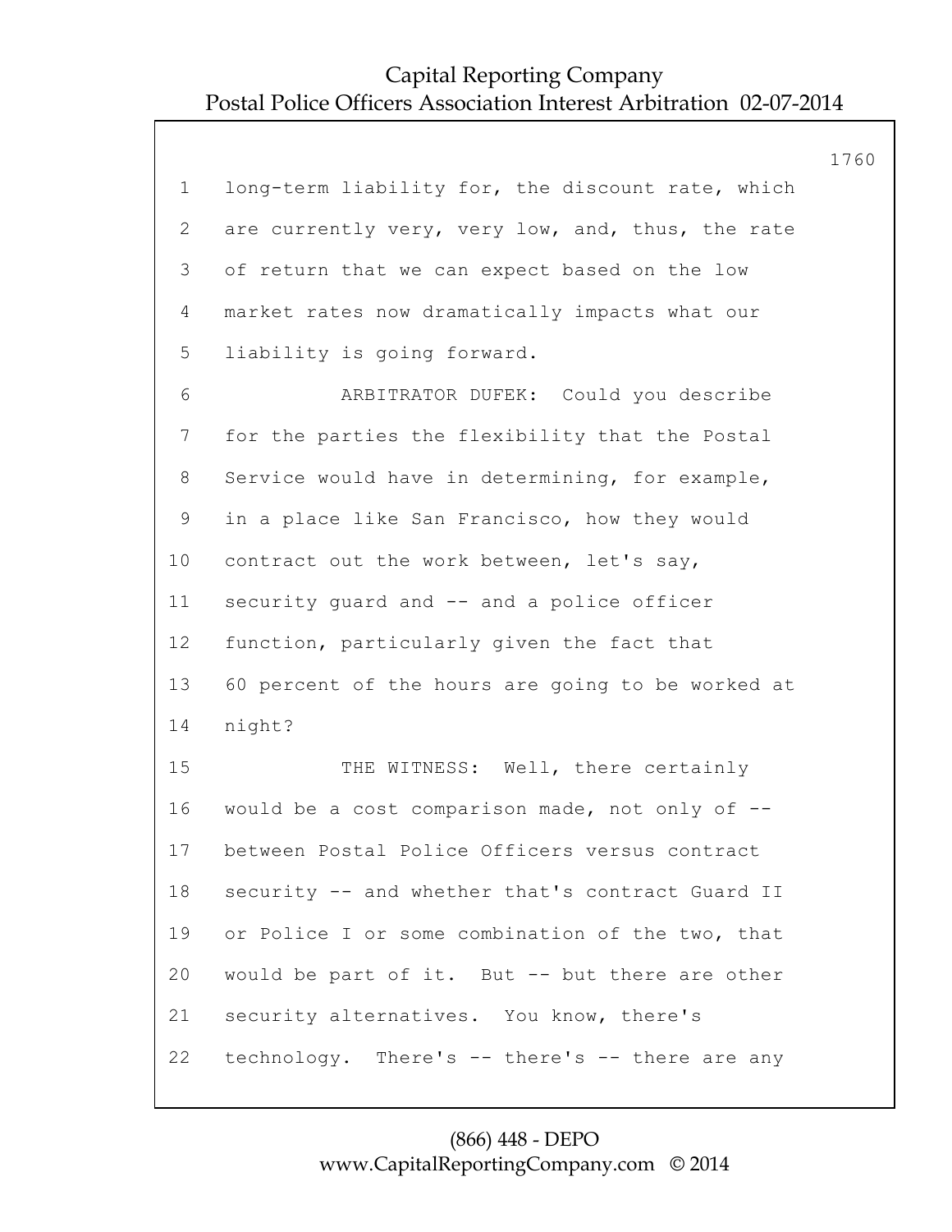long-term liability for, the discount rate, which are currently very, very low, and, thus, the rate of return that we can expect based on the low market rates now dramatically impacts what our liability is going forward.

ARBITRATOR DUFEK: Could you describe for the parties the flexibility that the Postal Service would have in determining, for example, in a place like San Francisco, how they would contract out the work between, let's say, security guard and -- and a police officer function, particularly given the fact that 60 percent of the hours are going to be worked at night?

THE WITNESS: Well, there certainly would be a cost comparison made, not only of -- between Postal Police Officers versus contract security -- and whether that's contract Guard II or Police I or some combination of the two, that would be part of it. But -- but there are other security alternatives. You know, there's technology. There's -- there's -- there are any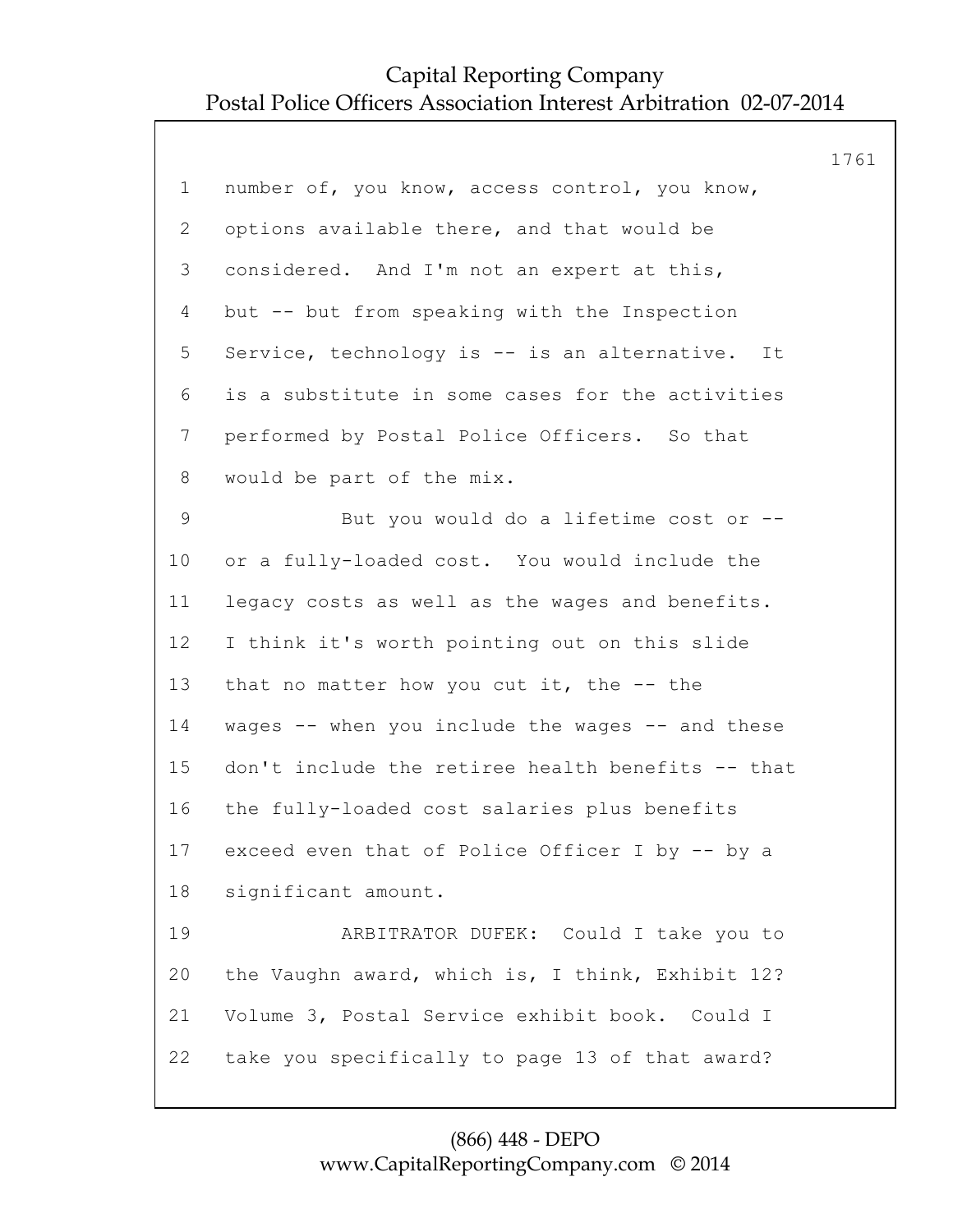1 number of, you know, access control, you know,
2 options available there, and that would be
3 considered. And I'm not an expert at this,
4 but -- but from speaking with the Inspection
5 Service, technology is -- is an alternative. It
6 is a substitute in some cases for the activities
7 performed by Postal Police Officers. So that
8 would be part of the mix.
9 But you would do a lifetime cost or --
10 or a fully-loaded cost. You would include the
11 legacy costs as well as the wages and benefits.
12 I think it's worth pointing out on this slide
13 that no matter how you cut it, the -- the
14 wages -- when you include the wages -- and these
15 don't include the retiree health benefits -- that
16 the fully-loaded cost salaries plus benefits
17 exceed even that of Police Officer I by -- by a
18 significant amount.
19 ARBITRATOR DUFEK: Could I take you to
20 the Vaughn award, which is, I think, Exhibit 12?
21 Volume 3, Postal Service exhibit book. Could I
22 take you specifically to page 13 of that award?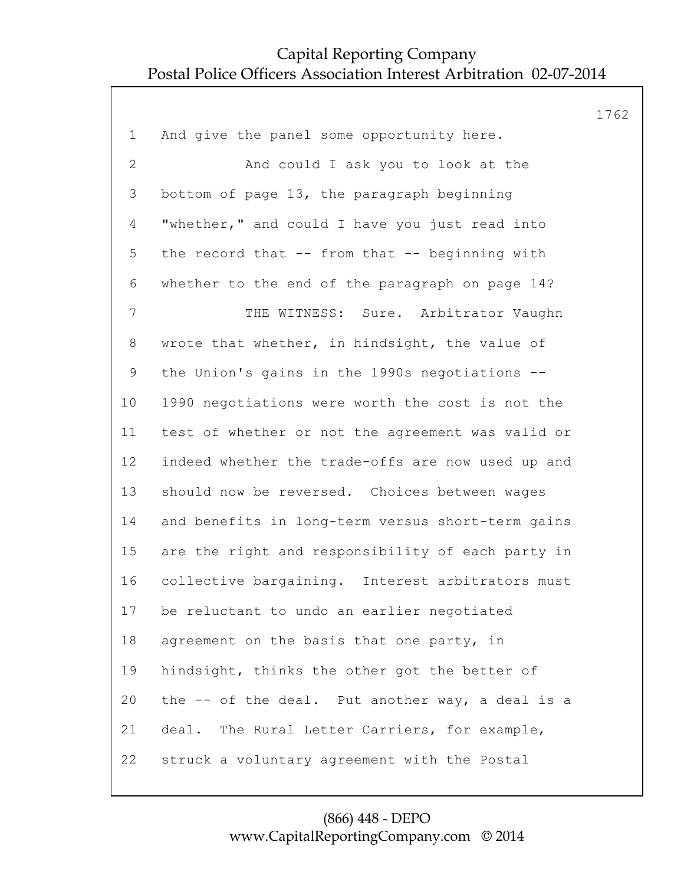1 And give the panel some opportunity here.

2 And could I ask you to look at the

3 bottom of page 13, the paragraph beginning

4 "whether," and could I have you just read into

5 the record that -- from that -- beginning with

6 whether to the end of the paragraph on page 14?

7 THE WITNESS: Sure. Arbitrator Vaughn

8 wrote that whether, in hindsight, the value of

9 the Union's gains in the 1990s negotiations --

10 1990 negotiations were worth the cost is not the

11 test of whether or not the agreement was valid or

12 indeed whether the trade-offs are now used up and

13 should now be reversed. Choices between wages

14 and benefits in long-term versus short-term gains

15 are the right and responsibility of each party in

16 collective bargaining. Interest arbitrators must

17 be reluctant to undo an earlier negotiated

18 agreement on the basis that one party, in

19 hindsight, thinks the other got the better of

20 the -- of the deal. Put another way, a deal is a

21 deal. The Rural Letter Carriers, for example,

22 struck a voluntary agreement with the Postal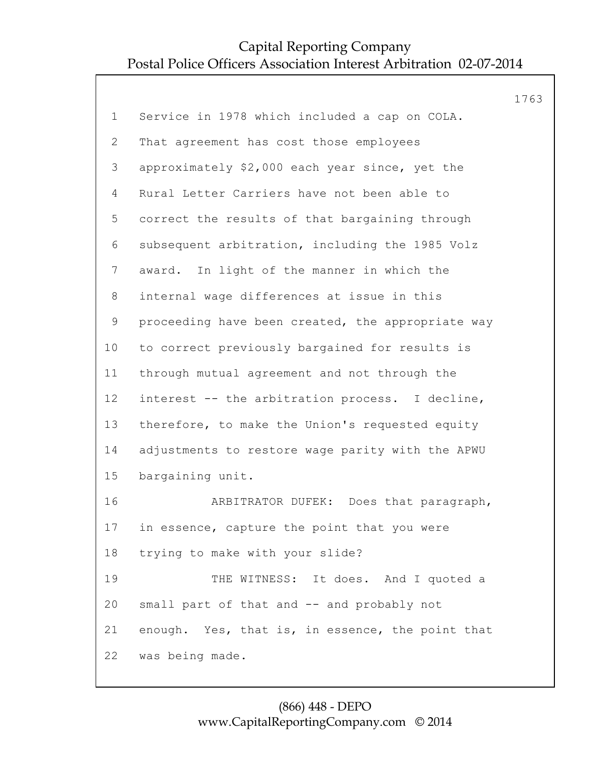Service in 1978 which included a cap on COLA. That agreement has cost those employees approximately $2,000 each year since, yet the Rural Letter Carriers have not been able to correct the results of that bargaining through subsequent arbitration, including the 1985 Volz award. In light of the manner in which the internal wage differences at issue in this proceeding have been created, the appropriate way to correct previously bargained for results is through mutual agreement and not through the interest -- the arbitration process. I decline, therefore, to make the Union's requested equity adjustments to restore wage parity with the APWU bargaining unit.

ARBITRATOR DUFEK: Does that paragraph, in essence, capture the point that you were trying to make with your slide?

THE WITNESS: It does. And I quoted a small part of that and -- and probably not enough. Yes, that is, in essence, the point that was being made.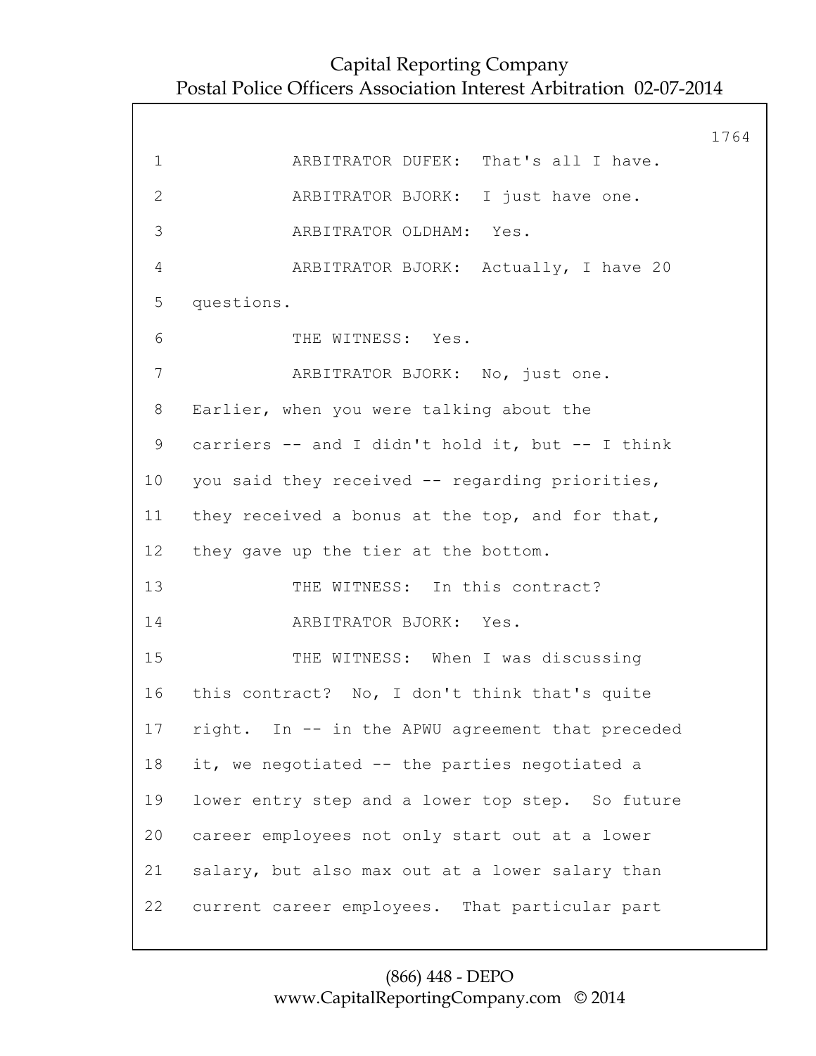1 ARBITRATOR DUFEK: That's all I have.

2 ARBITRATOR BJORK: I just have one.

3 ARBITRATOR OLDHAM: Yes.

4 ARBITRATOR BJORK: Actually, I have 20

5 questions.

6 THE WITNESS: Yes.

7 ARBITRATOR BJORK: No, just one.

8 Earlier, when you were talking about the

9 carriers -- and I didn't hold it, but -- I think

10 you said they received -- regarding priorities,

11 they received a bonus at the top, and for that,

12 they gave up the tier at the bottom.

13 THE WITNESS: In this contract?

14 ARBITRATOR BJORK: Yes.

15 THE WITNESS: When I was discussing

16 this contract? No, I don't think that's quite

17 right. In -- in the APWU agreement that preceded

18 it, we negotiated -- the parties negotiated a

19 lower entry step and a lower top step. So future

20 career employees not only start out at a lower

21 salary, but also max out at a lower salary than

22 current career employees. That particular part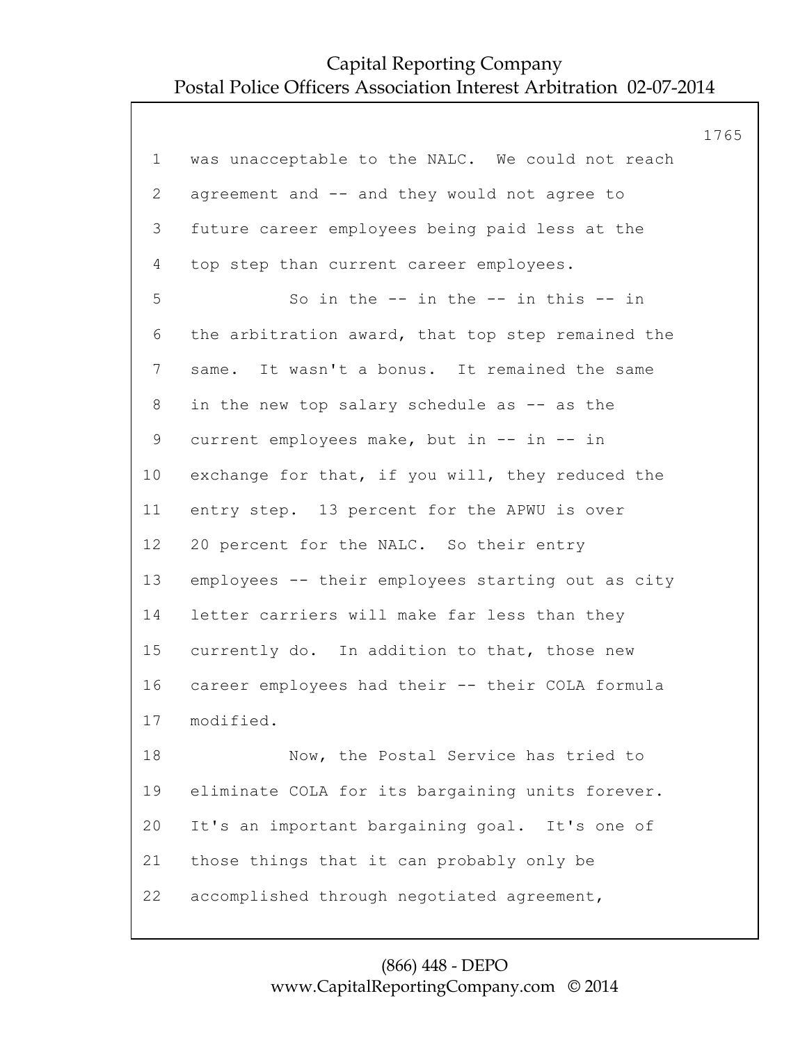was unacceptable to the NALC. We could not reach agreement and -- and they would not agree to future career employees being paid less at the top step than current career employees.

So in the -- in the -- in this -- in the arbitration award, that top step remained the same. It wasn't a bonus. It remained the same in the new top salary schedule as -- as the current employees make, but in -- in -- in exchange for that, if you will, they reduced the entry step. 13 percent for the APWU is over 20 percent for the NALC. So their entry employees -- their employees starting out as city letter carriers will make far less than they currently do. In addition to that, those new career employees had their -- their COLA formula modified.

Now, the Postal Service has tried to eliminate COLA for its bargaining units forever. It's an important bargaining goal. It's one of those things that it can probably only be accomplished through negotiated agreement,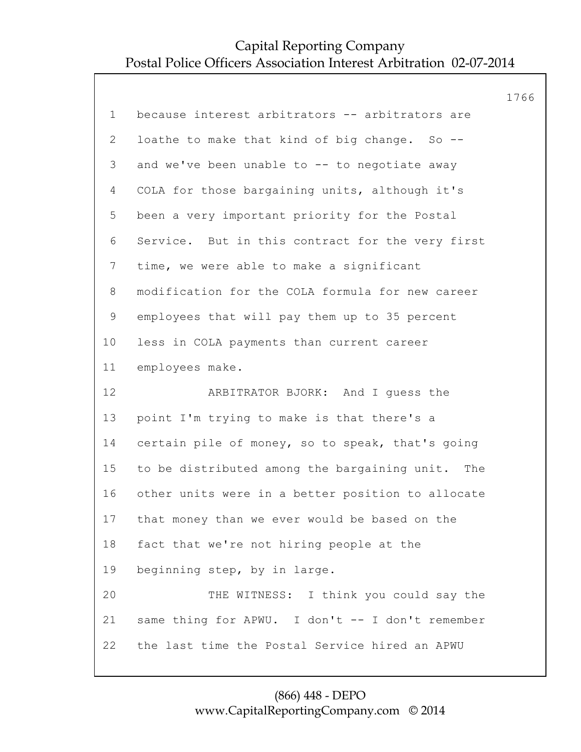1 because interest arbitrators -- arbitrators are
2 loathe to make that kind of big change. So --
3 and we've been unable to -- to negotiate away
4 COLA for those bargaining units, although it's
5 been a very important priority for the Postal
6 Service. But in this contract for the very first
7 time, we were able to make a significant
8 modification for the COLA formula for new career
9 employees that will pay them up to 35 percent
10 less in COLA payments than current career
11 employees make.
12 ARBITRATOR BJORK: And I guess the
13 point I'm trying to make is that there's a
14 certain pile of money, so to speak, that's going
15 to be distributed among the bargaining unit. The
16 other units were in a better position to allocate
17 that money than we ever would be based on the
18 fact that we're not hiring people at the
19 beginning step, by in large.
20 THE WITNESS: I think you could say the
21 same thing for APWU. I don't -- I don't remember
22 the last time the Postal Service hired an APWU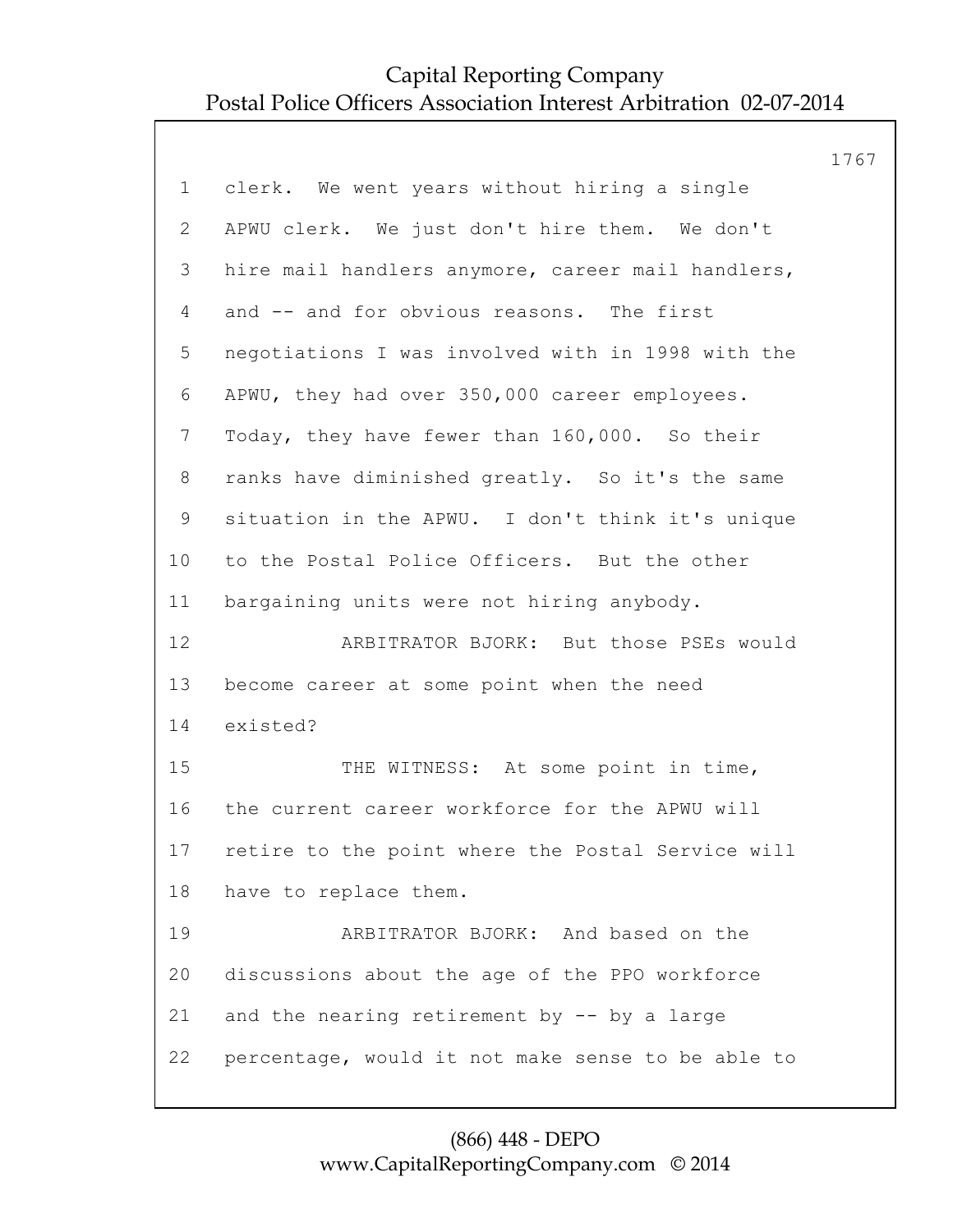clerk. We went years without hiring a single APWU clerk. We just don't hire them. We don't hire mail handlers anymore, career mail handlers, and -- and for obvious reasons. The first negotiations I was involved with in 1998 with the APWU, they had over 350,000 career employees. Today, they have fewer than 160,000. So their ranks have diminished greatly. So it's the same situation in the APWU. I don't think it's unique to the Postal Police Officers. But the other bargaining units were not hiring anybody.

ARBITRATOR BJORK: But those PSEs would become career at some point when the need existed?

THE WITNESS: At some point in time, the current career workforce for the APWU will retire to the point where the Postal Service will have to replace them.

ARBITRATOR BJORK: And based on the discussions about the age of the PPO workforce and the nearing retirement by -- by a large percentage, would it not make sense to be able to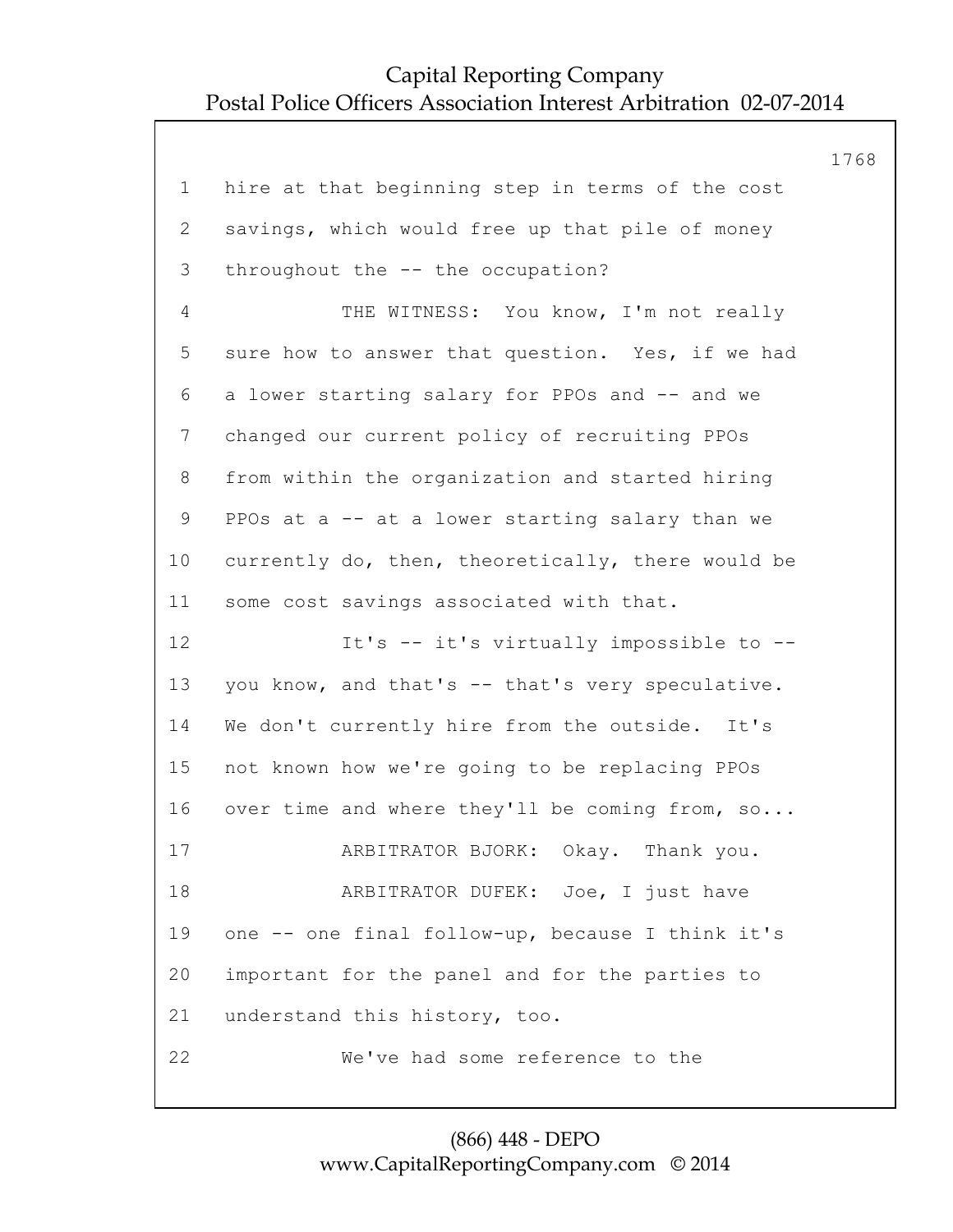1 hire at that beginning step in terms of the cost
2 savings, which would free up that pile of money
3 throughout the -- the occupation?
4 THE WITNESS: You know, I'm not really
5 sure how to answer that question. Yes, if we had
6 a lower starting salary for PPOs and -- and we
7 changed our current policy of recruiting PPOs
8 from within the organization and started hiring
9 PPOs at a -- at a lower starting salary than we
10 currently do, then, theoretically, there would be
11 some cost savings associated with that.
12 It's -- it's virtually impossible to --
13 you know, and that's -- that's very speculative.
14 We don't currently hire from the outside. It's
15 not known how we're going to be replacing PPOs
16 over time and where they'll be coming from, so...
17 ARBITRATOR BJORK: Okay. Thank you.
18 ARBITRATOR DUFEK: Joe, I just have
19 one -- one final follow-up, because I think it's
20 important for the panel and for the parties to
21 understand this history, too.
22 We've had some reference to the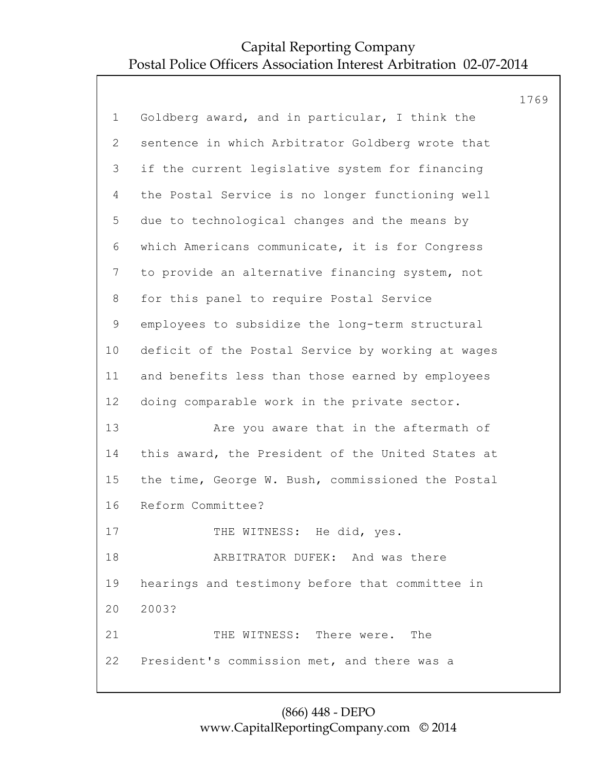Goldberg award, and in particular, I think the sentence in which Arbitrator Goldberg wrote that if the current legislative system for financing the Postal Service is no longer functioning well due to technological changes and the means by which Americans communicate, it is for Congress to provide an alternative financing system, not for this panel to require Postal Service employees to subsidize the long-term structural deficit of the Postal Service by working at wages and benefits less than those earned by employees doing comparable work in the private sector.

Are you aware that in the aftermath of this award, the President of the United States at the time, George W. Bush, commissioned the Postal Reform Committee?

THE WITNESS: He did, yes.

ARBITRATOR DUFEK: And was there hearings and testimony before that committee in 2003?

THE WITNESS: There were. The President's commission met, and there was a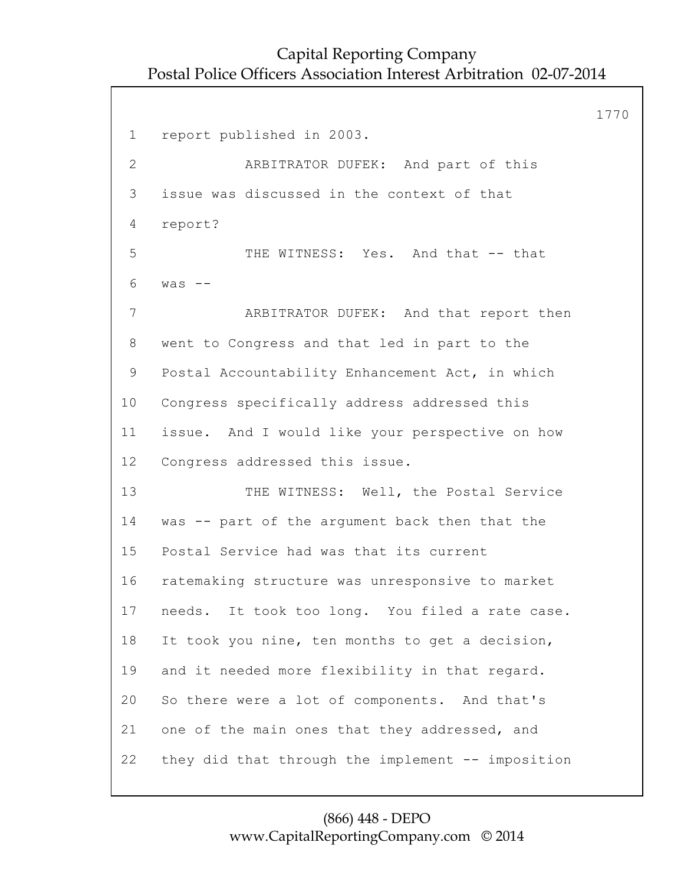1 report published in 2003.

2 ARBITRATOR DUFEK: And part of this

3 issue was discussed in the context of that

4 report?

5 THE WITNESS: Yes. And that -- that

6 was --

7 ARBITRATOR DUFEK: And that report then

8 went to Congress and that led in part to the

9 Postal Accountability Enhancement Act, in which

10 Congress specifically address addressed this

11 issue. And I would like your perspective on how

12 Congress addressed this issue.

13 THE WITNESS: Well, the Postal Service

14 was -- part of the argument back then that the

15 Postal Service had was that its current

16 ratemaking structure was unresponsive to market

17 needs. It took too long. You filed a rate case.

18 It took you nine, ten months to get a decision,

19 and it needed more flexibility in that regard.

20 So there were a lot of components. And that's

21 one of the main ones that they addressed, and

22 they did that through the implement -- imposition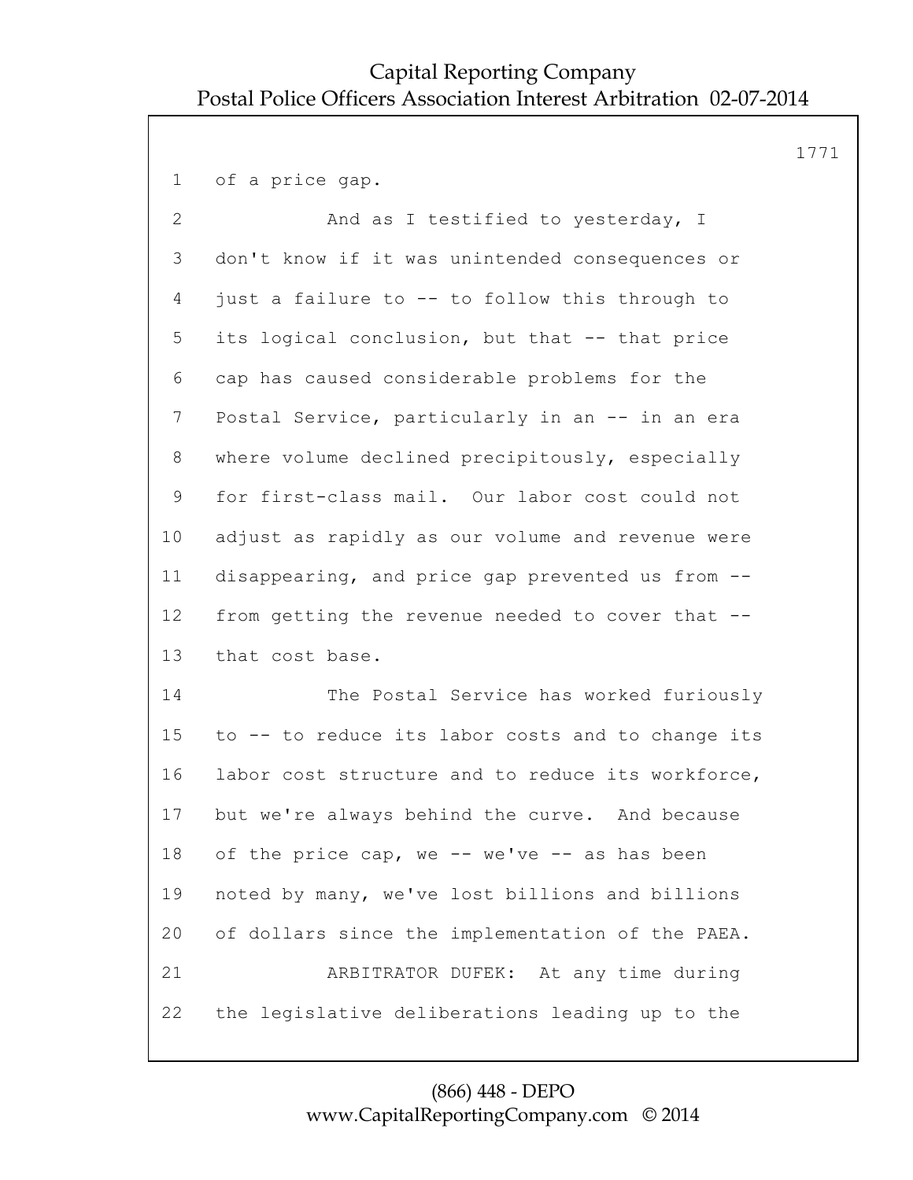of a price gap.

And as I testified to yesterday, I don't know if it was unintended consequences or just a failure to -- to follow this through to its logical conclusion, but that -- that price cap has caused considerable problems for the Postal Service, particularly in an -- in an era where volume declined precipitously, especially for first-class mail. Our labor cost could not adjust as rapidly as our volume and revenue were disappearing, and price gap prevented us from -- from getting the revenue needed to cover that -- that cost base.

The Postal Service has worked furiously to -- to reduce its labor costs and to change its labor cost structure and to reduce its workforce, but we're always behind the curve. And because of the price cap, we -- we've -- as has been noted by many, we've lost billions and billions of dollars since the implementation of the PAEA.

ARBITRATOR DUFEK: At any time during the legislative deliberations leading up to the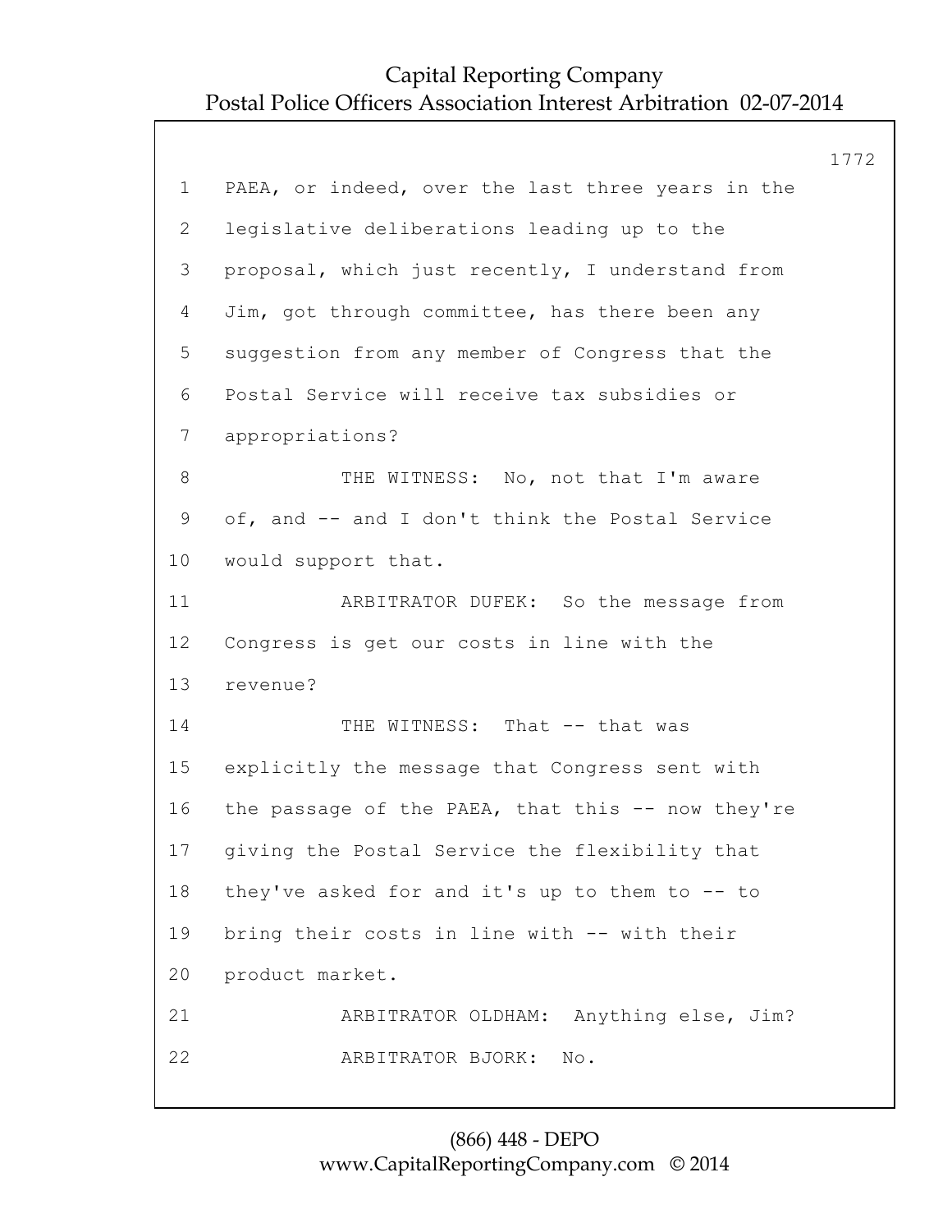1 PAEA, or indeed, over the last three years in the
2 legislative deliberations leading up to the
3 proposal, which just recently, I understand from
4 Jim, got through committee, has there been any
5 suggestion from any member of Congress that the
6 Postal Service will receive tax subsidies or
7 appropriations?
8 THE WITNESS: No, not that I'm aware
9 of, and -- and I don't think the Postal Service
10 would support that.
11 ARBITRATOR DUFEK: So the message from
12 Congress is get our costs in line with the
13 revenue?
14 THE WITNESS: That -- that was
15 explicitly the message that Congress sent with
16 the passage of the PAEA, that this -- now they're
17 giving the Postal Service the flexibility that
18 they've asked for and it's up to them to -- to
19 bring their costs in line with -- with their
20 product market.
21 ARBITRATOR OLDHAM: Anything else, Jim?
22 ARBITRATOR BJORK: No.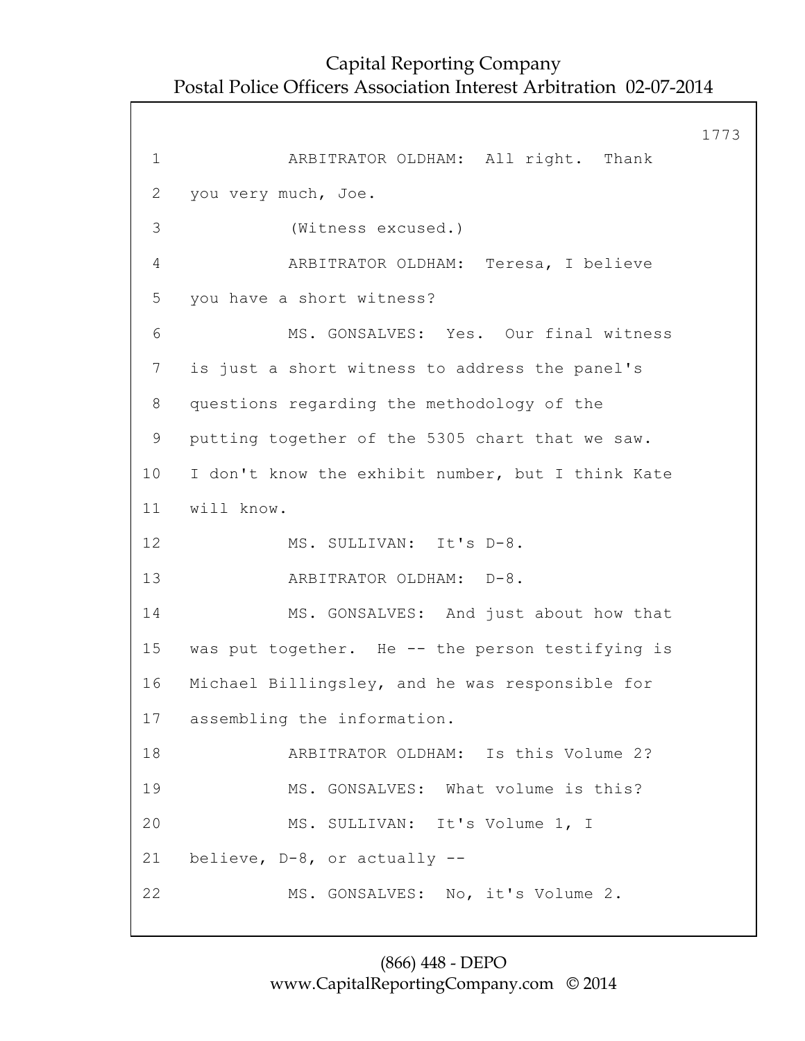1 ARBITRATOR OLDHAM: All right. Thank
2 you very much, Joe.
3 (Witness excused.)
4 ARBITRATOR OLDHAM: Teresa, I believe
5 you have a short witness?
6 MS. GONSALVES: Yes. Our final witness
7 is just a short witness to address the panel's
8 questions regarding the methodology of the
9 putting together of the 5305 chart that we saw.
10 I don't know the exhibit number, but I think Kate
11 will know.
12 MS. SULLIVAN: It's D-8.
13 ARBITRATOR OLDHAM: D-8.
14 MS. GONSALVES: And just about how that
15 was put together. He -- the person testifying is
16 Michael Billingsley, and he was responsible for
17 assembling the information.
18 ARBITRATOR OLDHAM: Is this Volume 2?
19 MS. GONSALVES: What volume is this?
20 MS. SULLIVAN: It's Volume 1, I
21 believe, D-8, or actually --
22 MS. GONSALVES: No, it's Volume 2.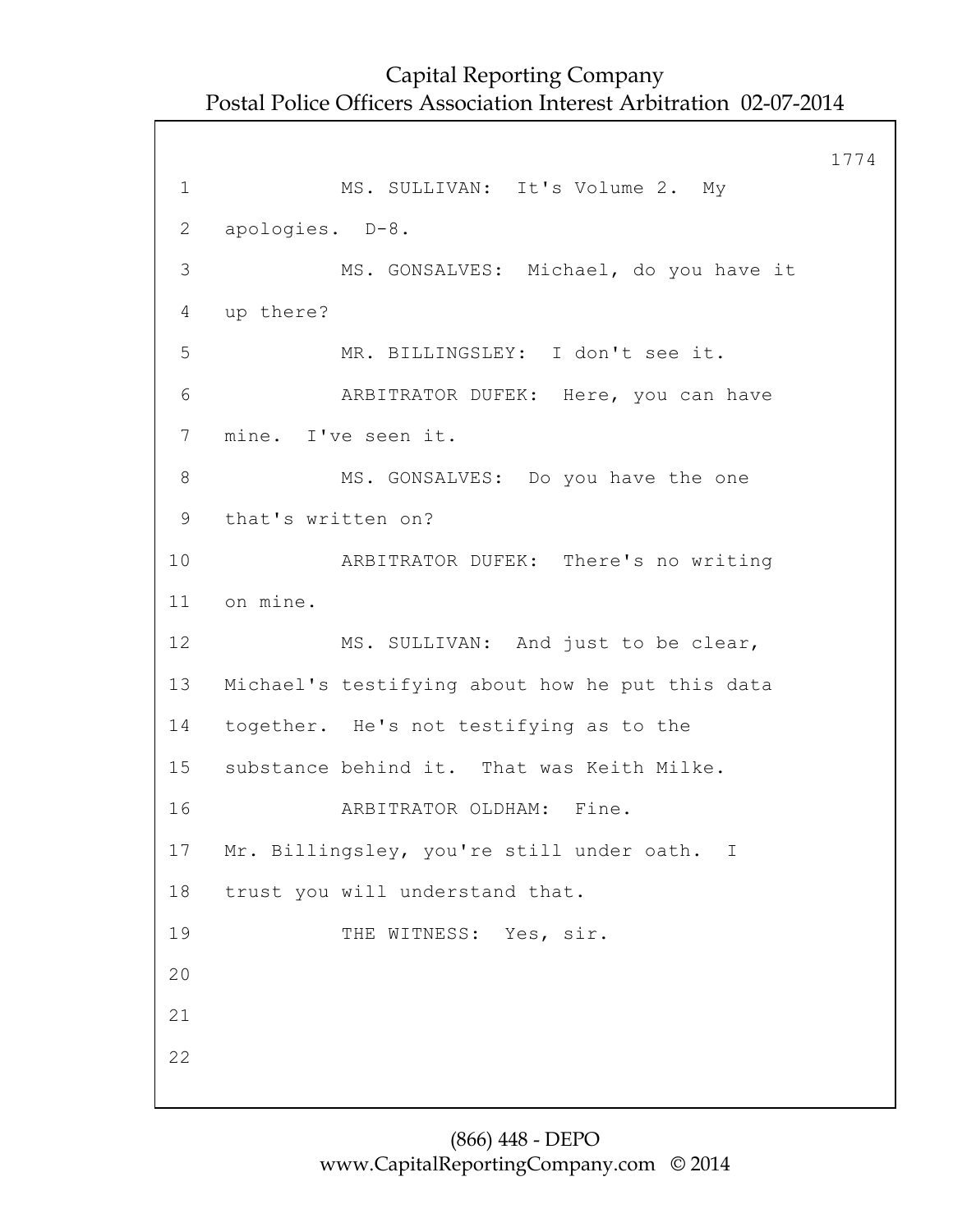MS. SULLIVAN: It's Volume 2. My apologies. D-8.

MS. GONSALVES: Michael, do you have it up there?

MR. BILLINGSLEY: I don't see it.

ARBITRATOR DUFEK: Here, you can have mine. I've seen it.

MS. GONSALVES: Do you have the one that's written on?

ARBITRATOR DUFEK: There's no writing on mine.

MS. SULLIVAN: And just to be clear, Michael's testifying about how he put this data together. He's not testifying as to the substance behind it. That was Keith Milke.

ARBITRATOR OLDHAM: Fine. Mr. Billingsley, you're still under oath. I trust you will understand that.

THE WITNESS: Yes, sir.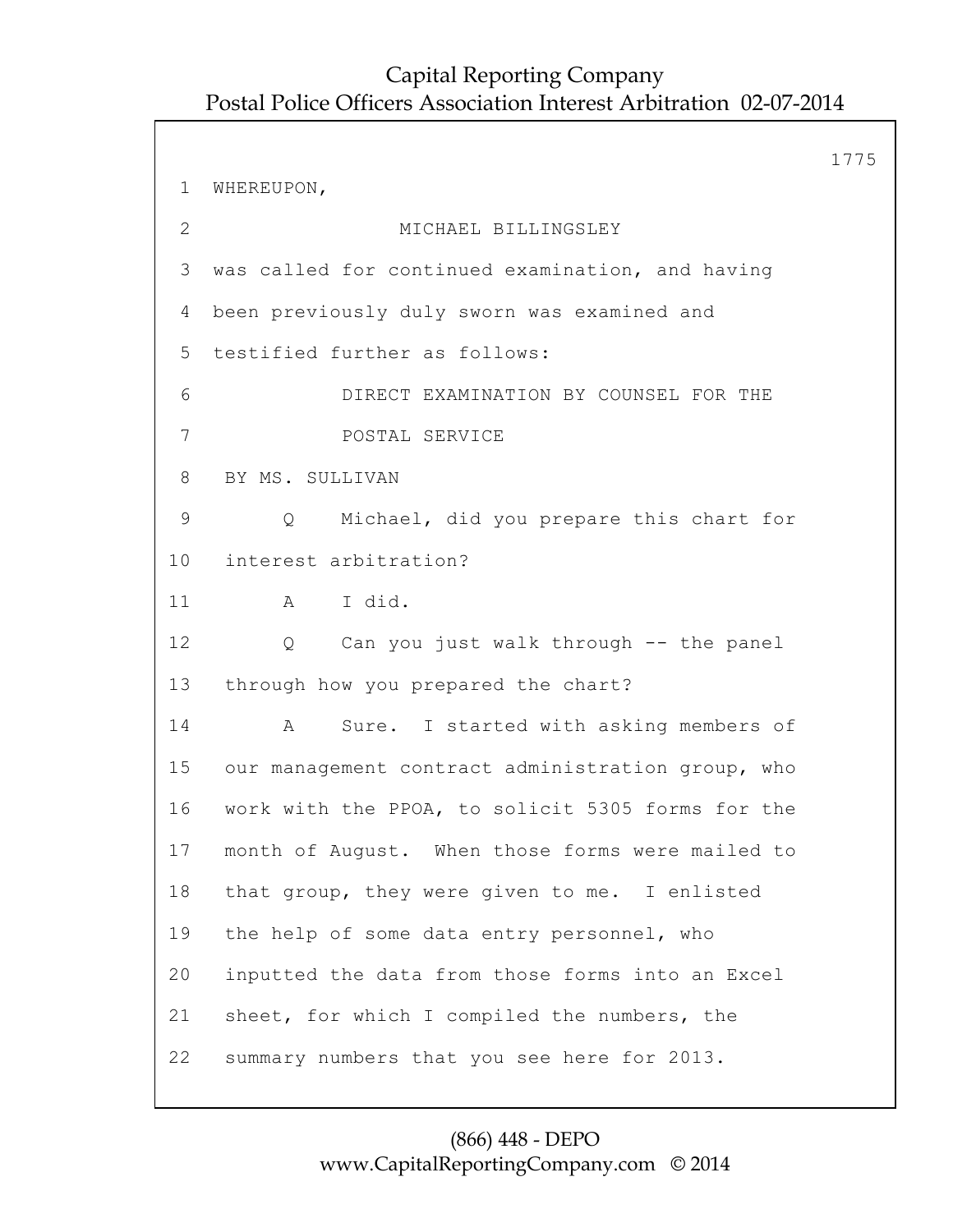WHEREUPON,

MICHAEL BILLINGSLEY

was called for continued examination, and having been previously duly sworn was examined and testified further as follows:

DIRECT EXAMINATION BY COUNSEL FOR THE POSTAL SERVICE

BY MS. SULLIVAN

Q Michael, did you prepare this chart for interest arbitration?

A I did.

Q Can you just walk through -- the panel through how you prepared the chart?

A Sure. I started with asking members of our management contract administration group, who work with the PPOA, to solicit 5305 forms for the month of August. When those forms were mailed to that group, they were given to me. I enlisted the help of some data entry personnel, who inputted the data from those forms into an Excel sheet, for which I compiled the numbers, the summary numbers that you see here for 2013.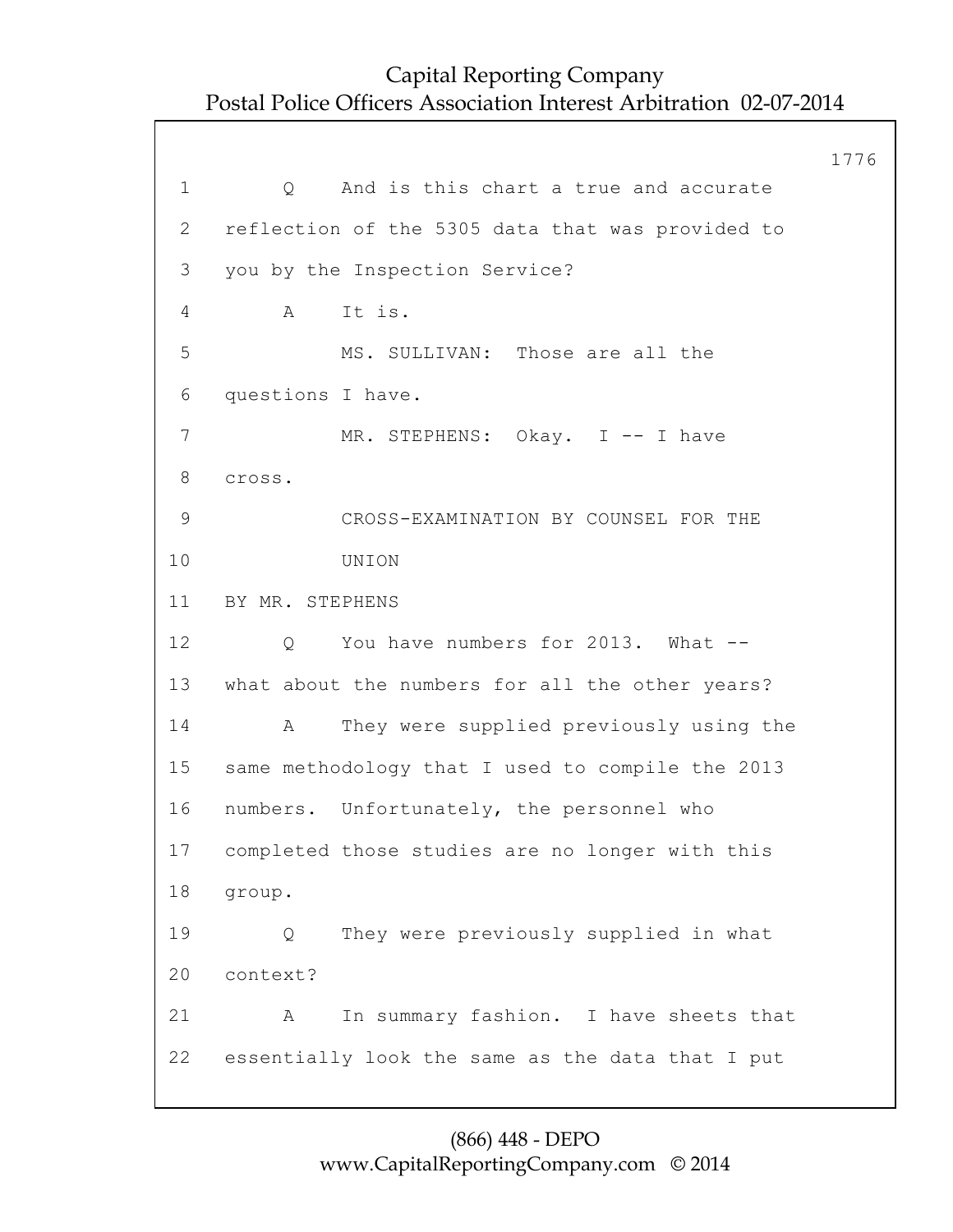1 Q And is this chart a true and accurate

2 reflection of the 5305 data that was provided to

3 you by the Inspection Service?

4 A It is.

5 MS. SULLIVAN: Those are all the

6 questions I have.

7 MR. STEPHENS: Okay. I -- I have

8 cross.

9 CROSS-EXAMINATION BY COUNSEL FOR THE

10 UNION

11 BY MR. STEPHENS

12 Q You have numbers for 2013. What --

13 what about the numbers for all the other years?

14 A They were supplied previously using the

15 same methodology that I used to compile the 2013

16 numbers. Unfortunately, the personnel who

17 completed those studies are no longer with this

18 group.

19 Q They were previously supplied in what

20 context?

21 A In summary fashion. I have sheets that

22 essentially look the same as the data that I put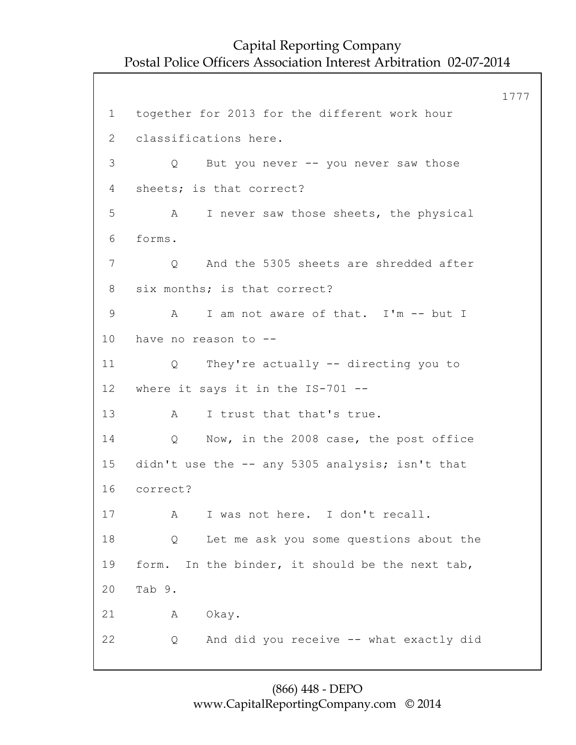1 together for 2013 for the different work hour
2 classifications here.
3 Q But you never -- you never saw those
4 sheets; is that correct?
5 A I never saw those sheets, the physical
6 forms.
7 Q And the 5305 sheets are shredded after
8 six months; is that correct?
9 A I am not aware of that. I'm -- but I
10 have no reason to --
11 Q They're actually -- directing you to
12 where it says it in the IS-701 --
13 A I trust that that's true.
14 Q Now, in the 2008 case, the post office
15 didn't use the -- any 5305 analysis; isn't that
16 correct?
17 A I was not here. I don't recall.
18 Q Let me ask you some questions about the
19 form. In the binder, it should be the next tab,
20 Tab 9.
21 A Okay.
22 Q And did you receive -- what exactly did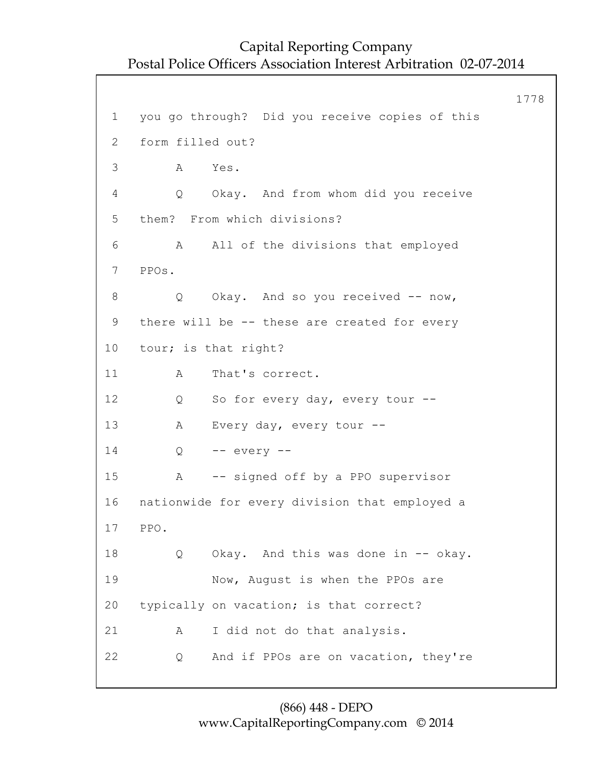1 you go through? Did you receive copies of this

2 form filled out?

3 A Yes.

4 Q Okay. And from whom did you receive

5 them? From which divisions?

6 A All of the divisions that employed

7 PPOs.

8 Q Okay. And so you received -- now,

9 there will be -- these are created for every

10 tour; is that right?

11 A That's correct.

12 Q So for every day, every tour --

13 A Every day, every tour --

14 Q -- every --

15 A -- signed off by a PPO supervisor

16 nationwide for every division that employed a

17 PPO.

18 Q Okay. And this was done in -- okay.

19 Now, August is when the PPOs are

20 typically on vacation; is that correct?

21 A I did not do that analysis.

22 Q And if PPOs are on vacation, they're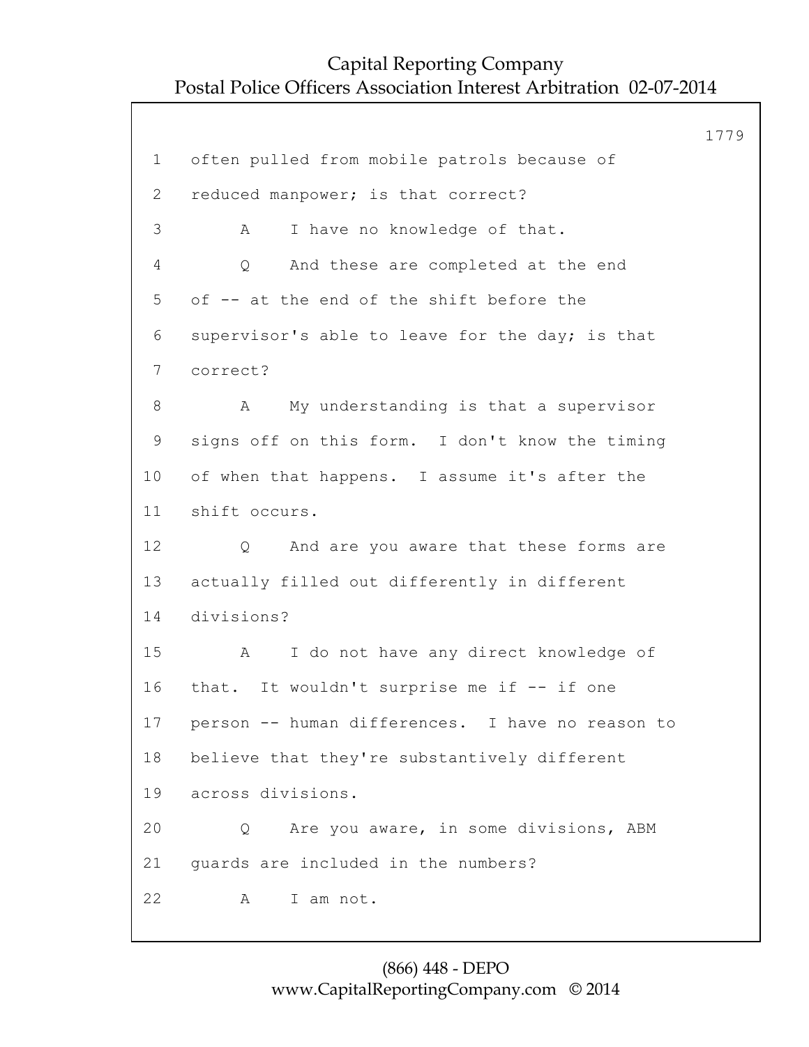1 often pulled from mobile patrols because of
2 reduced manpower; is that correct?
3 A I have no knowledge of that.
4 Q And these are completed at the end
5 of -- at the end of the shift before the
6 supervisor's able to leave for the day; is that
7 correct?
8 A My understanding is that a supervisor
9 signs off on this form. I don't know the timing
10 of when that happens. I assume it's after the
11 shift occurs.
12 Q And are you aware that these forms are
13 actually filled out differently in different
14 divisions?
15 A I do not have any direct knowledge of
16 that. It wouldn't surprise me if -- if one
17 person -- human differences. I have no reason to
18 believe that they're substantively different
19 across divisions.
20 Q Are you aware, in some divisions, ABM
21 guards are included in the numbers?
22 A I am not.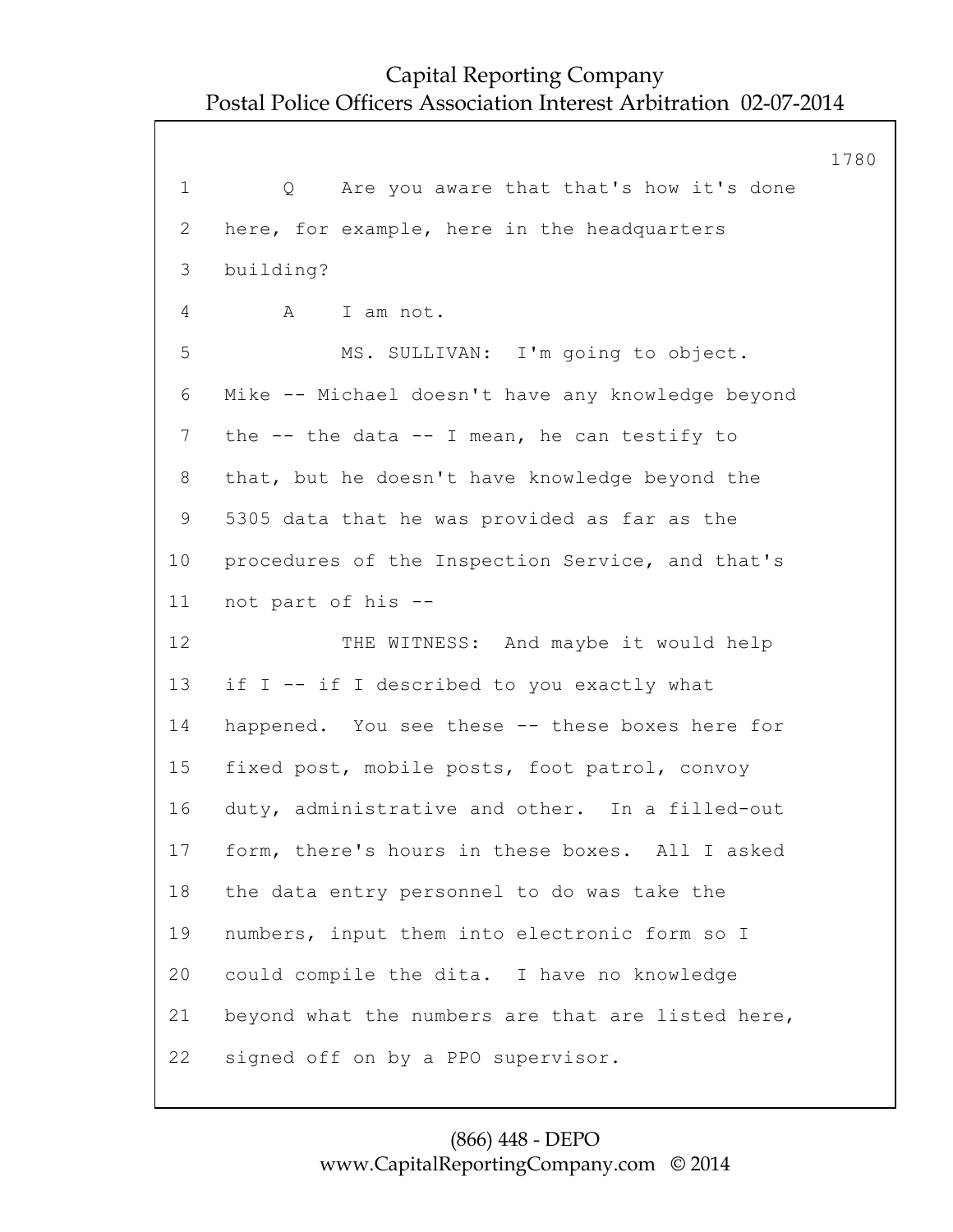1 Q Are you aware that that's how it's done
2 here, for example, here in the headquarters
3 building?
4 A I am not.
5 MS. SULLIVAN: I'm going to object.
6 Mike -- Michael doesn't have any knowledge beyond
7 the -- the data -- I mean, he can testify to
8 that, but he doesn't have knowledge beyond the
9 5305 data that he was provided as far as the
10 procedures of the Inspection Service, and that's
11 not part of his --
12 THE WITNESS: And maybe it would help
13 if I -- if I described to you exactly what
14 happened. You see these -- these boxes here for
15 fixed post, mobile posts, foot patrol, convoy
16 duty, administrative and other. In a filled-out
17 form, there's hours in these boxes. All I asked
18 the data entry personnel to do was take the
19 numbers, input them into electronic form so I
20 could compile the dita. I have no knowledge
21 beyond what the numbers are that are listed here,
22 signed off on by a PPO supervisor.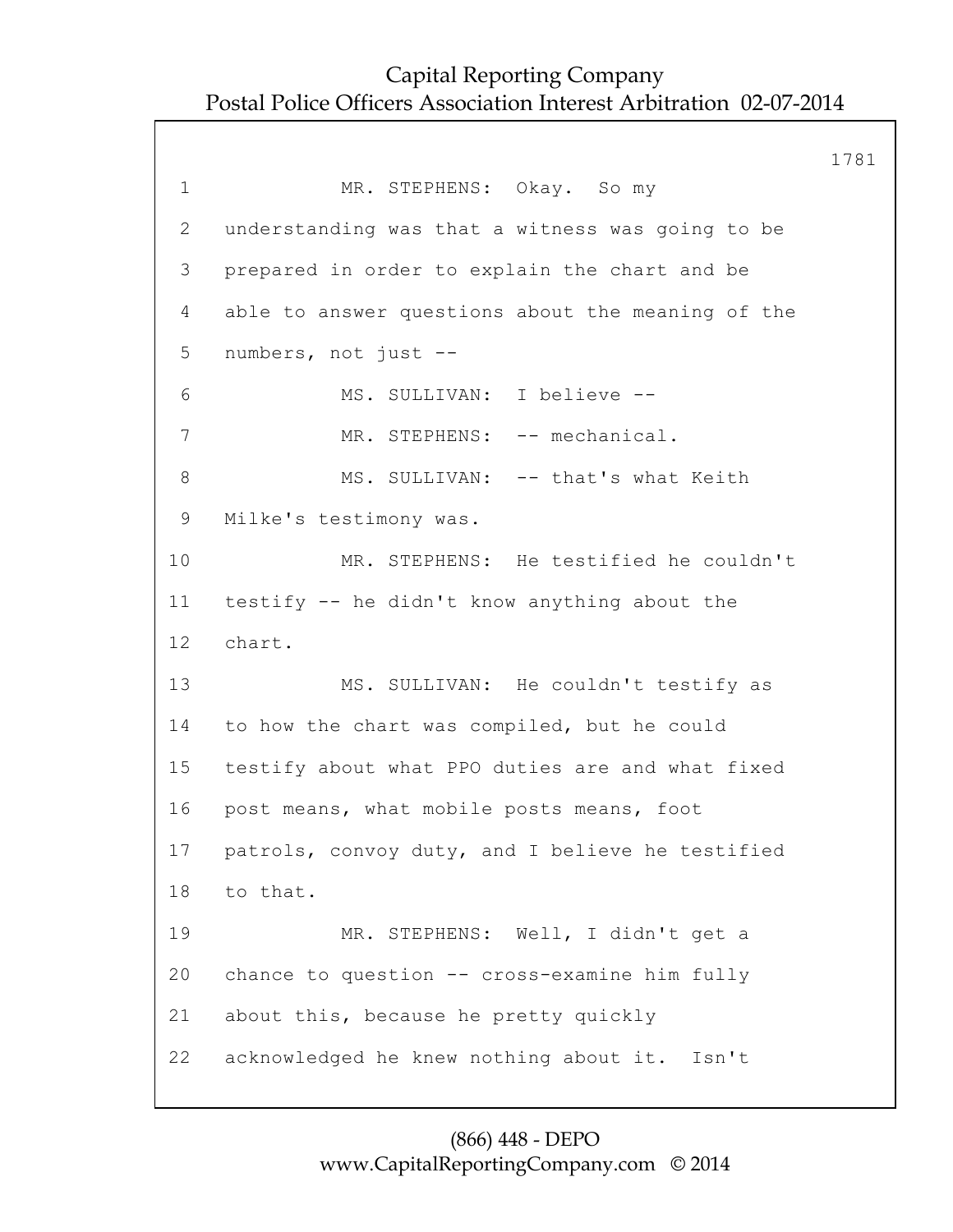MR. STEPHENS: Okay. So my understanding was that a witness was going to be prepared in order to explain the chart and be able to answer questions about the meaning of the numbers, not just --

MS. SULLIVAN: I believe --

MR. STEPHENS: -- mechanical.

MS. SULLIVAN: -- that's what Keith Milke's testimony was.

MR. STEPHENS: He testified he couldn't testify -- he didn't know anything about the chart.

MS. SULLIVAN: He couldn't testify as to how the chart was compiled, but he could testify about what PPO duties are and what fixed post means, what mobile posts means, foot patrols, convoy duty, and I believe he testified to that.

MR. STEPHENS: Well, I didn't get a chance to question -- cross-examine him fully about this, because he pretty quickly acknowledged he knew nothing about it. Isn't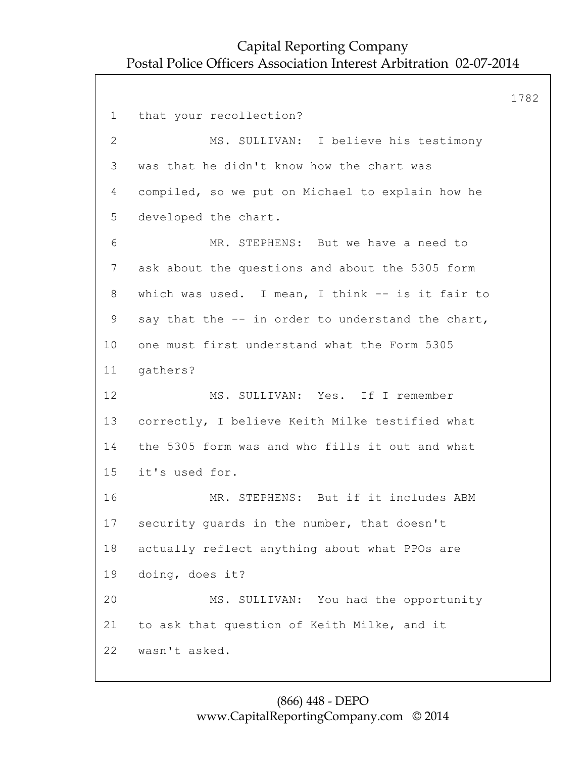1 that your recollection?

2 MS. SULLIVAN: I believe his testimony

3 was that he didn't know how the chart was

4 compiled, so we put on Michael to explain how he

5 developed the chart.

6 MR. STEPHENS: But we have a need to

7 ask about the questions and about the 5305 form

8 which was used. I mean, I think -- is it fair to

9 say that the -- in order to understand the chart,

10 one must first understand what the Form 5305

11 gathers?

12 MS. SULLIVAN: Yes. If I remember

13 correctly, I believe Keith Milke testified what

14 the 5305 form was and who fills it out and what

15 it's used for.

16 MR. STEPHENS: But if it includes ABM

17 security guards in the number, that doesn't

18 actually reflect anything about what PPOs are

19 doing, does it?

20 MS. SULLIVAN: You had the opportunity

21 to ask that question of Keith Milke, and it

22 wasn't asked.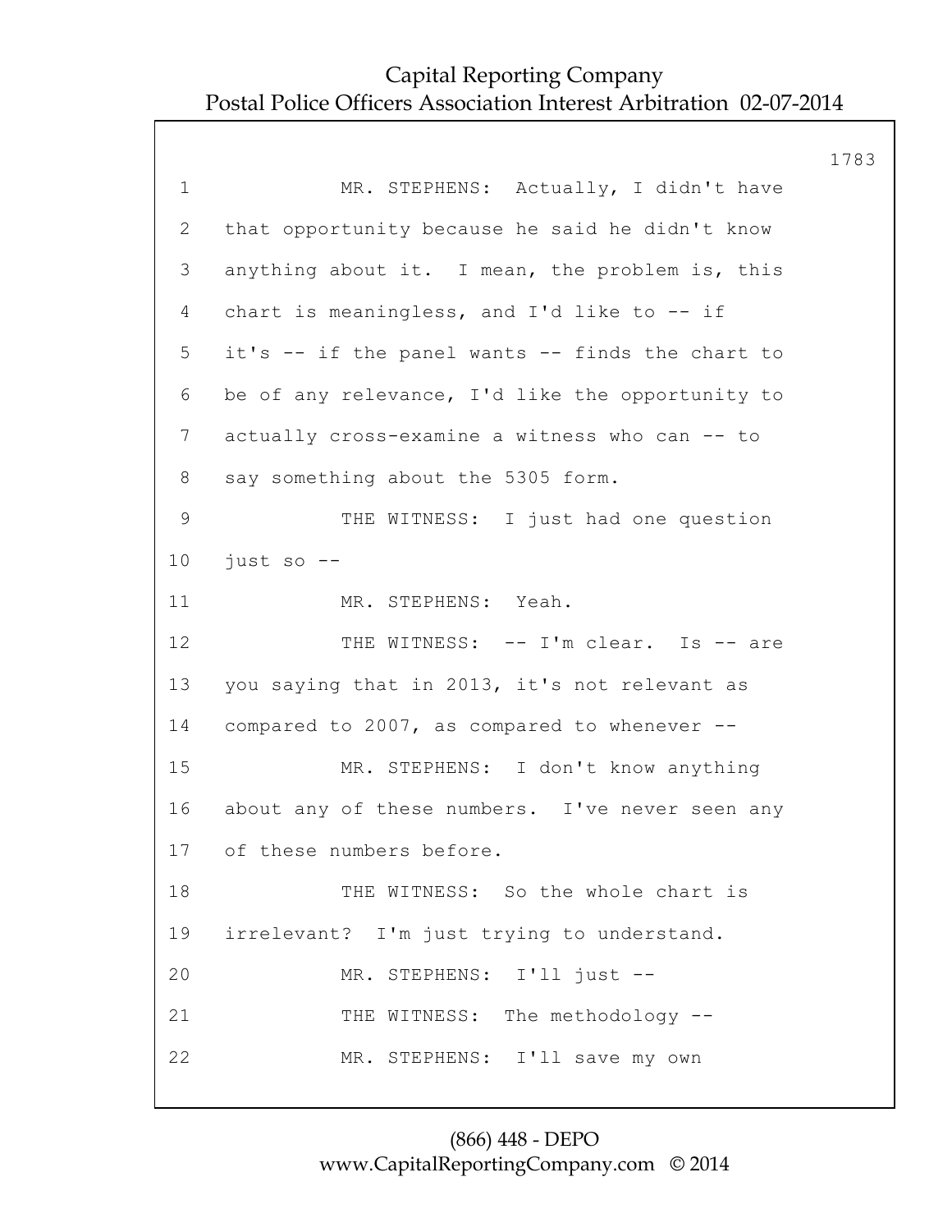MR. STEPHENS: Actually, I didn't have that opportunity because he said he didn't know anything about it. I mean, the problem is, this chart is meaningless, and I'd like to -- if it's -- if the panel wants -- finds the chart to be of any relevance, I'd like the opportunity to actually cross-examine a witness who can -- to say something about the 5305 form.

THE WITNESS: I just had one question just so --

MR. STEPHENS: Yeah.

THE WITNESS: -- I'm clear. Is -- are you saying that in 2013, it's not relevant as compared to 2007, as compared to whenever --

MR. STEPHENS: I don't know anything about any of these numbers. I've never seen any of these numbers before.

THE WITNESS: So the whole chart is irrelevant? I'm just trying to understand.

MR. STEPHENS: I'll just --

THE WITNESS: The methodology --

MR. STEPHENS: I'll save my own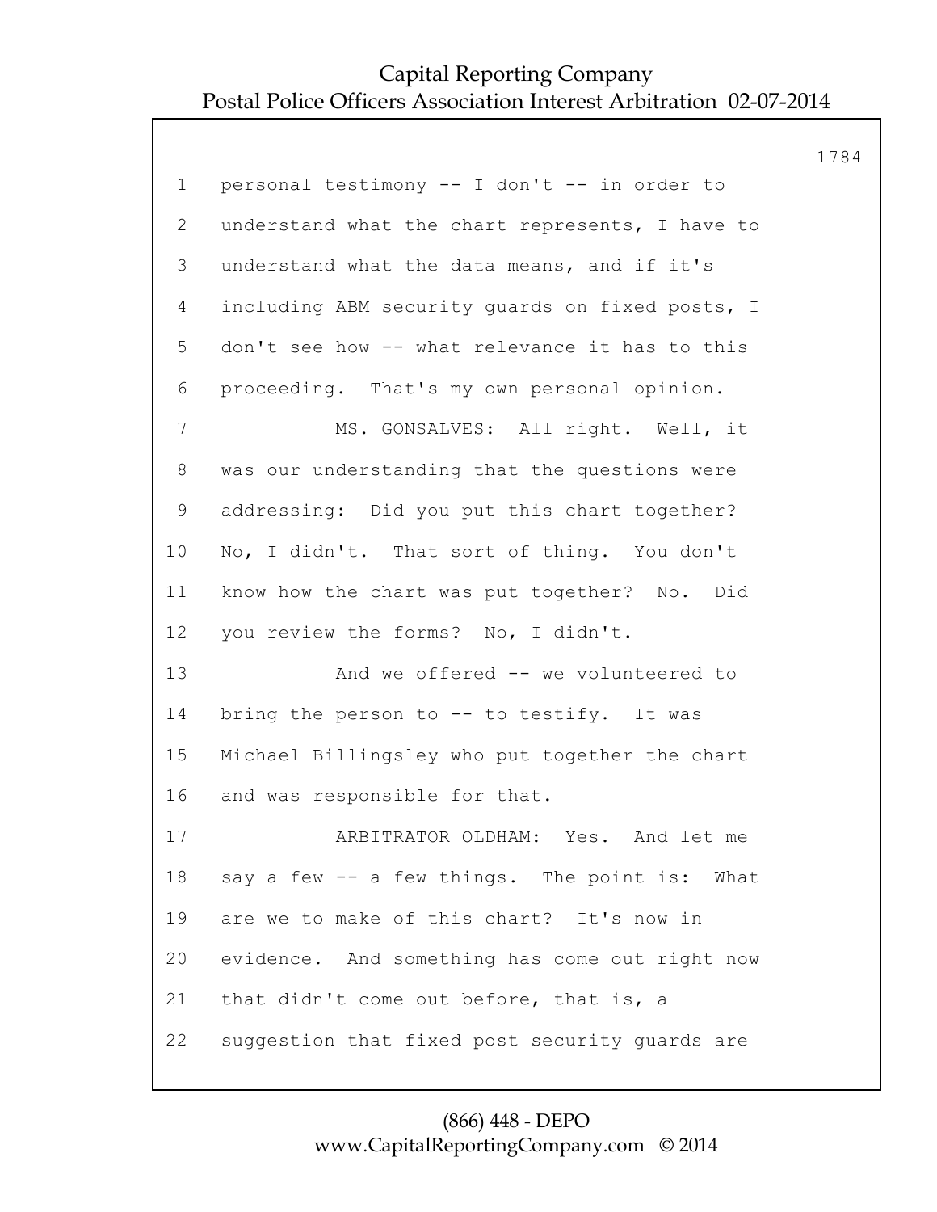personal testimony -- I don't -- in order to understand what the chart represents, I have to understand what the data means, and if it's including ABM security guards on fixed posts, I don't see how -- what relevance it has to this proceeding. That's my own personal opinion.

MS. GONSALVES: All right. Well, it was our understanding that the questions were addressing: Did you put this chart together? No, I didn't. That sort of thing. You don't know how the chart was put together? No. Did you review the forms? No, I didn't.

And we offered -- we volunteered to bring the person to -- to testify. It was Michael Billingsley who put together the chart and was responsible for that.

ARBITRATOR OLDHAM: Yes. And let me say a few -- a few things. The point is: What are we to make of this chart? It's now in evidence. And something has come out right now that didn't come out before, that is, a suggestion that fixed post security guards are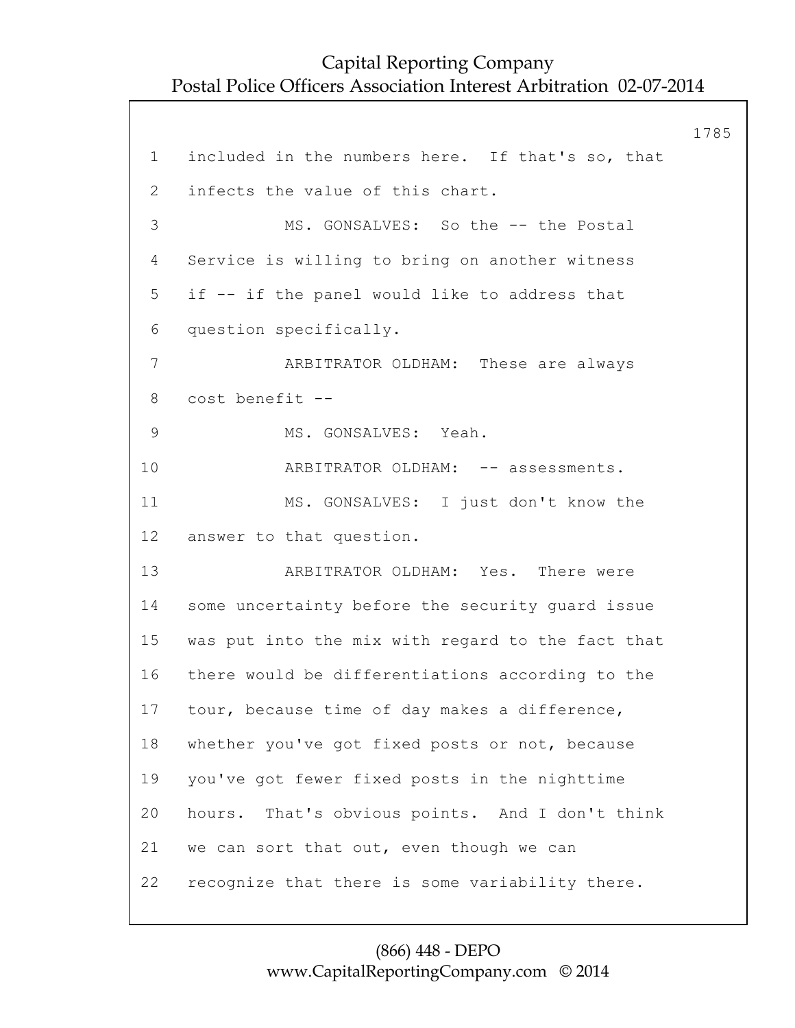included in the numbers here. If that's so, that infects the value of this chart.

MS. GONSALVES: So the -- the Postal Service is willing to bring on another witness if -- if the panel would like to address that question specifically.

ARBITRATOR OLDHAM: These are always cost benefit --

MS. GONSALVES: Yeah.

ARBITRATOR OLDHAM: -- assessments.

MS. GONSALVES: I just don't know the answer to that question.

ARBITRATOR OLDHAM: Yes. There were some uncertainty before the security guard issue was put into the mix with regard to the fact that there would be differentiations according to the tour, because time of day makes a difference, whether you've got fixed posts or not, because you've got fewer fixed posts in the nighttime hours. That's obvious points. And I don't think we can sort that out, even though we can recognize that there is some variability there.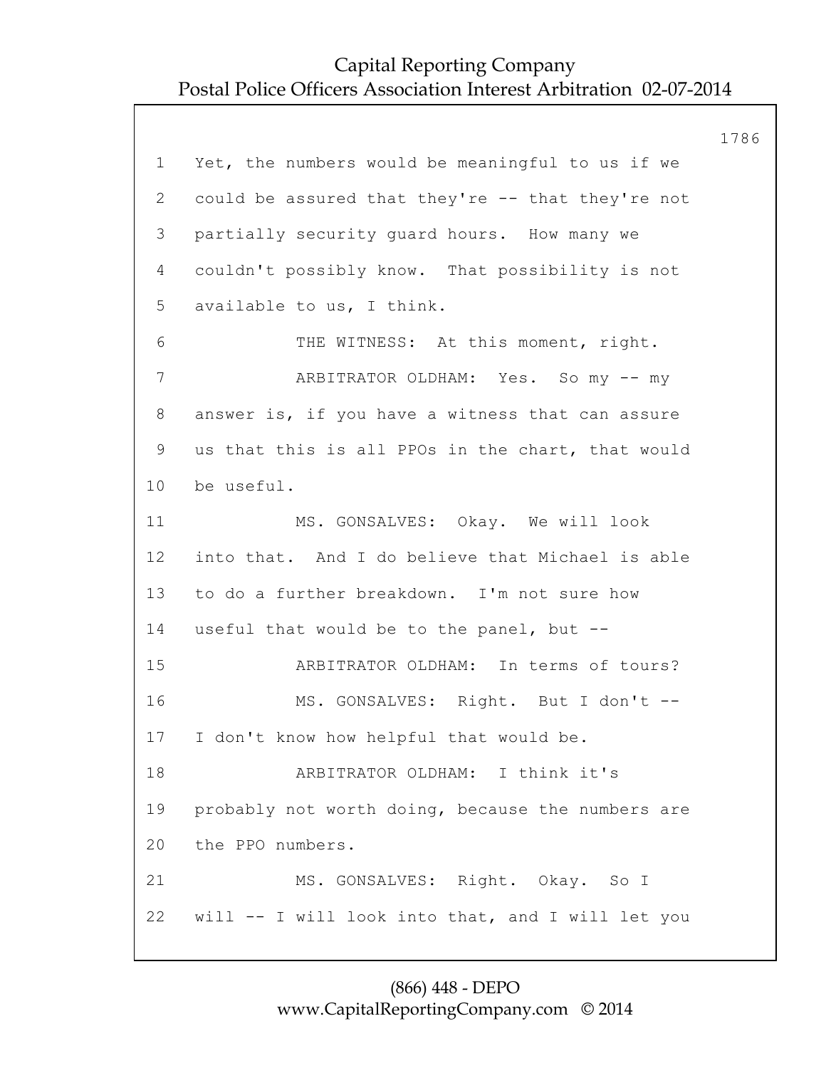1 Yet, the numbers would be meaningful to us if we
2 could be assured that they're -- that they're not
3 partially security guard hours. How many we
4 couldn't possibly know. That possibility is not
5 available to us, I think.
6 THE WITNESS: At this moment, right.
7 ARBITRATOR OLDHAM: Yes. So my -- my
8 answer is, if you have a witness that can assure
9 us that this is all PPOs in the chart, that would
10 be useful.
11 MS. GONSALVES: Okay. We will look
12 into that. And I do believe that Michael is able
13 to do a further breakdown. I'm not sure how
14 useful that would be to the panel, but --
15 ARBITRATOR OLDHAM: In terms of tours?
16 MS. GONSALVES: Right. But I don't --
17 I don't know how helpful that would be.
18 ARBITRATOR OLDHAM: I think it's
19 probably not worth doing, because the numbers are
20 the PPO numbers.
21 MS. GONSALVES: Right. Okay. So I
22 will -- I will look into that, and I will let you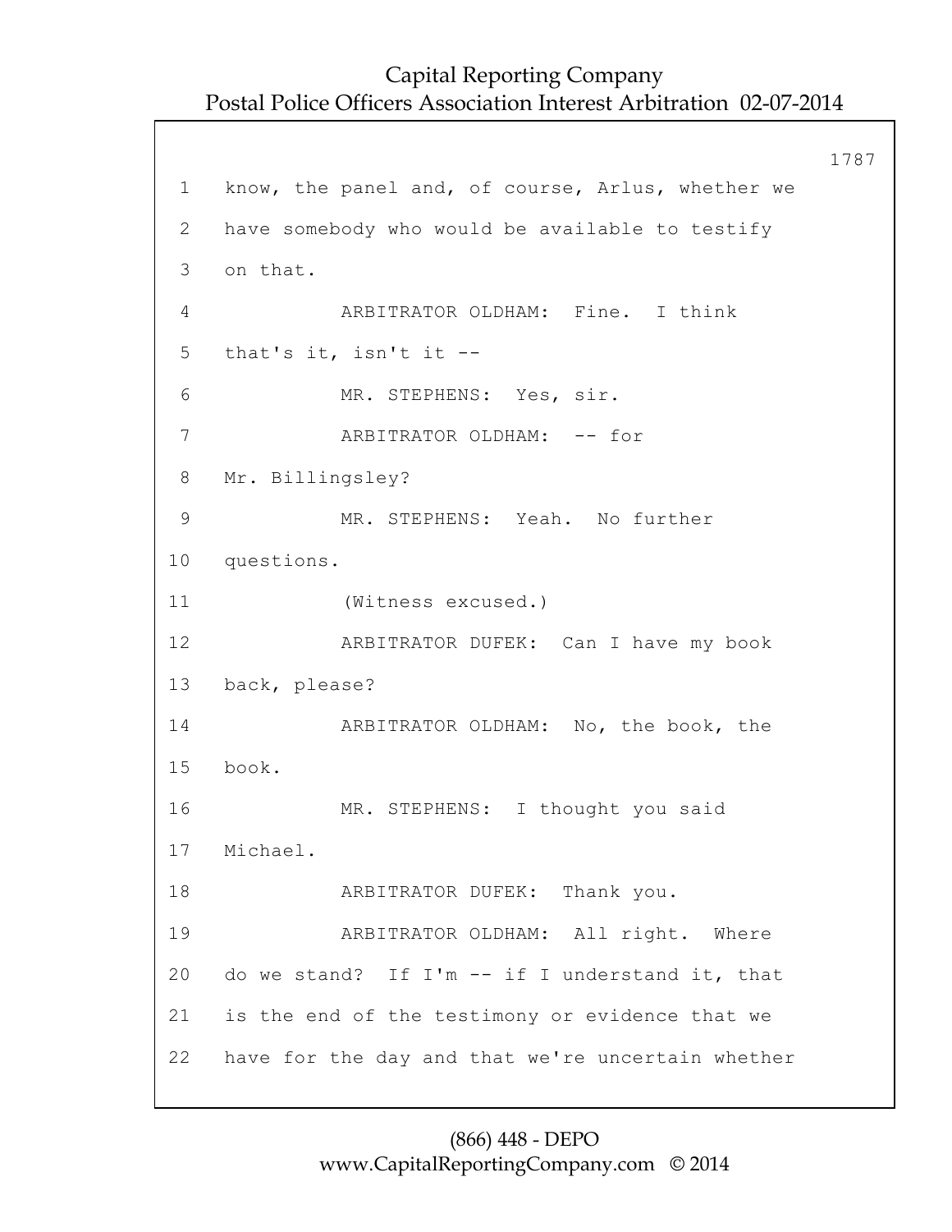1 know, the panel and, of course, Arlus, whether we
2 have somebody who would be available to testify
3 on that.

4 ARBITRATOR OLDHAM: Fine. I think
5 that's it, isn't it --

6 MR. STEPHENS: Yes, sir.

7 ARBITRATOR OLDHAM: -- for
8 Mr. Billingsley?

9 MR. STEPHENS: Yeah. No further
10 questions.

11 (Witness excused.)

12 ARBITRATOR DUFEK: Can I have my book
13 back, please?

14 ARBITRATOR OLDHAM: No, the book, the
15 book.

16 MR. STEPHENS: I thought you said
17 Michael.

18 ARBITRATOR DUFEK: Thank you.

19 ARBITRATOR OLDHAM: All right. Where
20 do we stand? If I'm -- if I understand it, that
21 is the end of the testimony or evidence that we
22 have for the day and that we're uncertain whether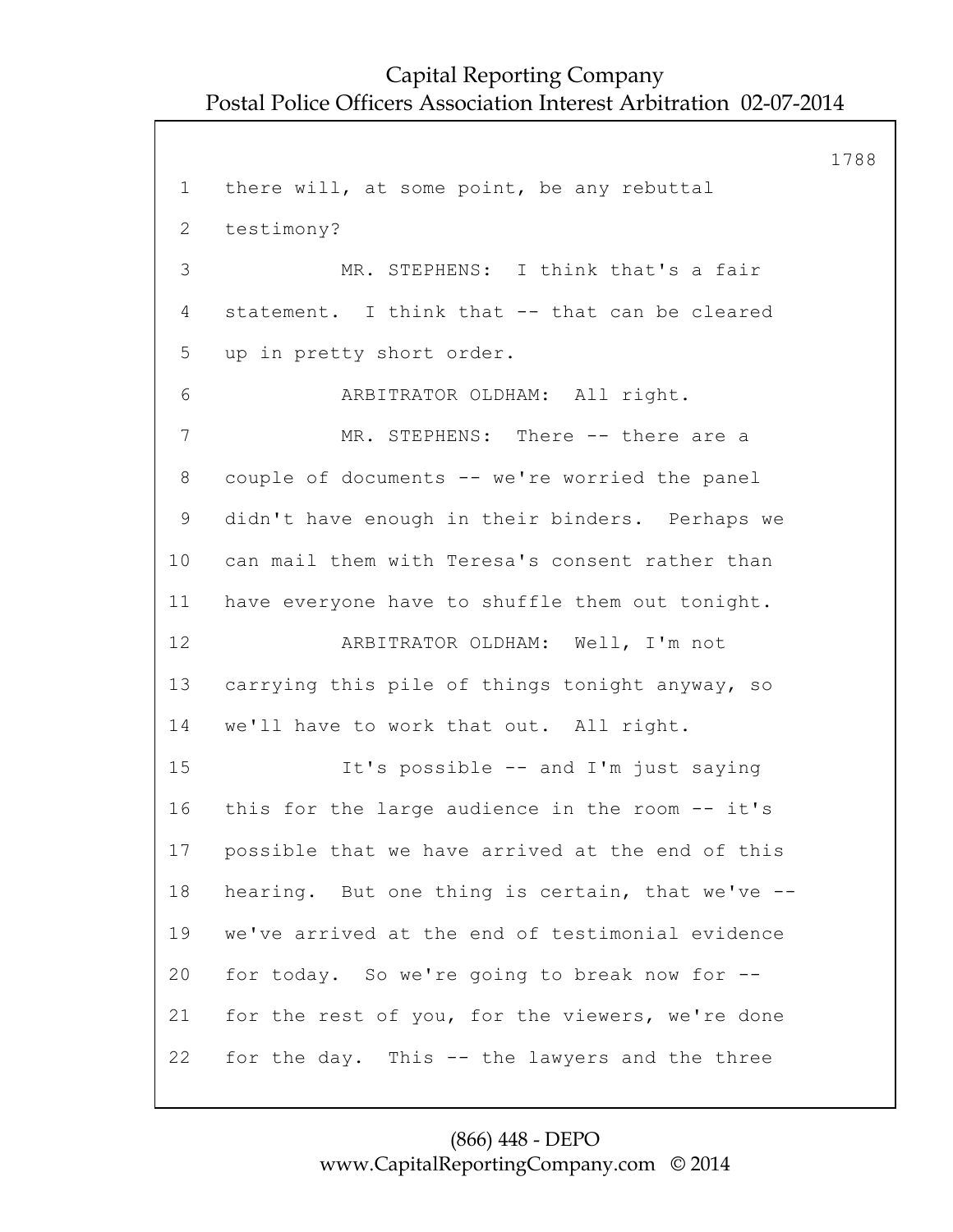1 there will, at some point, be any rebuttal

2 testimony?

3 MR. STEPHENS: I think that's a fair

4 statement. I think that -- that can be cleared

5 up in pretty short order.

6 ARBITRATOR OLDHAM: All right.

7 MR. STEPHENS: There -- there are a

8 couple of documents -- we're worried the panel

9 didn't have enough in their binders. Perhaps we

10 can mail them with Teresa's consent rather than

11 have everyone have to shuffle them out tonight.

12 ARBITRATOR OLDHAM: Well, I'm not

13 carrying this pile of things tonight anyway, so

14 we'll have to work that out. All right.

15 It's possible -- and I'm just saying

16 this for the large audience in the room -- it's

17 possible that we have arrived at the end of this

18 hearing. But one thing is certain, that we've --

19 we've arrived at the end of testimonial evidence

20 for today. So we're going to break now for --

21 for the rest of you, for the viewers, we're done

22 for the day. This -- the lawyers and the three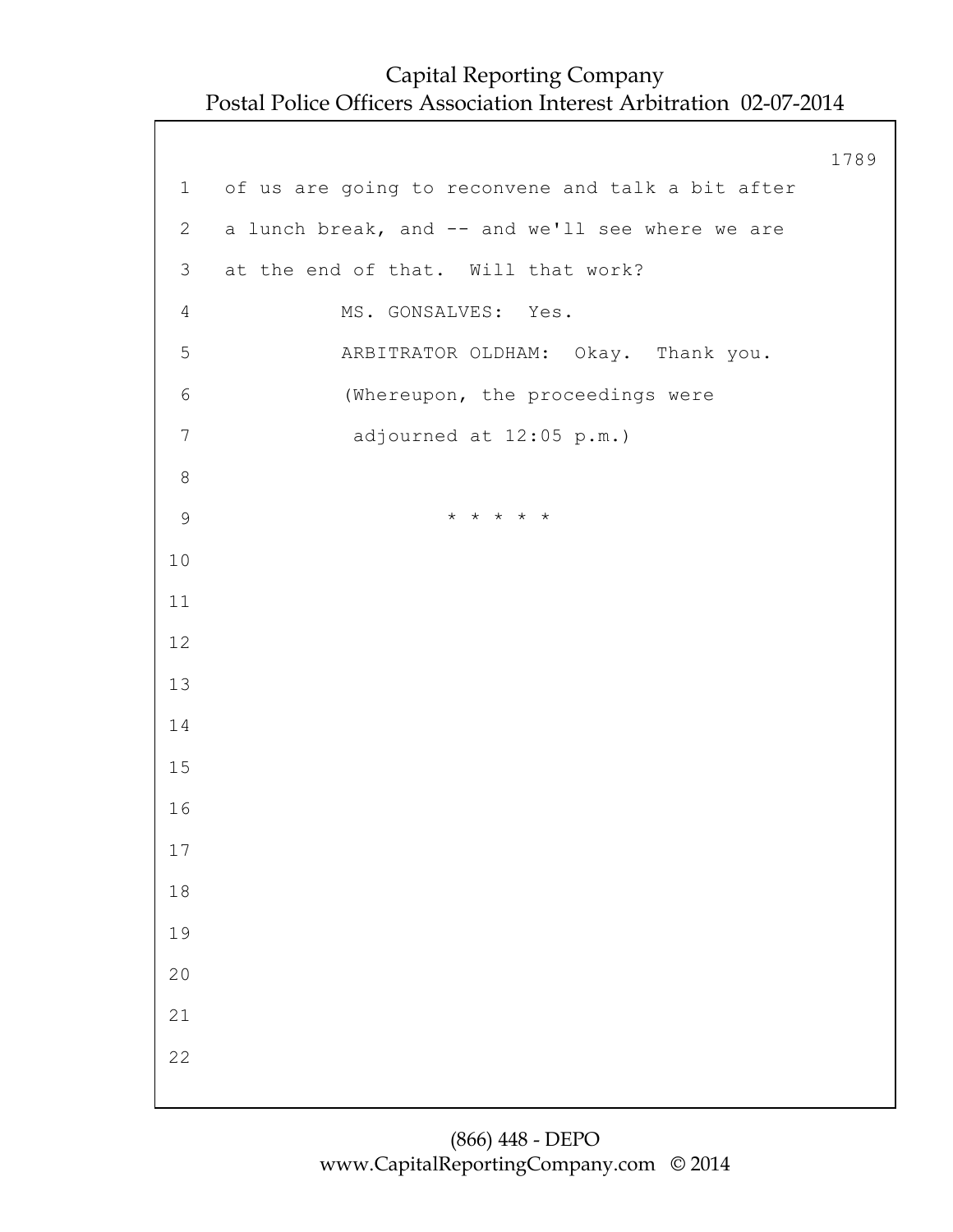of us are going to reconvene and talk a bit after a lunch break, and -- and we'll see where we are at the end of that. Will that work?

MS. GONSALVES: Yes.

ARBITRATOR OLDHAM: Okay. Thank you.

(Whereupon, the proceedings were adjourned at 12:05 p.m.)

* * * * *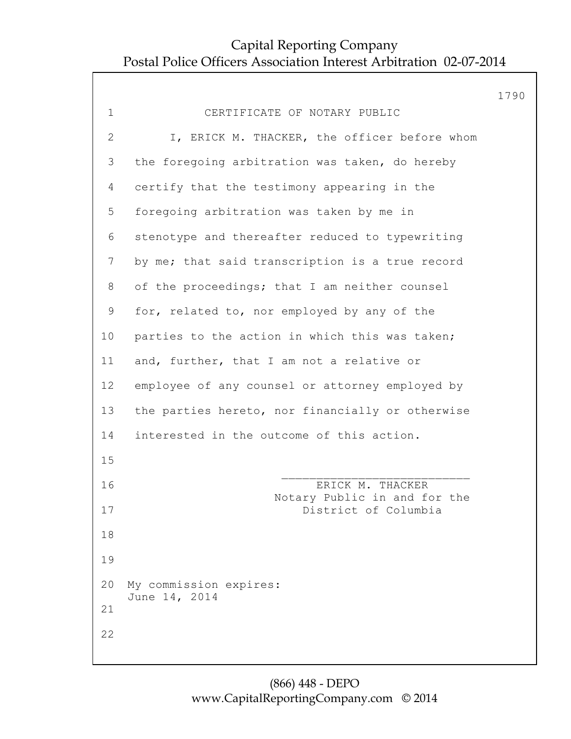# CERTIFICATE OF NOTARY PUBLIC

I, ERICK M. THACKER, the officer before whom the foregoing arbitration was taken, do hereby certify that the testimony appearing in the foregoing arbitration was taken by me in stenotype and thereafter reduced to typewriting by me; that said transcription is a true record of the proceedings; that I am neither counsel for, related to, nor employed by any of the parties to the action in which this was taken; and, further, that I am not a relative or employee of any counsel or attorney employed by the parties hereto, nor financially or otherwise interested in the outcome of this action.

\_\_\_\_\_\_\_\_\_\_\_\_\_\_\_\_\_\_\_\_\_\_\_\_\_\_\_

ERICK M. THACKER
Notary Public in and for the
District of Columbia

My commission expires:
June 14, 2014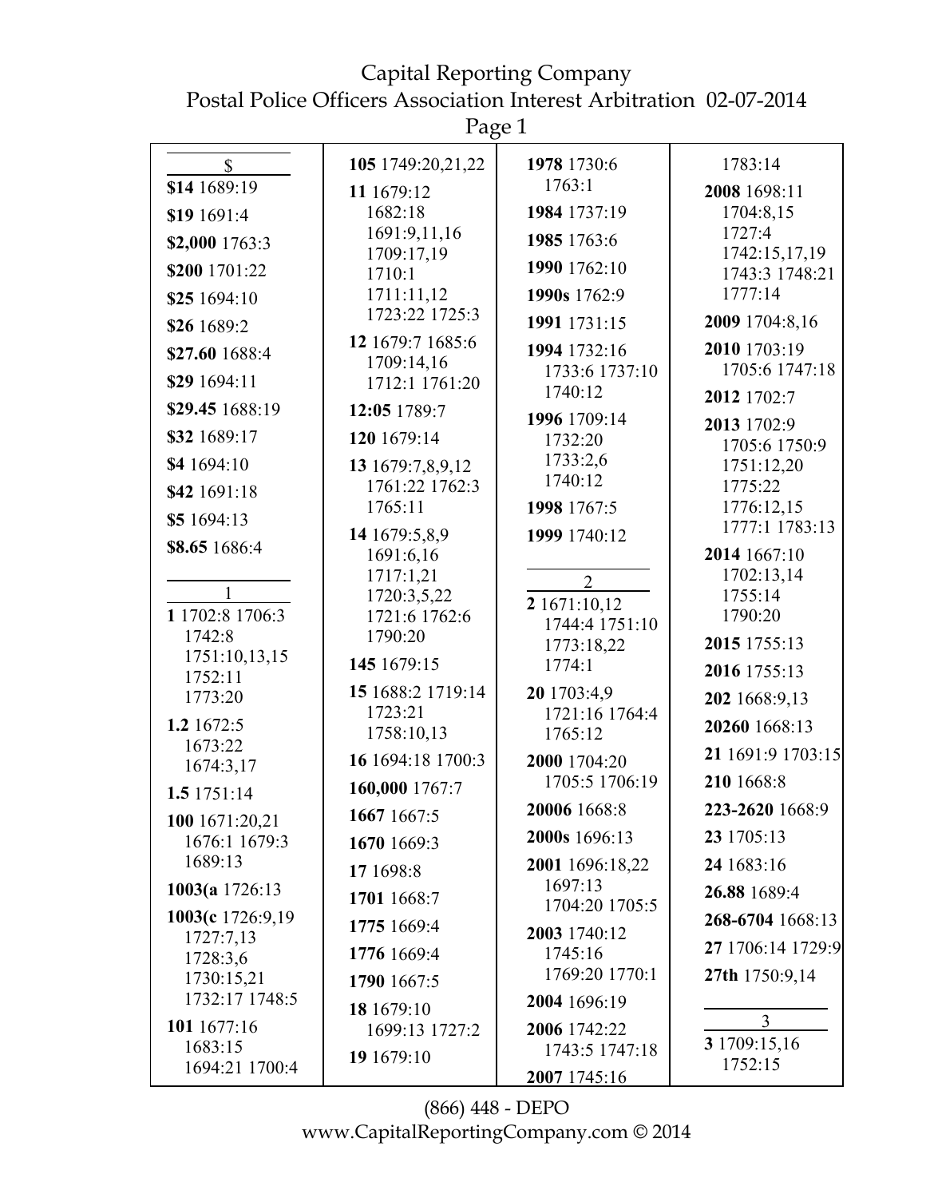## $

**$14** 1689:19

**$19** 1691:4

**$2,000** 1763:3

**$200** 1701:22

**$25** 1694:10

**$26** 1689:2

**$27.60** 1688:4

**$29** 1694:11

**$29.45** 1688:19

**$32** 1689:17

**$4** 1694:10

**$42** 1691:18

**$5** 1694:13

**$8.65** 1686:4

## 1

**1** 1702:8 1706:3 1742:8 1751:10,13,15 1752:11 1773:20

**1.2** 1672:5 1673:22 1674:3,17

**1.5** 1751:14

**100** 1671:20,21 1676:1 1679:3 1689:13

**1003(a** 1726:13

**1003(c** 1726:9,19 1727:7,13 1728:3,6 1730:15,21 1732:17 1748:5

**101** 1677:16 1683:15 1694:21 1700:4

**105** 1749:20,21,22

**11** 1679:12 1682:18 1691:9,11,16 1709:17,19 1710:1 1711:11,12 1723:22 1725:3

**12** 1679:7 1685:6 1709:14,16 1712:1 1761:20

**12:05** 1789:7

**120** 1679:14

**13** 1679:7,8,9,12 1761:22 1762:3 1765:11

**14** 1679:5,8,9 1691:6,16 1717:1,21 1720:3,5,22 1721:6 1762:6 1790:20

**145** 1679:15

**15** 1688:2 1719:14 1723:21 1758:10,13

**16** 1694:18 1700:3

**160,000** 1767:7

**1667** 1667:5

**1670** 1669:3

**17** 1698:8

**1701** 1668:7

**1775** 1669:4

**1776** 1669:4

**1790** 1667:5

**18** 1679:10 1699:13 1727:2

**19** 1679:10

**1978** 1730:6 1763:1

**1984** 1737:19

**1985** 1763:6

**1990** 1762:10

**1990s** 1762:9

**1991** 1731:15

**1994** 1732:16 1733:6 1737:10 1740:12

**1996** 1709:14 1732:20 1733:2,6 1740:12

**1998** 1767:5

**1999** 1740:12

## 2

**2** 1671:10,12 1744:4 1751:10 1773:18,22 1774:1

**20** 1703:4,9 1721:16 1764:4 1765:12

**2000** 1704:20 1705:5 1706:19

**20006** 1668:8

**2000s** 1696:13

**2001** 1696:18,22 1697:13 1704:20 1705:5

**2003** 1740:12 1745:16 1769:20 1770:1

**2004** 1696:19

**2006** 1742:22 1743:5 1747:18

**2007** 1745:16 1783:14

**2008** 1698:11 1704:8,15 1727:4 1742:15,17,19 1743:3 1748:21 1777:14

**2009** 1704:8,16

**2010** 1703:19 1705:6 1747:18

**2012** 1702:7

**2013** 1702:9 1705:6 1750:9 1751:12,20 1775:22 1776:12,15 1777:1 1783:13

**2014** 1667:10 1702:13,14 1755:14 1790:20

**2015** 1755:13

**2016** 1755:13

**202** 1668:9,13

**20260** 1668:13

**21** 1691:9 1703:15

**210** 1668:8

**223-2620** 1668:9

**23** 1705:13

**24** 1683:16

**26.88** 1689:4

**268-6704** 1668:13

**27** 1706:14 1729:9

**27th** 1750:9,14

## 3

**3** 1709:15,16 1752:15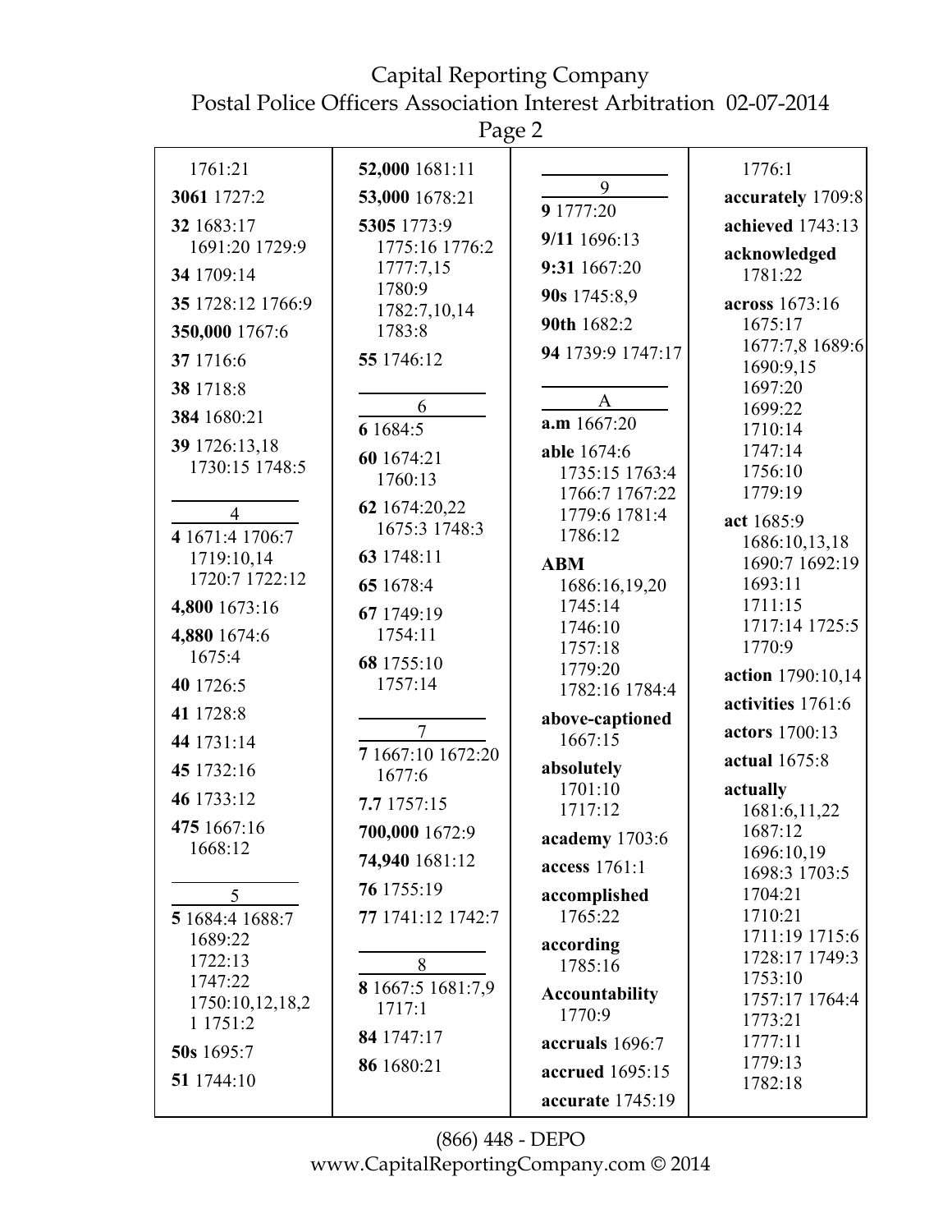1761:21

**3061** 1727:2

**32** 1683:17 1691:20 1729:9

**34** 1709:14

**35** 1728:12 1766:9

**350,000** 1767:6

**37** 1716:6

**38** 1718:8

**384** 1680:21

**39** 1726:13,18 1730:15 1748:5

## 4

**4** 1671:4 1706:7 1719:10,14 1720:7 1722:12

**4,800** 1673:16

**4,880** 1674:6 1675:4

**40** 1726:5

**41** 1728:8

**44** 1731:14

**45** 1732:16

**46** 1733:12

**475** 1667:16 1668:12

## 5

**5** 1684:4 1688:7 1689:22 1722:13 1747:22 1750:10,12,18,21 1751:2

**50s** 1695:7

**51** 1744:10

**52,000** 1681:11

**53,000** 1678:21

**5305** 1773:9 1775:16 1776:2 1777:7,15 1780:9 1782:7,10,14 1783:8

**55** 1746:12

## 6

**6** 1684:5

**60** 1674:21 1760:13

**62** 1674:20,22 1675:3 1748:3

**63** 1748:11

**65** 1678:4

**67** 1749:19 1754:11

**68** 1755:10 1757:14

## 7

**7** 1667:10 1672:20 1677:6

**7.7** 1757:15

**700,000** 1672:9

**74,940** 1681:12

**76** 1755:19

**77** 1741:12 1742:7

## 8

**8** 1667:5 1681:7,9 1717:1

**84** 1747:17

**86** 1680:21

## 9

**9** 1777:20

**9/11** 1696:13

**9:31** 1667:20

**90s** 1745:8,9

**90th** 1682:2

**94** 1739:9 1747:17

## A

**a.m** 1667:20

**able** 1674:6 1735:15 1763:4 1766:7 1767:22 1779:6 1781:4 1786:12

**ABM** 1686:16,19,20 1745:14 1746:10 1757:18 1779:20 1782:16 1784:4

**above-captioned** 1667:15

**absolutely** 1701:10 1717:12

**academy** 1703:6

**access** 1761:1

**accomplished** 1765:22

**according** 1785:16

**Accountability** 1770:9

**accruals** 1696:7

**accrued** 1695:15

**accurate** 1745:19

1776:1

**accurately** 1709:8

**achieved** 1743:13

**acknowledged** 1781:22

**across** 1673:16 1675:17 1677:7,8 1689:6 1690:9,15 1697:20 1699:22 1710:14 1747:14 1756:10 1779:19

**act** 1685:9 1686:10,13,18 1690:7 1692:19 1693:11 1711:15 1717:14 1725:5 1770:9

**action** 1790:10,14

**activities** 1761:6

**actors** 1700:13

**actual** 1675:8

**actually** 1681:6,11,22 1687:12 1696:10,19 1698:3 1703:5 1704:21 1710:21 1711:19 1715:6 1728:17 1749:3 1753:10 1757:17 1764:4 1773:21 1777:11 1779:13 1782:18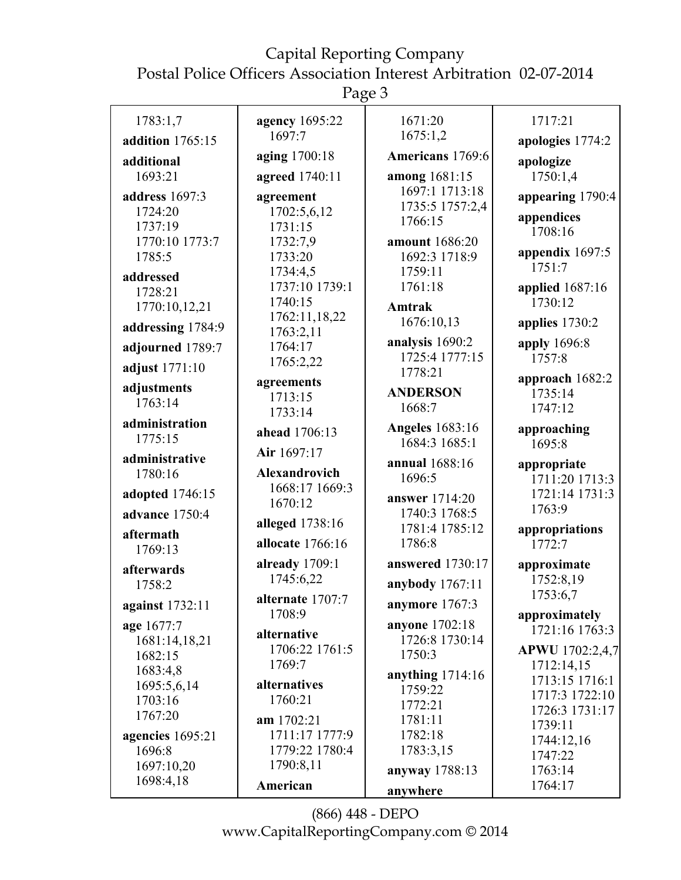1783:1,7

**addition** 1765:15

**additional** 1693:21

**address** 1697:3 1724:20 1737:19 1770:10 1773:7 1785:5

**addressed** 1728:21 1770:10,12,21

**addressing** 1784:9

**adjourned** 1789:7

**adjust** 1771:10

**adjustments** 1763:14

**administration** 1775:15

**administrative** 1780:16

**adopted** 1746:15

**advance** 1750:4

**aftermath** 1769:13

**afterwards** 1758:2

**against** 1732:11

**age** 1677:7 1681:14,18,21 1682:15 1683:4,8 1695:5,6,14 1703:16 1767:20

**agencies** 1695:21 1696:8 1697:10,20 1698:4,18

**agency** 1695:22 1697:7

**aging** 1700:18

**agreed** 1740:11

**agreement** 1702:5,6,12 1731:15 1732:7,9 1733:20 1734:4,5 1737:10 1739:1 1740:15 1762:11,18,22 1763:2,11 1764:17 1765:2,22

**agreements** 1713:15 1733:14

**ahead** 1706:13

**Air** 1697:17

**Alexandrovich** 1668:17 1669:3 1670:12

**alleged** 1738:16

**allocate** 1766:16

**already** 1709:1 1745:6,22

**alternate** 1707:7 1708:9

**alternative** 1706:22 1761:5 1769:7

**alternatives** 1760:21

**am** 1702:21 1711:17 1777:9 1779:22 1780:4 1790:8,11

**American** 1671:20 1675:1,2

**Americans** 1769:6

**among** 1681:15 1697:1 1713:18 1735:5 1757:2,4 1766:15

**amount** 1686:20 1692:3 1718:9 1759:11 1761:18

**Amtrak** 1676:10,13

**analysis** 1690:2 1725:4 1777:15 1778:21

**ANDERSON** 1668:7

**Angeles** 1683:16 1684:3 1685:1

**annual** 1688:16 1696:5

**answer** 1714:20 1740:3 1768:5 1781:4 1785:12 1786:8

**answered** 1730:17

**anybody** 1767:11

**anymore** 1767:3

**anyone** 1702:18 1726:8 1730:14 1750:3

**anything** 1714:16 1759:22 1772:21 1781:11 1782:18 1783:3,15

**anyway** 1788:13

**anywhere** 1717:21

**apologies** 1774:2

**apologize** 1750:1,4

**appearing** 1790:4

**appendices** 1708:16

**appendix** 1697:5 1751:7

**applied** 1687:16 1730:12

**applies** 1730:2

**apply** 1696:8 1757:8

**approach** 1682:2 1735:14 1747:12

**approaching** 1695:8

**appropriate** 1711:20 1713:3 1721:14 1731:3 1763:9

**appropriations** 1772:7

**approximate** 1752:8,19 1753:6,7

**approximately** 1721:16 1763:3

**APWU** 1702:2,4,7 1712:14,15 1713:15 1716:1 1717:3 1722:10 1726:3 1731:17 1739:11 1744:12,16 1747:22 1763:14 1764:17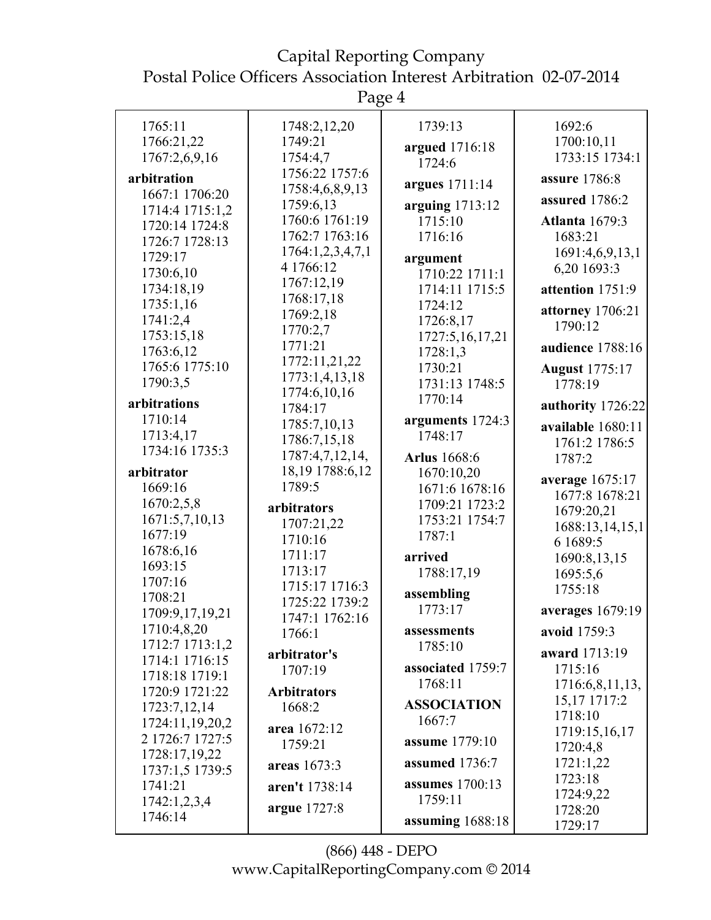1765:11
1766:21,22
1767:2,6,9,16

**arbitration**
1667:1 1706:20
1714:4 1715:1,2
1720:14 1724:8
1726:7 1728:13
1729:17
1730:6,10
1734:18,19
1735:1,16
1741:2,4
1753:15,18
1763:6,12
1765:6 1775:10
1790:3,5

**arbitrations**
1710:14
1713:4,17
1734:16 1735:3

**arbitrator**
1669:16
1670:2,5,8
1671:5,7,10,13
1677:19
1678:6,16
1693:15
1707:16
1708:21
1709:9,17,19,21
1710:4,8,20
1712:7 1713:1,2
1714:1 1716:15
1718:18 1719:1
1720:9 1721:22
1723:7,12,14
1724:11,19,20,2
2 1726:7 1727:5
1728:17,19,22
1737:1,5 1739:5
1741:21
1742:1,2,3,4
1746:14
1748:2,12,20
1749:21
1754:4,7
1756:22 1757:6
1758:4,6,8,9,13
1759:6,13
1760:6 1761:19
1762:7 1763:16
1764:1,2,3,4,7,1
4 1766:12
1767:12,19
1768:17,18
1769:2,18
1770:2,7
1771:21
1772:11,21,22
1773:1,4,13,18
1774:6,10,16
1784:17
1785:7,10,13
1786:7,15,18
1787:4,7,12,14,
18,19 1788:6,12
1789:5

**arbitrators**
1707:21,22
1710:16
1711:17
1713:17
1715:17 1716:3
1725:22 1739:2
1747:1 1762:16
1766:1

**arbitrator's**
1707:19

**Arbitrators**
1668:2

**area** 1672:12
1759:21

**areas** 1673:3

**aren't** 1738:14

**argue** 1727:8

1739:13

**argued** 1716:18
1724:6

**argues** 1711:14

**arguing** 1713:12
1715:10
1716:16

**argument**
1710:22 1711:1
1714:11 1715:5
1724:12
1726:8,17
1727:5,16,17,21
1728:1,3
1730:21
1731:13 1748:5
1770:14

**arguments** 1724:3
1748:17

**Arlus** 1668:6
1670:10,20
1671:6 1678:16
1709:21 1723:2
1753:21 1754:7
1787:1

**arrived**
1788:17,19

**assembling**
1773:17

**assessments**
1785:10

**associated** 1759:7
1768:11

**ASSOCIATION**
1667:7

**assume** 1779:10

**assumed** 1736:7

**assumes** 1700:13
1759:11

**assuming** 1688:18

1692:6
1700:10,11
1733:15 1734:1

**assure** 1786:8

**assured** 1786:2

**Atlanta** 1679:3
1683:21
1691:4,6,9,13,1
6,20 1693:3

**attention** 1751:9

**attorney** 1706:21
1790:12

**audience** 1788:16

**August** 1775:17
1778:19

**authority** 1726:22

**available** 1680:11
1761:2 1786:5
1787:2

**average** 1675:17
1677:8 1678:21
1679:20,21
1688:13,14,15,1
6 1689:5
1690:8,13,15
1695:5,6
1755:18

**averages** 1679:19

**avoid** 1759:3

**award** 1713:19
1715:16
1716:6,8,11,13,
15,17 1717:2
1718:10
1719:15,16,17
1720:4,8
1721:1,22
1723:18
1724:9,22
1728:20
1729:17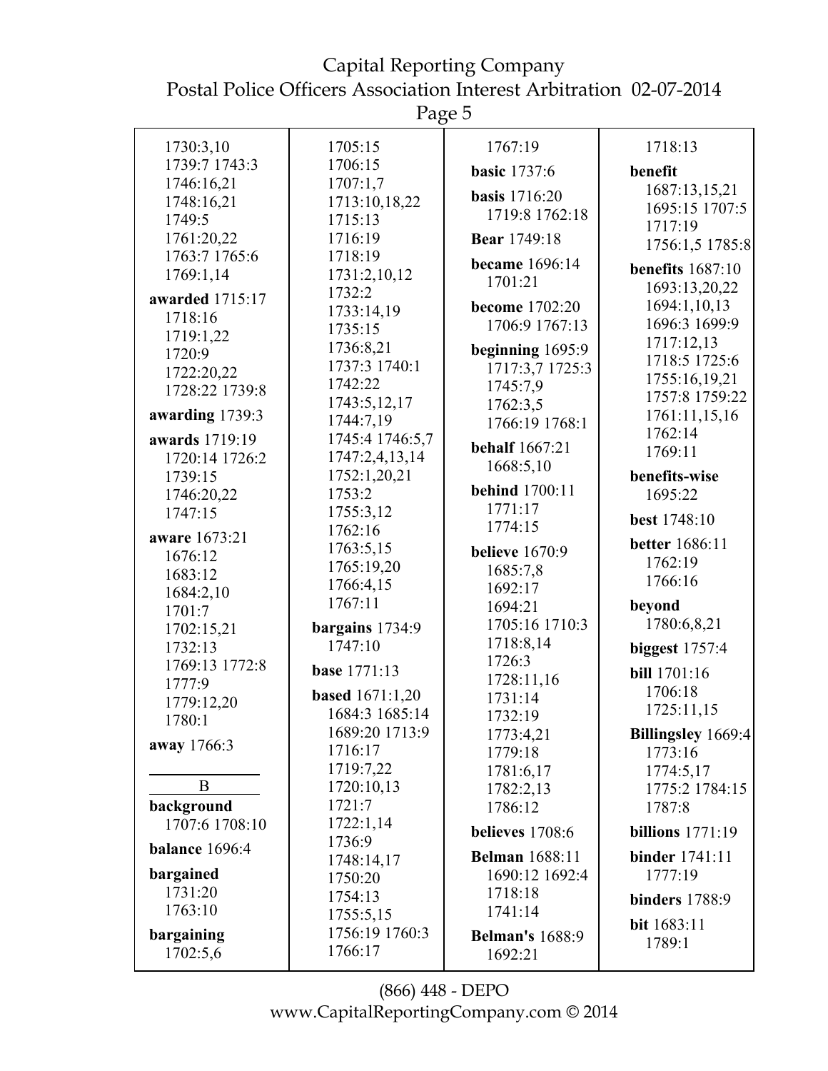1730:3,10
1739:7 1743:3
1746:16,21
1748:16,21
1749:5
1761:20,22
1763:7 1765:6
1769:1,14

**awarded** 1715:17
1718:16
1719:1,22
1720:9
1722:20,22
1728:22 1739:8

**awarding** 1739:3

**awards** 1719:19
1720:14 1726:2
1739:15
1746:20,22
1747:15

**aware** 1673:21
1676:12
1683:12
1684:2,10
1701:7
1702:15,21
1732:13
1769:13 1772:8
1777:9
1779:12,20
1780:1

**away** 1766:3

B

**background**
1707:6 1708:10

**balance** 1696:4

**bargained**
1731:20
1763:10

**bargaining**
1702:5,6
1705:15
1706:15
1707:1,7
1713:10,18,22
1715:13
1716:19
1718:19
1731:2,10,12
1732:2
1733:14,19
1735:15
1736:8,21
1737:3 1740:1
1742:22
1743:5,12,17
1744:7,19
1745:4 1746:5,7
1747:2,4,13,14
1752:1,20,21
1753:2
1755:3,12
1762:16
1763:5,15
1765:19,20
1766:4,15
1767:11

**bargains** 1734:9
1747:10

**base** 1771:13

**based** 1671:1,20
1684:3 1685:14
1689:20 1713:9
1716:17
1719:7,22
1720:10,13
1721:7
1722:1,14
1736:9
1748:14,17
1750:20
1754:13
1755:5,15
1756:19 1760:3
1766:17
1767:19

**basic** 1737:6

**basis** 1716:20
1719:8 1762:18

**Bear** 1749:18

**became** 1696:14
1701:21

**become** 1702:20
1706:9 1767:13

**beginning** 1695:9
1717:3,7 1725:3
1745:7,9
1762:3,5
1766:19 1768:1

**behalf** 1667:21
1668:5,10

**behind** 1700:11
1771:17
1774:15

**believe** 1670:9
1685:7,8
1692:17
1694:21
1705:16 1710:3
1718:8,14
1726:3
1728:11,16
1731:14
1732:19
1773:4,21
1779:18
1781:6,17
1782:2,13
1786:12

**believes** 1708:6

**Belman** 1688:11
1690:12 1692:4
1718:18
1741:14

**Belman's** 1688:9
1692:21
1718:13

**benefit**
1687:13,15,21
1695:15 1707:5
1717:19
1756:1,5 1785:8

**benefits** 1687:10
1693:13,20,22
1694:1,10,13
1696:3 1699:9
1717:12,13
1718:5 1725:6
1755:16,19,21
1757:8 1759:22
1761:11,15,16
1762:14
1769:11

**benefits-wise**
1695:22

**best** 1748:10

**better** 1686:11
1762:19
1766:16

**beyond**
1780:6,8,21

**biggest** 1757:4

**bill** 1701:16
1706:18
1725:11,15

**Billingsley** 1669:4
1773:16
1774:5,17
1775:2 1784:15
1787:8

**billions** 1771:19

**binder** 1741:11
1777:19

**binders** 1788:9

**bit** 1683:11
1789:1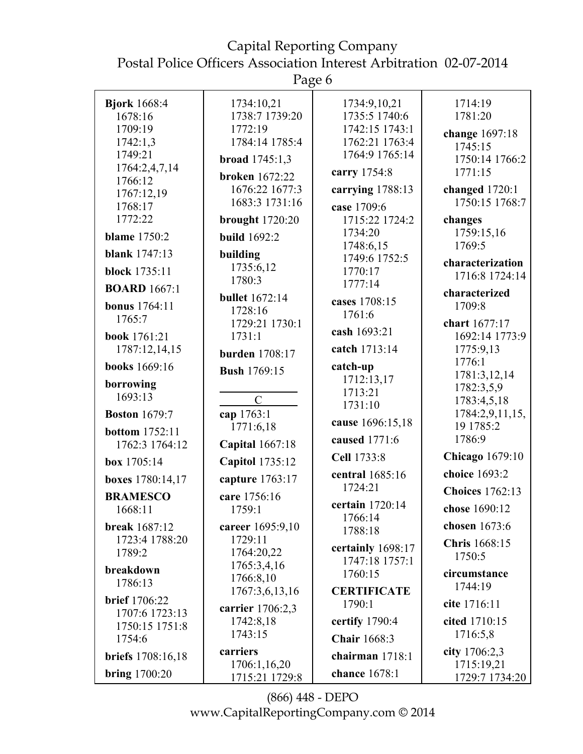**Bjork** 1668:4 1678:16 1709:19 1742:1,3 1749:21 1764:2,4,7,14 1766:12 1767:12,19 1768:17 1772:22

**blame** 1750:2

**blank** 1747:13

**block** 1735:11

**BOARD** 1667:1

**bonus** 1764:11 1765:7

**book** 1761:21 1787:12,14,15

**books** 1669:16

**borrowing** 1693:13

**Boston** 1679:7

**bottom** 1752:11 1762:3 1764:12

**box** 1705:14

**boxes** 1780:14,17

**BRAMESCO** 1668:11

**break** 1687:12 1723:4 1788:20 1789:2

**breakdown** 1786:13

**brief** 1706:22 1707:6 1723:13 1750:15 1751:8 1754:6

**briefs** 1708:16,18

**bring** 1700:20 1734:10,21 1738:7 1739:20 1772:19 1784:14 1785:4

**broad** 1745:1,3

**broken** 1672:22 1676:22 1677:3 1683:3 1731:16

**brought** 1720:20

**build** 1692:2

**building** 1735:6,12 1780:3

**bullet** 1672:14 1728:16 1729:21 1730:1 1731:1

**burden** 1708:17

**Bush** 1769:15

C

**cap** 1763:1 1771:6,18

**Capital** 1667:18

**Capitol** 1735:12

**capture** 1763:17

**care** 1756:16 1759:1

**career** 1695:9,10 1729:11 1764:20,22 1765:3,4,16 1766:8,10 1767:3,6,13,16

**carrier** 1706:2,3 1742:8,18 1743:15

**carriers** 1706:1,16,20 1715:21 1729:8 1734:9,10,21 1735:5 1740:6 1742:15 1743:1 1762:21 1763:4 1764:9 1765:14

**carry** 1754:8

**carrying** 1788:13

**case** 1709:6 1715:22 1724:2 1734:20 1748:6,15 1749:6 1752:5 1770:17 1777:14

**cases** 1708:15 1761:6

**cash** 1693:21

**catch** 1713:14

**catch-up** 1712:13,17 1713:21 1731:10

**cause** 1696:15,18

**caused** 1771:6

**Cell** 1733:8

**central** 1685:16 1724:21

**certain** 1720:14 1766:14 1788:18

**certainly** 1698:17 1747:18 1757:1 1760:15

**CERTIFICATE** 1790:1

**certify** 1790:4

**Chair** 1668:3

**chairman** 1718:1

**chance** 1678:1 1714:19 1781:20

**change** 1697:18 1745:15 1750:14 1766:2 1771:15

**changed** 1720:1 1750:15 1768:7

**changes** 1759:15,16 1769:5

**characterization** 1716:8 1724:14

**characterized** 1709:8

**chart** 1677:17 1692:14 1773:9 1775:9,13 1776:1 1781:3,12,14 1782:3,5,9 1783:4,5,18 1784:2,9,11,15, 19 1785:2 1786:9

**Chicago** 1679:10

**choice** 1693:2

**Choices** 1762:13

**chose** 1690:12

**chosen** 1673:6

**Chris** 1668:15 1750:5

**circumstance** 1744:19

**cite** 1716:11

**cited** 1710:15 1716:5,8

**city** 1706:2,3 1715:19,21 1729:7 1734:20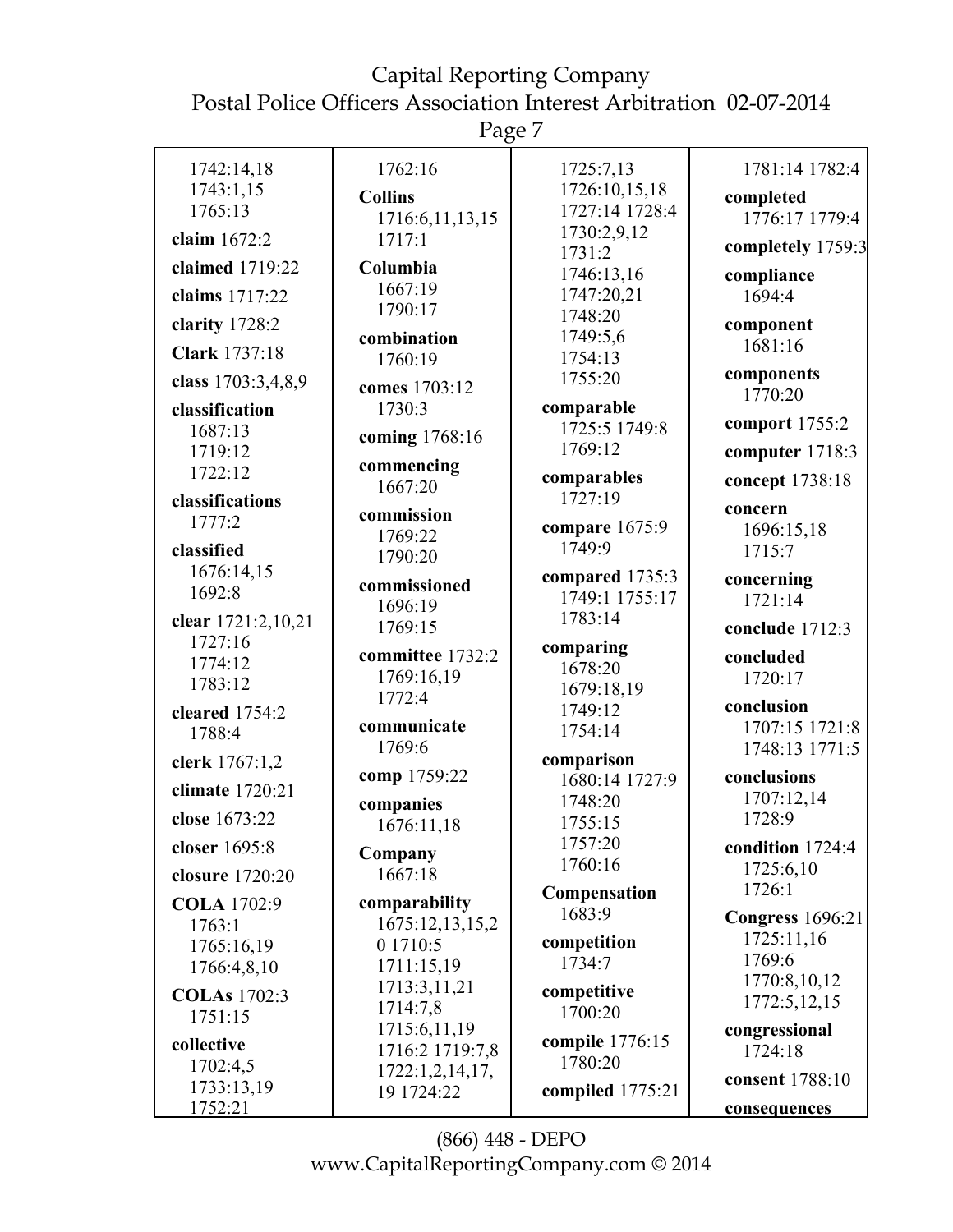1742:14,18
1743:1,15
1765:13

**claim** 1672:2

**claimed** 1719:22

**claims** 1717:22

**clarity** 1728:2

**Clark** 1737:18

**class** 1703:3,4,8,9

**classification**
1687:13
1719:12
1722:12

**classifications**
1777:2

**classified**
1676:14,15
1692:8

**clear** 1721:2,10,21
1727:16
1774:12
1783:12

**cleared** 1754:2
1788:4

**clerk** 1767:1,2

**climate** 1720:21

**close** 1673:22

**closer** 1695:8

**closure** 1720:20

**COLA** 1702:9
1763:1
1765:16,19
1766:4,8,10

**COLAs** 1702:3
1751:15

**collective**
1702:4,5
1733:13,19
1752:21

1762:16

**Collins**
1716:6,11,13,15
1717:1

**Columbia**
1667:19
1790:17

**combination**
1760:19

**comes** 1703:12
1730:3

**coming** 1768:16

**commencing**
1667:20

**commission**
1769:22
1790:20

**commissioned**
1696:19
1769:15

**committee** 1732:2
1769:16,19
1772:4

**communicate**
1769:6

**comp** 1759:22

**companies**
1676:11,18

**Company**
1667:18

**comparability**
1675:12,13,15,2
0 1710:5
1711:15,19
1713:3,11,21
1714:7,8
1715:6,11,19
1716:2 1719:7,8
1722:1,2,14,17,
19 1724:22

1725:7,13
1726:10,15,18
1727:14 1728:4
1730:2,9,12
1731:2
1746:13,16
1747:20,21
1748:20
1749:5,6
1754:13
1755:20

**comparable**
1725:5 1749:8
1769:12

**comparables**
1727:19

**compare** 1675:9
1749:9

**compared** 1735:3
1749:1 1755:17
1783:14

**comparing**
1678:20
1679:18,19
1749:12
1754:14

**comparison**
1680:14 1727:9
1748:20
1755:15
1757:20
1760:16

**Compensation**
1683:9

**competition**
1734:7

**competitive**
1700:20

**compile** 1776:15
1780:20

**compiled** 1775:21

1781:14 1782:4

**completed**
1776:17 1779:4

**completely** 1759:3

**compliance**
1694:4

**component**
1681:16

**components**
1770:20

**comport** 1755:2

**computer** 1718:3

**concept** 1738:18

**concern**
1696:15,18
1715:7

**concerning**
1721:14

**conclude** 1712:3

**concluded**
1720:17

**conclusion**
1707:15 1721:8
1748:13 1771:5

**conclusions**
1707:12,14
1728:9

**condition** 1724:4
1725:6,10
1726:1

**Congress** 1696:21
1725:11,16
1769:6
1770:8,10,12
1772:5,12,15

**congressional**
1724:18

**consent** 1788:10

**consequences**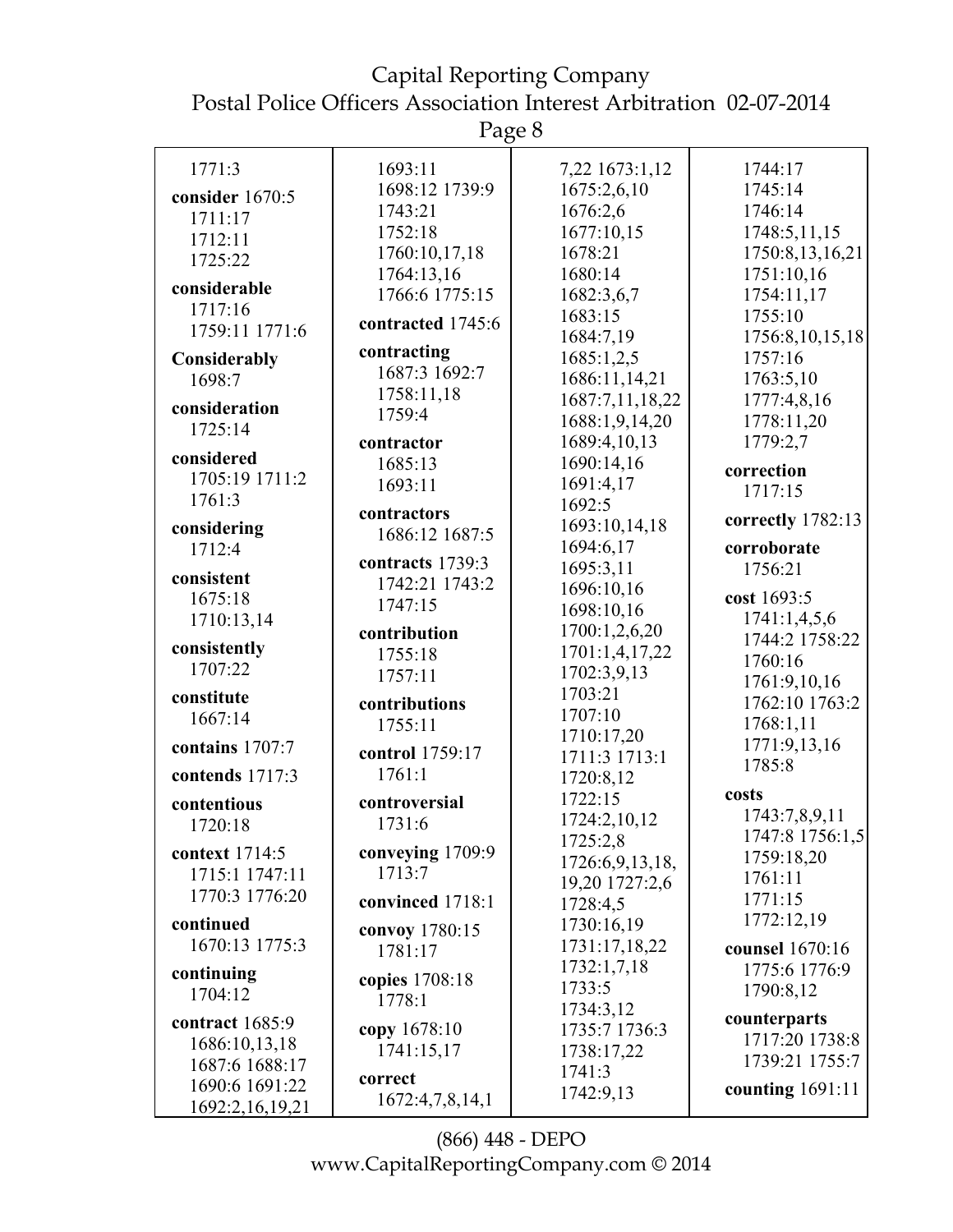1771:3

**consider** 1670:5 1711:17 1712:11 1725:22

**considerable** 1717:16 1759:11 1771:6

**Considerably** 1698:7

**consideration** 1725:14

**considered** 1705:19 1711:2 1761:3

**considering** 1712:4

**consistent** 1675:18 1710:13,14

**consistently** 1707:22

**constitute** 1667:14

**contains** 1707:7

**contends** 1717:3

**contentious** 1720:18

**context** 1714:5 1715:1 1747:11 1770:3 1776:20

**continued** 1670:13 1775:3

**continuing** 1704:12

**contract** 1685:9 1686:10,13,18 1687:6 1688:17 1690:6 1691:22 1692:2,16,19,21 1693:11 1698:12 1739:9 1743:21 1752:18 1760:10,17,18 1764:13,16 1766:6 1775:15

**contracted** 1745:6

**contracting** 1687:3 1692:7 1758:11,18 1759:4

**contractor** 1685:13 1693:11

**contractors** 1686:12 1687:5

**contracts** 1739:3 1742:21 1743:2 1747:15

**contribution** 1755:18 1757:11

**contributions** 1755:11

**control** 1759:17 1761:1

**controversial** 1731:6

**conveying** 1709:9 1713:7

**convinced** 1718:1

**convoy** 1780:15 1781:17

**copies** 1708:18 1778:1

**copy** 1678:10 1741:15,17

**correct** 1672:4,7,8,14,1 7,22 1673:1,12 1675:2,6,10 1676:2,6 1677:10,15 1678:21 1680:14 1682:3,6,7 1683:15 1684:7,19 1685:1,2,5 1686:11,14,21 1687:7,11,18,22 1688:1,9,14,20 1689:4,10,13 1690:14,16 1691:4,17 1692:5 1693:10,14,18 1694:6,17 1695:3,11 1696:10,16 1698:10,16 1700:1,2,6,20 1701:1,4,17,22 1702:3,9,13 1703:21 1707:10 1710:17,20 1711:3 1713:1 1720:8,12 1722:15 1724:2,10,12 1725:2,8 1726:6,9,13,18, 19,20 1727:2,6 1728:4,5 1730:16,19 1731:17,18,22 1732:1,7,18 1733:5 1734:3,12 1735:7 1736:3 1738:17,22 1741:3 1742:9,13 1744:17 1745:14 1746:14 1748:5,11,15 1750:8,13,16,21 1751:10,16 1754:11,17 1755:10 1756:8,10,15,18 1757:16 1763:5,10 1777:4,8,16 1778:11,20 1779:2,7

**correction** 1717:15

**correctly** 1782:13

**corroborate** 1756:21

**cost** 1693:5 1741:1,4,5,6 1744:2 1758:22 1760:16 1761:9,10,16 1762:10 1763:2 1768:1,11 1771:9,13,16 1785:8

**costs** 1743:7,8,9,11 1747:8 1756:1,5 1759:18,20 1761:11 1771:15 1772:12,19

**counsel** 1670:16 1775:6 1776:9 1790:8,12

**counterparts** 1717:20 1738:8 1739:21 1755:7

**counting** 1691:11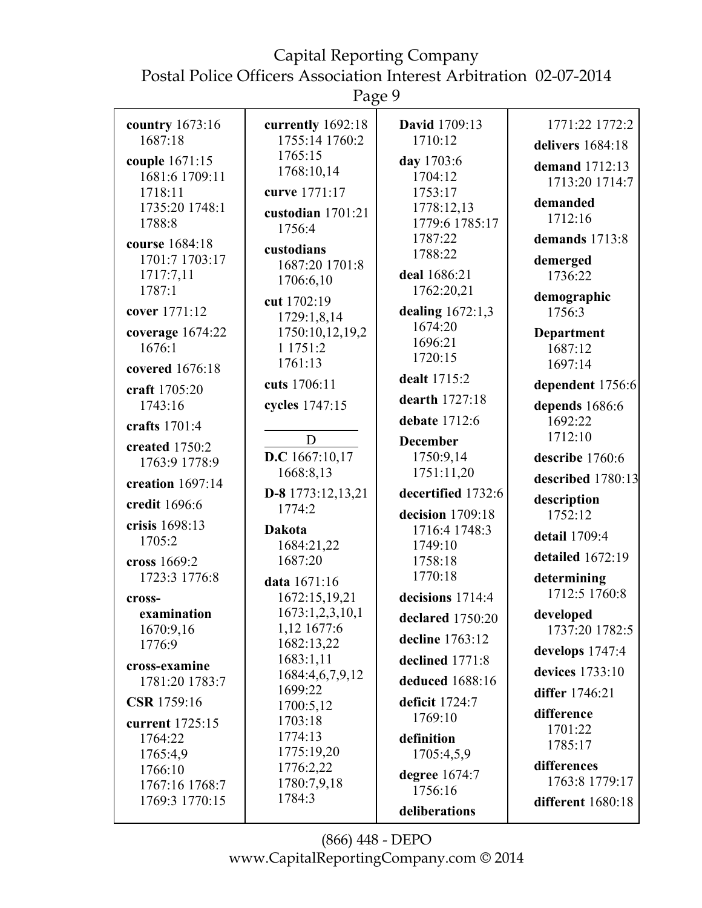**country** 1673:16 1687:18

**couple** 1671:15 1681:6 1709:11 1718:11 1735:20 1748:1 1788:8

**course** 1684:18 1701:7 1703:17 1717:7,11 1787:1

**cover** 1771:12

**coverage** 1674:22 1676:1

**covered** 1676:18

**craft** 1705:20 1743:16

**crafts** 1701:4

**created** 1750:2 1763:9 1778:9

**creation** 1697:14

**credit** 1696:6

**crisis** 1698:13 1705:2

**cross** 1669:2 1723:3 1776:8

**cross-examination** 1670:9,16 1776:9

**cross-examine** 1781:20 1783:7

**CSR** 1759:16

**current** 1725:15 1764:22 1765:4,9 1766:10 1767:16 1768:7 1769:3 1770:15

**currently** 1692:18 1755:14 1760:2 1765:15 1768:10,14

**curve** 1771:17

**custodian** 1701:21 1756:4

**custodians** 1687:20 1701:8 1706:6,10

**cut** 1702:19 1729:1,8,14 1750:10,12,19,21 1751:2 1761:13

**cuts** 1706:11

**cycles** 1747:15

D

**D.C** 1667:10,17 1668:8,13

**D-8** 1773:12,13,21 1774:2

**Dakota** 1684:21,22 1687:20

**data** 1671:16 1672:15,19,21 1673:1,2,3,10,11,12 1677:6 1682:13,22 1683:1,11 1684:4,6,7,9,12 1699:22 1700:5,12 1703:18 1774:13 1775:19,20 1776:2,22 1780:7,9,18 1784:3

**David** 1709:13 1710:12

**day** 1703:6 1704:12 1753:17 1778:12,13 1779:6 1785:17 1787:22 1788:22

**deal** 1686:21 1762:20,21

**dealing** 1672:1,3 1674:20 1696:21 1720:15

**dealt** 1715:2

**dearth** 1727:18

**debate** 1712:6

**December** 1750:9,14 1751:11,20

**decertified** 1732:6

**decision** 1709:18 1716:4 1748:3 1749:10 1758:18 1770:18

**decisions** 1714:4

**declared** 1750:20

**decline** 1763:12

**declined** 1771:8

**deduced** 1688:16

**deficit** 1724:7 1769:10

**definition** 1705:4,5,9

**degree** 1674:7 1756:16

**deliberations** 1771:22 1772:2

**delivers** 1684:18

**demand** 1712:13 1713:20 1714:7

**demanded** 1712:16

**demands** 1713:8

**demerged** 1736:22

**demographic** 1756:3

**Department** 1687:12 1697:14

**dependent** 1756:6

**depends** 1686:6 1692:22 1712:10

**describe** 1760:6

**described** 1780:13

**description** 1752:12

**detail** 1709:4

**detailed** 1672:19

**determining** 1712:5 1760:8

**developed** 1737:20 1782:5

**develops** 1747:4

**devices** 1733:10

**differ** 1746:21

**difference** 1701:22 1785:17

**differences** 1763:8 1779:17

**different** 1680:18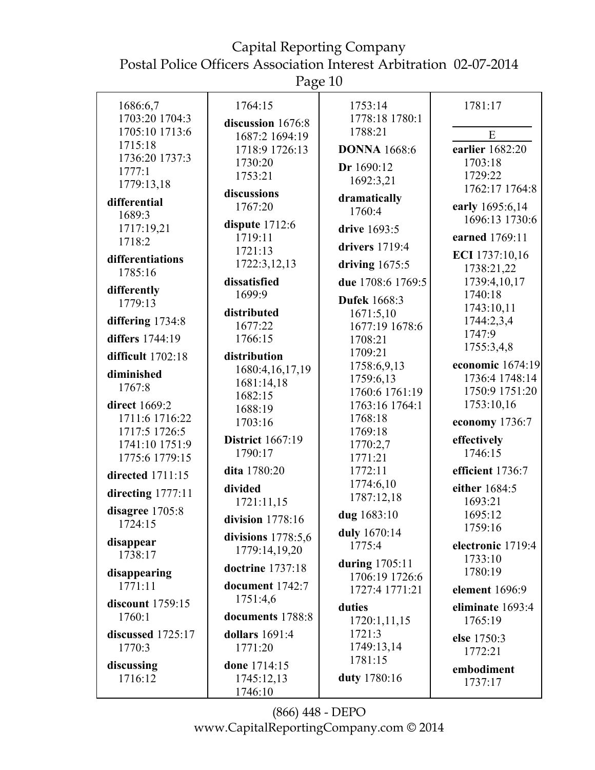1686:6,7
1703:20 1704:3
1705:10 1713:6
1715:18
1736:20 1737:3
1777:1
1779:13,18

**differential** 1689:3
1717:19,21
1718:2

**differentiations** 1785:16

**differently** 1779:13

**differing** 1734:8

**differs** 1744:19

**difficult** 1702:18

**diminished** 1767:8

**direct** 1669:2
1711:6 1716:22
1717:5 1726:5
1741:10 1751:9
1775:6 1779:15

**directed** 1711:15

**directing** 1777:11

**disagree** 1705:8
1724:15

**disappear** 1738:17

**disappearing** 1771:11

**discount** 1759:15
1760:1

**discussed** 1725:17
1770:3

**discussing** 1716:12

1764:15

**discussion** 1676:8
1687:2 1694:19
1718:9 1726:13
1730:20
1753:21

**discussions** 1767:20

**dispute** 1712:6
1719:11
1721:13
1722:3,12,13

**dissatisfied** 1699:9

**distributed** 1677:22
1766:15

**distribution** 1680:4,16,17,19
1681:14,18
1682:15
1688:19
1703:16

**District** 1667:19
1790:17

**dita** 1780:20

**divided** 1721:11,15

**division** 1778:16

**divisions** 1778:5,6
1779:14,19,20

**doctrine** 1737:18

**document** 1742:7
1751:4,6

**documents** 1788:8

**dollars** 1691:4
1771:20

**done** 1714:15
1745:12,13
1746:10

1753:14
1778:18 1780:1
1788:21

**DONNA** 1668:6

**Dr** 1690:12
1692:3,21

**dramatically** 1760:4

**drive** 1693:5

**drivers** 1719:4

**driving** 1675:5

**due** 1708:6 1769:5

**Dufek** 1668:3
1671:5,10
1677:19 1678:6
1708:21
1709:21
1758:6,9,13
1759:6,13
1760:6 1761:19
1763:16 1764:1
1768:18
1769:18
1770:2,7
1771:21
1772:11
1774:6,10
1787:12,18

**dug** 1683:10

**duly** 1670:14
1775:4

**during** 1705:11
1706:19 1726:6
1727:4 1771:21

**duties** 1720:1,11,15
1721:3
1749:13,14
1781:15

**duty** 1780:16

1781:17

## E

**earlier** 1682:20
1703:18
1729:22
1762:17 1764:8

**early** 1695:6,14
1696:13 1730:6

**earned** 1769:11

**ECI** 1737:10,16
1738:21,22
1739:4,10,17
1740:18
1743:10,11
1744:2,3,4
1747:9
1755:3,4,8

**economic** 1674:19
1736:4 1748:14
1750:9 1751:20
1753:10,16

**economy** 1736:7

**effectively** 1746:15

**efficient** 1736:7

**either** 1684:5
1693:21
1695:12
1759:16

**electronic** 1719:4
1733:10
1780:19

**element** 1696:9

**eliminate** 1693:4
1765:19

**else** 1750:3
1772:21

**embodiment** 1737:17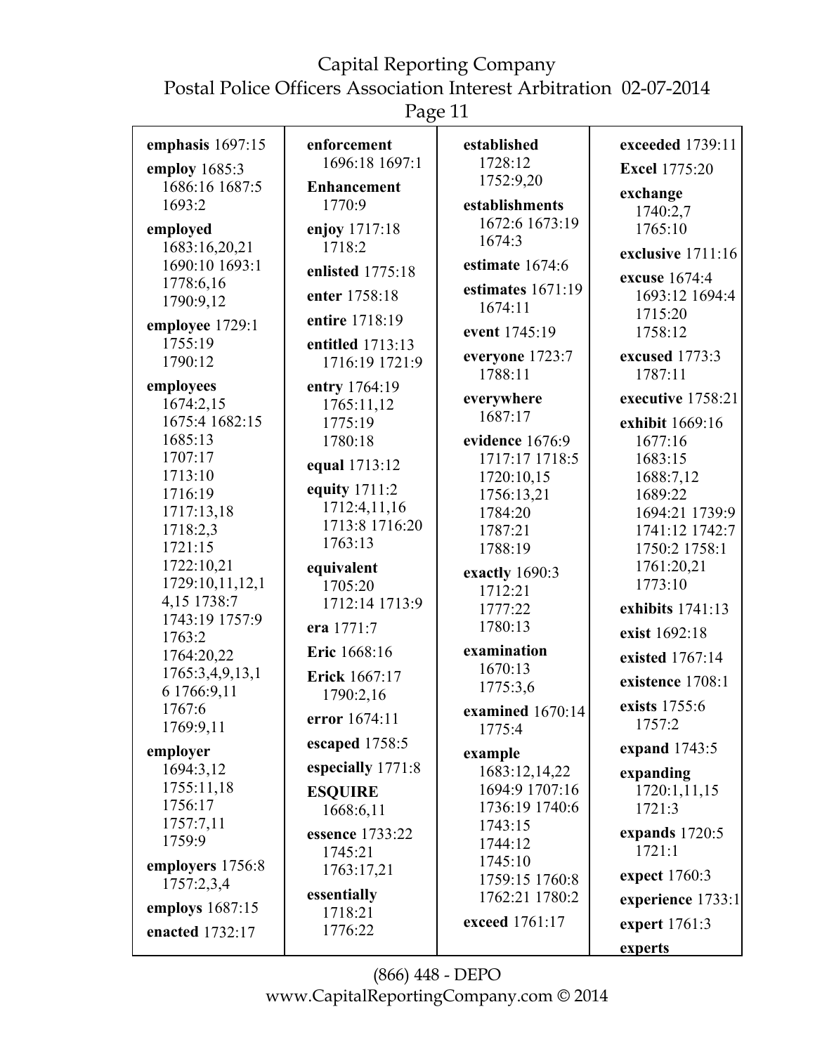**emphasis** 1697:15

**employ** 1685:3 1686:16 1687:5 1693:2

**employed** 1683:16,20,21 1690:10 1693:1 1778:6,16 1790:9,12

**employee** 1729:1 1755:19 1790:12

**employees** 1674:2,15 1675:4 1682:15 1685:13 1707:17 1713:10 1716:19 1717:13,18 1718:2,3 1721:15 1722:10,21 1729:10,11,12,14,15 1738:7 1743:19 1757:9 1763:2 1764:20,22 1765:3,4,9,13,16 1766:9,11 1767:6 1769:9,11

**employer** 1694:3,12 1755:11,18 1756:17 1757:7,11 1759:9

**employers** 1756:8 1757:2,3,4

**employs** 1687:15

**enacted** 1732:17

**enforcement** 1696:18 1697:1

**Enhancement** 1770:9

**enjoy** 1717:18 1718:2

**enlisted** 1775:18

**enter** 1758:18

**entire** 1718:19

**entitled** 1713:13 1716:19 1721:9

**entry** 1764:19 1765:11,12 1775:19 1780:18

**equal** 1713:12

**equity** 1711:2 1712:4,11,16 1713:8 1716:20 1763:13

**equivalent** 1705:20 1712:14 1713:9

**era** 1771:7

**Eric** 1668:16

**Erick** 1667:17 1790:2,16

**error** 1674:11

**escaped** 1758:5

**especially** 1771:8

**ESQUIRE** 1668:6,11

**essence** 1733:22 1745:21 1763:17,21

**essentially** 1718:21 1776:22

**established** 1728:12 1752:9,20

**establishments** 1672:6 1673:19 1674:3

**estimate** 1674:6

**estimates** 1671:19 1674:11

**event** 1745:19

**everyone** 1723:7 1788:11

**everywhere** 1687:17

**evidence** 1676:9 1717:17 1718:5 1720:10,15 1756:13,21 1784:20 1787:21 1788:19

**exactly** 1690:3 1712:21 1777:22 1780:13

**examination** 1670:13 1775:3,6

**examined** 1670:14 1775:4

**example** 1683:12,14,22 1694:9 1707:16 1736:19 1740:6 1743:15 1744:12 1745:10 1759:15 1760:8 1762:21 1780:2

**exceed** 1761:17

**exceeded** 1739:11

**Excel** 1775:20

**exchange** 1740:2,7 1765:10

**exclusive** 1711:16

**excuse** 1674:4 1693:12 1694:4 1715:20 1758:12

**excused** 1773:3 1787:11

**executive** 1758:21

**exhibit** 1669:16 1677:16 1683:15 1688:7,12 1689:22 1694:21 1739:9 1741:12 1742:7 1750:2 1758:1 1761:20,21 1773:10

**exhibits** 1741:13

**exist** 1692:18

**existed** 1767:14

**existence** 1708:1

**exists** 1755:6 1757:2

**expand** 1743:5

**expanding** 1720:1,11,15 1721:3

**expands** 1720:5 1721:1

**expect** 1760:3

**experience** 1733:1

**expert** 1761:3

**experts**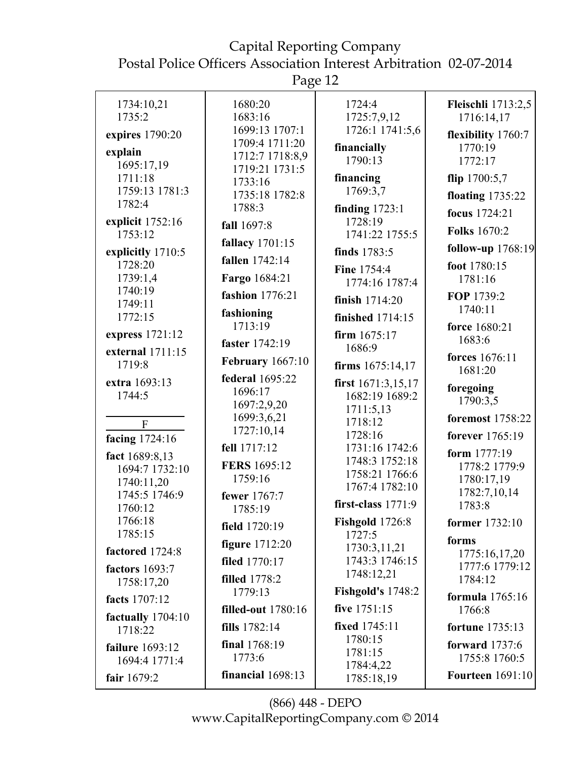1734:10,21
1735:2

**expires** 1790:20

**explain** 1695:17,19 1711:18 1759:13 1781:3 1782:4

**explicit** 1752:16 1753:12

**explicitly** 1710:5 1728:20 1739:1,4 1740:19 1749:11 1772:15

**express** 1721:12

**external** 1711:15 1719:8

**extra** 1693:13 1744:5

## F

**facing** 1724:16

**fact** 1689:8,13 1694:7 1732:10 1740:11,20 1745:5 1746:9 1760:12 1766:18 1785:15

**factored** 1724:8

**factors** 1693:7 1758:17,20

**facts** 1707:12

**factually** 1704:10 1718:22

**failure** 1693:12 1694:4 1771:4

**fair** 1679:2

1680:20 1683:16 1699:13 1707:1 1709:4 1711:20 1712:7 1718:8,9 1719:21 1731:5 1733:16 1735:18 1782:8 1788:3

**fall** 1697:8

**fallacy** 1701:15

**fallen** 1742:14

**Fargo** 1684:21

**fashion** 1776:21

**fashioning** 1713:19

**faster** 1742:19

**February** 1667:10

**federal** 1695:22 1696:17 1697:2,9,20 1699:3,6,21 1727:10,14

**fell** 1717:12

**FERS** 1695:12 1759:16

**fewer** 1767:7 1785:19

**field** 1720:19

**figure** 1712:20

**filed** 1770:17

**filled** 1778:2 1779:13

**filled-out** 1780:16

**fills** 1782:14

**final** 1768:19 1773:6

**financial** 1698:13

1724:4 1725:7,9,12 1726:1 1741:5,6

**financially** 1790:13

**financing** 1769:3,7

**finding** 1723:1 1728:19 1741:22 1755:5

**finds** 1783:5

**Fine** 1754:4 1774:16 1787:4

**finish** 1714:20

**finished** 1714:15

**firm** 1675:17 1686:9

**firms** 1675:14,17

**first** 1671:3,15,17 1682:19 1689:2 1711:5,13 1718:12 1728:16 1731:16 1742:6 1748:3 1752:18 1758:21 1766:6 1767:4 1782:10

**first-class** 1771:9

**Fishgold** 1726:8 1727:5 1730:3,11,21 1743:3 1746:15 1748:12,21

**Fishgold's** 1748:2

**five** 1751:15

**fixed** 1745:11 1780:15 1781:15 1784:4,22 1785:18,19

**Fleischli** 1713:2,5 1716:14,17

**flexibility** 1760:7 1770:19 1772:17

**flip** 1700:5,7

**floating** 1735:22

**focus** 1724:21

**Folks** 1670:2

**follow-up** 1768:19

**foot** 1780:15 1781:16

**FOP** 1739:2 1740:11

**force** 1680:21 1683:6

**forces** 1676:11 1681:20

**foregoing** 1790:3,5

**foremost** 1758:22

**forever** 1765:19

**form** 1777:19 1778:2 1779:9 1780:17,19 1782:7,10,14 1783:8

**former** 1732:10

**forms** 1775:16,17,20 1777:6 1779:12 1784:12

**formula** 1765:16 1766:8

**fortune** 1735:13

**forward** 1737:6 1755:8 1760:5

**Fourteen** 1691:10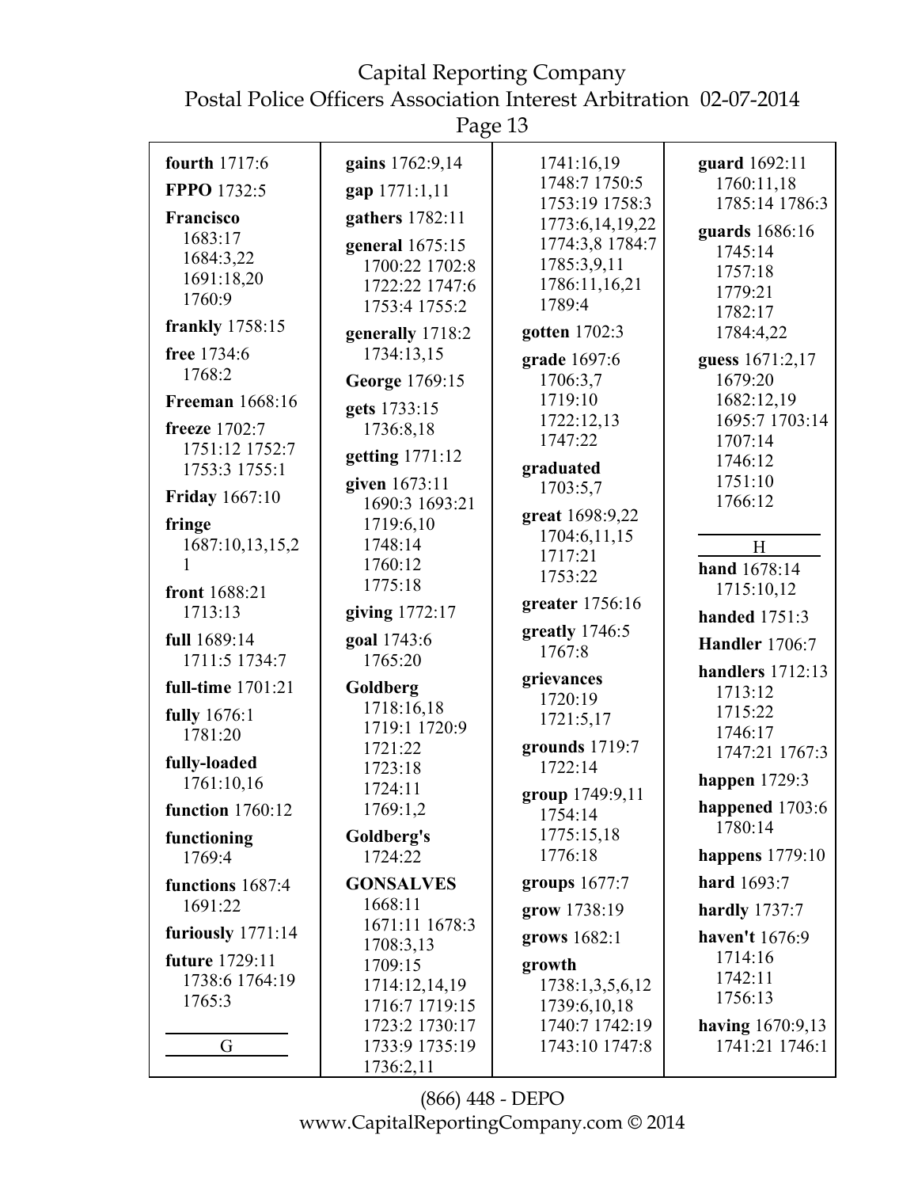**fourth** 1717:6

**FPPO** 1732:5

**Francisco** 1683:17 1684:3,22 1691:18,20 1760:9

**frankly** 1758:15

**free** 1734:6 1768:2

**Freeman** 1668:16

**freeze** 1702:7 1751:12 1752:7 1753:3 1755:1

**Friday** 1667:10

**fringe** 1687:10,13,15,21

**front** 1688:21 1713:13

**full** 1689:14 1711:5 1734:7

**full-time** 1701:21

**fully** 1676:1 1781:20

**fully-loaded** 1761:10,16

**function** 1760:12

**functioning** 1769:4

**functions** 1687:4 1691:22

**furiously** 1771:14

**future** 1729:11 1738:6 1764:19 1765:3

G

**gains** 1762:9,14

**gap** 1771:1,11

**gathers** 1782:11

**general** 1675:15 1700:22 1702:8 1722:22 1747:6 1753:4 1755:2

**generally** 1718:2 1734:13,15

**George** 1769:15

**gets** 1733:15 1736:8,18

**getting** 1771:12

**given** 1673:11 1690:3 1693:21 1719:6,10 1748:14 1760:12 1775:18

**giving** 1772:17

**goal** 1743:6 1765:20

**Goldberg** 1718:16,18 1719:1 1720:9 1721:22 1723:18 1724:11 1769:1,2

**Goldberg's** 1724:22

**GONSALVES** 1668:11 1671:11 1678:3 1708:3,13 1709:15 1714:12,14,19 1716:7 1719:15 1723:2 1730:17 1733:9 1735:19 1736:2,11 1741:16,19 1748:7 1750:5 1753:19 1758:3 1773:6,14,19,22 1774:3,8 1784:7 1785:3,9,11 1786:11,16,21 1789:4

**gotten** 1702:3

**grade** 1697:6 1706:3,7 1719:10 1722:12,13 1747:22

**graduated** 1703:5,7

**great** 1698:9,22 1704:6,11,15 1717:21 1753:22

**greater** 1756:16

**greatly** 1746:5 1767:8

**grievances** 1720:19 1721:5,17

**grounds** 1719:7 1722:14

**group** 1749:9,11 1754:14 1775:15,18 1776:18

**groups** 1677:7

**grow** 1738:19

**grows** 1682:1

**growth** 1738:1,3,5,6,12 1739:6,10,18 1740:7 1742:19 1743:10 1747:8

**guard** 1692:11 1760:11,18 1785:14 1786:3

**guards** 1686:16 1745:14 1757:18 1779:21 1782:17 1784:4,22

**guess** 1671:2,17 1679:20 1682:12,19 1695:7 1703:14 1707:14 1746:12 1751:10 1766:12

H

**hand** 1678:14 1715:10,12

**handed** 1751:3

**Handler** 1706:7

**handlers** 1712:13 1713:12 1715:22 1746:17 1747:21 1767:3

**happen** 1729:3

**happened** 1703:6 1780:14

**happens** 1779:10

**hard** 1693:7

**hardly** 1737:7

**haven't** 1676:9 1714:16 1742:11 1756:13

**having** 1670:9,13 1741:21 1746:1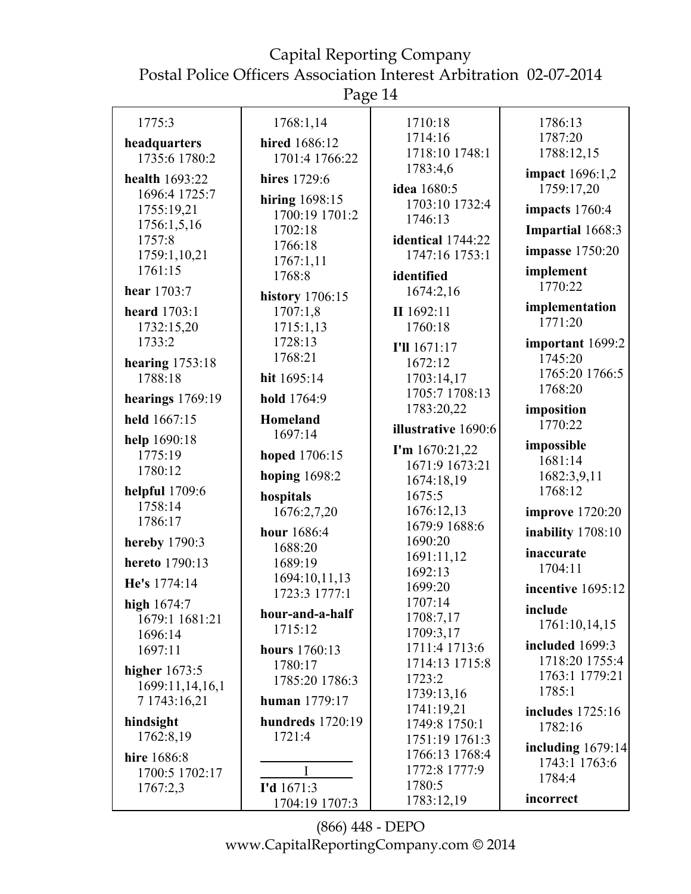1775:3

**headquarters** 1735:6 1780:2

**health** 1693:22 1696:4 1725:7 1755:19,21 1756:1,5,16 1757:8 1759:1,10,21 1761:15

**hear** 1703:7

**heard** 1703:1 1732:15,20 1733:2

**hearing** 1753:18 1788:18

**hearings** 1769:19

**held** 1667:15

**help** 1690:18 1775:19 1780:12

**helpful** 1709:6 1758:14 1786:17

**hereby** 1790:3

**hereto** 1790:13

**He's** 1774:14

**high** 1674:7 1679:1 1681:21 1696:14 1697:11

**higher** 1673:5 1699:11,14,16,17 1743:16,21

**hindsight** 1762:8,19

**hire** 1686:8 1700:5 1702:17 1767:2,3

1768:1,14

**hired** 1686:12 1701:4 1766:22

**hires** 1729:6

**hiring** 1698:15 1700:19 1701:2 1702:18 1766:18 1767:1,11 1768:8

**history** 1706:15 1707:1,8 1715:1,13 1728:13 1768:21

**hit** 1695:14

**hold** 1764:9

**Homeland** 1697:14

**hoped** 1706:15

**hoping** 1698:2

**hospitals** 1676:2,7,20

**hour** 1686:4 1688:20 1689:19 1694:10,11,13 1723:3 1777:1

**hour-and-a-half** 1715:12

**hours** 1760:13 1780:17 1785:20 1786:3

**human** 1779:17

**hundreds** 1720:19 1721:4

## I

**I'd** 1671:3 1704:19 1707:3

1710:18 1714:16 1718:10 1748:1 1783:4,6

**idea** 1680:5 1703:10 1732:4 1746:13

**identical** 1744:22 1747:16 1753:1

**identified** 1674:2,16

**II** 1692:11 1760:18

**I'll** 1671:17 1672:12 1703:14,17 1705:7 1708:13 1783:20,22

**illustrative** 1690:6

**I'm** 1670:21,22 1671:9 1673:21 1674:18,19 1675:5 1676:12,13 1679:9 1688:6 1690:20 1691:11,12 1692:13 1699:20 1707:14 1708:7,17 1709:3,17 1711:4 1713:6 1714:13 1715:8 1723:2 1739:13,16 1741:19,21 1749:8 1750:1 1751:19 1761:3 1766:13 1768:4 1772:8 1777:9 1780:5 1783:12,19

1786:13 1787:20 1788:12,15

**impact** 1696:1,2 1759:17,20

**impacts** 1760:4

**Impartial** 1668:3

**impasse** 1750:20

**implement** 1770:22

**implementation** 1771:20

**important** 1699:2 1745:20 1765:20 1766:5 1768:20

**imposition** 1770:22

**impossible** 1681:14 1682:3,9,11 1768:12

**improve** 1720:20

**inability** 1708:10

**inaccurate** 1704:11

**incentive** 1695:12

**include** 1761:10,14,15

**included** 1699:3 1718:20 1755:4 1763:1 1779:21 1785:1

**includes** 1725:16 1782:16

**including** 1679:14 1743:1 1763:6 1784:4

**incorrect**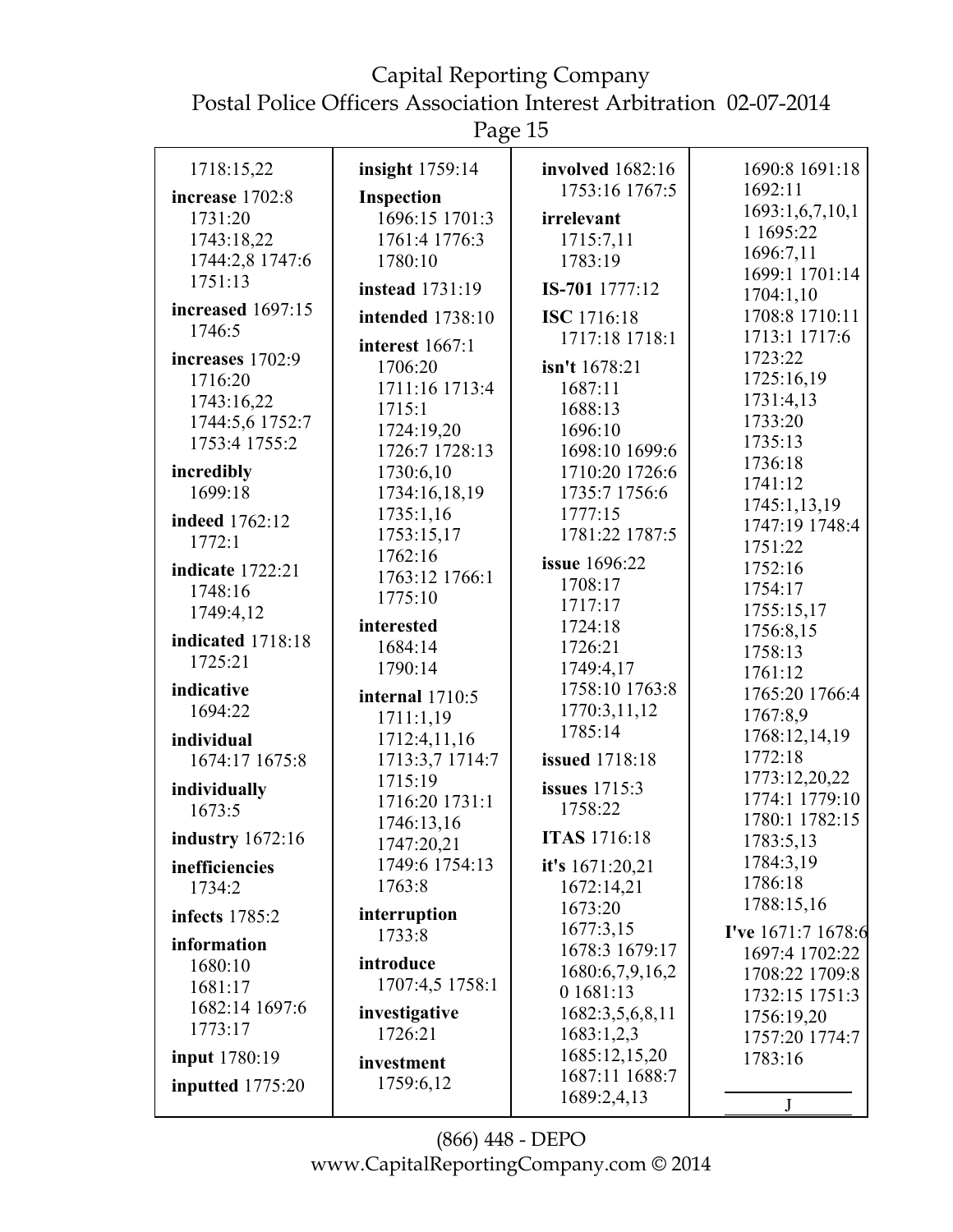1718:15,22

**increase** 1702:8 1731:20 1743:18,22 1744:2,8 1747:6 1751:13

**increased** 1697:15 1746:5

**increases** 1702:9 1716:20 1743:16,22 1744:5,6 1752:7 1753:4 1755:2

**incredibly** 1699:18

**indeed** 1762:12 1772:1

**indicate** 1722:21 1748:16 1749:4,12

**indicated** 1718:18 1725:21

**indicative** 1694:22

**individual** 1674:17 1675:8

**individually** 1673:5

**industry** 1672:16

**inefficiencies** 1734:2

**infects** 1785:2

**information** 1680:10 1681:17 1682:14 1697:6 1773:17

**input** 1780:19

**inputted** 1775:20

**insight** 1759:14

**Inspection** 1696:15 1701:3 1761:4 1776:3 1780:10

**instead** 1731:19

**intended** 1738:10

**interest** 1667:1 1706:20 1711:16 1713:4 1715:1 1724:19,20 1726:7 1728:13 1730:6,10 1734:16,18,19 1735:1,16 1753:15,17 1762:16 1763:12 1766:1 1775:10

**interested** 1684:14 1790:14

**internal** 1710:5 1711:1,19 1712:4,11,16 1713:3,7 1714:7 1715:19 1716:20 1731:1 1746:13,16 1747:20,21 1749:6 1754:13 1763:8

**interruption** 1733:8

**introduce** 1707:4,5 1758:1

**investigative** 1726:21

**investment** 1759:6,12

**involved** 1682:16 1753:16 1767:5

**irrelevant** 1715:7,11 1783:19

**IS-701** 1777:12

**ISC** 1716:18 1717:18 1718:1

**isn't** 1678:21 1687:11 1688:13 1696:10 1698:10 1699:6 1710:20 1726:6 1735:7 1756:6 1777:15 1781:22 1787:5

**issue** 1696:22 1708:17 1717:17 1724:18 1726:21 1749:4,17 1758:10 1763:8 1770:3,11,12 1785:14

**issued** 1718:18

**issues** 1715:3 1758:22

**ITAS** 1716:18

**it's** 1671:20,21 1672:14,21 1673:20 1677:3,15 1678:3 1679:17 1680:6,7,9,16,20 1681:13 1682:3,5,6,8,11 1683:1,2,3 1685:12,15,20 1687:11 1688:7 1689:2,4,13 1690:8 1691:18 1692:11 1693:1,6,7,10,11 1695:22 1696:7,11 1699:1 1701:14 1704:1,10 1708:8 1710:11 1713:1 1717:6 1723:22 1725:16,19 1731:4,13 1733:20 1735:13 1736:18 1741:12 1745:1,13,19 1747:19 1748:4 1751:22 1752:16 1754:17 1755:15,17 1756:8,15 1758:13 1761:12 1765:20 1766:4 1767:8,9 1768:12,14,19 1772:18 1773:12,20,22 1774:1 1779:10 1780:1 1782:15 1783:5,13 1784:3,19 1786:18 1788:15,16

**I've** 1671:7 1678:6 1697:4 1702:22 1708:22 1709:8 1732:15 1751:3 1756:19,20 1757:20 1774:7 1783:16

J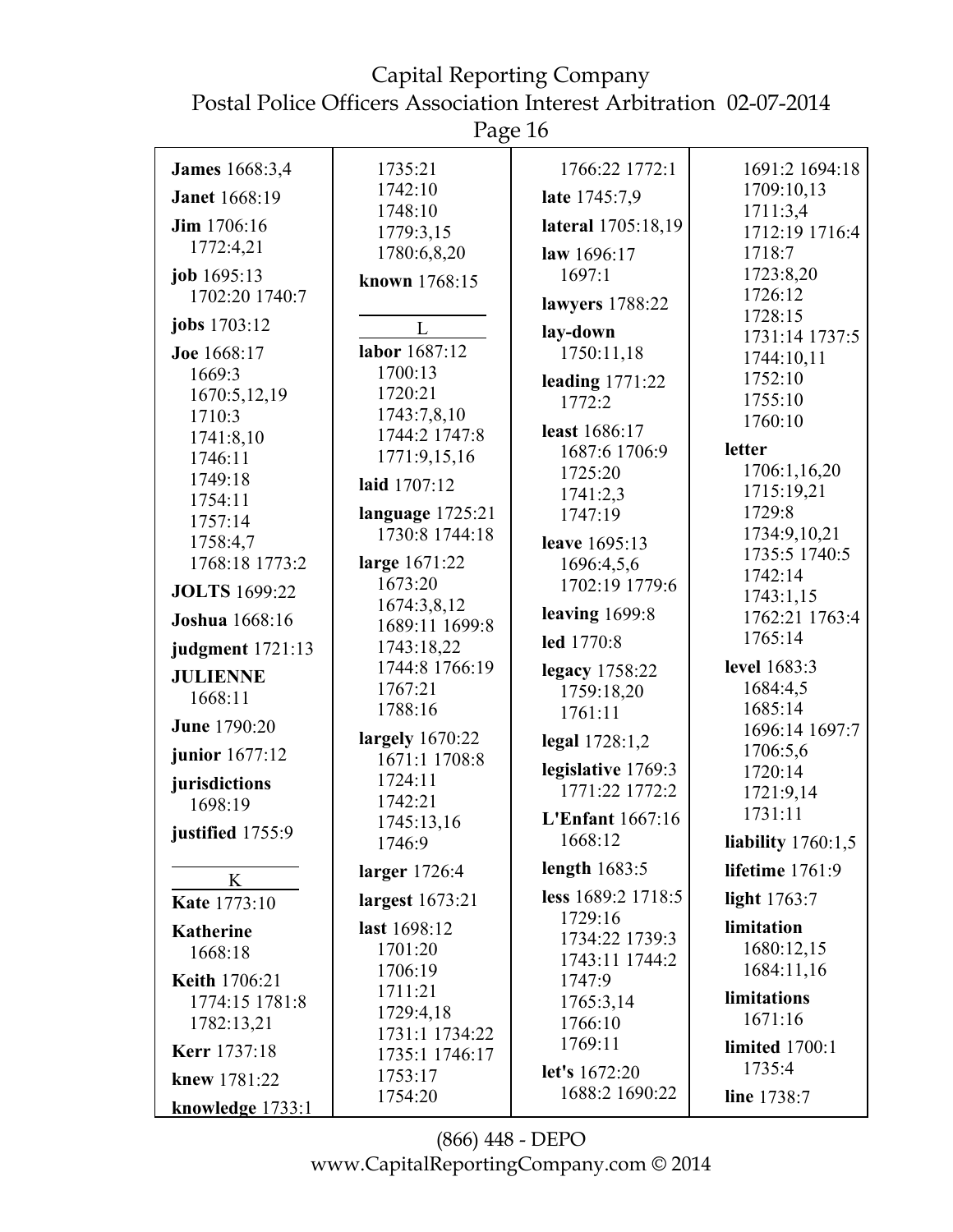**James** 1668:3,4

**Janet** 1668:19

**Jim** 1706:16 1772:4,21

**job** 1695:13 1702:20 1740:7

**jobs** 1703:12

**Joe** 1668:17 1669:3 1670:5,12,19 1710:3 1741:8,10 1746:11 1749:18 1754:11 1757:14 1758:4,7 1768:18 1773:2

**JOLTS** 1699:22

**Joshua** 1668:16

**judgment** 1721:13

**JULIENNE** 1668:11

**June** 1790:20

**junior** 1677:12

**jurisdictions** 1698:19

**justified** 1755:9

K

**Kate** 1773:10

**Katherine** 1668:18

**Keith** 1706:21 1774:15 1781:8 1782:13,21

**Kerr** 1737:18

**knew** 1781:22

**knowledge** 1733:1 1735:21 1742:10 1748:10 1779:3,15 1780:6,8,20

**known** 1768:15

L

**labor** 1687:12 1700:13 1720:21 1743:7,8,10 1744:2 1747:8 1771:9,15,16

**laid** 1707:12

**language** 1725:21 1730:8 1744:18

**large** 1671:22 1673:20 1674:3,8,12 1689:11 1699:8 1743:18,22 1744:8 1766:19 1767:21 1788:16

**largely** 1670:22 1671:1 1708:8 1724:11 1742:21 1745:13,16 1746:9

**larger** 1726:4

**largest** 1673:21

**last** 1698:12 1701:20 1706:19 1711:21 1729:4,18 1731:1 1734:22 1735:1 1746:17 1753:17 1754:20 1766:22 1772:1

**late** 1745:7,9

**lateral** 1705:18,19

**law** 1696:17 1697:1

**lawyers** 1788:22

**lay-down** 1750:11,18

**leading** 1771:22 1772:2

**least** 1686:17 1687:6 1706:9 1725:20 1741:2,3 1747:19

**leave** 1695:13 1696:4,5,6 1702:19 1779:6

**leaving** 1699:8

**led** 1770:8

**legacy** 1758:22 1759:18,20 1761:11

**legal** 1728:1,2

**legislative** 1769:3 1771:22 1772:2

**L'Enfant** 1667:16 1668:12

**length** 1683:5

**less** 1689:2 1718:5 1729:16 1734:22 1739:3 1743:11 1744:2 1747:9 1765:3,14 1766:10 1769:11

**let's** 1672:20 1688:2 1690:22 1691:2 1694:18 1709:10,13 1711:3,4 1712:19 1716:4 1718:7 1723:8,20 1726:12 1728:15 1731:14 1737:5 1744:10,11 1752:10 1755:10 1760:10

**letter** 1706:1,16,20 1715:19,21 1729:8 1734:9,10,21 1735:5 1740:5 1742:14 1743:1,15 1762:21 1763:4 1765:14

**level** 1683:3 1684:4,5 1685:14 1696:14 1697:7 1706:5,6 1720:14 1721:9,14 1731:11

**liability** 1760:1,5

**lifetime** 1761:9

**light** 1763:7

**limitation** 1680:12,15 1684:11,16

**limitations** 1671:16

**limited** 1700:1 1735:4

**line** 1738:7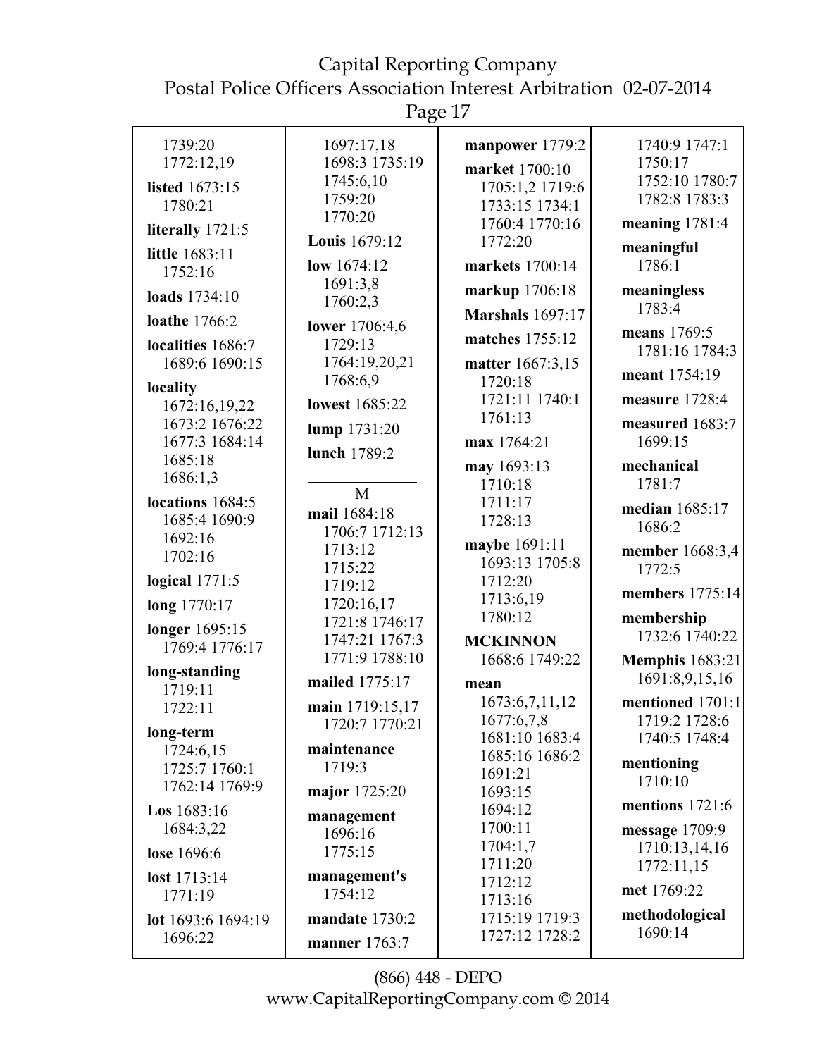1739:20
1772:12,19

**listed** 1673:15
1780:21

**literally** 1721:5

**little** 1683:11
1752:16

**loads** 1734:10

**loathe** 1766:2

**localities** 1686:7
1689:6 1690:15

**locality**
1672:16,19,22
1673:2 1676:22
1677:3 1684:14
1685:18
1686:1,3

**locations** 1684:5
1685:4 1690:9
1692:16
1702:16

**logical** 1771:5

**long** 1770:17

**longer** 1695:15
1769:4 1776:17

**long-standing**
1719:11
1722:11

**long-term**
1724:6,15
1725:7 1760:1
1762:14 1769:9

**Los** 1683:16
1684:3,22

**lose** 1696:6

**lost** 1713:14
1771:19

**lot** 1693:6 1694:19
1696:22

1697:17,18
1698:3 1735:19
1745:6,10
1759:20
1770:20

**Louis** 1679:12

**low** 1674:12
1691:3,8
1760:2,3

**lower** 1706:4,6
1729:13
1764:19,20,21
1768:6,9

**lowest** 1685:22

**lump** 1731:20

**lunch** 1789:2

## M

**mail** 1684:18
1706:7 1712:13
1713:12
1715:22
1719:12
1720:16,17
1721:8 1746:17
1747:21 1767:3
1771:9 1788:10

**mailed** 1775:17

**main** 1719:15,17
1720:7 1770:21

**maintenance**
1719:3

**major** 1725:20

**management**
1696:16
1775:15

**management's**
1754:12

**mandate** 1730:2

**manner** 1763:7

**manpower** 1779:2

**market** 1700:10
1705:1,2 1719:6
1733:15 1734:1
1760:4 1770:16
1772:20

**markets** 1700:14

**markup** 1706:18

**Marshals** 1697:17

**matches** 1755:12

**matter** 1667:3,15
1720:18
1721:11 1740:1
1761:13

**max** 1764:21

**may** 1693:13
1710:18
1711:17
1728:13

**maybe** 1691:11
1693:13 1705:8
1712:20
1713:6,19
1780:12

**MCKINNON**
1668:6 1749:22

**mean**
1673:6,7,11,12
1677:6,7,8
1681:10 1683:4
1685:16 1686:2
1691:21
1693:15
1694:12
1700:11
1704:1,7
1711:20
1712:12
1713:16
1715:19 1719:3
1727:12 1728:2

1740:9 1747:1
1750:17
1752:10 1780:7
1782:8 1783:3

**meaning** 1781:4

**meaningful**
1786:1

**meaningless**
1783:4

**means** 1769:5
1781:16 1784:3

**meant** 1754:19

**measure** 1728:4

**measured** 1683:7
1699:15

**mechanical**
1781:7

**median** 1685:17
1686:2

**member** 1668:3,4
1772:5

**members** 1775:14

**membership**
1732:6 1740:22

**Memphis** 1683:21
1691:8,9,15,16

**mentioned** 1701:1
1719:2 1728:6
1740:5 1748:4

**mentioning**
1710:10

**mentions** 1721:6

**message** 1709:9
1710:13,14,16
1772:11,15

**met** 1769:22

**methodological**
1690:14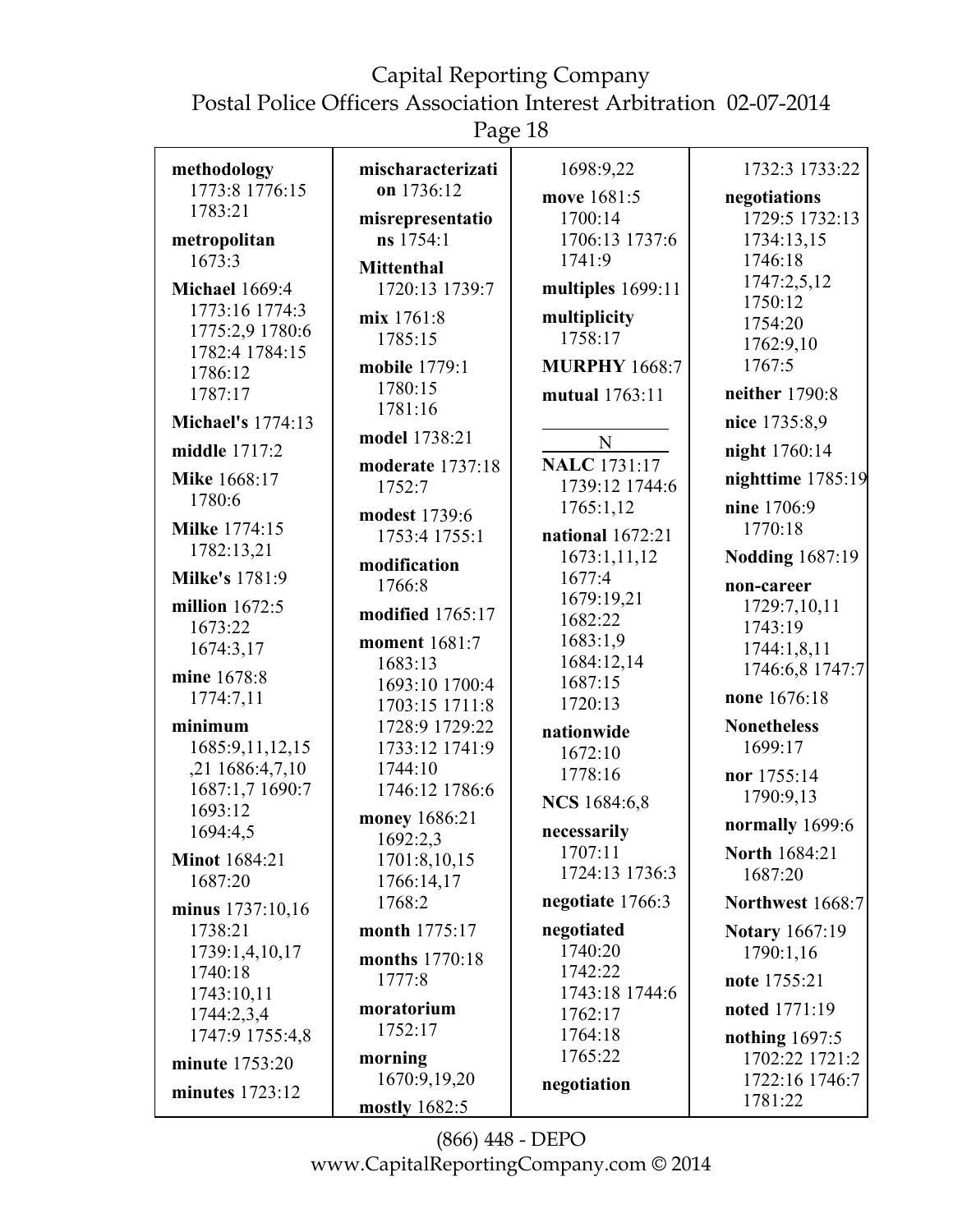**methodology** 1773:8 1776:15 1783:21

**metropolitan** 1673:3

**Michael** 1669:4 1773:16 1774:3 1775:2,9 1780:6 1782:4 1784:15 1786:12 1787:17

**Michael's** 1774:13

**middle** 1717:2

**Mike** 1668:17 1780:6

**Milke** 1774:15 1782:13,21

**Milke's** 1781:9

**million** 1672:5 1673:22 1674:3,17

**mine** 1678:8 1774:7,11

**minimum** 1685:9,11,12,15 ,21 1686:4,7,10 1687:1,7 1690:7 1693:12 1694:4,5

**Minot** 1684:21 1687:20

**minus** 1737:10,16 1738:21 1739:1,4,10,17 1740:18 1743:10,11 1744:2,3,4 1747:9 1755:4,8

**minute** 1753:20

**minutes** 1723:12

**mischaracterization** 1736:12

**misrepresentations** 1754:1

**Mittenthal** 1720:13 1739:7

**mix** 1761:8 1785:15

**mobile** 1779:1 1780:15 1781:16

**model** 1738:21

**moderate** 1737:18 1752:7

**modest** 1739:6 1753:4 1755:1

**modification** 1766:8

**modified** 1765:17

**moment** 1681:7 1683:13 1693:10 1700:4 1703:15 1711:8 1728:9 1729:22 1733:12 1741:9 1744:10 1746:12 1786:6

**money** 1686:21 1692:2,3 1701:8,10,15 1766:14,17 1768:2

**month** 1775:17

**months** 1770:18 1777:8

**moratorium** 1752:17

**morning** 1670:9,19,20

**mostly** 1682:5

1698:9,22

**move** 1681:5 1700:14 1706:13 1737:6 1741:9

**multiples** 1699:11

**multiplicity** 1758:17

**MURPHY** 1668:7

**mutual** 1763:11

**N**

**NALC** 1731:17 1739:12 1744:6 1765:1,12

**national** 1672:21 1673:1,11,12 1677:4 1679:19,21 1682:22 1683:1,9 1684:12,14 1687:15 1720:13

**nationwide** 1672:10 1778:16

**NCS** 1684:6,8

**necessarily** 1707:11 1724:13 1736:3

**negotiate** 1766:3

**negotiated** 1740:20 1742:22 1743:18 1744:6 1762:17 1764:18 1765:22

**negotiation** 1732:3 1733:22

**negotiations** 1729:5 1732:13 1734:13,15 1746:18 1747:2,5,12 1750:12 1754:20 1762:9,10 1767:5

**neither** 1790:8

**nice** 1735:8,9

**night** 1760:14

**nighttime** 1785:19

**nine** 1706:9 1770:18

**Nodding** 1687:19

**non-career** 1729:7,10,11 1743:19 1744:1,8,11 1746:6,8 1747:7

**none** 1676:18

**Nonetheless** 1699:17

**nor** 1755:14 1790:9,13

**normally** 1699:6

**North** 1684:21 1687:20

**Northwest** 1668:7

**Notary** 1667:19 1790:1,16

**note** 1755:21

**noted** 1771:19

**nothing** 1697:5 1702:22 1721:2 1722:16 1746:7 1781:22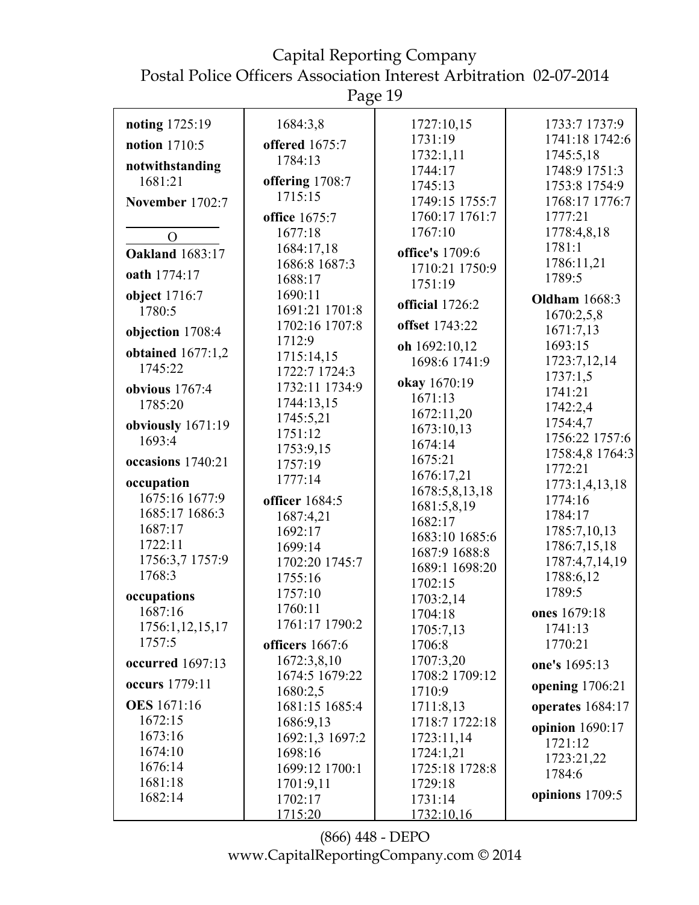**noting** 1725:19

**notion** 1710:5

**notwithstanding** 1681:21

**November** 1702:7

O

**Oakland** 1683:17

**oath** 1774:17

**object** 1716:7 1780:5

**objection** 1708:4

**obtained** 1677:1,2 1745:22

**obvious** 1767:4 1785:20

**obviously** 1671:19 1693:4

**occasions** 1740:21

**occupation** 1675:16 1677:9 1685:17 1686:3 1687:17 1722:11 1756:3,7 1757:9 1768:3

**occupations** 1687:16 1756:1,12,15,17 1757:5

**occurred** 1697:13

**occurs** 1779:11

**OES** 1671:16 1672:15 1673:16 1674:10 1676:14 1681:18 1682:14 1684:3,8

**offered** 1675:7 1784:13

**offering** 1708:7 1715:15

**office** 1675:7 1677:18 1684:17,18 1686:8 1687:3 1688:17 1690:11 1691:21 1701:8 1702:16 1707:8 1712:9 1715:14,15 1722:7 1724:3 1732:11 1734:9 1744:13,15 1745:5,21 1751:12 1753:9,15 1757:19 1777:14

**officer** 1684:5 1687:4,21 1692:17 1699:14 1702:20 1745:7 1755:16 1757:10 1760:11 1761:17 1790:2

**officers** 1667:6 1672:3,8,10 1674:5 1679:22 1680:2,5 1681:15 1685:4 1686:9,13 1692:1,3 1697:2 1698:16 1699:12 1700:1 1701:9,11 1702:17 1715:20 1727:10,15 1731:19 1732:1,11 1744:17 1745:13 1749:15 1755:7 1760:17 1761:7 1767:10

**office's** 1709:6 1710:21 1750:9 1751:19

**official** 1726:2

**offset** 1743:22

**oh** 1692:10,12 1698:6 1741:9

**okay** 1670:19 1671:13 1672:11,20 1673:10,13 1674:14 1675:21 1676:17,21 1678:5,8,13,18 1681:5,8,19 1682:17 1683:10 1685:6 1687:9 1688:8 1689:1 1698:20 1702:15 1703:2,14 1704:18 1705:7,13 1706:8 1707:3,20 1708:2 1709:12 1710:9 1711:8,13 1718:7 1722:18 1723:11,14 1724:1,21 1725:18 1728:8 1729:18 1731:14 1732:10,16 1733:7 1737:9 1741:18 1742:6 1745:5,18 1748:9 1751:3 1753:8 1754:9 1768:17 1776:7 1777:21 1778:4,8,18 1781:1 1786:11,21 1789:5

**Oldham** 1668:3 1670:2,5,8 1671:7,13 1693:15 1723:7,12,14 1737:1,5 1741:21 1742:2,4 1754:4,7 1756:22 1757:6 1758:4,8 1764:3 1772:21 1773:1,4,13,18 1774:16 1784:17 1785:7,10,13 1786:7,15,18 1787:4,7,14,19 1788:6,12 1789:5

**ones** 1679:18 1741:13 1770:21

**one's** 1695:13

**opening** 1706:21

**operates** 1684:17

**opinion** 1690:17 1721:12 1723:21,22 1784:6

**opinions** 1709:5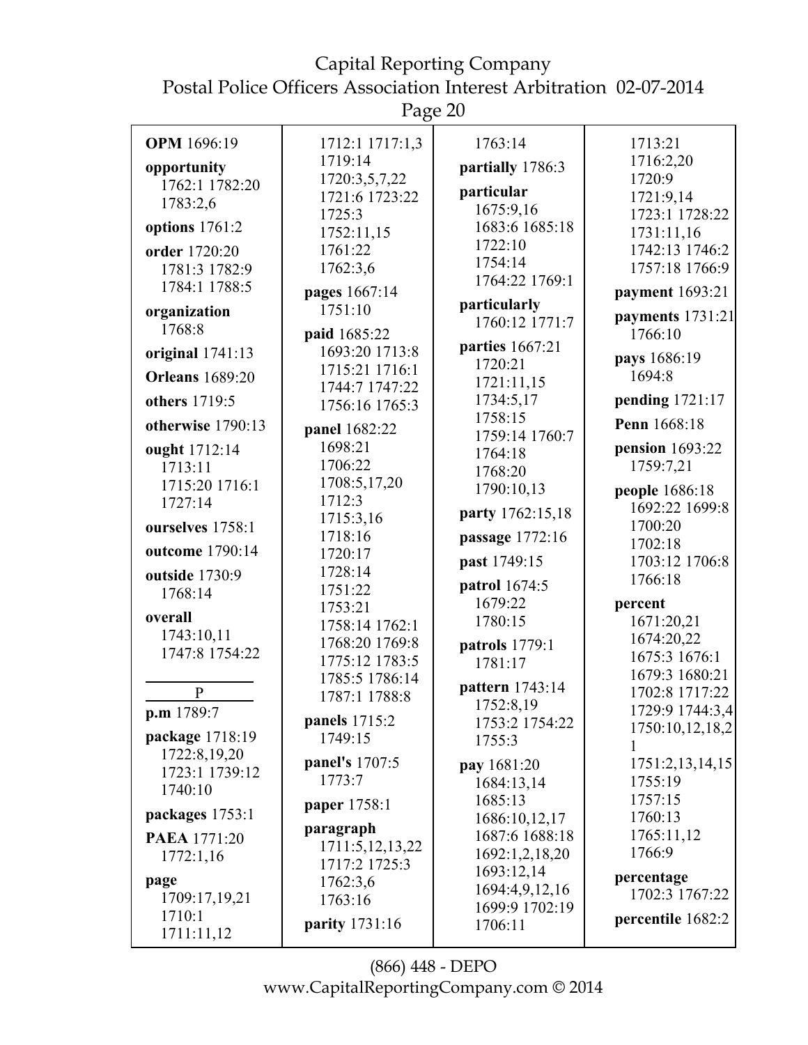**OPM** 1696:19

**opportunity** 1762:1 1782:20 1783:2,6

**options** 1761:2

**order** 1720:20 1781:3 1782:9 1784:1 1788:5

**organization** 1768:8

**original** 1741:13

**Orleans** 1689:20

**others** 1719:5

**otherwise** 1790:13

**ought** 1712:14 1713:11 1715:20 1716:1 1727:14

**ourselves** 1758:1

**outcome** 1790:14

**outside** 1730:9 1768:14

**overall** 1743:10,11 1747:8 1754:22

P

**p.m** 1789:7

**package** 1718:19 1722:8,19,20 1723:1 1739:12 1740:10

**packages** 1753:1

**PAEA** 1771:20 1772:1,16

**page** 1709:17,19,21 1710:1 1711:11,12 1712:1 1717:1,3 1719:14 1720:3,5,7,22 1721:6 1723:22 1725:3 1752:11,15 1761:22 1762:3,6

**pages** 1667:14 1751:10

**paid** 1685:22 1693:20 1713:8 1715:21 1716:1 1744:7 1747:22 1756:16 1765:3

**panel** 1682:22 1698:21 1706:22 1708:5,17,20 1712:3 1715:3,16 1718:16 1720:17 1728:14 1751:22 1753:21 1758:14 1762:1 1768:20 1769:8 1775:12 1783:5 1785:5 1786:14 1787:1 1788:8

**panels** 1715:2 1749:15

**panel's** 1707:5 1773:7

**paper** 1758:1

**paragraph** 1711:5,12,13,22 1717:2 1725:3 1762:3,6 1763:16

**parity** 1731:16

1763:14

**partially** 1786:3

**particular** 1675:9,16 1683:6 1685:18 1722:10 1754:14 1764:22 1769:1

**particularly** 1760:12 1771:7

**parties** 1667:21 1720:21 1721:11,15 1734:5,17 1758:15 1759:14 1760:7 1764:18 1768:20 1790:10,13

**party** 1762:15,18

**passage** 1772:16

**past** 1749:15

**patrol** 1674:5 1679:22 1780:15

**patrols** 1779:1 1781:17

**pattern** 1743:14 1752:8,19 1753:2 1754:22 1755:3

**pay** 1681:20 1684:13,14 1685:13 1686:10,12,17 1687:6 1688:18 1692:1,2,18,20 1693:12,14 1694:4,9,12,16 1699:9 1702:19 1706:11 1713:21 1716:2,20 1720:9 1721:9,14 1723:1 1728:22 1731:11,16 1742:13 1746:2 1757:18 1766:9

**payment** 1693:21

**payments** 1731:21 1766:10

**pays** 1686:19 1694:8

**pending** 1721:17

**Penn** 1668:18

**pension** 1693:22 1759:7,21

**people** 1686:18 1692:22 1699:8 1700:20 1702:18 1703:12 1706:8 1766:18

**percent** 1671:20,21 1674:20,22 1675:3 1676:1 1679:3 1680:21 1702:8 1717:22 1729:9 1744:3,4 1750:10,12,18,21 1751:2,13,14,15 1755:19 1757:15 1760:13 1765:11,12 1766:9

**percentage** 1702:3 1767:22

**percentile** 1682:2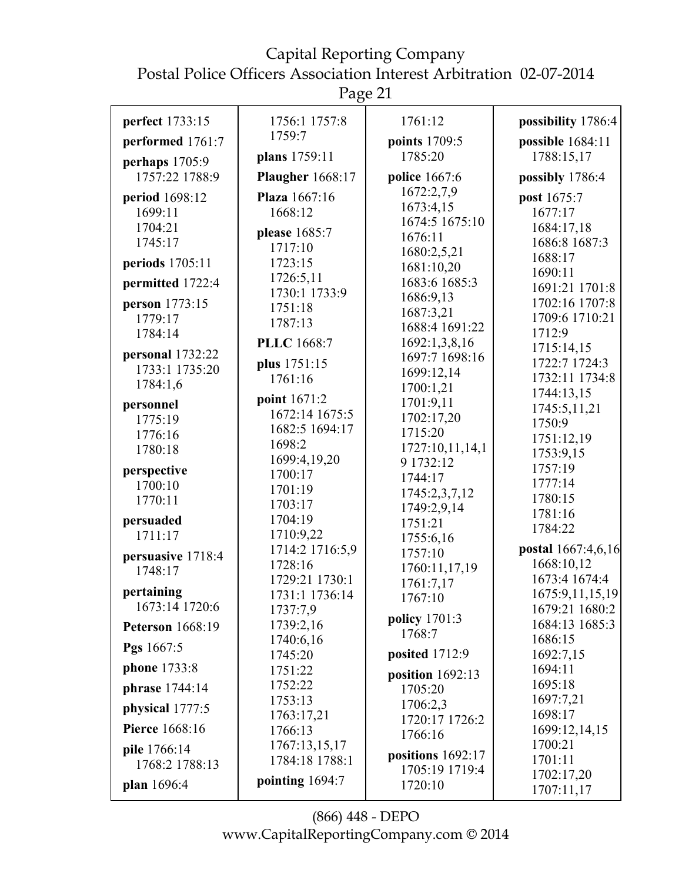**perfect** 1733:15

**performed** 1761:7

**perhaps** 1705:9 1757:22 1788:9

**period** 1698:12 1699:11 1704:21 1745:17

**periods** 1705:11

**permitted** 1722:4

**person** 1773:15 1779:17 1784:14

**personal** 1732:22 1733:1 1735:20 1784:1,6

**personnel** 1775:19 1776:16 1780:18

**perspective** 1700:10 1770:11

**persuaded** 1711:17

**persuasive** 1718:4 1748:17

**pertaining** 1673:14 1720:6

**Peterson** 1668:19

**Pgs** 1667:5

**phone** 1733:8

**phrase** 1744:14

**physical** 1777:5

**Pierce** 1668:16

**pile** 1766:14 1768:2 1788:13

**plan** 1696:4 1756:1 1757:8 1759:7

**plans** 1759:11

**Plaugher** 1668:17

**Plaza** 1667:16 1668:12

**please** 1685:7 1717:10 1723:15 1726:5,11 1730:1 1733:9 1751:18 1787:13

**PLLC** 1668:7

**plus** 1751:15 1761:16

**point** 1671:2 1672:14 1675:5 1682:5 1694:17 1698:2 1699:4,19,20 1700:17 1701:19 1703:17 1704:19 1710:9,22 1714:2 1716:5,9 1728:16 1729:21 1730:1 1731:1 1736:14 1737:7,9 1739:2,16 1740:6,16 1745:20 1751:22 1752:22 1753:13 1763:17,21 1766:13 1767:13,15,17 1784:18 1788:1

**pointing** 1694:7 1761:12

**points** 1709:5 1785:20

**police** 1667:6 1672:2,7,9 1673:4,15 1674:5 1675:10 1676:11 1680:2,5,21 1681:10,20 1683:6 1685:3 1686:9,13 1687:3,21 1688:4 1691:22 1692:1,3,8,16 1697:7 1698:16 1699:12,14 1700:1,21 1701:9,11 1702:17,20 1715:20 1727:10,11,14,19 1732:12 1744:17 1745:2,3,7,12 1749:2,9,14 1751:21 1755:6,16 1757:10 1760:11,17,19 1761:7,17 1767:10

**policy** 1701:3 1768:7

**posited** 1712:9

**position** 1692:13 1705:20 1706:2,3 1720:17 1726:2 1766:16

**positions** 1692:17 1705:19 1719:4 1720:10

**possibility** 1786:4

**possible** 1684:11 1788:15,17

**possibly** 1786:4

**post** 1675:7 1677:17 1684:17,18 1686:8 1687:3 1688:17 1690:11 1691:21 1701:8 1702:16 1707:8 1709:6 1710:21 1712:9 1715:14,15 1722:7 1724:3 1732:11 1734:8 1744:13,15 1745:5,11,21 1750:9 1751:12,19 1753:9,15 1757:19 1777:14 1780:15 1781:16 1784:22

**postal** 1667:4,6,16 1668:10,12 1673:4 1674:4 1675:9,11,15,19 1679:21 1680:2 1684:13 1685:3 1686:15 1692:7,15 1694:11 1695:18 1697:7,21 1698:17 1699:12,14,15 1700:21 1701:11 1702:17,20 1707:11,17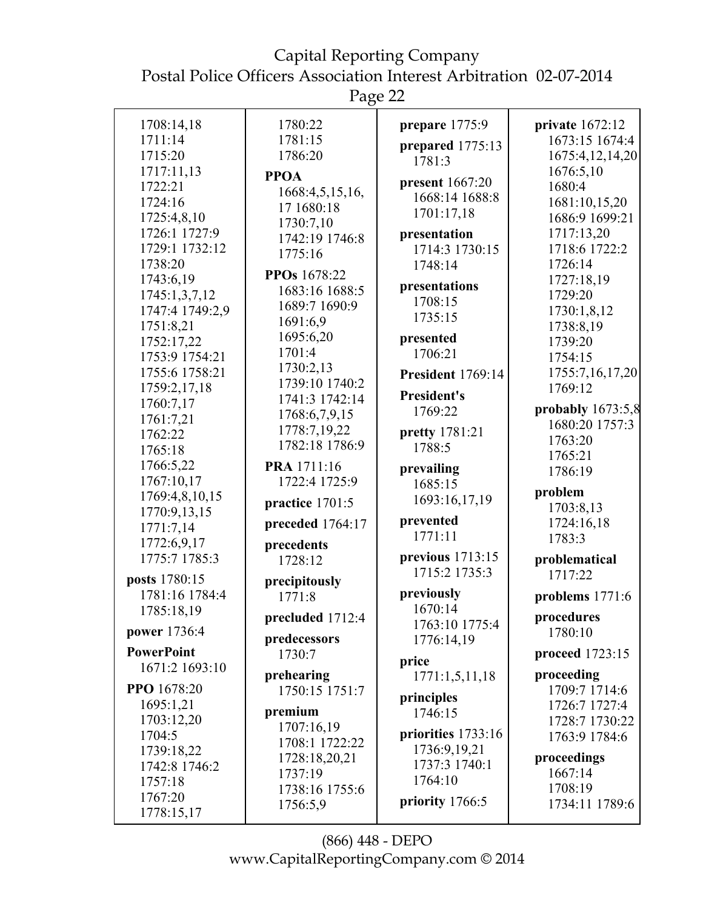1708:14,18
1711:14
1715:20
1717:11,13
1722:21
1724:16
1725:4,8,10
1726:1 1727:9
1729:1 1732:12
1738:20
1743:6,19
1745:1,3,7,12
1747:4 1749:2,9
1751:8,21
1752:17,22
1753:9 1754:21
1755:6 1758:21
1759:2,17,18
1760:7,17
1761:7,21
1762:22
1765:18
1766:5,22
1767:10,17
1769:4,8,10,15
1770:9,13,15
1771:7,14
1772:6,9,17
1775:7 1785:3

**posts** 1780:15
1781:16 1784:4
1785:18,19

**power** 1736:4

**PowerPoint**
1671:2 1693:10

**PPO** 1678:20
1695:1,21
1703:12,20
1704:5
1739:18,22
1742:8 1746:2
1757:18
1767:20
1778:15,17
1780:22
1781:15
1786:20

**PPOA**
1668:4,5,15,16,
17 1680:18
1730:7,10
1742:19 1746:8
1775:16

**PPOs** 1678:22
1683:16 1688:5
1689:7 1690:9
1691:6,9
1695:6,20
1701:4
1730:2,13
1739:10 1740:2
1741:3 1742:14
1768:6,7,9,15
1778:7,19,22
1782:18 1786:9

**PRA** 1711:16
1722:4 1725:9

**practice** 1701:5

**preceded** 1764:17

**precedents**
1728:12

**precipitously**
1771:8

**precluded** 1712:4

**predecessors**
1730:7

**prehearing**
1750:15 1751:7

**premium**
1707:16,19
1708:1 1722:22
1728:18,20,21
1737:19
1738:16 1755:6
1756:5,9

**prepare** 1775:9

**prepared** 1775:13
1781:3

**present** 1667:20
1668:14 1688:8
1701:17,18

**presentation**
1714:3 1730:15
1748:14

**presentations**
1708:15
1735:15

**presented**
1706:21

**President** 1769:14

**President's**
1769:22

**pretty** 1781:21
1788:5

**prevailing**
1685:15
1693:16,17,19

**prevented**
1771:11

**previous** 1713:15
1715:2 1735:3

**previously**
1670:14
1763:10 1775:4
1776:14,19

**price**
1771:1,5,11,18

**principles**
1746:15

**priorities** 1733:16
1736:9,19,21
1737:3 1740:1
1764:10

**priority** 1766:5

**private** 1672:12
1673:15 1674:4
1675:4,12,14,20
1676:5,10
1680:4
1681:10,15,20
1686:9 1699:21
1717:13,20
1718:6 1722:2
1726:14
1727:18,19
1729:20
1730:1,8,12
1738:8,19
1739:20
1754:15
1755:7,16,17,20
1769:12

**probably** 1673:5,8
1680:20 1757:3
1763:20
1765:21
1786:19

**problem**
1703:8,13
1724:16,18
1783:3

**problematical**
1717:22

**problems** 1771:6

**procedures**
1780:10

**proceed** 1723:15

**proceeding**
1709:7 1714:6
1726:7 1727:4
1728:7 1730:22
1763:9 1784:6

**proceedings**
1667:14
1708:19
1734:11 1789:6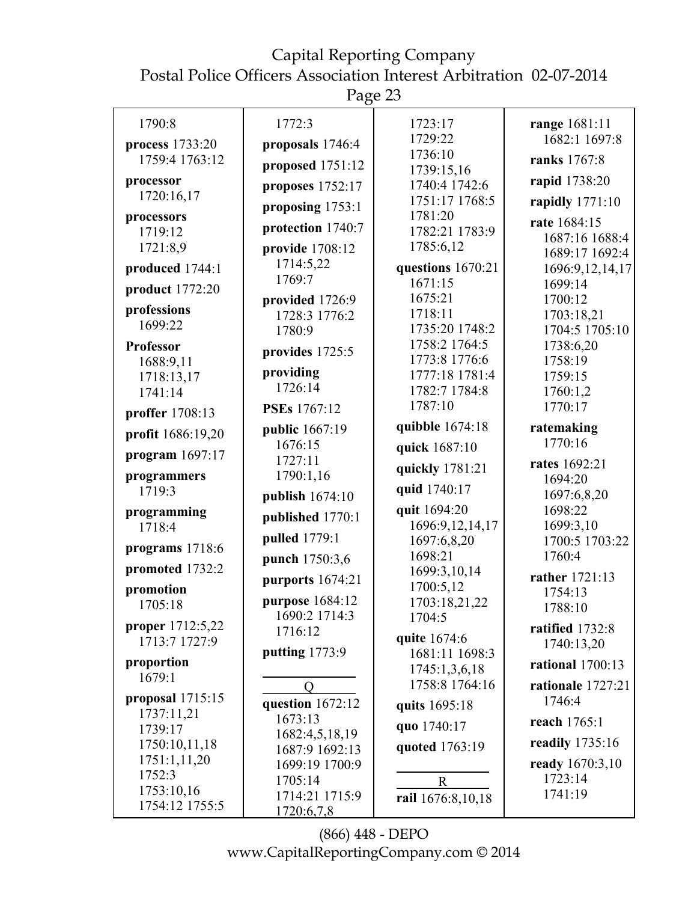1790:8

**process** 1733:20 1759:4 1763:12

**processor** 1720:16,17

**processors** 1719:12 1721:8,9

**produced** 1744:1

**product** 1772:20

**professions** 1699:22

**Professor** 1688:9,11 1718:13,17 1741:14

**proffer** 1708:13

**profit** 1686:19,20

**program** 1697:17

**programmers** 1719:3

**programming** 1718:4

**programs** 1718:6

**promoted** 1732:2

**promotion** 1705:18

**proper** 1712:5,22 1713:7 1727:9

**proportion** 1679:1

**proposal** 1715:15 1737:11,21 1739:17 1750:10,11,18 1751:1,11,20 1752:3 1753:10,16 1754:12 1755:5

1772:3

**proposals** 1746:4

**proposed** 1751:12

**proposes** 1752:17

**proposing** 1753:1

**protection** 1740:7

**provide** 1708:12 1714:5,22 1769:7

**provided** 1726:9 1728:3 1776:2 1780:9

**provides** 1725:5

**providing** 1726:14

**PSEs** 1767:12

**public** 1667:19 1676:15 1727:11 1790:1,16

**publish** 1674:10

**published** 1770:1

**pulled** 1779:1

**punch** 1750:3,6

**purports** 1674:21

**purpose** 1684:12 1690:2 1714:3 1716:12

**putting** 1773:9

**Q**

**question** 1672:12 1673:13 1682:4,5,18,19 1687:9 1692:13 1699:19 1700:9 1705:14 1714:21 1715:9 1720:6,7,8

1723:17 1729:22 1736:10 1739:15,16 1740:4 1742:6 1751:17 1768:5 1781:20 1782:21 1783:9 1785:6,12

**questions** 1670:21 1671:15 1675:21 1718:11 1735:20 1748:2 1758:2 1764:5 1773:8 1776:6 1777:18 1781:4 1782:7 1784:8 1787:10

**quibble** 1674:18

**quick** 1687:10

**quickly** 1781:21

**quid** 1740:17

**quit** 1694:20 1696:9,12,14,17 1697:6,8,20 1698:21 1699:3,10,14 1700:5,12 1703:18,21,22 1704:5

**quite** 1674:6 1681:11 1698:3 1745:1,3,6,18 1758:8 1764:16

**quits** 1695:18

**quo** 1740:17

**quoted** 1763:19

**R**

**rail** 1676:8,10,18

**range** 1681:11 1682:1 1697:8

**ranks** 1767:8

**rapid** 1738:20

**rapidly** 1771:10

**rate** 1684:15 1687:16 1688:4 1689:17 1692:4 1696:9,12,14,17 1699:14 1700:12 1703:18,21 1704:5 1705:10 1738:6,20 1758:19 1759:15 1760:1,2 1770:17

**ratemaking** 1770:16

**rates** 1692:21 1694:20 1697:6,8,20 1698:22 1699:3,10 1700:5 1703:22 1760:4

**rather** 1721:13 1754:13 1788:10

**ratified** 1732:8 1740:13,20

**rational** 1700:13

**rationale** 1727:21 1746:4

**reach** 1765:1

**readily** 1735:16

**ready** 1670:3,10 1723:14 1741:19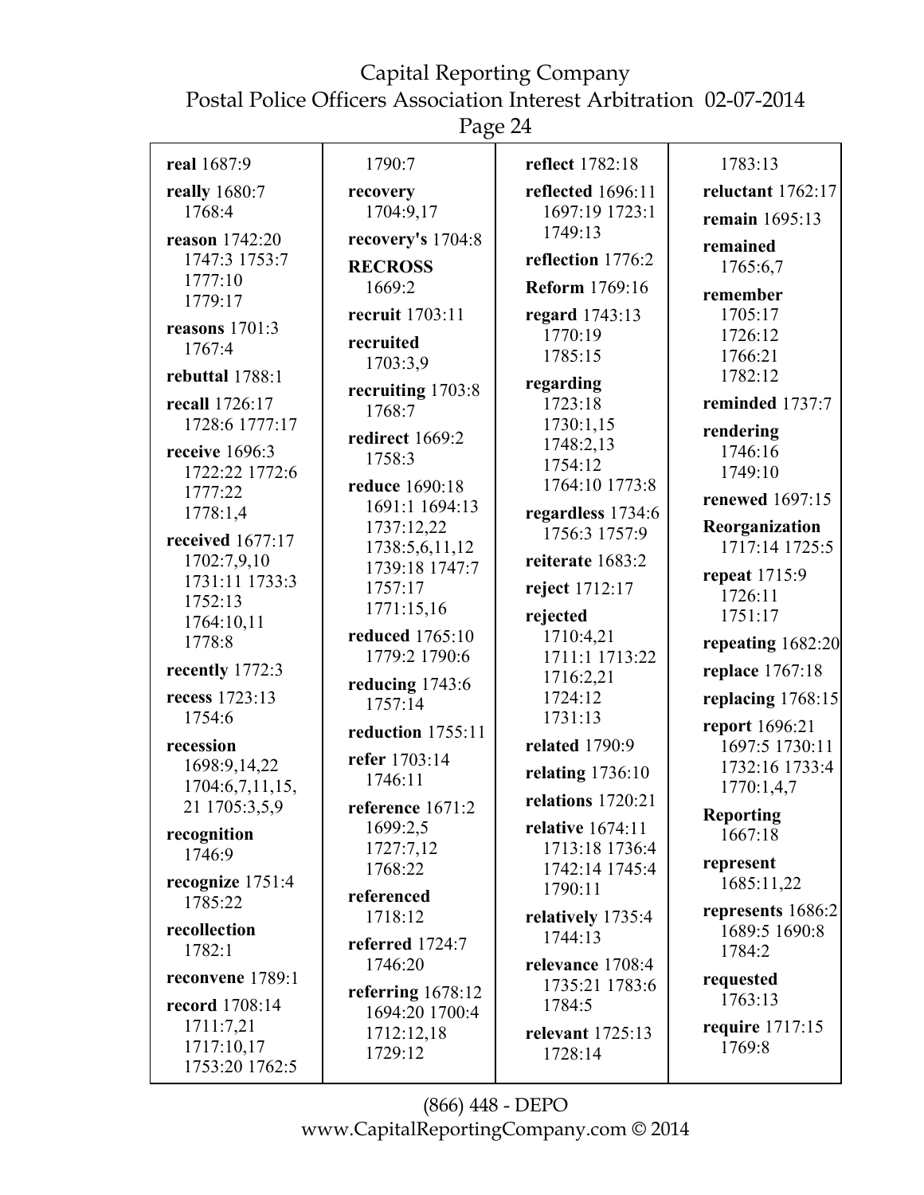**real** 1687:9

**really** 1680:7 1768:4

**reason** 1742:20 1747:3 1753:7 1777:10 1779:17

**reasons** 1701:3 1767:4

**rebuttal** 1788:1

**recall** 1726:17 1728:6 1777:17

**receive** 1696:3 1722:22 1772:6 1777:22 1778:1,4

**received** 1677:17 1702:7,9,10 1731:11 1733:3 1752:13 1764:10,11 1778:8

**recently** 1772:3

**recess** 1723:13 1754:6

**recession** 1698:9,14,22 1704:6,7,11,15, 21 1705:3,5,9

**recognition** 1746:9

**recognize** 1751:4 1785:22

**recollection** 1782:1

**reconvene** 1789:1

**record** 1708:14 1711:7,21 1717:10,17 1753:20 1762:5 1790:7

**recovery** 1704:9,17

**recovery's** 1704:8

**RECROSS** 1669:2

**recruit** 1703:11

**recruited** 1703:3,9

**recruiting** 1703:8 1768:7

**redirect** 1669:2 1758:3

**reduce** 1690:18 1691:1 1694:13 1737:12,22 1738:5,6,11,12 1739:18 1747:7 1757:17 1771:15,16

**reduced** 1765:10 1779:2 1790:6

**reducing** 1743:6 1757:14

**reduction** 1755:11

**refer** 1703:14 1746:11

**reference** 1671:2 1699:2,5 1727:7,12 1768:22

**referenced** 1718:12

**referred** 1724:7 1746:20

**referring** 1678:12 1694:20 1700:4 1712:12,18 1729:12

**reflect** 1782:18

**reflected** 1696:11 1697:19 1723:1 1749:13

**reflection** 1776:2

**Reform** 1769:16

**regard** 1743:13 1770:19 1785:15

**regarding** 1723:18 1730:1,15 1748:2,13 1754:12 1764:10 1773:8

**regardless** 1734:6 1756:3 1757:9

**reiterate** 1683:2

**reject** 1712:17

**rejected** 1710:4,21 1711:1 1713:22 1716:2,21 1724:12 1731:13

**related** 1790:9

**relating** 1736:10

**relations** 1720:21

**relative** 1674:11 1713:18 1736:4 1742:14 1745:4 1790:11

**relatively** 1735:4 1744:13

**relevance** 1708:4 1735:21 1783:6 1784:5

**relevant** 1725:13 1728:14 1783:13

**reluctant** 1762:17

**remain** 1695:13

**remained** 1765:6,7

**remember** 1705:17 1726:12 1766:21 1782:12

**reminded** 1737:7

**rendering** 1746:16 1749:10

**renewed** 1697:15

**Reorganization** 1717:14 1725:5

**repeat** 1715:9 1726:11 1751:17

**repeating** 1682:20

**replace** 1767:18

**replacing** 1768:15

**report** 1696:21 1697:5 1730:11 1732:16 1733:4 1770:1,4,7

**Reporting** 1667:18

**represent** 1685:11,22

**represents** 1686:2 1689:5 1690:8 1784:2

**requested** 1763:13

**require** 1717:15 1769:8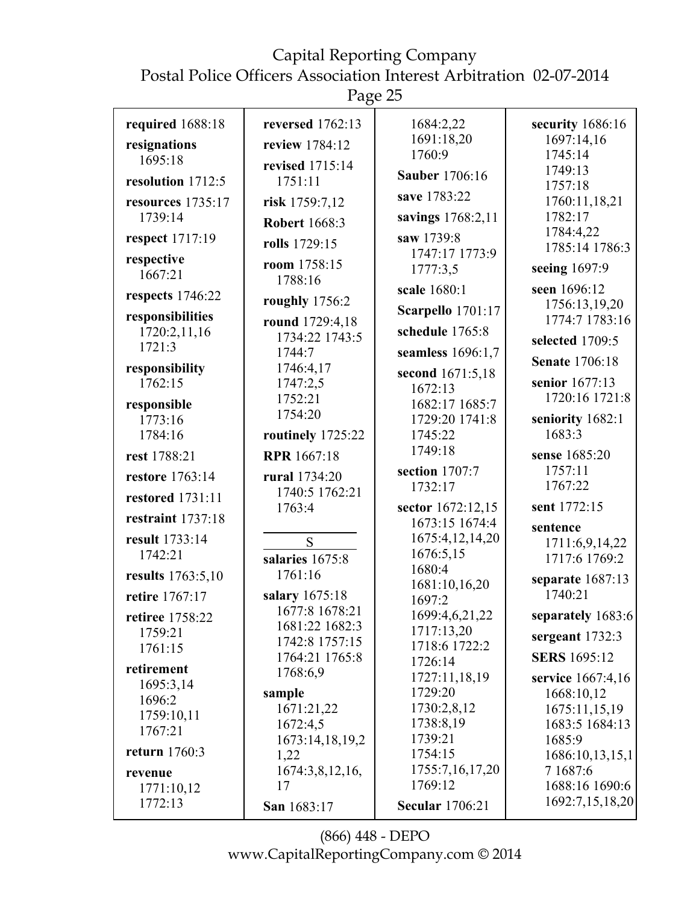**required** 1688:18

**resignations** 1695:18

**resolution** 1712:5

**resources** 1735:17 1739:14

**respect** 1717:19

**respective** 1667:21

**respects** 1746:22

**responsibilities** 1720:2,11,16 1721:3

**responsibility** 1762:15

**responsible** 1773:16 1784:16

**rest** 1788:21

**restore** 1763:14

**restored** 1731:11

**restraint** 1737:18

**result** 1733:14 1742:21

**results** 1763:5,10

**retire** 1767:17

**retiree** 1758:22 1759:21 1761:15

**retirement** 1695:3,14 1696:2 1759:10,11 1767:21

**return** 1760:3

**revenue** 1771:10,12 1772:13

**reversed** 1762:13

**review** 1784:12

**revised** 1715:14 1751:11

**risk** 1759:7,12

**Robert** 1668:3

**rolls** 1729:15

**room** 1758:15 1788:16

**roughly** 1756:2

**round** 1729:4,18 1734:22 1743:5 1744:7 1746:4,17 1747:2,5 1752:21 1754:20

**routinely** 1725:22

**RPR** 1667:18

**rural** 1734:20 1740:5 1762:21 1763:4

S

**salaries** 1675:8 1761:16

**salary** 1675:18 1677:8 1678:21 1681:22 1682:3 1742:8 1757:15 1764:21 1765:8 1768:6,9

**sample** 1671:21,22 1672:4,5 1673:14,18,19,21,22 1674:3,8,12,16,17

**San** 1683:17

1684:2,22 1691:18,20 1760:9

**Sauber** 1706:16

**save** 1783:22

**savings** 1768:2,11

**saw** 1739:8 1747:17 1773:9 1777:3,5

**scale** 1680:1

**Scarpello** 1701:17

**schedule** 1765:8

**seamless** 1696:1,7

**second** 1671:5,18 1672:13 1682:17 1685:7 1729:20 1741:8 1745:22 1749:18

**section** 1707:7 1732:17

**sector** 1672:12,15 1673:15 1674:4 1675:4,12,14,20 1676:5,15 1680:4 1681:10,16,20 1697:2 1699:4,6,21,22 1717:13,20 1718:6 1722:2 1726:14 1727:11,18,19 1729:20 1730:2,8,12 1738:8,19 1739:21 1754:15 1755:7,16,17,20 1769:12

**Secular** 1706:21

**security** 1686:16 1697:14,16 1745:14 1749:13 1757:18 1760:11,18,21 1782:17 1784:4,22 1785:14 1786:3

**seeing** 1697:9

**seen** 1696:12 1756:13,19,20 1774:7 1783:16

**selected** 1709:5

**Senate** 1706:18

**senior** 1677:13 1720:16 1721:8

**seniority** 1682:1 1683:3

**sense** 1685:20 1757:11 1767:22

**sent** 1772:15

**sentence** 1711:6,9,14,22 1717:6 1769:2

**separate** 1687:13 1740:21

**separately** 1683:6

**sergeant** 1732:3

**SERS** 1695:12

**service** 1667:4,16 1668:10,12 1675:11,15,19 1683:5 1684:13 1685:9 1686:10,13,15,17 1687:6 1688:16 1690:6 1692:7,15,18,20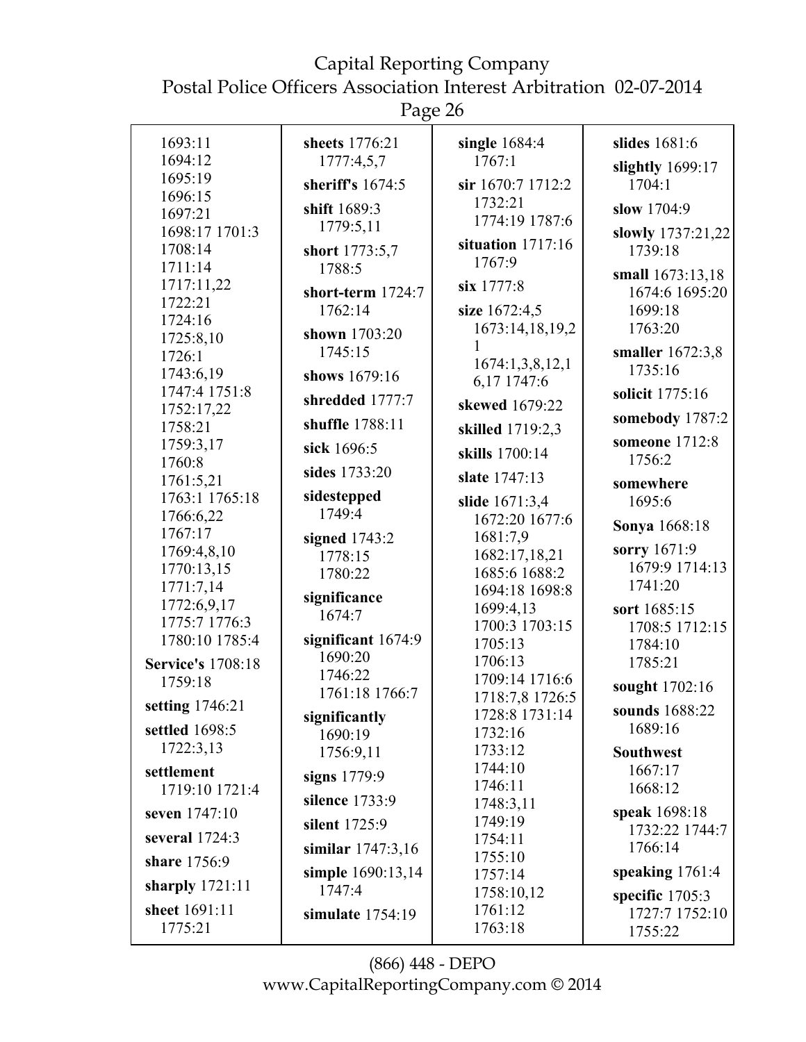1693:11
1694:12
1695:19
1696:15
1697:21
1698:17 1701:3
1708:14
1711:14
1717:11,22
1722:21
1724:16
1725:8,10
1726:1
1743:6,19
1747:4 1751:8
1752:17,22
1758:21
1759:3,17
1760:8
1761:5,21
1763:1 1765:18
1766:6,22
1767:17
1769:4,8,10
1770:13,15
1771:7,14
1772:6,9,17
1775:7 1776:3
1780:10 1785:4

**Service's** 1708:18 1759:18

**setting** 1746:21

**settled** 1698:5 1722:3,13

**settlement** 1719:10 1721:4

**seven** 1747:10

**several** 1724:3

**share** 1756:9

**sharply** 1721:11

**sheet** 1691:11 1775:21

**sheets** 1776:21 1777:4,5,7

**sheriff's** 1674:5

**shift** 1689:3 1779:5,11

**short** 1773:5,7 1788:5

**short-term** 1724:7 1762:14

**shown** 1703:20 1745:15

**shows** 1679:16

**shredded** 1777:7

**shuffle** 1788:11

**sick** 1696:5

**sides** 1733:20

**sidestepped** 1749:4

**signed** 1743:2 1778:15 1780:22

**significance** 1674:7

**significant** 1674:9 1690:20 1746:22 1761:18 1766:7

**significantly** 1690:19 1756:9,11

**signs** 1779:9

**silence** 1733:9

**silent** 1725:9

**similar** 1747:3,16

**simple** 1690:13,14 1747:4

**simulate** 1754:19

**single** 1684:4 1767:1

**sir** 1670:7 1712:2 1732:21 1774:19 1787:6

**situation** 1717:16 1767:9

**six** 1777:8

**size** 1672:4,5 1673:14,18,19,21 1674:1,3,8,12,16,17 1747:6

**skewed** 1679:22

**skilled** 1719:2,3

**skills** 1700:14

**slate** 1747:13

**slide** 1671:3,4 1672:20 1677:6 1681:7,9 1682:17,18,21 1685:6 1688:2 1694:18 1698:8 1699:4,13 1700:3 1703:15 1705:13 1706:13 1709:14 1716:6 1718:7,8 1726:5 1728:8 1731:14 1732:16 1733:12 1744:10 1746:11 1748:3,11 1749:19 1754:11 1755:10 1757:14 1758:10,12 1761:12 1763:18

**slides** 1681:6

**slightly** 1699:17 1704:1

**slow** 1704:9

**slowly** 1737:21,22 1739:18

**small** 1673:13,18 1674:6 1695:20 1699:18 1763:20

**smaller** 1672:3,8 1735:16

**solicit** 1775:16

**somebody** 1787:2

**someone** 1712:8 1756:2

**somewhere** 1695:6

**Sonya** 1668:18

**sorry** 1671:9 1679:9 1714:13 1741:20

**sort** 1685:15 1708:5 1712:15 1784:10 1785:21

**sought** 1702:16

**sounds** 1688:22 1689:16

**Southwest** 1667:17 1668:12

**speak** 1698:18 1732:22 1744:7 1766:14

**speaking** 1761:4

**specific** 1705:3 1727:7 1752:10 1755:22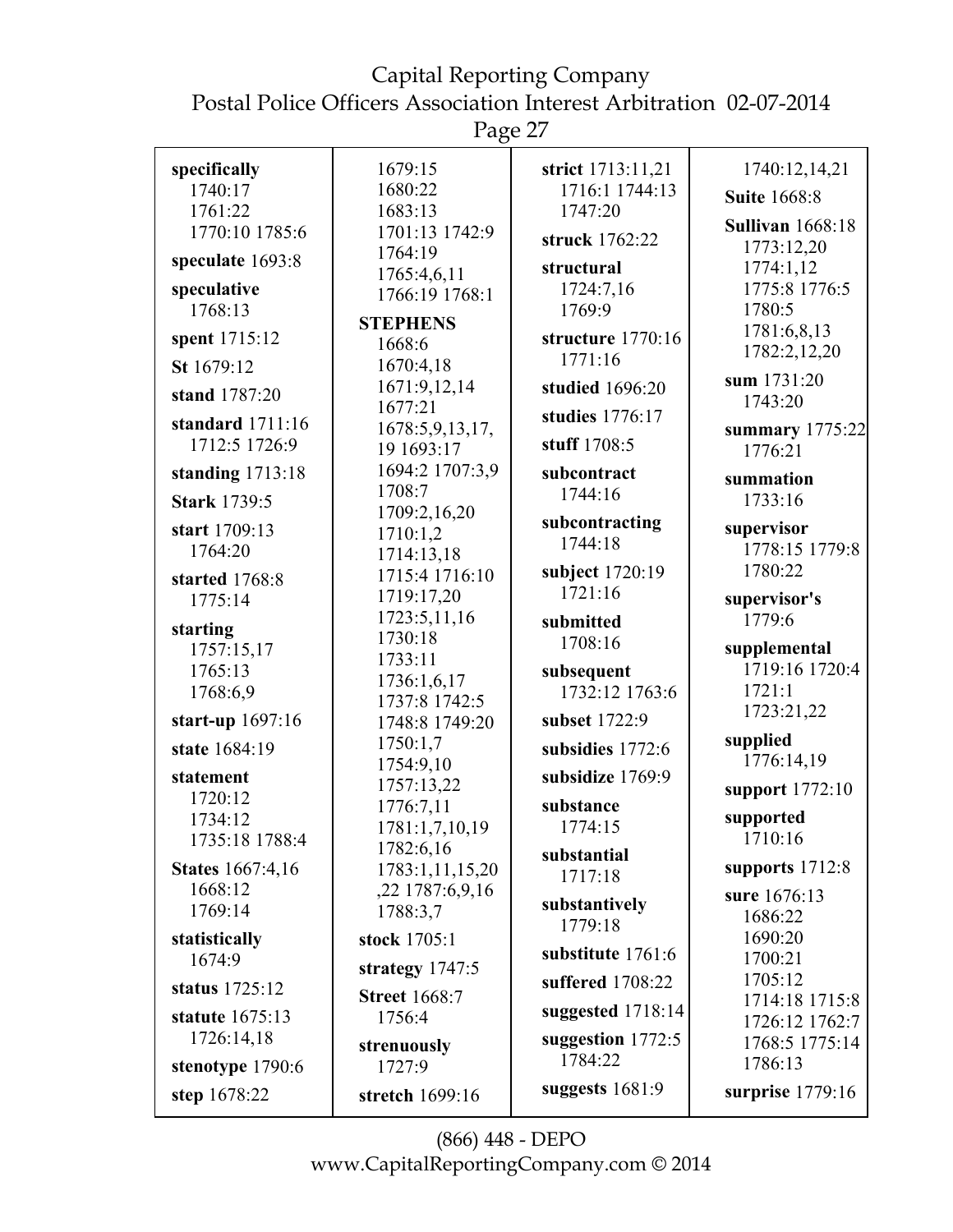**specifically** 1740:17 1761:22 1770:10 1785:6

**speculate** 1693:8

**speculative** 1768:13

**spent** 1715:12

**St** 1679:12

**stand** 1787:20

**standard** 1711:16 1712:5 1726:9

**standing** 1713:18

**Stark** 1739:5

**start** 1709:13 1764:20

**started** 1768:8 1775:14

**starting** 1757:15,17 1765:13 1768:6,9

**start-up** 1697:16

**state** 1684:19

**statement** 1720:12 1734:12 1735:18 1788:4

**States** 1667:4,16 1668:12 1769:14

**statistically** 1674:9

**status** 1725:12

**statute** 1675:13 1726:14,18

**stenotype** 1790:6

**step** 1678:22 1679:15 1680:22 1683:13 1701:13 1742:9 1764:19 1765:4,6,11 1766:19 1768:1

**STEPHENS** 1668:6 1670:4,18 1671:9,12,14 1677:21 1678:5,9,13,17,19 1693:17 1694:2 1707:3,9 1708:7 1709:2,16,20 1710:1,2 1714:13,18 1715:4 1716:10 1719:17,20 1723:5,11,16 1730:18 1733:11 1736:1,6,17 1737:8 1742:5 1748:8 1749:20 1750:1,7 1754:9,10 1757:13,22 1776:7,11 1781:1,7,10,19 1782:6,16 1783:1,11,15,20,22 1787:6,9,16 1788:3,7

**stock** 1705:1

**strategy** 1747:5

**Street** 1668:7 1756:4

**strenuously** 1727:9

**stretch** 1699:16

**strict** 1713:11,21 1716:1 1744:13 1747:20

**struck** 1762:22

**structural** 1724:7,16 1769:9

**structure** 1770:16 1771:16

**studied** 1696:20

**studies** 1776:17

**stuff** 1708:5

**subcontract** 1744:16

**subcontracting** 1744:18

**subject** 1720:19 1721:16

**submitted** 1708:16

**subsequent** 1732:12 1763:6

**subset** 1722:9

**subsidies** 1772:6

**subsidize** 1769:9

**substance** 1774:15

**substantial** 1717:18

**substantively** 1779:18

**substitute** 1761:6

**suffered** 1708:22

**suggested** 1718:14

**suggestion** 1772:5 1784:22

**suggests** 1681:9 1740:12,14,21

**Suite** 1668:8

**Sullivan** 1668:18 1773:12,20 1774:1,12 1775:8 1776:5 1780:5 1781:6,8,13 1782:2,12,20

**sum** 1731:20 1743:20

**summary** 1775:22 1776:21

**summation** 1733:16

**supervisor** 1778:15 1779:8 1780:22

**supervisor's** 1779:6

**supplemental** 1719:16 1720:4 1721:1 1723:21,22

**supplied** 1776:14,19

**support** 1772:10

**supported** 1710:16

**supports** 1712:8

**sure** 1676:13 1686:22 1690:20 1700:21 1705:12 1714:18 1715:8 1726:12 1762:7 1768:5 1775:14 1786:13

**surprise** 1779:16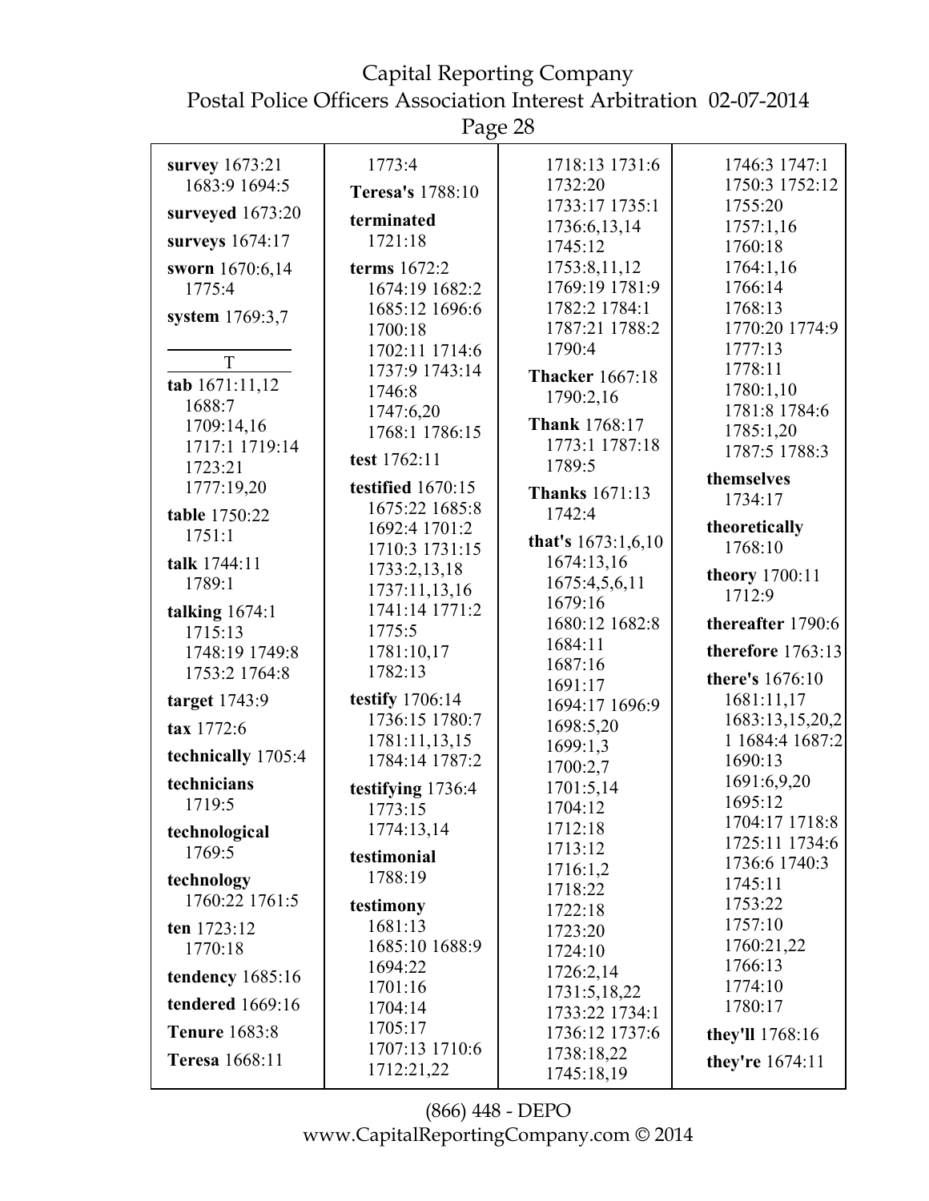**survey** 1673:21 1683:9 1694:5

**surveyed** 1673:20

**surveys** 1674:17

**sworn** 1670:6,14 1775:4

**system** 1769:3,7

T

**tab** 1671:11,12 1688:7 1709:14,16 1717:1 1719:14 1723:21 1777:19,20

**table** 1750:22 1751:1

**talk** 1744:11 1789:1

**talking** 1674:1 1715:13 1748:19 1749:8 1753:2 1764:8

**target** 1743:9

**tax** 1772:6

**technically** 1705:4

**technicians** 1719:5

**technological** 1769:5

**technology** 1760:22 1761:5

**ten** 1723:12 1770:18

**tendency** 1685:16

**tendered** 1669:16

**Tenure** 1683:8

**Teresa** 1668:11 1773:4

**Teresa's** 1788:10

**terminated** 1721:18

**terms** 1672:2 1674:19 1682:2 1685:12 1696:6 1700:18 1702:11 1714:6 1737:9 1743:14 1746:8 1747:6,20 1768:1 1786:15

**test** 1762:11

**testified** 1670:15 1675:22 1685:8 1692:4 1701:2 1710:3 1731:15 1733:2,13,18 1737:11,13,16 1741:14 1771:2 1775:5 1781:10,17 1782:13

**testify** 1706:14 1736:15 1780:7 1781:11,13,15 1784:14 1787:2

**testifying** 1736:4 1773:15 1774:13,14

**testimonial** 1788:19

**testimony** 1681:13 1685:10 1688:9 1694:22 1701:16 1704:14 1705:17 1707:13 1710:6 1712:21,22 1718:13 1731:6 1732:20 1733:17 1735:1 1736:6,13,14 1745:12 1753:8,11,12 1769:19 1781:9 1782:2 1784:1 1787:21 1788:2 1790:4

**Thacker** 1667:18 1790:2,16

**Thank** 1768:17 1773:1 1787:18 1789:5

**Thanks** 1671:13 1742:4

**that's** 1673:1,6,10 1674:13,16 1675:4,5,6,11 1679:16 1680:12 1682:8 1684:11 1687:16 1691:17 1694:17 1696:9 1698:5,20 1699:1,3 1700:2,7 1701:5,14 1704:12 1712:18 1713:12 1716:1,2 1718:22 1722:18 1723:20 1724:10 1726:2,14 1731:5,18,22 1733:22 1734:1 1736:12 1737:6 1738:18,22 1745:18,19 1746:3 1747:1 1750:3 1752:12 1755:20 1757:1,16 1760:18 1764:1,16 1766:14 1768:13 1770:20 1774:9 1777:13 1778:11 1780:1,10 1781:8 1784:6 1785:1,20 1787:5 1788:3

**themselves** 1734:17

**theoretically** 1768:10

**theory** 1700:11 1712:9

**thereafter** 1790:6

**therefore** 1763:13

**there's** 1676:10 1681:11,17 1683:13,15,20,21 1684:4 1687:2 1690:13 1691:6,9,20 1695:12 1704:17 1718:8 1725:11 1734:6 1736:6 1740:3 1745:11 1753:22 1757:10 1760:21,22 1766:13 1774:10 1780:17

**they'll** 1768:16

**they're** 1674:11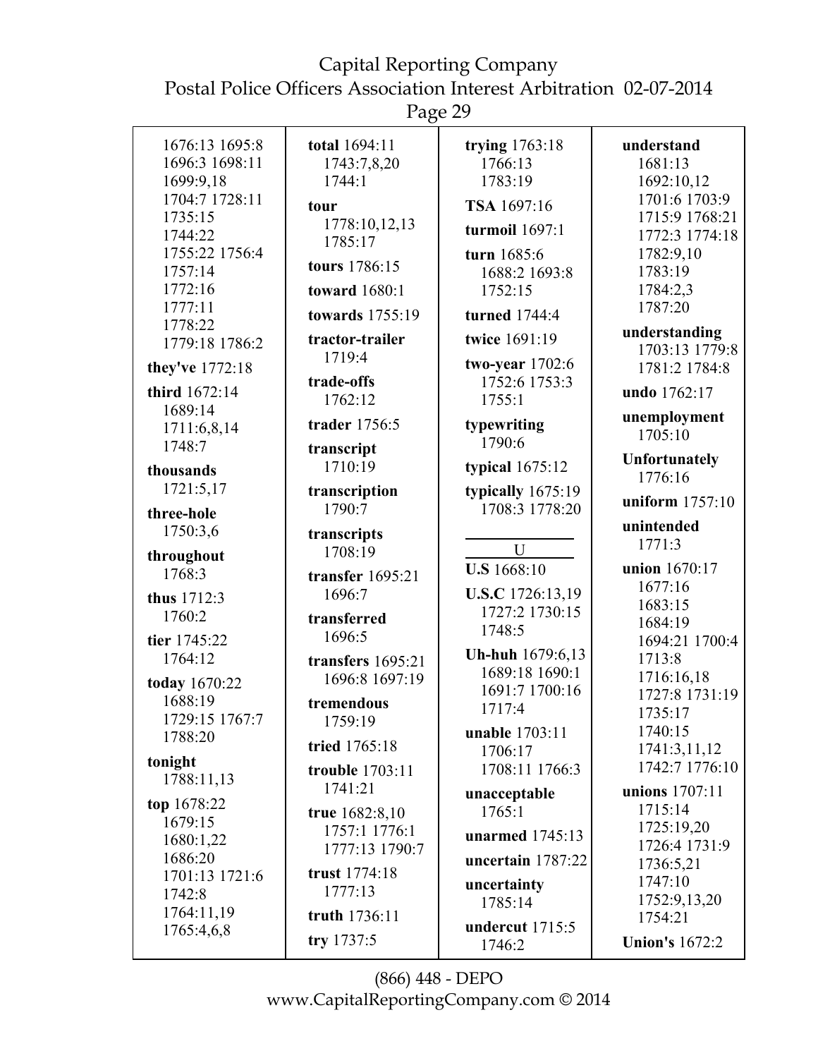1676:13 1695:8
1696:3 1698:11
1699:9,18
1704:7 1728:11
1735:15
1744:22
1755:22 1756:4
1757:14
1772:16
1777:11
1778:22
1779:18 1786:2

**they've** 1772:18

**third** 1672:14
1689:14
1711:6,8,14
1748:7

**thousands**
1721:5,17

**three-hole**
1750:3,6

**throughout**
1768:3

**thus** 1712:3
1760:2

**tier** 1745:22
1764:12

**today** 1670:22
1688:19
1729:15 1767:7
1788:20

**tonight**
1788:11,13

**top** 1678:22
1679:15
1680:1,22
1686:20
1701:13 1721:6
1742:8
1764:11,19
1765:4,6,8

**total** 1694:11
1743:7,8,20
1744:1

**tour**
1778:10,12,13
1785:17

**tours** 1786:15

**toward** 1680:1

**towards** 1755:19

**tractor-trailer**
1719:4

**trade-offs**
1762:12

**trader** 1756:5

**transcript**
1710:19

**transcription**
1790:7

**transcripts**
1708:19

**transfer** 1695:21
1696:7

**transferred**
1696:5

**transfers** 1695:21
1696:8 1697:19

**tremendous**
1759:19

**tried** 1765:18

**trouble** 1703:11
1741:21

**true** 1682:8,10
1757:1 1776:1
1777:13 1790:7

**trust** 1774:18
1777:13

**truth** 1736:11

**try** 1737:5

**trying** 1763:18
1766:13
1783:19

**TSA** 1697:16

**turmoil** 1697:1

**turn** 1685:6
1688:2 1693:8
1752:15

**turned** 1744:4

**twice** 1691:19

**two-year** 1702:6
1752:6 1753:3
1755:1

**typewriting**
1790:6

**typical** 1675:12

**typically** 1675:19
1708:3 1778:20

## U

**U.S** 1668:10

**U.S.C** 1726:13,19
1727:2 1730:15
1748:5

**Uh-huh** 1679:6,13
1689:18 1690:1
1691:7 1700:16
1717:4

**unable** 1703:11
1706:17
1708:11 1766:3

**unacceptable**
1765:1

**unarmed** 1745:13

**uncertain** 1787:22

**uncertainty**
1785:14

**undercut** 1715:5
1746:2

**understand**
1681:13
1692:10,12
1701:6 1703:9
1715:9 1768:21
1772:3 1774:18
1782:9,10
1783:19
1784:2,3
1787:20

**understanding**
1703:13 1779:8
1781:2 1784:8

**undo** 1762:17

**unemployment**
1705:10

**Unfortunately**
1776:16

**uniform** 1757:10

**unintended**
1771:3

**union** 1670:17
1677:16
1683:15
1684:19
1694:21 1700:4
1713:8
1716:16,18
1727:8 1731:19
1735:17
1740:15
1741:3,11,12
1742:7 1776:10

**unions** 1707:11
1715:14
1725:19,20
1726:4 1731:9
1736:5,21
1747:10
1752:9,13,20
1754:21

**Union's** 1672:2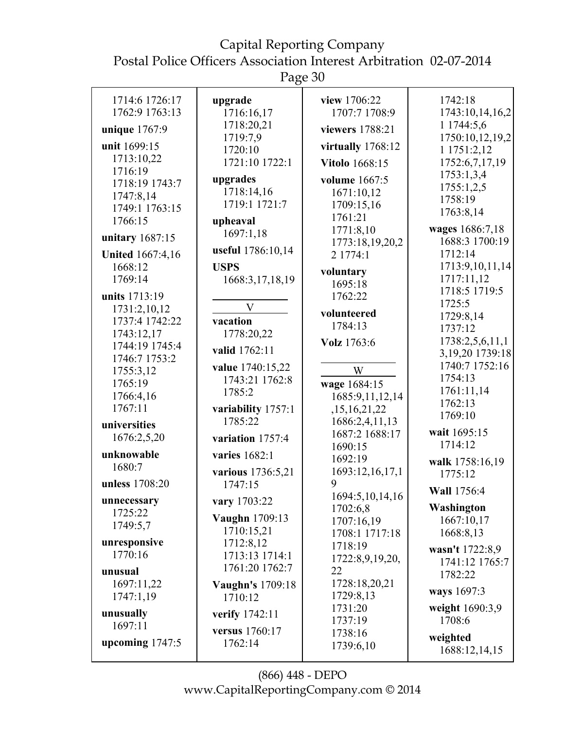1714:6 1726:17 1762:9 1763:13

**unique** 1767:9

**unit** 1699:15 1713:10,22 1716:19 1718:19 1743:7 1747:8,14 1749:1 1763:15 1766:15

**unitary** 1687:15

**United** 1667:4,16 1668:12 1769:14

**units** 1713:19 1731:2,10,12 1737:4 1742:22 1743:12,17 1744:19 1745:4 1746:7 1753:2 1755:3,12 1765:19 1766:4,16 1767:11

**universities** 1676:2,5,20

**unknowable** 1680:7

**unless** 1708:20

**unnecessary** 1725:22 1749:5,7

**unresponsive** 1770:16

**unusual** 1697:11,22 1747:1,19

**unusually** 1697:11

**upcoming** 1747:5

**upgrade** 1716:16,17 1718:20,21 1719:7,9 1720:10 1721:10 1722:1

**upgrades** 1718:14,16 1719:1 1721:7

**upheaval** 1697:1,18

**useful** 1786:10,14

**USPS** 1668:3,17,18,19

V

**vacation** 1778:20,22

**valid** 1762:11

**value** 1740:15,22 1743:21 1762:8 1785:2

**variability** 1757:1 1785:22

**variation** 1757:4

**varies** 1682:1

**various** 1736:5,21 1747:15

**vary** 1703:22

**Vaughn** 1709:13 1710:15,21 1712:8,12 1713:13 1714:1 1761:20 1762:7

**Vaughn's** 1709:18 1710:12

**verify** 1742:11

**versus** 1760:17 1762:14

**view** 1706:22 1707:7 1708:9

**viewers** 1788:21

**virtually** 1768:12

**Vitolo** 1668:15

**volume** 1667:5 1671:10,12 1709:15,16 1761:21 1771:8,10 1773:18,19,20,22 1774:1

**voluntary** 1695:18 1762:22

**volunteered** 1784:13

**Volz** 1763:6

W

**wage** 1684:15 1685:9,11,12,14,15,16,21,22 1686:2,4,11,13 1687:2 1688:17 1690:15 1692:19 1693:12,16,17,19 1694:5,10,14,16 1702:6,8 1707:16,19 1708:1 1717:18 1718:19 1722:8,9,19,20,22 1728:18,20,21 1729:8,13 1731:20 1737:19 1738:16 1739:6,10 1742:18 1743:10,14,16,21 1744:5,6 1750:10,12,19,21 1751:2,12 1752:6,7,17,19 1753:1,3,4 1755:1,2,5 1758:19 1763:8,14

**wages** 1686:7,18 1688:3 1700:19 1712:14 1713:9,10,11,14 1717:11,12 1718:5 1719:5 1725:5 1729:8,14 1737:12 1738:2,5,6,11,13,19,20 1739:18 1740:7 1752:16 1754:13 1761:11,14 1762:13 1769:10

**wait** 1695:15 1714:12

**walk** 1758:16,19 1775:12

**Wall** 1756:4

**Washington** 1667:10,17 1668:8,13

**wasn't** 1722:8,9 1741:12 1765:7 1782:22

**ways** 1697:3

**weight** 1690:3,9 1708:6

**weighted** 1688:12,14,15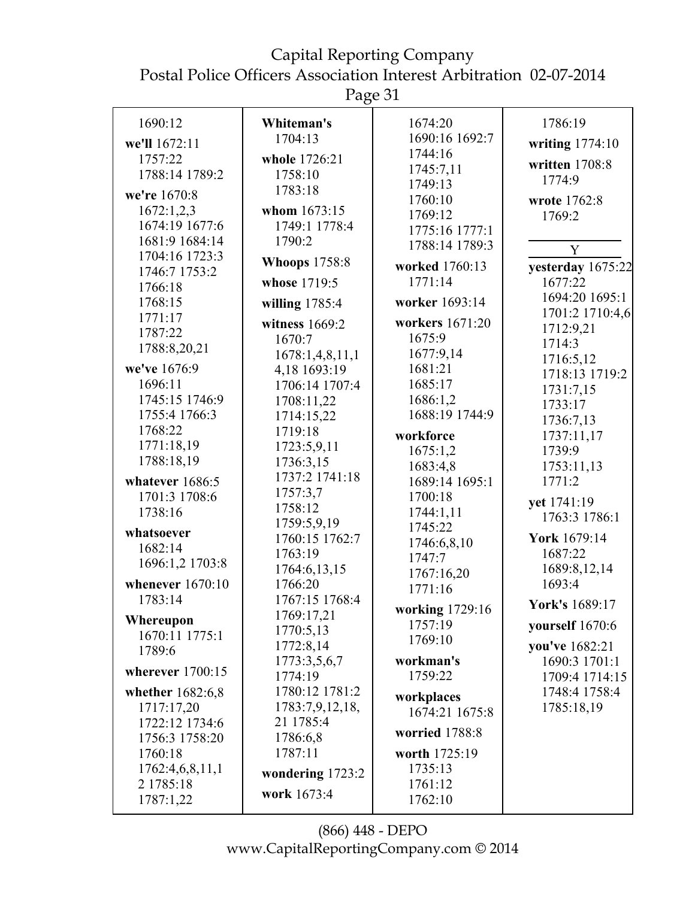1690:12

**we'll** 1672:11 1757:22 1788:14 1789:2

**we're** 1670:8 1672:1,2,3 1674:19 1677:6 1681:9 1684:14 1704:16 1723:3 1746:7 1753:2 1766:18 1768:15 1771:17 1787:22 1788:8,20,21

**we've** 1676:9 1696:11 1745:15 1746:9 1755:4 1766:3 1768:22 1771:18,19 1788:18,19

**whatever** 1686:5 1701:3 1708:6 1738:16

**whatsoever** 1682:14 1696:1,2 1703:8

**whenever** 1670:10 1783:14

**Whereupon** 1670:11 1775:1 1789:6

**wherever** 1700:15

**whether** 1682:6,8 1717:17,20 1722:12 1734:6 1756:3 1758:20 1760:18 1762:4,6,8,11,1 2 1785:18 1787:1,22

**Whiteman's** 1704:13

**whole** 1726:21 1758:10 1783:18

**whom** 1673:15 1749:1 1778:4 1790:2

**Whoops** 1758:8

**whose** 1719:5

**willing** 1785:4

**witness** 1669:2 1670:7 1678:1,4,8,11,1 4,18 1693:19 1706:14 1707:4 1708:11,22 1714:15,22 1719:18 1723:5,9,11 1736:3,15 1737:2 1741:18 1757:3,7 1758:12 1759:5,9,19 1760:15 1762:7 1763:19 1764:6,13,15 1766:20 1767:15 1768:4 1769:17,21 1770:5,13 1772:8,14 1773:3,5,6,7 1774:19 1780:12 1781:2 1783:7,9,12,18, 21 1785:4 1786:6,8 1787:11

**wondering** 1723:2

**work** 1673:4 1674:20 1690:16 1692:7 1744:16 1745:7,11 1749:13 1760:10 1769:12 1775:16 1777:1 1788:14 1789:3

**worked** 1760:13 1771:14

**worker** 1693:14

**workers** 1671:20 1675:9 1677:9,14 1681:21 1685:17 1686:1,2 1688:19 1744:9

**workforce** 1675:1,2 1683:4,8 1689:14 1695:1 1700:18 1744:1,11 1745:22 1746:6,8,10 1747:7 1767:16,20 1771:16

**working** 1729:16 1757:19 1769:10

**workman's** 1759:22

**workplaces** 1674:21 1675:8

**worried** 1788:8

**worth** 1725:19 1735:13 1761:12 1762:10

1786:19

**writing** 1774:10

**written** 1708:8 1774:9

**wrote** 1762:8 1769:2

## Y

**yesterday** 1675:22 1677:22 1694:20 1695:1 1701:2 1710:4,6 1712:9,21 1714:3 1716:5,12 1718:13 1719:2 1731:7,15 1733:17 1736:7,13 1737:11,17 1739:9 1753:11,13 1771:2

**yet** 1741:19 1763:3 1786:1

**York** 1679:14 1687:22 1689:8,12,14 1693:4

**York's** 1689:17

**yourself** 1670:6

**you've** 1682:21 1690:3 1701:1 1709:4 1714:15 1748:4 1758:4 1785:18,19